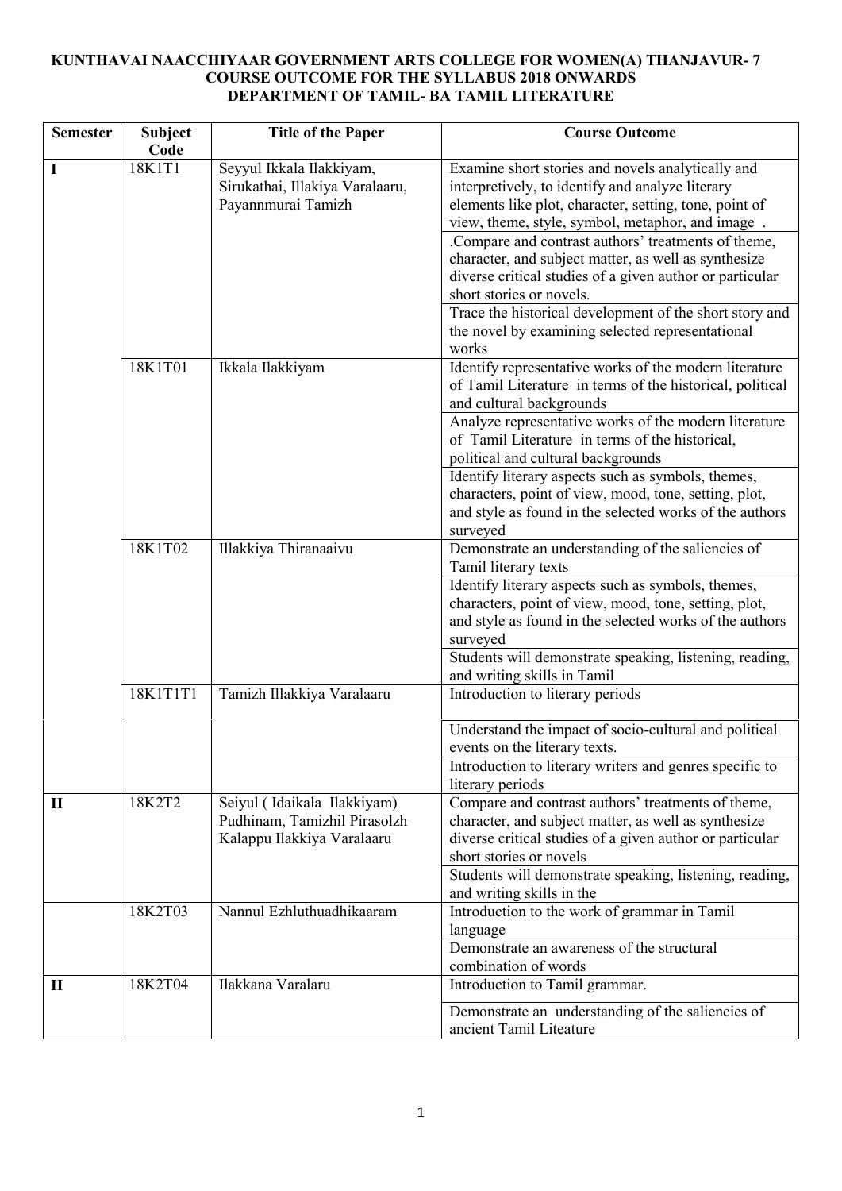**KUNTHAVAI NAACCHIYAAR GOVERNMENT ARTS COLLEGE FOR WOMEN(A) THANJAVUR- 7**
**COURSE OUTCOME FOR THE SYLLABUS 2018 ONWARDS**
**DEPARTMENT OF TAMIL- BA TAMIL LITERATURE**

| Semester | Subject Code | Title of the Paper | Course Outcome |
|---|---|---|---|
| I | 18K1T1 | Seyyul Ikkala Ilakkiyam, Sirukathai, Illakiya Varalaaru, Payannmurai Tamizh | Examine short stories and novels analytically and interpretively, to identify and analyze literary elements like plot, character, setting, tone, point of view, theme, style, symbol, metaphor, and image . |
| | | | .Compare and contrast authors' treatments of theme, character, and subject matter, as well as synthesize diverse critical studies of a given author or particular short stories or novels. |
| | | | Trace the historical development of the short story and the novel by examining selected representational works |
| | 18K1T01 | Ikkala Ilakkiyam | Identify representative works of the modern literature of Tamil Literature in terms of the historical, political and cultural backgrounds |
| | | | Analyze representative works of the modern literature of Tamil Literature in terms of the historical, political and cultural backgrounds |
| | | | Identify literary aspects such as symbols, themes, characters, point of view, mood, tone, setting, plot, and style as found in the selected works of the authors surveyed |
| | 18K1T02 | Illakkiya Thiranaaivu | Demonstrate an understanding of the saliencies of Tamil literary texts |
| | | | Identify literary aspects such as symbols, themes, characters, point of view, mood, tone, setting, plot, and style as found in the selected works of the authors surveyed |
| | | | Students will demonstrate speaking, listening, reading, and writing skills in Tamil |
| | 18K1T1T1 | Tamizh Illakkiya Varalaaru | Introduction to literary periods |
| | | | Understand the impact of socio-cultural and political events on the literary texts. |
| | | | Introduction to literary writers and genres specific to literary periods |
| II | 18K2T2 | Seiyul ( Idaikala Ilakkiyam) Pudhinam, Tamizhil Pirasolzh Kalappu Ilakkiya Varalaaru | Compare and contrast authors' treatments of theme, character, and subject matter, as well as synthesize diverse critical studies of a given author or particular short stories or novels |
| | | | Students will demonstrate speaking, listening, reading, and writing skills in the |
| | 18K2T03 | Nannul Ezhluthuadhikaaram | Introduction to the work of grammar in Tamil language |
| | | | Demonstrate an awareness of the structural combination of words |
| II | 18K2T04 | Ilakkana Varalaru | Introduction to Tamil grammar. |
| | | | Demonstrate an understanding of the saliencies of ancient Tamil Liteature |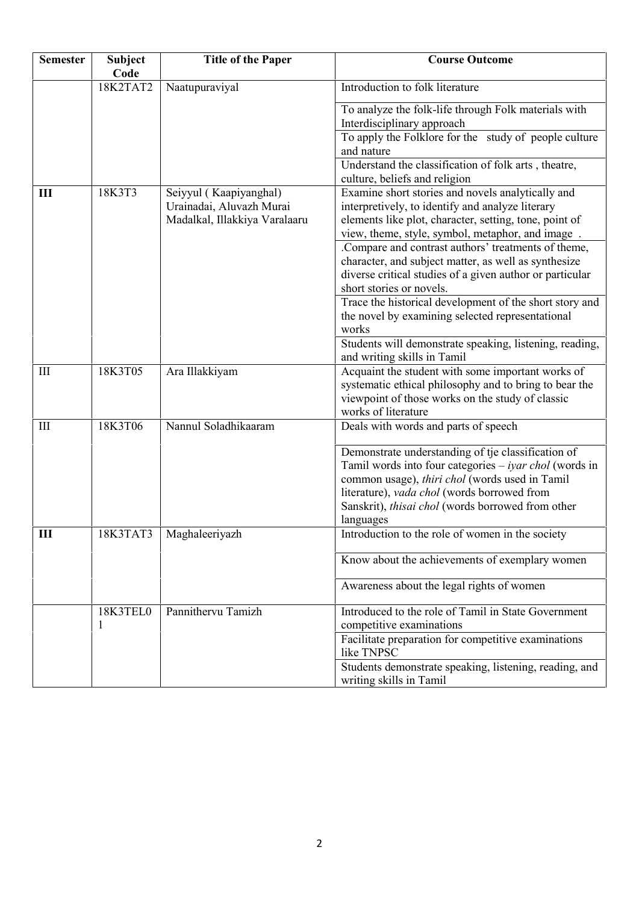| Semester | Subject Code | Title of the Paper | Course Outcome |
|---|---|---|---|
| | 18K2TAT2 | Naatupuraviyal | Introduction to folk literature |
| | | | To analyze the folk-life through Folk materials with Interdisciplinary approach |
| | | | To apply the Folklore for the study of people culture and nature |
| | | | Understand the classification of folk arts , theatre, culture, beliefs and religion |
| **III** | 18K3T3 | Seiyyul ( Kaapiyanghal) Urainadai, Aluvazh Murai Madalkal, Illakkiya Varalaaru | Examine short stories and novels analytically and interpretively, to identify and analyze literary elements like plot, character, setting, tone, point of view, theme, style, symbol, metaphor, and image . |
| | | | .Compare and contrast authors' treatments of theme, character, and subject matter, as well as synthesize diverse critical studies of a given author or particular short stories or novels. |
| | | | Trace the historical development of the short story and the novel by examining selected representational works |
| | | | Students will demonstrate speaking, listening, reading, and writing skills in Tamil |
| III | 18K3T05 | Ara Illakkiyam | Acquaint the student with some important works of systematic ethical philosophy and to bring to bear the viewpoint of those works on the study of classic works of literature |
| III | 18K3T06 | Nannul Soladhikaaram | Deals with words and parts of speech |
| | | | Demonstrate understanding of tje classification of Tamil words into four categories – *iyar chol* (words in common usage), *thiri chol* (words used in Tamil literature), *vada chol* (words borrowed from Sanskrit), *thisai chol* (words borrowed from other languages |
| **III** | 18K3TAT3 | Maghaleeriyazh | Introduction to the role of women in the society |
| | | | Know about the achievements of exemplary women |
| | | | Awareness about the legal rights of women |
| | 18K3TEL01 | Pannithervu Tamizh | Introduced to the role of Tamil in State Government competitive examinations |
| | | | Facilitate preparation for competitive examinations like TNPSC |
| | | | Students demonstrate speaking, listening, reading, and writing skills in Tamil |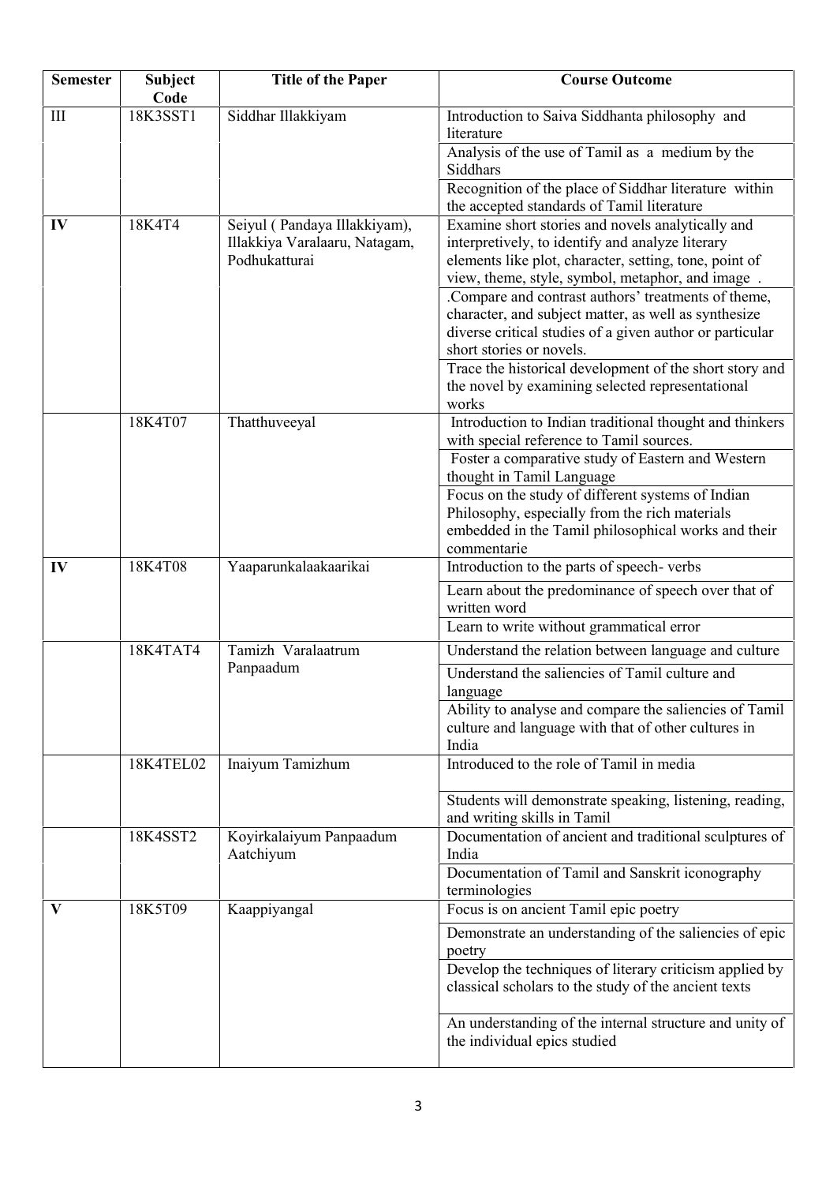| Semester | Subject Code | Title of the Paper | Course Outcome |
|---|---|---|---|
| III | 18K3SST1 | Siddhar Illakkiyam | Introduction to Saiva Siddhanta philosophy and literature |
| | | | Analysis of the use of Tamil as a medium by the Siddhars |
| | | | Recognition of the place of Siddhar literature within the accepted standards of Tamil literature |
| **IV** | 18K4T4 | Seiyul ( Pandaya Illakkiyam), Illakkiya Varalaaru, Natagam, Podhukatturai | Examine short stories and novels analytically and interpretively, to identify and analyze literary elements like plot, character, setting, tone, point of view, theme, style, symbol, metaphor, and image . |
| | | | .Compare and contrast authors' treatments of theme, character, and subject matter, as well as synthesize diverse critical studies of a given author or particular short stories or novels. |
| | | | Trace the historical development of the short story and the novel by examining selected representational works |
| | 18K4T07 | Thatthuveeyal | Introduction to Indian traditional thought and thinkers with special reference to Tamil sources. |
| | | | Foster a comparative study of Eastern and Western thought in Tamil Language |
| | | | Focus on the study of different systems of Indian Philosophy, especially from the rich materials embedded in the Tamil philosophical works and their commentarie |
| **IV** | 18K4T08 | Yaaparunkalaakaarikai | Introduction to the parts of speech- verbs |
| | | | Learn about the predominance of speech over that of written word |
| | | | Learn to write without grammatical error |
| | 18K4TAT4 | Tamizh Varalaatrum Panpaadum | Understand the relation between language and culture |
| | | | Understand the saliencies of Tamil culture and language |
| | | | Ability to analyse and compare the saliencies of Tamil culture and language with that of other cultures in India |
| | 18K4TEL02 | Inaiyum Tamizhum | Introduced to the role of Tamil in media |
| | | | Students will demonstrate speaking, listening, reading, and writing skills in Tamil |
| | 18K4SST2 | Koyirkalaiyum Panpaadum Aatchiyum | Documentation of ancient and traditional sculptures of India |
| | | | Documentation of Tamil and Sanskrit iconography terminologies |
| **V** | 18K5T09 | Kaappiyangal | Focus is on ancient Tamil epic poetry |
| | | | Demonstrate an understanding of the saliencies of epic poetry |
| | | | Develop the techniques of literary criticism applied by classical scholars to the study of the ancient texts |
| | | | An understanding of the internal structure and unity of the individual epics studied |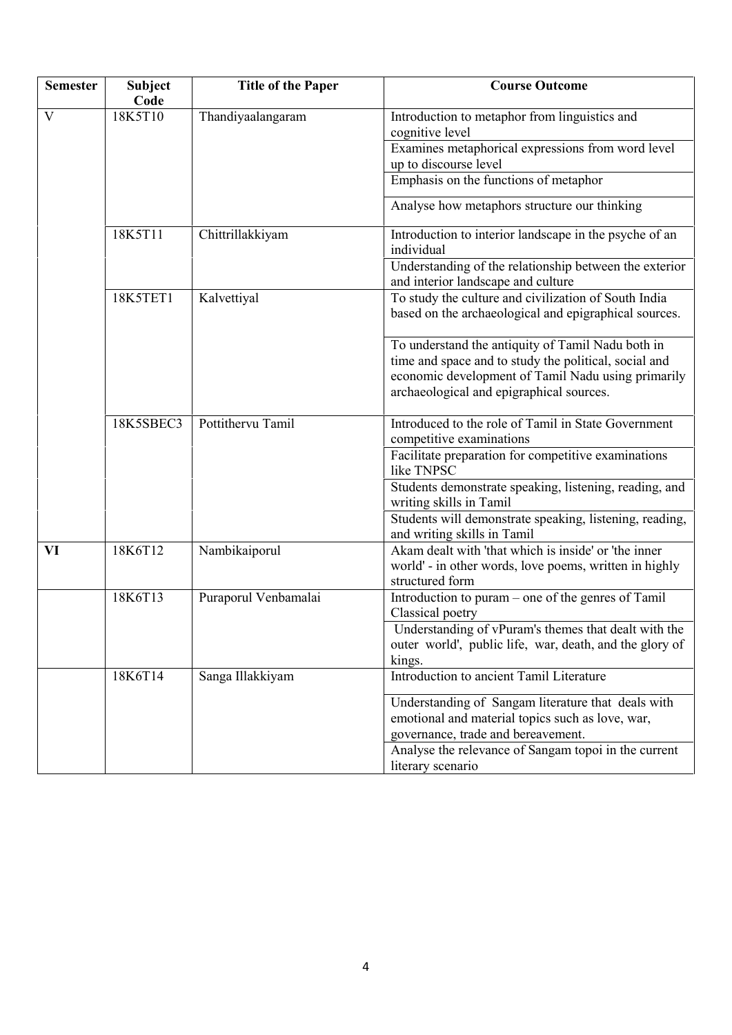| Semester | Subject Code | Title of the Paper | Course Outcome |
|---|---|---|---|
| V | 18K5T10 | Thandiyaalangaram | Introduction to metaphor from linguistics and cognitive level |
| | | | Examines metaphorical expressions from word level up to discourse level |
| | | | Emphasis on the functions of metaphor |
| | | | Analyse how metaphors structure our thinking |
| | 18K5T11 | Chittrillakkiyam | Introduction to interior landscape in the psyche of an individual |
| | | | Understanding of the relationship between the exterior and interior landscape and culture |
| | 18K5TET1 | Kalvettiyal | To study the culture and civilization of South India based on the archaeological and epigraphical sources. |
| | | | To understand the antiquity of Tamil Nadu both in time and space and to study the political, social and economic development of Tamil Nadu using primarily archaeological and epigraphical sources. |
| | 18K5SBEC3 | Pottithervu Tamil | Introduced to the role of Tamil in State Government competitive examinations |
| | | | Facilitate preparation for competitive examinations like TNPSC |
| | | | Students demonstrate speaking, listening, reading, and writing skills in Tamil |
| | | | Students will demonstrate speaking, listening, reading, and writing skills in Tamil |
| **VI** | 18K6T12 | Nambikaiporul | Akam dealt with 'that which is inside' or 'the inner world' - in other words, love poems, written in highly structured form |
| | 18K6T13 | Puraporul Venbamalai | Introduction to puram – one of the genres of Tamil Classical poetry |
| | | | Understanding of vPuram's themes that dealt with the outer world', public life, war, death, and the glory of kings. |
| | 18K6T14 | Sanga Illakkiyam | Introduction to ancient Tamil Literature |
| | | | Understanding of Sangam literature that deals with emotional and material topics such as love, war, governance, trade and bereavement. |
| | | | Analyse the relevance of Sangam topoi in the current literary scenario |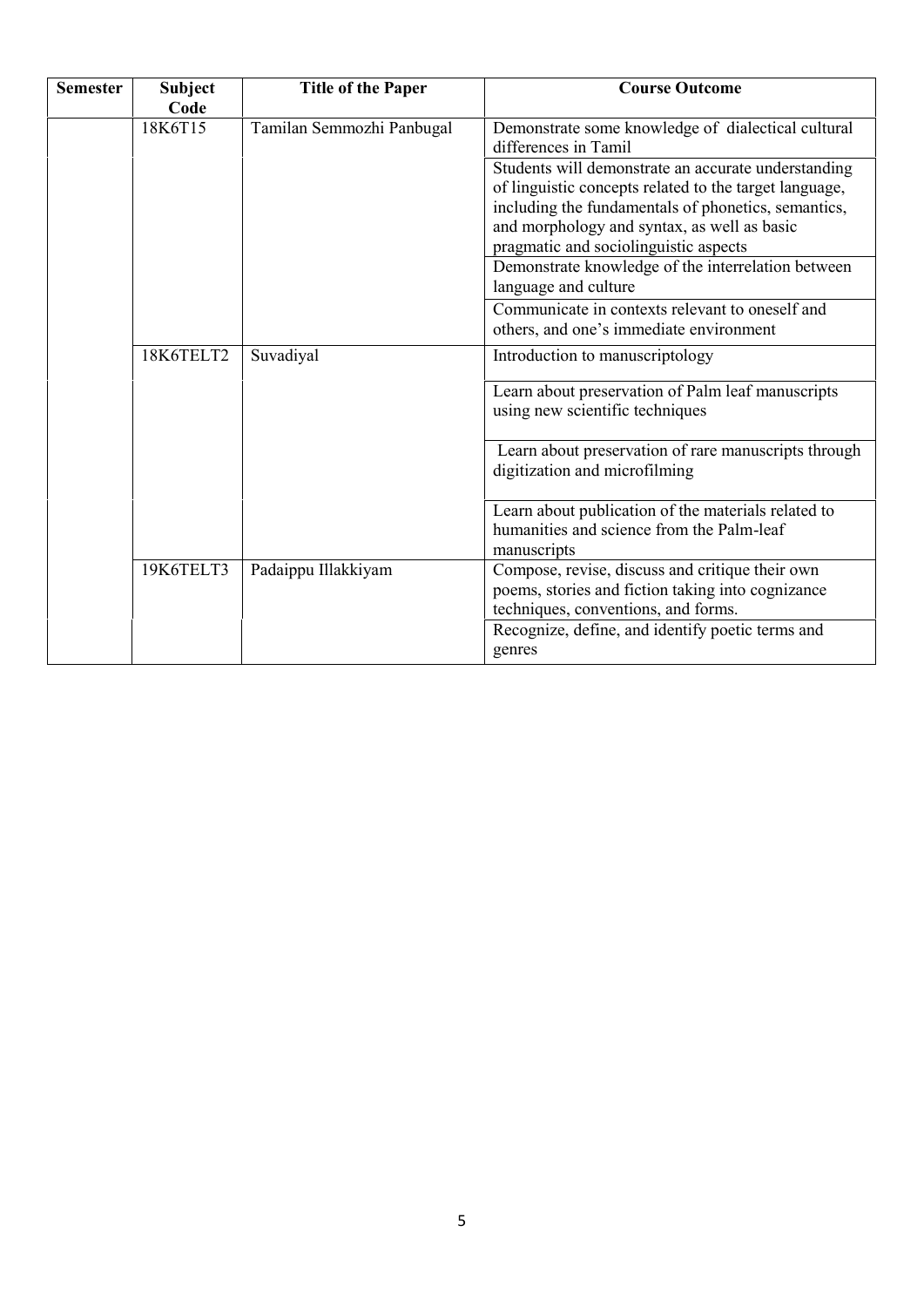| Semester | Subject Code | Title of the Paper | Course Outcome |
|---|---|---|---|
| | 18K6T15 | Tamilan Semmozhi Panbugal | Demonstrate some knowledge of dialectical cultural differences in Tamil |
| | | | Students will demonstrate an accurate understanding of linguistic concepts related to the target language, including the fundamentals of phonetics, semantics, and morphology and syntax, as well as basic pragmatic and sociolinguistic aspects |
| | | | Demonstrate knowledge of the interrelation between language and culture |
| | | | Communicate in contexts relevant to oneself and others, and one's immediate environment |
| | 18K6TELT2 | Suvadiyal | Introduction to manuscriptology |
| | | | Learn about preservation of Palm leaf manuscripts using new scientific techniques |
| | | | Learn about preservation of rare manuscripts through digitization and microfilming |
| | | | Learn about publication of the materials related to humanities and science from the Palm-leaf manuscripts |
| | 19K6TELT3 | Padaippu Illakkiyam | Compose, revise, discuss and critique their own poems, stories and fiction taking into cognizance techniques, conventions, and forms. |
| | | | Recognize, define, and identify poetic terms and genres |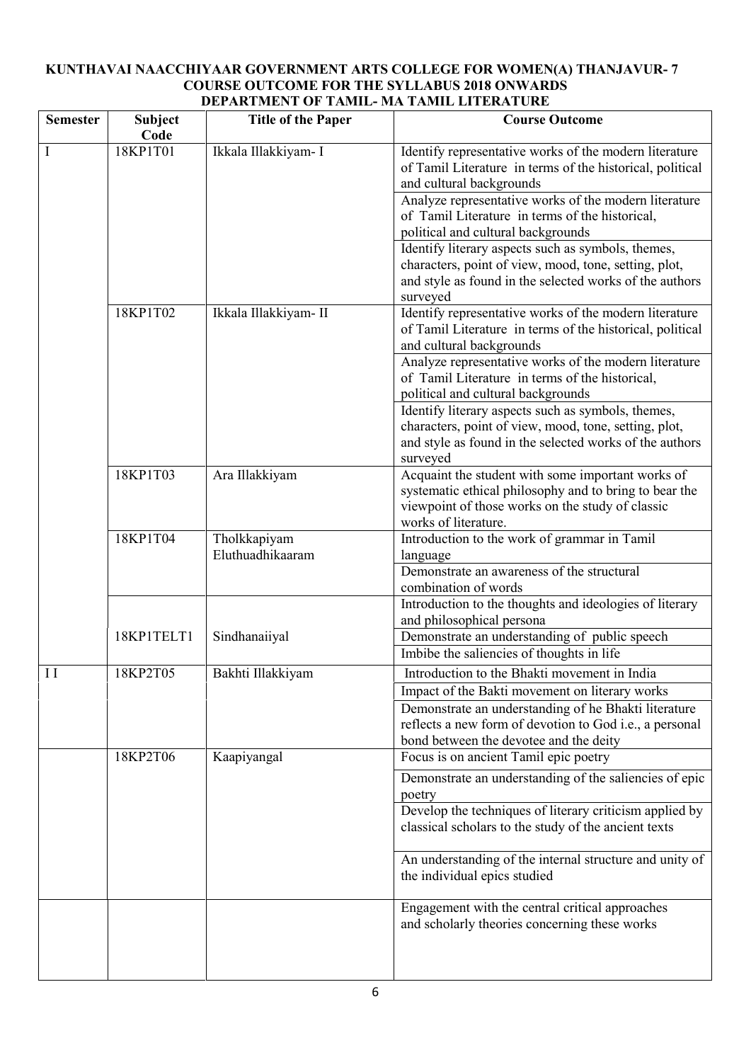**KUNTHAVAI NAACCHIYAAR GOVERNMENT ARTS COLLEGE FOR WOMEN(A) THANJAVUR- 7**
**COURSE OUTCOME FOR THE SYLLABUS 2018 ONWARDS**
**DEPARTMENT OF TAMIL- MA TAMIL LITERATURE**

| Semester | Subject Code | Title of the Paper | Course Outcome |
|---|---|---|---|
| I | 18KP1T01 | Ikkala Illakkiyam- I | Identify representative works of the modern literature of Tamil Literature in terms of the historical, political and cultural backgrounds |
| | | | Analyze representative works of the modern literature of Tamil Literature in terms of the historical, political and cultural backgrounds |
| | | | Identify literary aspects such as symbols, themes, characters, point of view, mood, tone, setting, plot, and style as found in the selected works of the authors surveyed |
| | 18KP1T02 | Ikkala Illakkiyam- II | Identify representative works of the modern literature of Tamil Literature in terms of the historical, political and cultural backgrounds |
| | | | Analyze representative works of the modern literature of Tamil Literature in terms of the historical, political and cultural backgrounds |
| | | | Identify literary aspects such as symbols, themes, characters, point of view, mood, tone, setting, plot, and style as found in the selected works of the authors surveyed |
| | 18KP1T03 | Ara Illakkiyam | Acquaint the student with some important works of systematic ethical philosophy and to bring to bear the viewpoint of those works on the study of classic works of literature. |
| | 18KP1T04 | Tholkkapiyam Eluthuadhikaaram | Introduction to the work of grammar in Tamil language |
| | | | Demonstrate an awareness of the structural combination of words |
| | | | Introduction to the thoughts and ideologies of literary and philosophical persona |
| | 18KP1TELT1 | Sindhanaiiyal | Demonstrate an understanding of public speech |
| | | | Imbibe the saliencies of thoughts in life |
| I I | 18KP2T05 | Bakhti Illakkiyam | Introduction to the Bhakti movement in India |
| | | | Impact of the Bakti movement on literary works |
| | | | Demonstrate an understanding of he Bhakti literature reflects a new form of devotion to God i.e., a personal bond between the devotee and the deity |
| | 18KP2T06 | Kaapiyangal | Focus is on ancient Tamil epic poetry |
| | | | Demonstrate an understanding of the saliencies of epic poetry |
| | | | Develop the techniques of literary criticism applied by classical scholars to the study of the ancient texts |
| | | | An understanding of the internal structure and unity of the individual epics studied |
| | | | Engagement with the central critical approaches and scholarly theories concerning these works |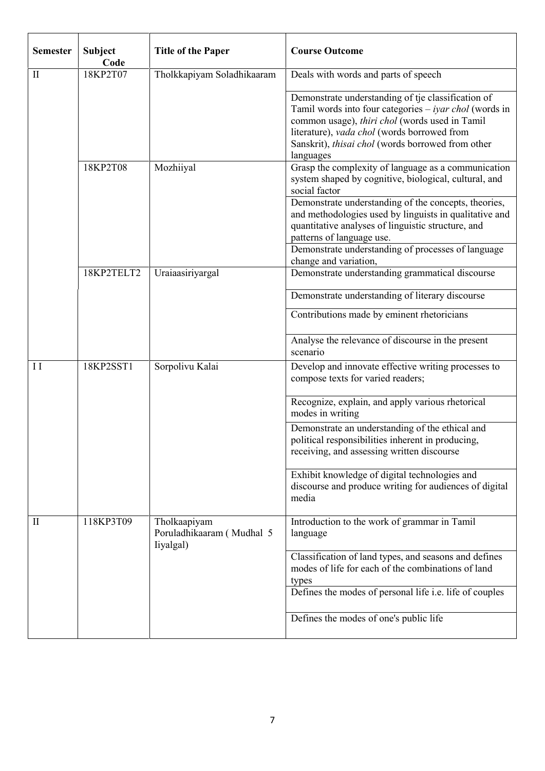| Semester | Subject Code | Title of the Paper | Course Outcome |
|---|---|---|---|
| II | 18KP2T07 | Tholkkapiyam Soladhikaaram | Deals with words and parts of speech |
| | | | Demonstrate understanding of tje classification of Tamil words into four categories – *iyar chol* (words in common usage), *thiri chol* (words used in Tamil literature), *vada chol* (words borrowed from Sanskrit), *thisai chol* (words borrowed from other languages |
| | 18KP2T08 | Mozhiiyal | Grasp the complexity of language as a communication system shaped by cognitive, biological, cultural, and social factor |
| | | | Demonstrate understanding of the concepts, theories, and methodologies used by linguists in qualitative and quantitative analyses of linguistic structure, and patterns of language use. |
| | | | Demonstrate understanding of processes of language change and variation, |
| | 18KP2TELT2 | Uraiaasiriyargal | Demonstrate understanding grammatical discourse |
| | | | Demonstrate understanding of literary discourse |
| | | | Contributions made by eminent rhetoricians |
| | | | Analyse the relevance of discourse in the present scenario |
| I I | 18KP2SST1 | Sorpolivu Kalai | Develop and innovate effective writing processes to compose texts for varied readers; |
| | | | Recognize, explain, and apply various rhetorical modes in writing |
| | | | Demonstrate an understanding of the ethical and political responsibilities inherent in producing, receiving, and assessing written discourse |
| | | | Exhibit knowledge of digital technologies and discourse and produce writing for audiences of digital media |
| II | 118KP3T09 | Tholkaapiyam Poruladhikaaram ( Mudhal 5 Iiyalgal) | Introduction to the work of grammar in Tamil language |
| | | | Classification of land types, and seasons and defines modes of life for each of the combinations of land types |
| | | | Defines the modes of personal life i.e. life of couples |
| | | | Defines the modes of one's public life |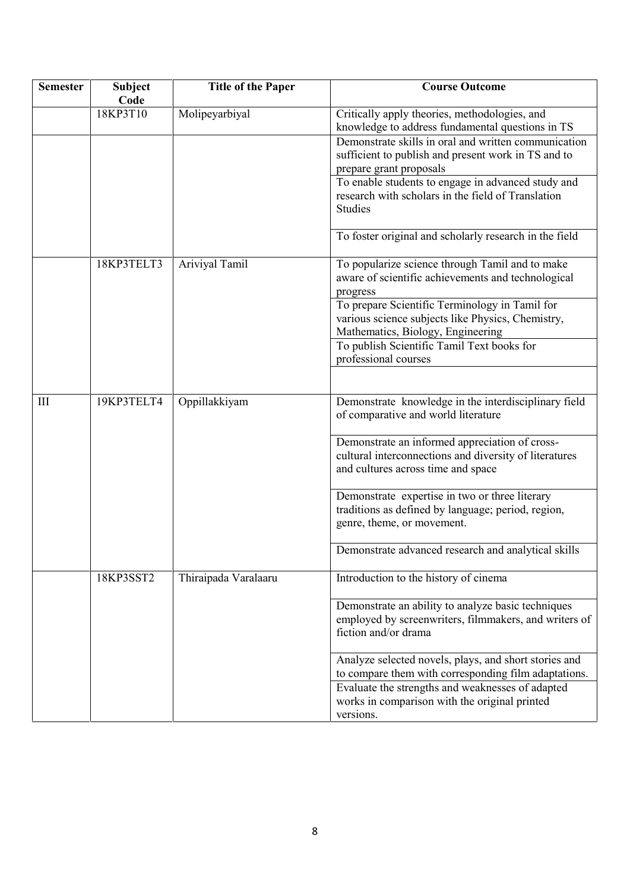| Semester | Subject Code | Title of the Paper | Course Outcome |
|---|---|---|---|
| | 18KP3T10 | Molipeyarbiyal | Critically apply theories, methodologies, and knowledge to address fundamental questions in TS |
| | | | Demonstrate skills in oral and written communication sufficient to publish and present work in TS and to prepare grant proposals |
| | | | To enable students to engage in advanced study and research with scholars in the field of Translation Studies |
| | | | To foster original and scholarly research in the field |
| | 18KP3TELT3 | Ariviyal Tamil | To popularize science through Tamil and to make aware of scientific achievements and technological progress |
| | | | To prepare Scientific Terminology in Tamil for various science subjects like Physics, Chemistry, Mathematics, Biology, Engineering |
| | | | To publish Scientific Tamil Text books for professional courses |
| | | | |
| III | 19KP3TELT4 | Oppillakkiyam | Demonstrate knowledge in the interdisciplinary field of comparative and world literature |
| | | | Demonstrate an informed appreciation of cross-cultural interconnections and diversity of literatures and cultures across time and space |
| | | | Demonstrate expertise in two or three literary traditions as defined by language; period, region, genre, theme, or movement. |
| | | | Demonstrate advanced research and analytical skills |
| | 18KP3SST2 | Thiraipada Varalaaru | Introduction to the history of cinema |
| | | | Demonstrate an ability to analyze basic techniques employed by screenwriters, filmmakers, and writers of fiction and/or drama |
| | | | Analyze selected novels, plays, and short stories and to compare them with corresponding film adaptations. |
| | | | Evaluate the strengths and weaknesses of adapted works in comparison with the original printed versions. |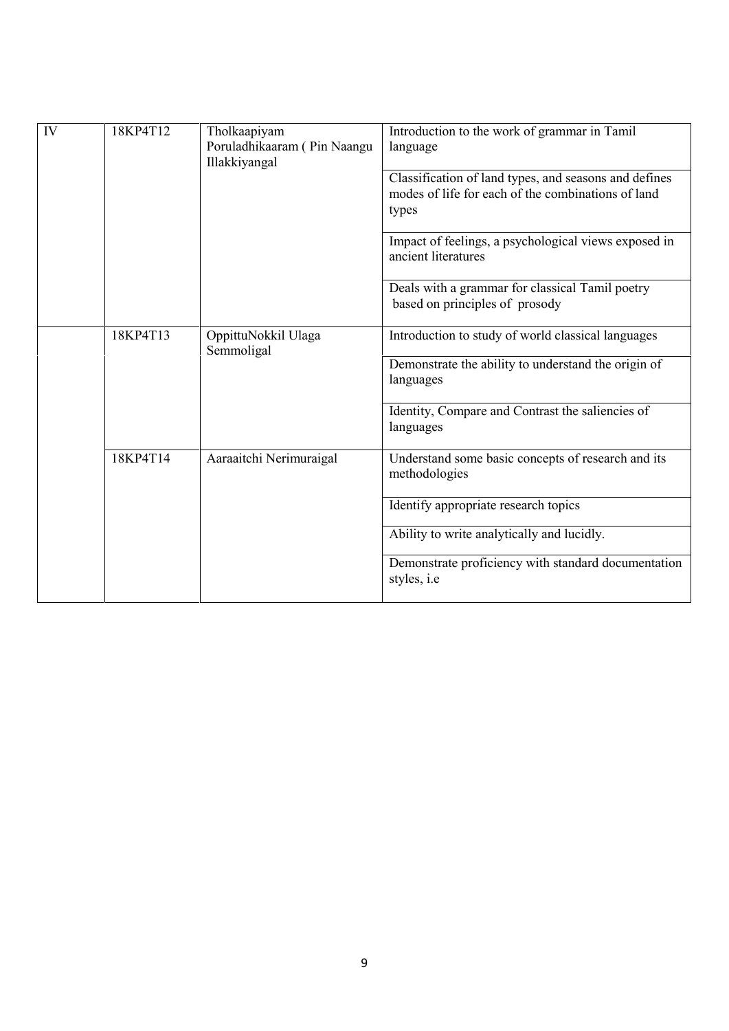| IV | 18KP4T12 | Tholkaapiyam Poruladhikaaram ( Pin Naangu Illakkiyangal | Introduction to the work of grammar in Tamil language |
|---|---|---|---|
| | | | Classification of land types, and seasons and defines modes of life for each of the combinations of land types |
| | | | Impact of feelings, a psychological views exposed in ancient literatures |
| | | | Deals with a grammar for classical Tamil poetry based on principles of prosody |
| | 18KP4T13 | OppittuNokkil Ulaga Semmoligal | Introduction to study of world classical languages |
| | | | Demonstrate the ability to understand the origin of languages |
| | | | Identity, Compare and Contrast the saliencies of languages |
| | 18KP4T14 | Aaraaitchi Nerimuraigal | Understand some basic concepts of research and its methodologies |
| | | | Identify appropriate research topics |
| | | | Ability to write analytically and lucidly. |
| | | | Demonstrate proficiency with standard documentation styles, i.e |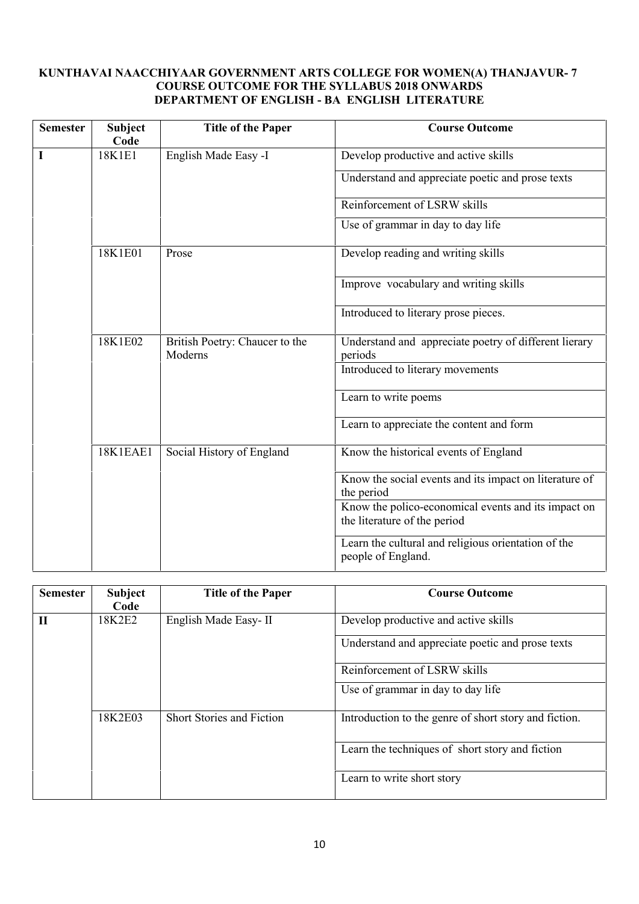**KUNTHAVAI NAACCHIYAAR GOVERNMENT ARTS COLLEGE FOR WOMEN(A) THANJAVUR- 7**
**COURSE OUTCOME FOR THE SYLLABUS 2018 ONWARDS**
**DEPARTMENT OF ENGLISH - BA ENGLISH LITERATURE**

| Semester | Subject Code | Title of the Paper | Course Outcome |
|---|---|---|---|
| I | 18K1E1 | English Made Easy -I | Develop productive and active skills |
| | | | Understand and appreciate poetic and prose texts |
| | | | Reinforcement of LSRW skills |
| | | | Use of grammar in day to day life |
| | 18K1E01 | Prose | Develop reading and writing skills |
| | | | Improve vocabulary and writing skills |
| | | | Introduced to literary prose pieces. |
| | 18K1E02 | British Poetry: Chaucer to the Moderns | Understand and appreciate poetry of different lierary periods |
| | | | Introduced to literary movements |
| | | | Learn to write poems |
| | | | Learn to appreciate the content and form |
| | 18K1EAE1 | Social History of England | Know the historical events of England |
| | | | Know the social events and its impact on literature of the period |
| | | | Know the polico-economical events and its impact on the literature of the period |
| | | | Learn the cultural and religious orientation of the people of England. |

| Semester | Subject Code | Title of the Paper | Course Outcome |
|---|---|---|---|
| II | 18K2E2 | English Made Easy- II | Develop productive and active skills |
| | | | Understand and appreciate poetic and prose texts |
| | | | Reinforcement of LSRW skills |
| | | | Use of grammar in day to day life |
| | 18K2E03 | Short Stories and Fiction | Introduction to the genre of short story and fiction. |
| | | | Learn the techniques of short story and fiction |
| | | | Learn to write short story |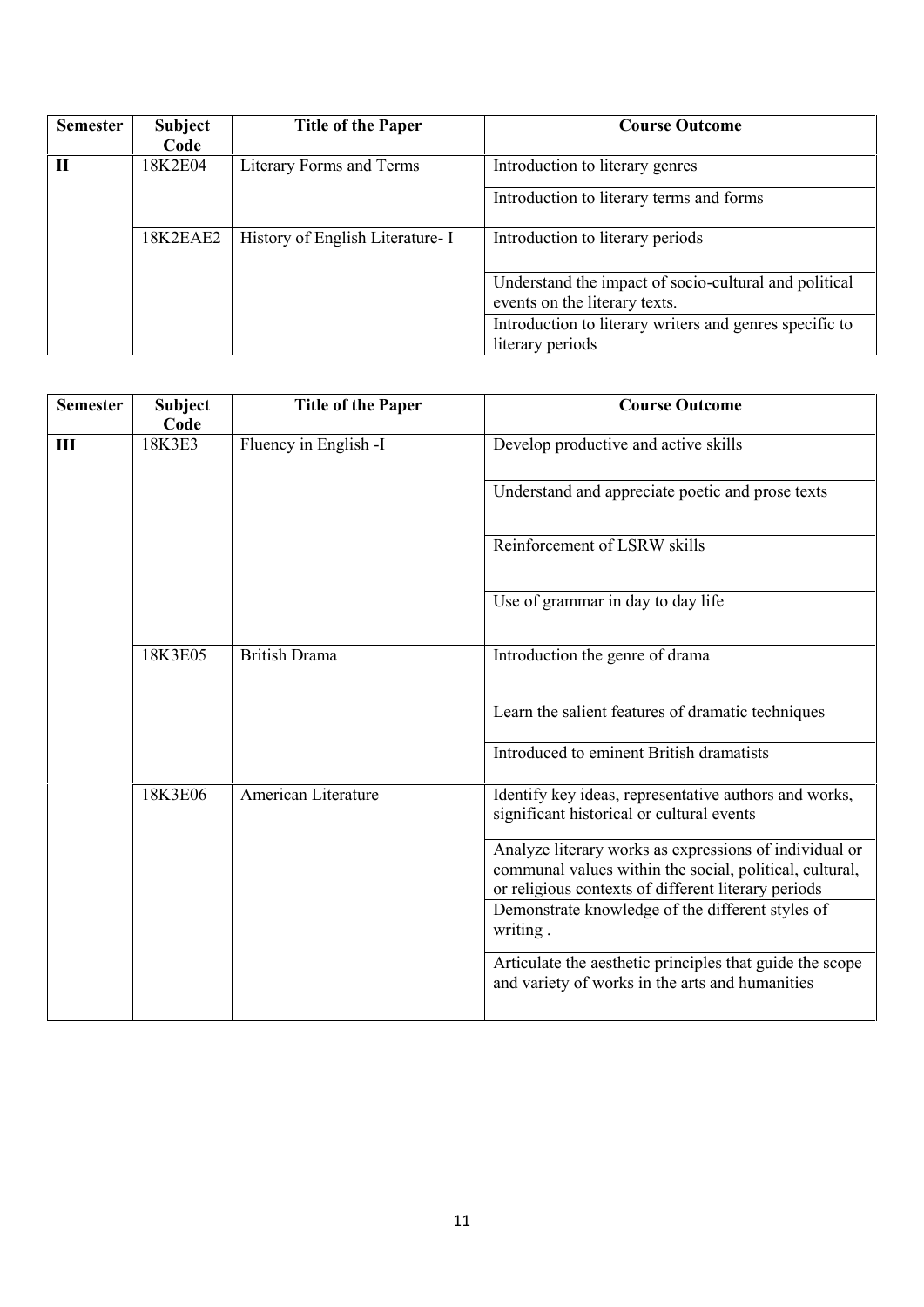| Semester | Subject Code | Title of the Paper | Course Outcome |
|---|---|---|---|
| II | 18K2E04 | Literary Forms and Terms | Introduction to literary genres |
| | | | Introduction to literary terms and forms |
| | 18K2EAE2 | History of English Literature- I | Introduction to literary periods |
| | | | Understand the impact of socio-cultural and political events on the literary texts. |
| | | | Introduction to literary writers and genres specific to literary periods |

| Semester | Subject Code | Title of the Paper | Course Outcome |
|---|---|---|---|
| III | 18K3E3 | Fluency in English -I | Develop productive and active skills |
| | | | Understand and appreciate poetic and prose texts |
| | | | Reinforcement of LSRW skills |
| | | | Use of grammar in day to day life |
| | 18K3E05 | British Drama | Introduction the genre of drama |
| | | | Learn the salient features of dramatic techniques |
| | | | Introduced to eminent British dramatists |
| | 18K3E06 | American Literature | Identify key ideas, representative authors and works, significant historical or cultural events |
| | | | Analyze literary works as expressions of individual or communal values within the social, political, cultural, or religious contexts of different literary periods |
| | | | Demonstrate knowledge of the different styles of writing . |
| | | | Articulate the aesthetic principles that guide the scope and variety of works in the arts and humanities |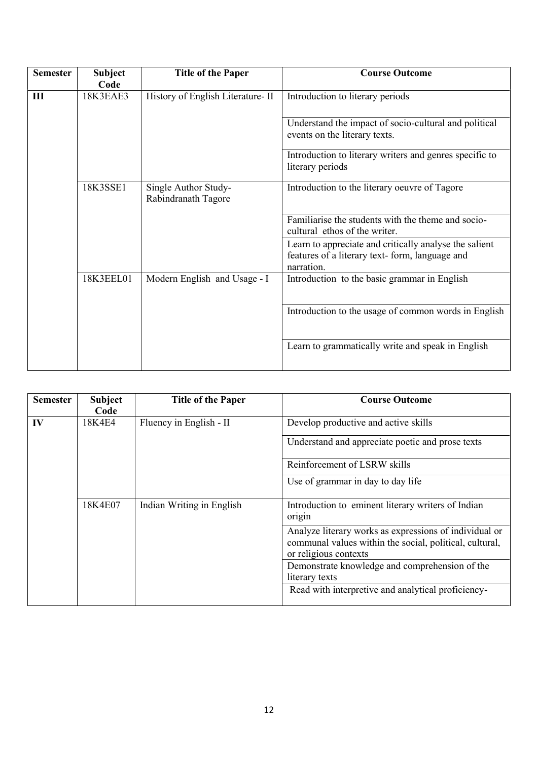| Semester | Subject Code | Title of the Paper | Course Outcome |
|---|---|---|---|
| **III** | 18K3EAE3 | History of English Literature- II | Introduction to literary periods |
| | | | Understand the impact of socio-cultural and political events on the literary texts. |
| | | | Introduction to literary writers and genres specific to literary periods |
| | 18K3SSE1 | Single Author Study- Rabindranath Tagore | Introduction to the literary oeuvre of Tagore |
| | | | Familiarise the students with the theme and socio-cultural ethos of the writer. |
| | | | Learn to appreciate and critically analyse the salient features of a literary text- form, language and narration. |
| | 18K3EEL01 | Modern English and Usage - I | Introduction to the basic grammar in English |
| | | | Introduction to the usage of common words in English |
| | | | Learn to grammatically write and speak in English |

| Semester | Subject Code | Title of the Paper | Course Outcome |
|---|---|---|---|
| **IV** | 18K4E4 | Fluency in English - II | Develop productive and active skills |
| | | | Understand and appreciate poetic and prose texts |
| | | | Reinforcement of LSRW skills |
| | | | Use of grammar in day to day life |
| | 18K4E07 | Indian Writing in English | Introduction to eminent literary writers of Indian origin |
| | | | Analyze literary works as expressions of individual or communal values within the social, political, cultural, or religious contexts |
| | | | Demonstrate knowledge and comprehension of the literary texts |
| | | | Read with interpretive and analytical proficiency- |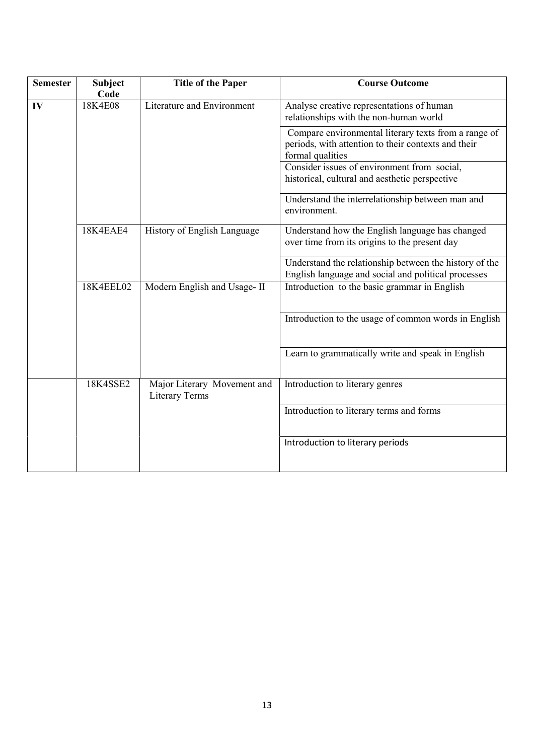| Semester | Subject Code | Title of the Paper | Course Outcome |
|---|---|---|---|
| IV | 18K4E08 | Literature and Environment | Analyse creative representations of human relationships with the non-human world |
| | | | Compare environmental literary texts from a range of periods, with attention to their contexts and their formal qualities |
| | | | Consider issues of environment from social, historical, cultural and aesthetic perspective |
| | | | Understand the interrelationship between man and environment. |
| | 18K4EAE4 | History of English Language | Understand how the English language has changed over time from its origins to the present day |
| | | | Understand the relationship between the history of the English language and social and political processes |
| | 18K4EEL02 | Modern English and Usage- II | Introduction to the basic grammar in English |
| | | | Introduction to the usage of common words in English |
| | | | Learn to grammatically write and speak in English |
| | 18K4SSE2 | Major Literary Movement and Literary Terms | Introduction to literary genres |
| | | | Introduction to literary terms and forms |
| | | | Introduction to literary periods |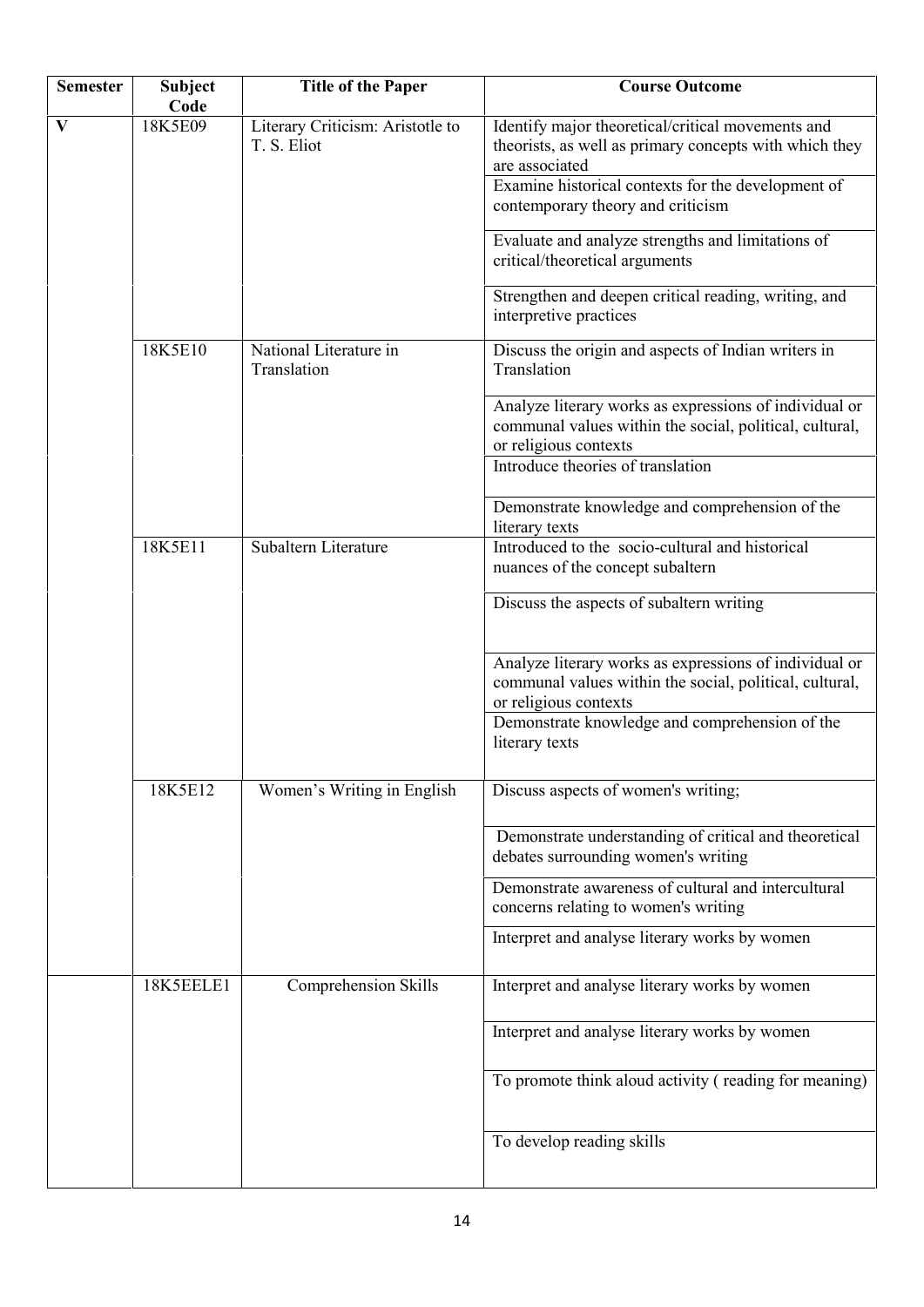| Semester | Subject Code | Title of the Paper | Course Outcome |
|---|---|---|---|
| V | 18K5E09 | Literary Criticism: Aristotle to T. S. Eliot | Identify major theoretical/critical movements and theorists, as well as primary concepts with which they are associated |
| | | | Examine historical contexts for the development of contemporary theory and criticism |
| | | | Evaluate and analyze strengths and limitations of critical/theoretical arguments |
| | | | Strengthen and deepen critical reading, writing, and interpretive practices |
| | 18K5E10 | National Literature in Translation | Discuss the origin and aspects of Indian writers in Translation |
| | | | Analyze literary works as expressions of individual or communal values within the social, political, cultural, or religious contexts |
| | | | Introduce theories of translation |
| | | | Demonstrate knowledge and comprehension of the literary texts |
| | 18K5E11 | Subaltern Literature | Introduced to the socio-cultural and historical nuances of the concept subaltern |
| | | | Discuss the aspects of subaltern writing |
| | | | Analyze literary works as expressions of individual or communal values within the social, political, cultural, or religious contexts |
| | | | Demonstrate knowledge and comprehension of the literary texts |
| | 18K5E12 | Women's Writing in English | Discuss aspects of women's writing; |
| | | | Demonstrate understanding of critical and theoretical debates surrounding women's writing |
| | | | Demonstrate awareness of cultural and intercultural concerns relating to women's writing |
| | | | Interpret and analyse literary works by women |
| | 18K5EELE1 | Comprehension Skills | Interpret and analyse literary works by women |
| | | | Interpret and analyse literary works by women |
| | | | To promote think aloud activity ( reading for meaning) |
| | | | To develop reading skills |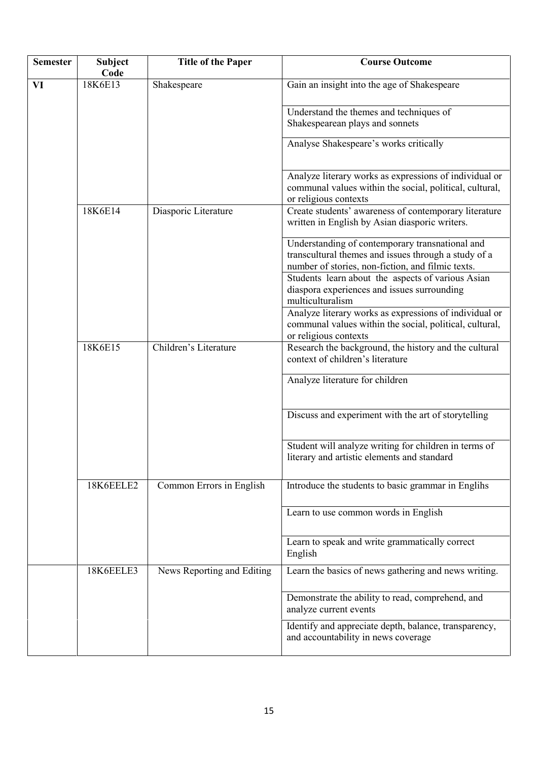| Semester | Subject Code | Title of the Paper | Course Outcome |
| --- | --- | --- | --- |
| VI | 18K6E13 | Shakespeare | Gain an insight into the age of Shakespeare |
| | | | Understand the themes and techniques of Shakespearean plays and sonnets |
| | | | Analyse Shakespeare's works critically |
| | | | Analyze literary works as expressions of individual or communal values within the social, political, cultural, or religious contexts |
| | 18K6E14 | Diasporic Literature | Create students' awareness of contemporary literature written in English by Asian diasporic writers. |
| | | | Understanding of contemporary transnational and transcultural themes and issues through a study of a number of stories, non-fiction, and filmic texts. |
| | | | Students learn about the aspects of various Asian diaspora experiences and issues surrounding multiculturalism |
| | | | Analyze literary works as expressions of individual or communal values within the social, political, cultural, or religious contexts |
| | 18K6E15 | Children's Literature | Research the background, the history and the cultural context of children's literature |
| | | | Analyze literature for children |
| | | | Discuss and experiment with the art of storytelling |
| | | | Student will analyze writing for children in terms of literary and artistic elements and standard |
| | 18K6EELE2 | Common Errors in English | Introduce the students to basic grammar in Englihs |
| | | | Learn to use common words in English |
| | | | Learn to speak and write grammatically correct English |
| | 18K6EELE3 | News Reporting and Editing | Learn the basics of news gathering and news writing. |
| | | | Demonstrate the ability to read, comprehend, and analyze current events |
| | | | Identify and appreciate depth, balance, transparency, and accountability in news coverage |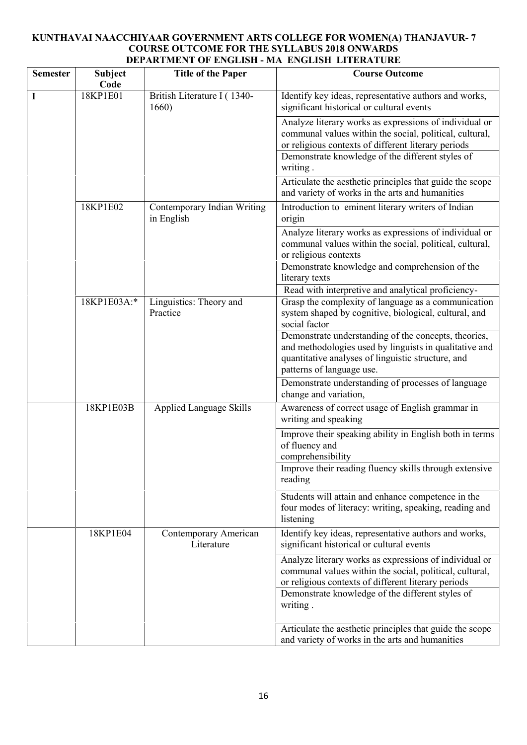**KUNTHAVAI NAACCHIYAAR GOVERNMENT ARTS COLLEGE FOR WOMEN(A) THANJAVUR- 7**
**COURSE OUTCOME FOR THE SYLLABUS 2018 ONWARDS**
**DEPARTMENT OF ENGLISH - MA ENGLISH LITERATURE**

| Semester | Subject Code | Title of the Paper | Course Outcome |
|---|---|---|---|
| I | 18KP1E01 | British Literature I ( 1340-1660) | Identify key ideas, representative authors and works, significant historical or cultural events |
| | | | Analyze literary works as expressions of individual or communal values within the social, political, cultural, or religious contexts of different literary periods |
| | | | Demonstrate knowledge of the different styles of writing . |
| | | | Articulate the aesthetic principles that guide the scope and variety of works in the arts and humanities |
| | 18KP1E02 | Contemporary Indian Writing in English | Introduction to eminent literary writers of Indian origin |
| | | | Analyze literary works as expressions of individual or communal values within the social, political, cultural, or religious contexts |
| | | | Demonstrate knowledge and comprehension of the literary texts |
| | | | Read with interpretive and analytical proficiency- |
| | 18KP1E03A:* | Linguistics: Theory and Practice | Grasp the complexity of language as a communication system shaped by cognitive, biological, cultural, and social factor |
| | | | Demonstrate understanding of the concepts, theories, and methodologies used by linguists in qualitative and quantitative analyses of linguistic structure, and patterns of language use. |
| | | | Demonstrate understanding of processes of language change and variation, |
| | 18KP1E03B | Applied Language Skills | Awareness of correct usage of English grammar in writing and speaking |
| | | | Improve their speaking ability in English both in terms of fluency and comprehensibility |
| | | | Improve their reading fluency skills through extensive reading |
| | | | Students will attain and enhance competence in the four modes of literacy: writing, speaking, reading and listening |
| | 18KP1E04 | Contemporary American Literature | Identify key ideas, representative authors and works, significant historical or cultural events |
| | | | Analyze literary works as expressions of individual or communal values within the social, political, cultural, or religious contexts of different literary periods |
| | | | Demonstrate knowledge of the different styles of writing . |
| | | | Articulate the aesthetic principles that guide the scope and variety of works in the arts and humanities |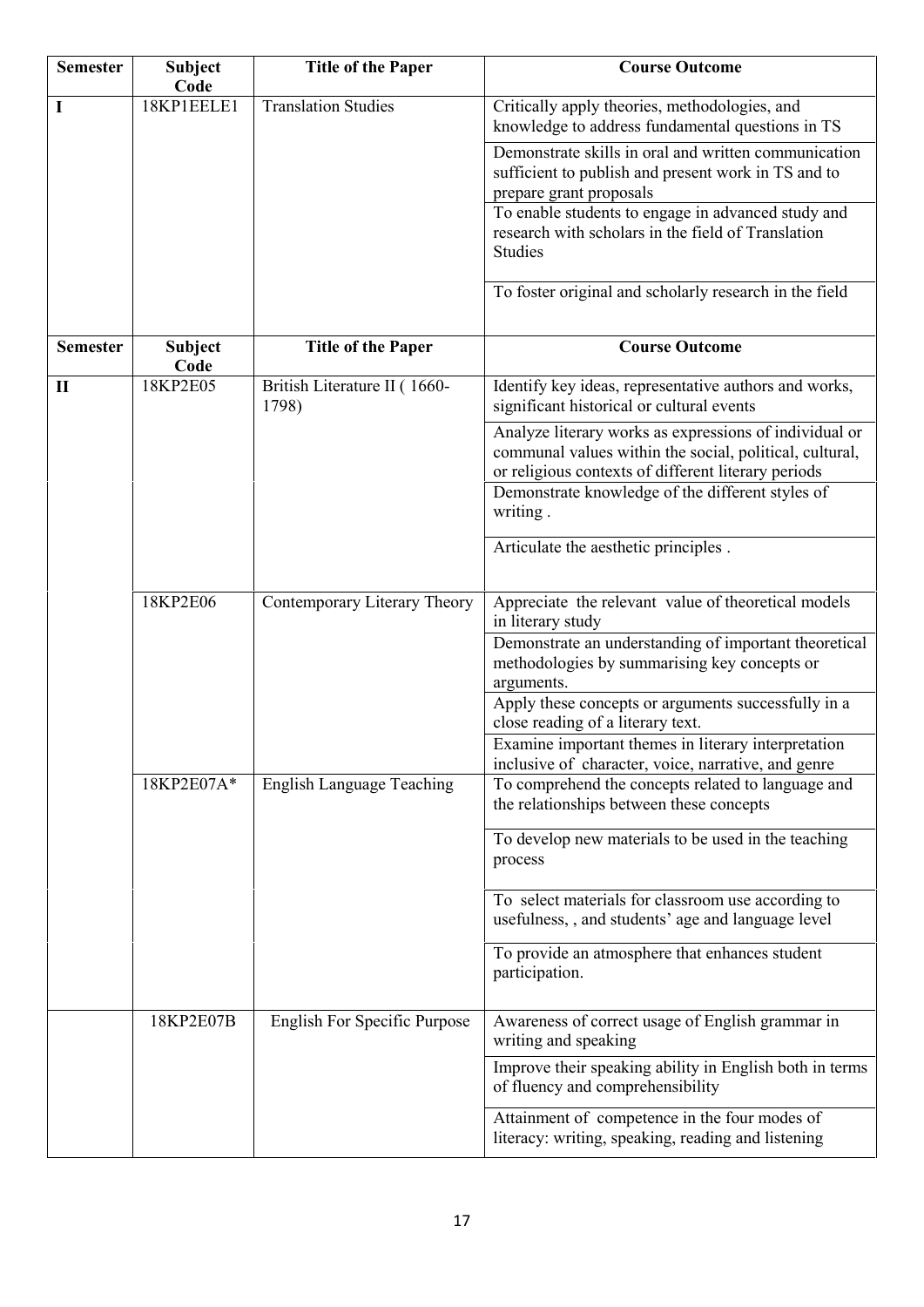| Semester | Subject Code | Title of the Paper | Course Outcome |
|---|---|---|---|
| I | 18KP1EELE1 | Translation Studies | Critically apply theories, methodologies, and knowledge to address fundamental questions in TS |
| | | | Demonstrate skills in oral and written communication sufficient to publish and present work in TS and to prepare grant proposals |
| | | | To enable students to engage in advanced study and research with scholars in the field of Translation Studies |
| | | | To foster original and scholarly research in the field |

| Semester | Subject Code | Title of the Paper | Course Outcome |
|---|---|---|---|
| II | 18KP2E05 | British Literature II ( 1660-1798) | Identify key ideas, representative authors and works, significant historical or cultural events |
| | | | Analyze literary works as expressions of individual or communal values within the social, political, cultural, or religious contexts of different literary periods |
| | | | Demonstrate knowledge of the different styles of writing . |
| | | | Articulate the aesthetic principles . |
| | 18KP2E06 | Contemporary Literary Theory | Appreciate the relevant value of theoretical models in literary study |
| | | | Demonstrate an understanding of important theoretical methodologies by summarising key concepts or arguments. |
| | | | Apply these concepts or arguments successfully in a close reading of a literary text. |
| | | | Examine important themes in literary interpretation inclusive of character, voice, narrative, and genre |
| | 18KP2E07A* | English Language Teaching | To comprehend the concepts related to language and the relationships between these concepts |
| | | | To develop new materials to be used in the teaching process |
| | | | To select materials for classroom use according to usefulness, , and students' age and language level |
| | | | To provide an atmosphere that enhances student participation. |
| | 18KP2E07B | English For Specific Purpose | Awareness of correct usage of English grammar in writing and speaking |
| | | | Improve their speaking ability in English both in terms of fluency and comprehensibility |
| | | | Attainment of competence in the four modes of literacy: writing, speaking, reading and listening |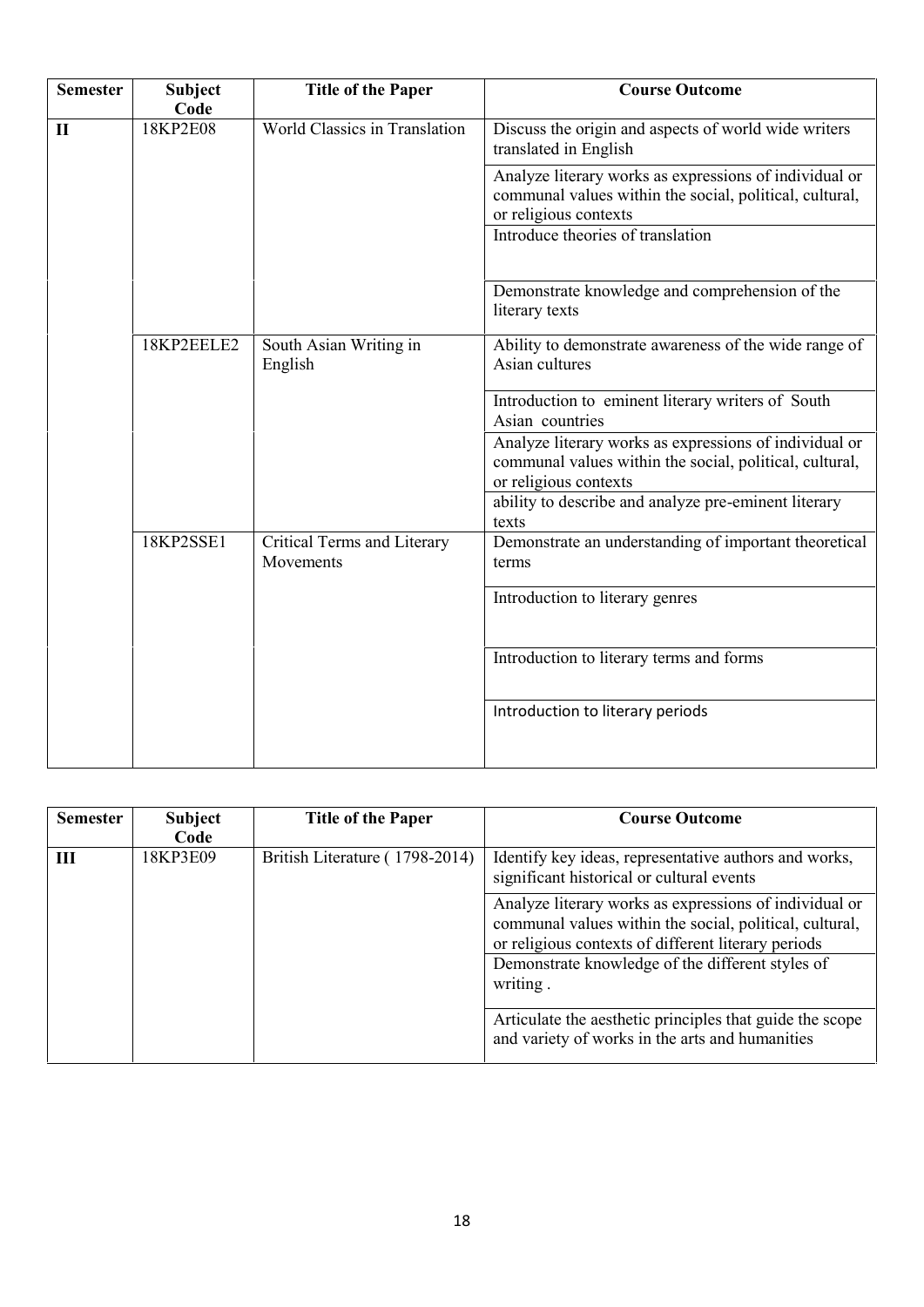| Semester | Subject Code | Title of the Paper | Course Outcome |
|---|---|---|---|
| II | 18KP2E08 | World Classics in Translation | Discuss the origin and aspects of world wide writers translated in English |
| | | | Analyze literary works as expressions of individual or communal values within the social, political, cultural, or religious contexts |
| | | | Introduce theories of translation |
| | | | Demonstrate knowledge and comprehension of the literary texts |
| | 18KP2EELE2 | South Asian Writing in English | Ability to demonstrate awareness of the wide range of Asian cultures |
| | | | Introduction to eminent literary writers of South Asian countries |
| | | | Analyze literary works as expressions of individual or communal values within the social, political, cultural, or religious contexts |
| | | | ability to describe and analyze pre-eminent literary texts |
| | 18KP2SSE1 | Critical Terms and Literary Movements | Demonstrate an understanding of important theoretical terms |
| | | | Introduction to literary genres |
| | | | Introduction to literary terms and forms |
| | | | Introduction to literary periods |

| Semester | Subject Code | Title of the Paper | Course Outcome |
|---|---|---|---|
| III | 18KP3E09 | British Literature ( 1798-2014) | Identify key ideas, representative authors and works, significant historical or cultural events |
| | | | Analyze literary works as expressions of individual or communal values within the social, political, cultural, or religious contexts of different literary periods |
| | | | Demonstrate knowledge of the different styles of writing . |
| | | | Articulate the aesthetic principles that guide the scope and variety of works in the arts and humanities |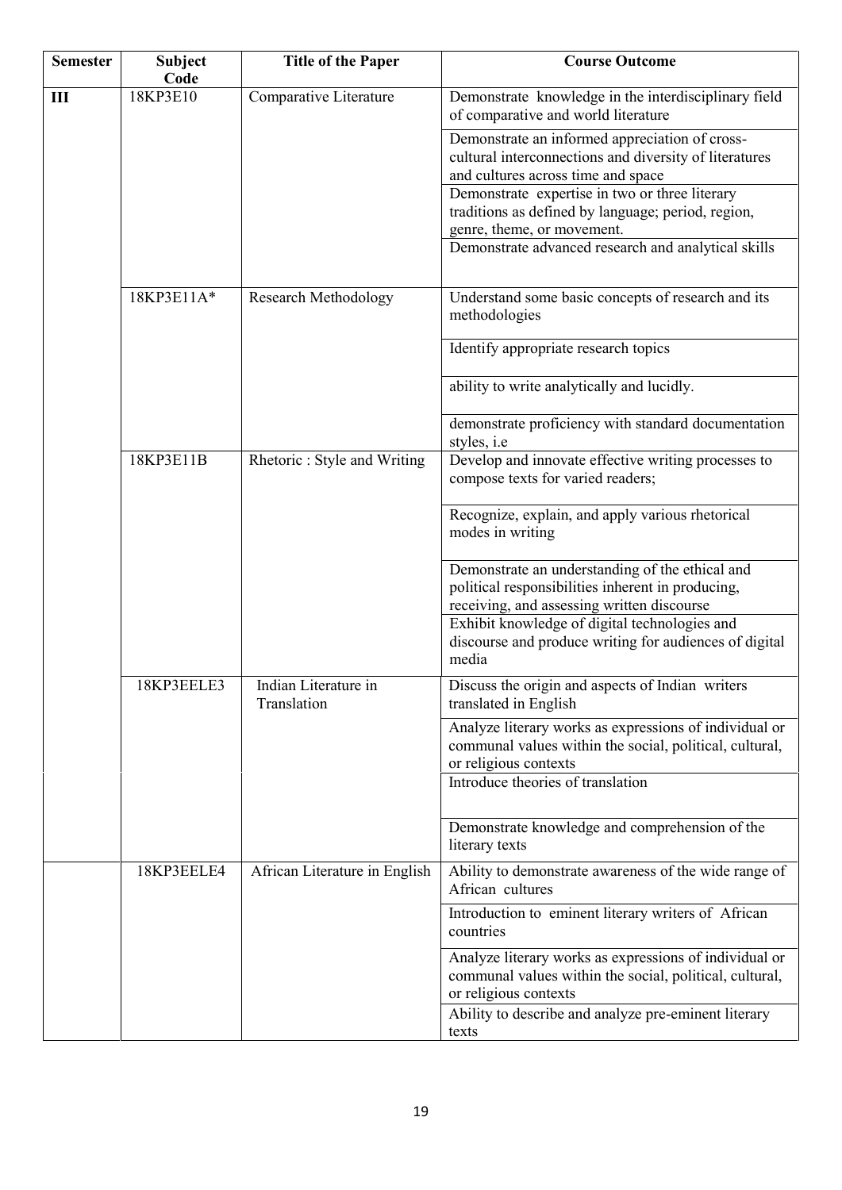| Semester | Subject Code | Title of the Paper | Course Outcome |
| --- | --- | --- | --- |
| III | 18KP3E10 | Comparative Literature | Demonstrate knowledge in the interdisciplinary field of comparative and world literature |
| | | | Demonstrate an informed appreciation of cross-cultural interconnections and diversity of literatures and cultures across time and space |
| | | | Demonstrate expertise in two or three literary traditions as defined by language; period, region, genre, theme, or movement. |
| | | | Demonstrate advanced research and analytical skills |
| | 18KP3E11A* | Research Methodology | Understand some basic concepts of research and its methodologies |
| | | | Identify appropriate research topics |
| | | | ability to write analytically and lucidly. |
| | | | demonstrate proficiency with standard documentation styles, i.e |
| | 18KP3E11B | Rhetoric : Style and Writing | Develop and innovate effective writing processes to compose texts for varied readers; |
| | | | Recognize, explain, and apply various rhetorical modes in writing |
| | | | Demonstrate an understanding of the ethical and political responsibilities inherent in producing, receiving, and assessing written discourse |
| | | | Exhibit knowledge of digital technologies and discourse and produce writing for audiences of digital media |
| | 18KP3EELE3 | Indian Literature in Translation | Discuss the origin and aspects of Indian writers translated in English |
| | | | Analyze literary works as expressions of individual or communal values within the social, political, cultural, or religious contexts |
| | | | Introduce theories of translation |
| | | | Demonstrate knowledge and comprehension of the literary texts |
| | 18KP3EELE4 | African Literature in English | Ability to demonstrate awareness of the wide range of African cultures |
| | | | Introduction to eminent literary writers of African countries |
| | | | Analyze literary works as expressions of individual or communal values within the social, political, cultural, or religious contexts |
| | | | Ability to describe and analyze pre-eminent literary texts |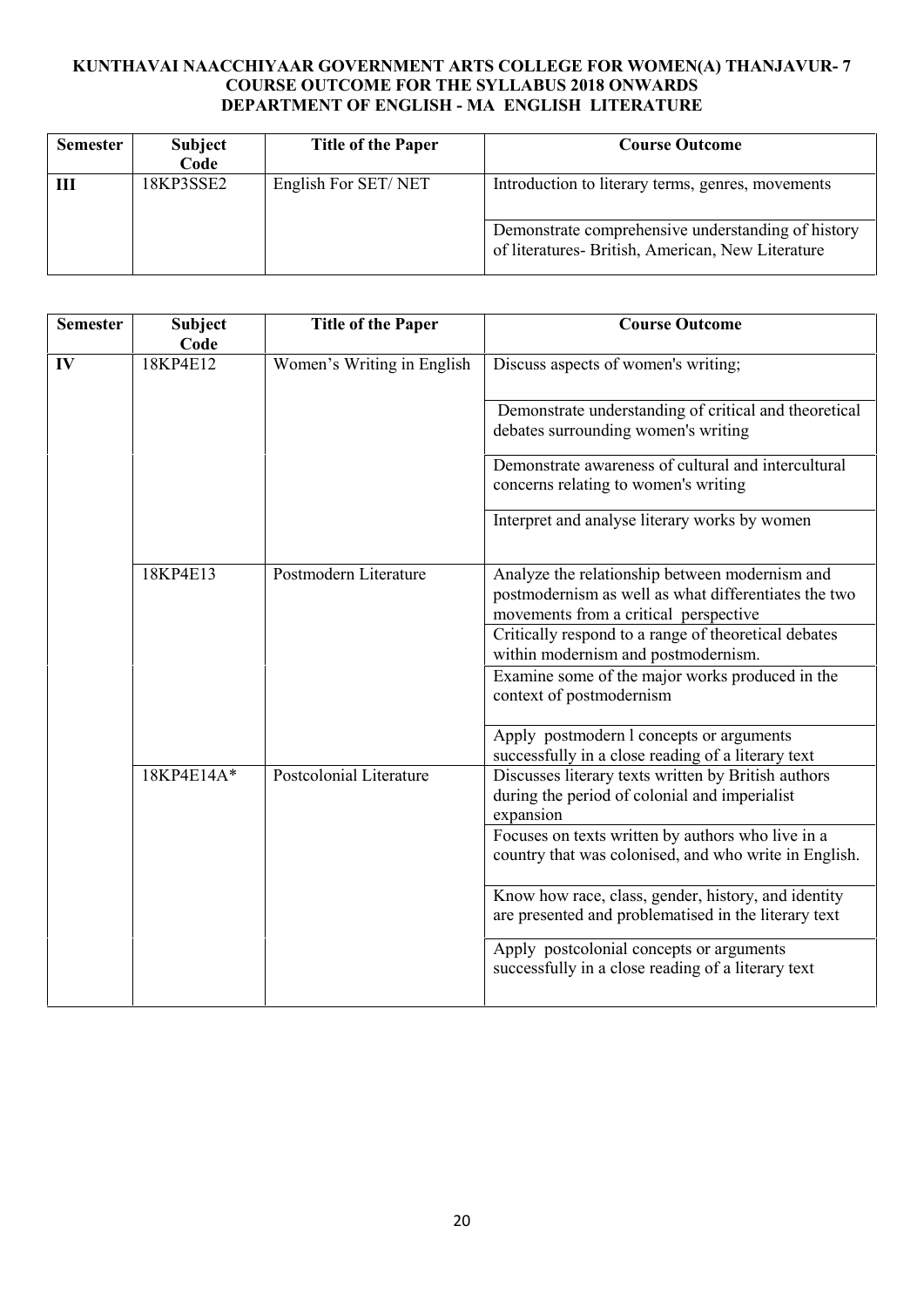**KUNTHAVAI NAACCHIYAAR GOVERNMENT ARTS COLLEGE FOR WOMEN(A) THANJAVUR- 7**
**COURSE OUTCOME FOR THE SYLLABUS 2018 ONWARDS**
**DEPARTMENT OF ENGLISH - MA ENGLISH LITERATURE**

| Semester | Subject Code | Title of the Paper | Course Outcome |
|---|---|---|---|
| III | 18KP3SSE2 | English For SET/ NET | Introduction to literary terms, genres, movements |
| | | | Demonstrate comprehensive understanding of history of literatures- British, American, New Literature |

| Semester | Subject Code | Title of the Paper | Course Outcome |
|---|---|---|---|
| IV | 18KP4E12 | Women's Writing in English | Discuss aspects of women's writing; |
| | | | Demonstrate understanding of critical and theoretical debates surrounding women's writing |
| | | | Demonstrate awareness of cultural and intercultural concerns relating to women's writing |
| | | | Interpret and analyse literary works by women |
| | 18KP4E13 | Postmodern Literature | Analyze the relationship between modernism and postmodernism as well as what differentiates the two movements from a critical perspective |
| | | | Critically respond to a range of theoretical debates within modernism and postmodernism. |
| | | | Examine some of the major works produced in the context of postmodernism |
| | | | Apply postmodern l concepts or arguments successfully in a close reading of a literary text |
| | 18KP4E14A* | Postcolonial Literature | Discusses literary texts written by British authors during the period of colonial and imperialist expansion |
| | | | Focuses on texts written by authors who live in a country that was colonised, and who write in English. |
| | | | Know how race, class, gender, history, and identity are presented and problematised in the literary text |
| | | | Apply postcolonial concepts or arguments successfully in a close reading of a literary text |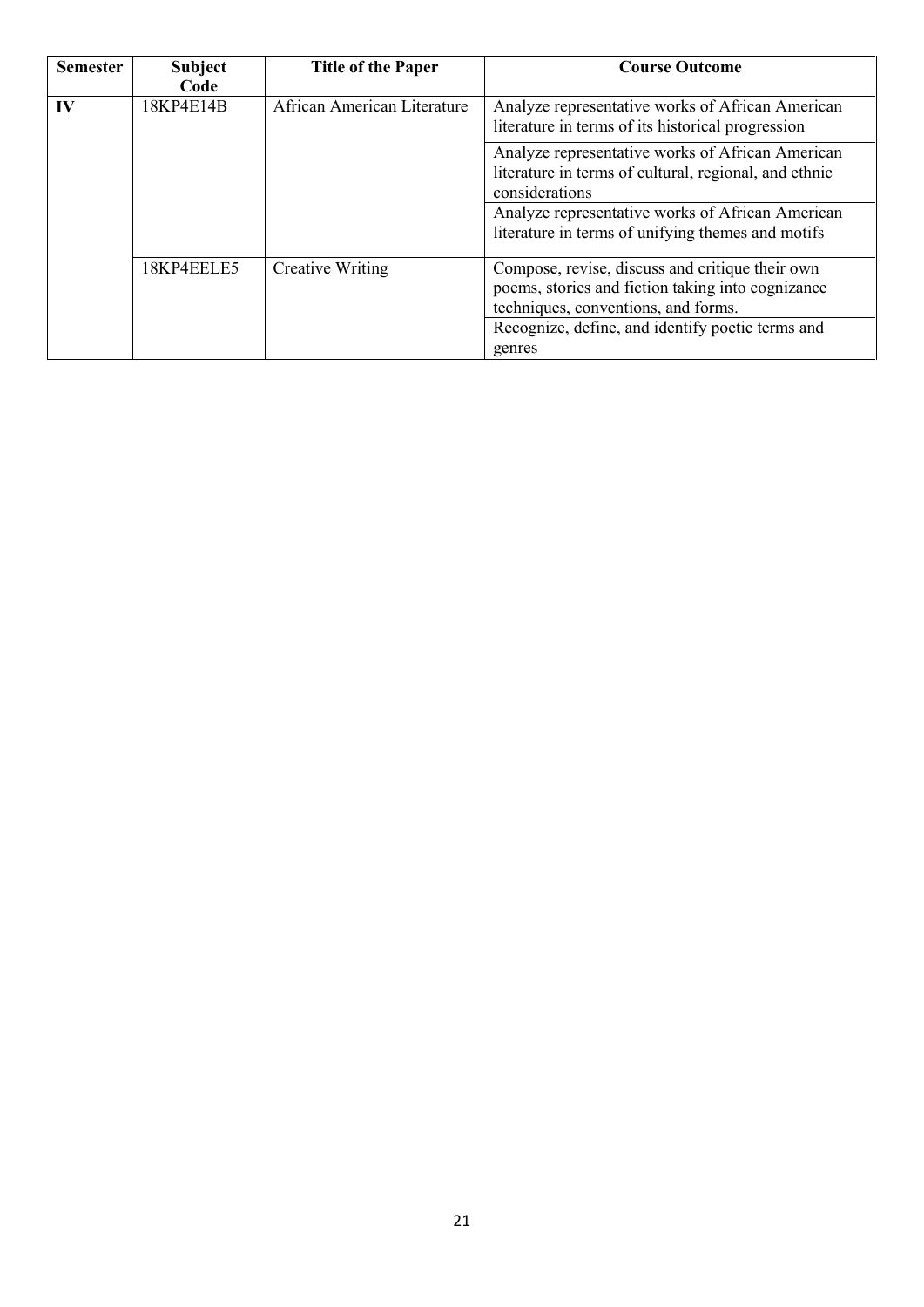| Semester | Subject Code | Title of the Paper | Course Outcome |
|---|---|---|---|
| IV | 18KP4E14B | African American Literature | Analyze representative works of African American literature in terms of its historical progression |
| | | | Analyze representative works of African American literature in terms of cultural, regional, and ethnic considerations |
| | | | Analyze representative works of African American literature in terms of unifying themes and motifs |
| | 18KP4EELE5 | Creative Writing | Compose, revise, discuss and critique their own poems, stories and fiction taking into cognizance techniques, conventions, and forms. |
| | | | Recognize, define, and identify poetic terms and genres |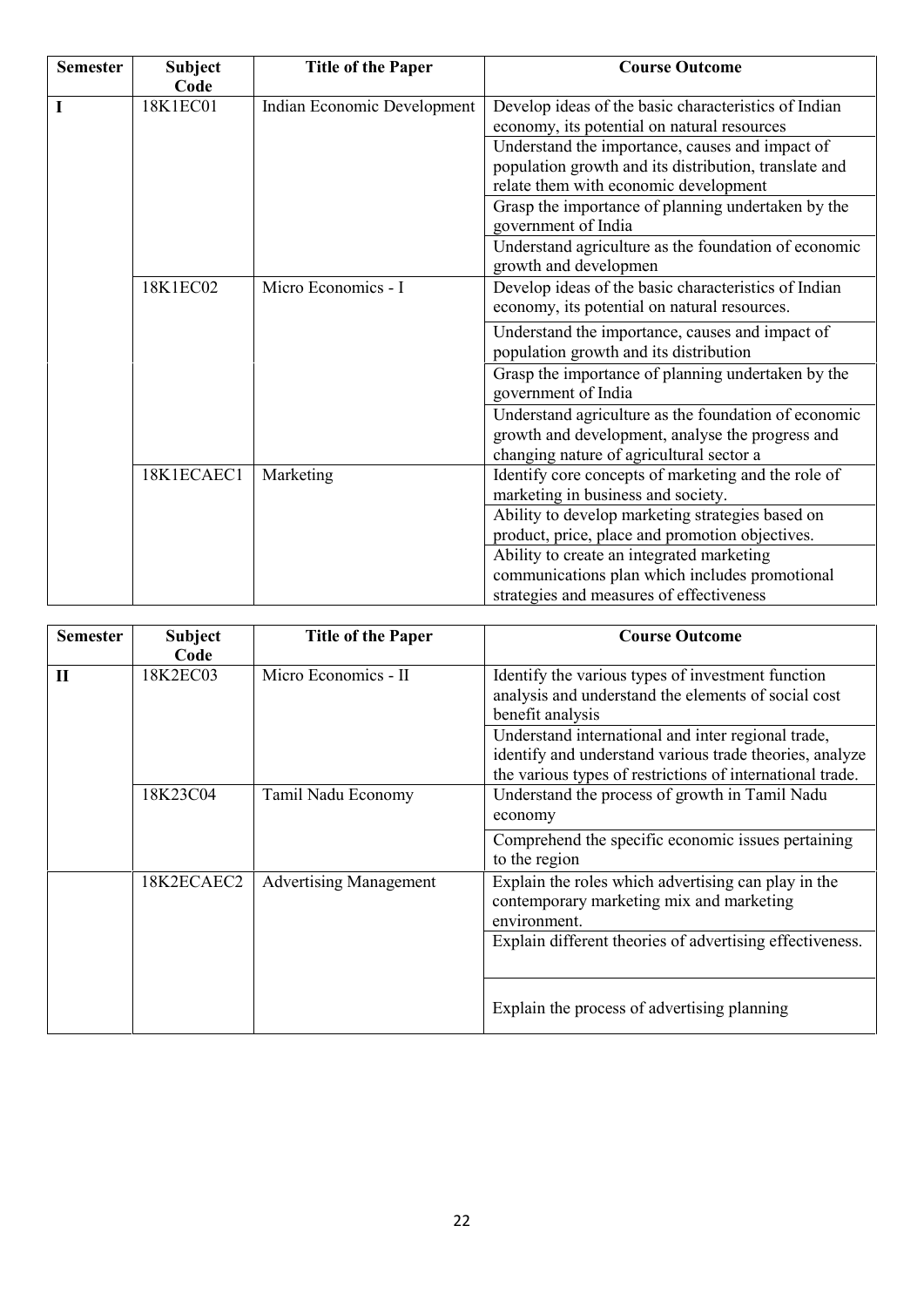| Semester | Subject Code | Title of the Paper | Course Outcome |
|---|---|---|---|
| I | 18K1EC01 | Indian Economic Development | Develop ideas of the basic characteristics of Indian economy, its potential on natural resources |
| | | | Understand the importance, causes and impact of population growth and its distribution, translate and relate them with economic development |
| | | | Grasp the importance of planning undertaken by the government of India |
| | | | Understand agriculture as the foundation of economic growth and developmen |
| | 18K1EC02 | Micro Economics - I | Develop ideas of the basic characteristics of Indian economy, its potential on natural resources. |
| | | | Understand the importance, causes and impact of population growth and its distribution |
| | | | Grasp the importance of planning undertaken by the government of India |
| | | | Understand agriculture as the foundation of economic growth and development, analyse the progress and changing nature of agricultural sector a |
| | 18K1ECAEC1 | Marketing | Identify core concepts of marketing and the role of marketing in business and society. |
| | | | Ability to develop marketing strategies based on product, price, place and promotion objectives. |
| | | | Ability to create an integrated marketing communications plan which includes promotional strategies and measures of effectiveness |

| Semester | Subject Code | Title of the Paper | Course Outcome |
|---|---|---|---|
| II | 18K2EC03 | Micro Economics - II | Identify the various types of investment function analysis and understand the elements of social cost benefit analysis |
| | | | Understand international and inter regional trade, identify and understand various trade theories, analyze the various types of restrictions of international trade. |
| | 18K23C04 | Tamil Nadu Economy | Understand the process of growth in Tamil Nadu economy |
| | | | Comprehend the specific economic issues pertaining to the region |
| | 18K2ECAEC2 | Advertising Management | Explain the roles which advertising can play in the contemporary marketing mix and marketing environment. |
| | | | Explain different theories of advertising effectiveness. |
| | | | Explain the process of advertising planning |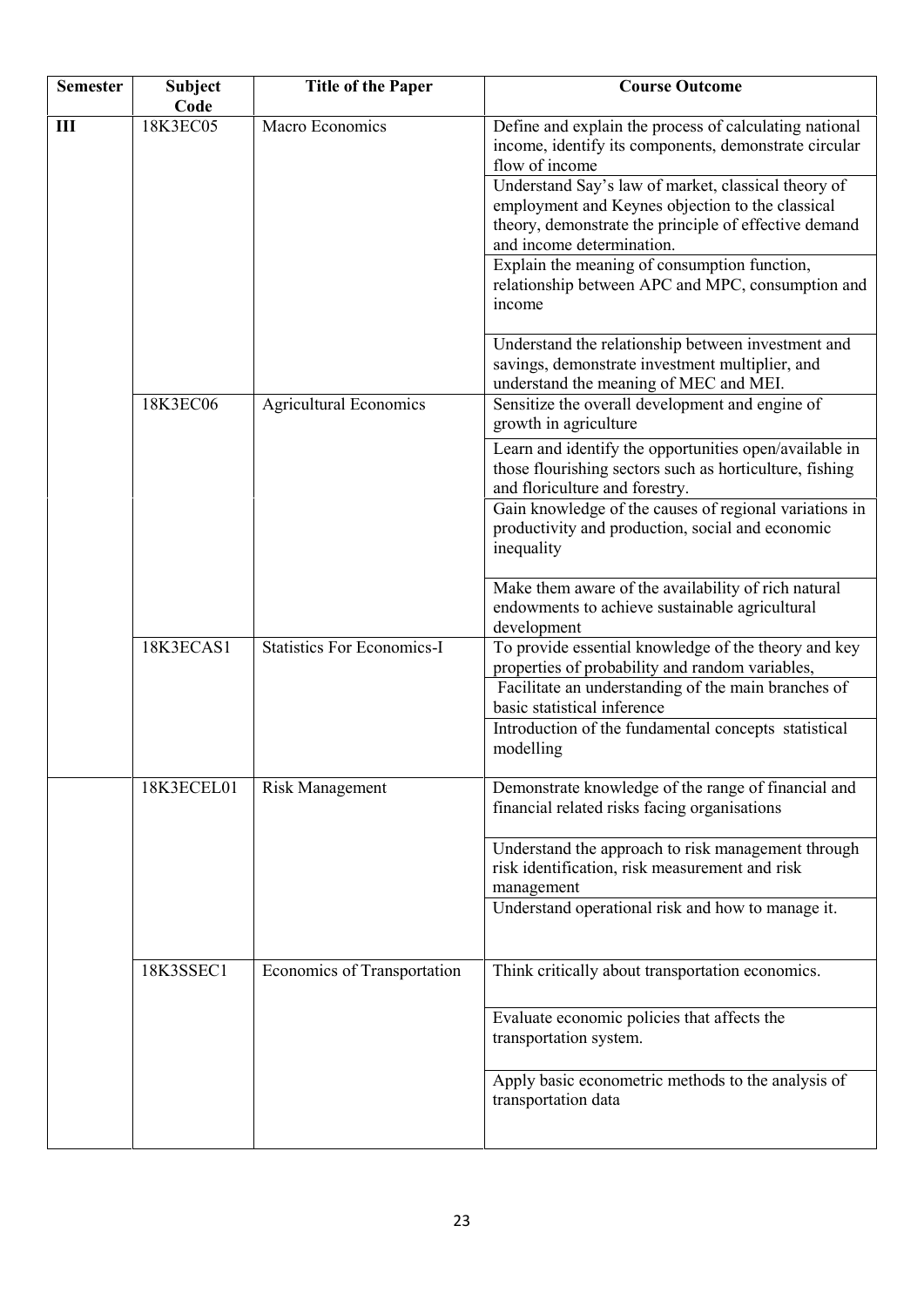| Semester | Subject Code | Title of the Paper | Course Outcome |
|---|---|---|---|
| **III** | 18K3EC05 | Macro Economics | Define and explain the process of calculating national income, identify its components, demonstrate circular flow of income |
| | | | Understand Say's law of market, classical theory of employment and Keynes objection to the classical theory, demonstrate the principle of effective demand and income determination. |
| | | | Explain the meaning of consumption function, relationship between APC and MPC, consumption and income |
| | | | Understand the relationship between investment and savings, demonstrate investment multiplier, and understand the meaning of MEC and MEI. |
| | 18K3EC06 | Agricultural Economics | Sensitize the overall development and engine of growth in agriculture |
| | | | Learn and identify the opportunities open/available in those flourishing sectors such as horticulture, fishing and floriculture and forestry. |
| | | | Gain knowledge of the causes of regional variations in productivity and production, social and economic inequality |
| | | | Make them aware of the availability of rich natural endowments to achieve sustainable agricultural development |
| | 18K3ECAS1 | Statistics For Economics-I | To provide essential knowledge of the theory and key properties of probability and random variables, |
| | | | Facilitate an understanding of the main branches of basic statistical inference |
| | | | Introduction of the fundamental concepts statistical modelling |
| | 18K3ECEL01 | Risk Management | Demonstrate knowledge of the range of financial and financial related risks facing organisations |
| | | | Understand the approach to risk management through risk identification, risk measurement and risk management |
| | | | Understand operational risk and how to manage it. |
| | 18K3SSEC1 | Economics of Transportation | Think critically about transportation economics. |
| | | | Evaluate economic policies that affects the transportation system. |
| | | | Apply basic econometric methods to the analysis of transportation data |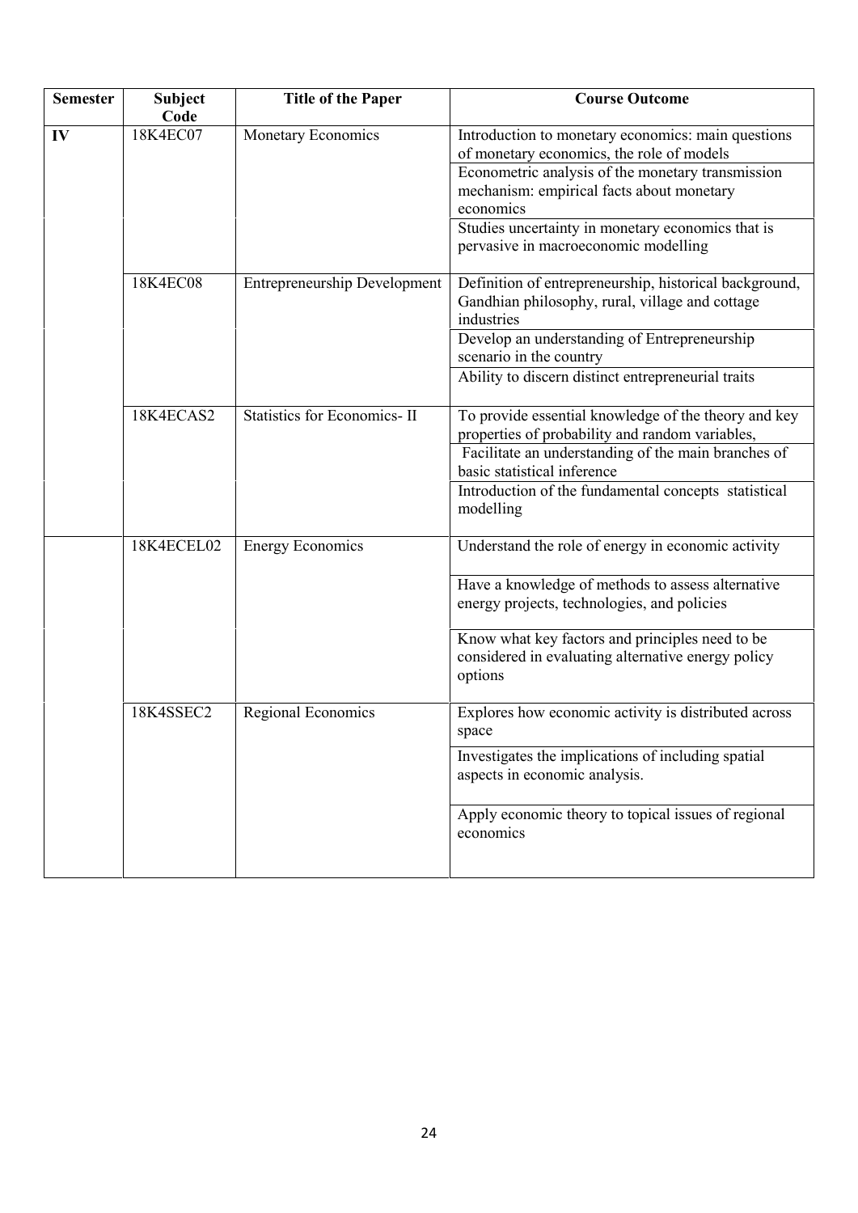| Semester | Subject Code | Title of the Paper | Course Outcome |
|---|---|---|---|
| **IV** | 18K4EC07 | Monetary Economics | Introduction to monetary economics: main questions of monetary economics, the role of models |
| | | | Econometric analysis of the monetary transmission mechanism: empirical facts about monetary economics |
| | | | Studies uncertainty in monetary economics that is pervasive in macroeconomic modelling |
| | 18K4EC08 | Entrepreneurship Development | Definition of entrepreneurship, historical background, Gandhian philosophy, rural, village and cottage industries |
| | | | Develop an understanding of Entrepreneurship scenario in the country |
| | | | Ability to discern distinct entrepreneurial traits |
| | 18K4ECAS2 | Statistics for Economics- II | To provide essential knowledge of the theory and key properties of probability and random variables, |
| | | | Facilitate an understanding of the main branches of basic statistical inference |
| | | | Introduction of the fundamental concepts statistical modelling |
| | 18K4ECEL02 | Energy Economics | Understand the role of energy in economic activity |
| | | | Have a knowledge of methods to assess alternative energy projects, technologies, and policies |
| | | | Know what key factors and principles need to be considered in evaluating alternative energy policy options |
| | 18K4SSEC2 | Regional Economics | Explores how economic activity is distributed across space |
| | | | Investigates the implications of including spatial aspects in economic analysis. |
| | | | Apply economic theory to topical issues of regional economics |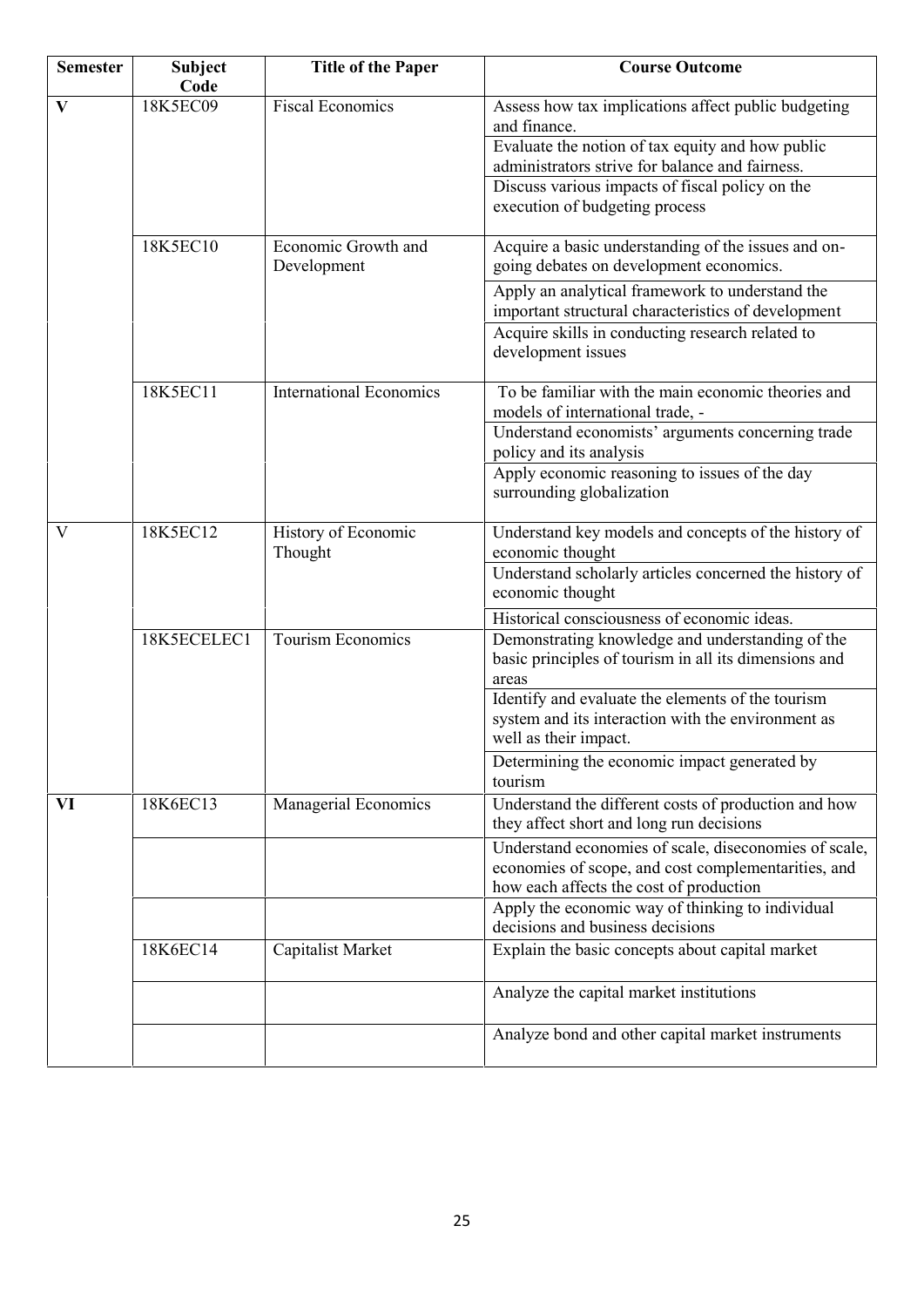| Semester | Subject Code | Title of the Paper | Course Outcome |
| --- | --- | --- | --- |
| **V** | 18K5EC09 | Fiscal Economics | Assess how tax implications affect public budgeting and finance. |
| | | | Evaluate the notion of tax equity and how public administrators strive for balance and fairness. |
| | | | Discuss various impacts of fiscal policy on the execution of budgeting process |
| | 18K5EC10 | Economic Growth and Development | Acquire a basic understanding of the issues and on-going debates on development economics. |
| | | | Apply an analytical framework to understand the important structural characteristics of development |
| | | | Acquire skills in conducting research related to development issues |
| | 18K5EC11 | International Economics | To be familiar with the main economic theories and models of international trade, - |
| | | | Understand economists' arguments concerning trade policy and its analysis |
| | | | Apply economic reasoning to issues of the day surrounding globalization |
| V | 18K5EC12 | History of Economic Thought | Understand key models and concepts of the history of economic thought |
| | | | Understand scholarly articles concerned the history of economic thought |
| | | | Historical consciousness of economic ideas. |
| | 18K5ECELEC1 | Tourism Economics | Demonstrating knowledge and understanding of the basic principles of tourism in all its dimensions and areas |
| | | | Identify and evaluate the elements of the tourism system and its interaction with the environment as well as their impact. |
| | | | Determining the economic impact generated by tourism |
| **VI** | 18K6EC13 | Managerial Economics | Understand the different costs of production and how they affect short and long run decisions |
| | | | Understand economies of scale, diseconomies of scale, economies of scope, and cost complementarities, and how each affects the cost of production |
| | | | Apply the economic way of thinking to individual decisions and business decisions |
| | 18K6EC14 | Capitalist Market | Explain the basic concepts about capital market |
| | | | Analyze the capital market institutions |
| | | | Analyze bond and other capital market instruments |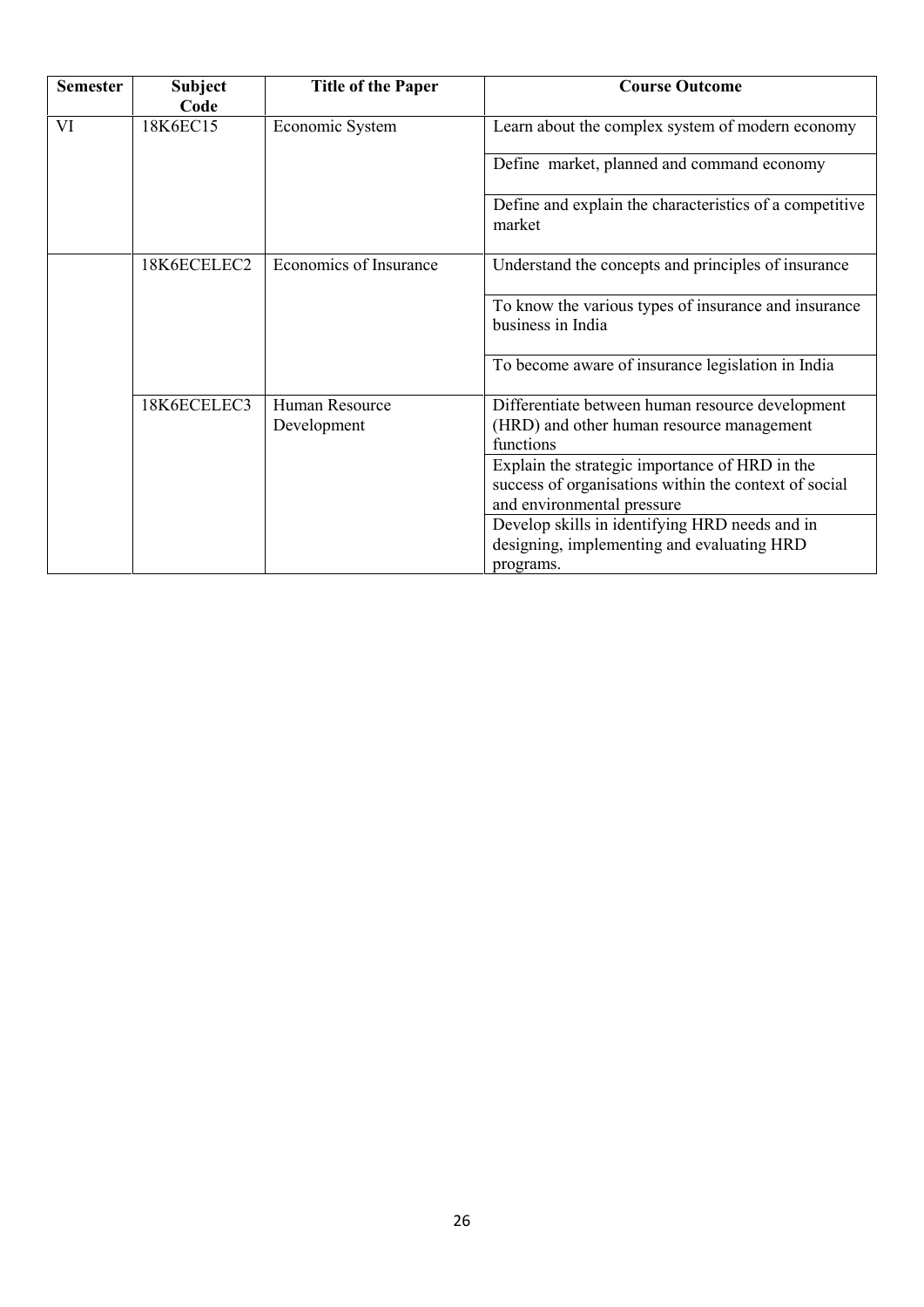| Semester | Subject Code | Title of the Paper | Course Outcome |
|---|---|---|---|
| VI | 18K6EC15 | Economic System | Learn about the complex system of modern economy |
| | | | Define market, planned and command economy |
| | | | Define and explain the characteristics of a competitive market |
| | 18K6ECELEC2 | Economics of Insurance | Understand the concepts and principles of insurance |
| | | | To know the various types of insurance and insurance business in India |
| | | | To become aware of insurance legislation in India |
| | 18K6ECELEC3 | Human Resource Development | Differentiate between human resource development (HRD) and other human resource management functions |
| | | | Explain the strategic importance of HRD in the success of organisations within the context of social and environmental pressure |
| | | | Develop skills in identifying HRD needs and in designing, implementing and evaluating HRD programs. |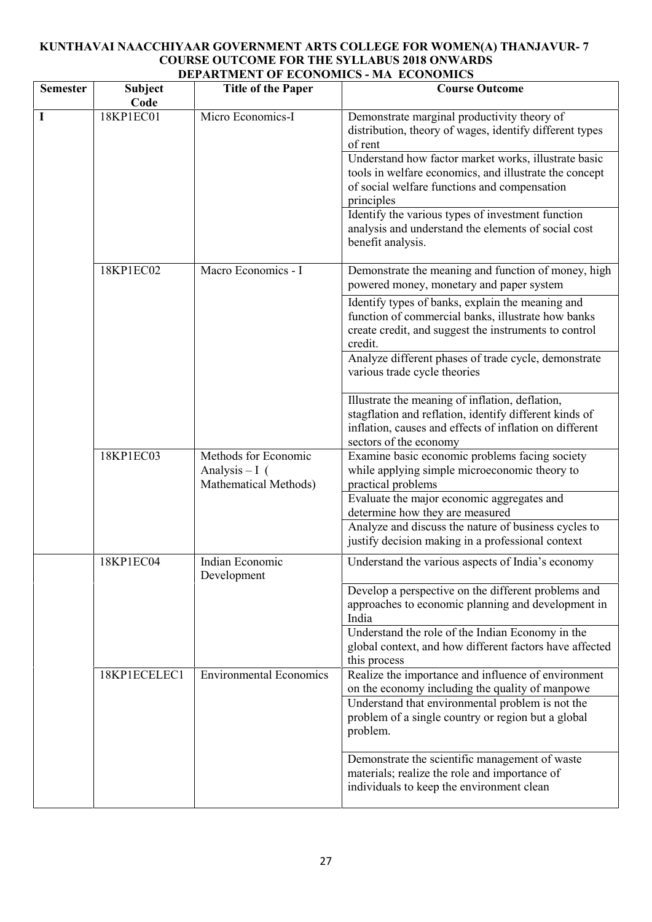**KUNTHAVAI NAACCHIYAAR GOVERNMENT ARTS COLLEGE FOR WOMEN(A) THANJAVUR- 7**
**COURSE OUTCOME FOR THE SYLLABUS 2018 ONWARDS**
**DEPARTMENT OF ECONOMICS - MA ECONOMICS**

| Semester | Subject Code | Title of the Paper | Course Outcome |
|---|---|---|---|
| I | 18KP1EC01 | Micro Economics-I | Demonstrate marginal productivity theory of distribution, theory of wages, identify different types of rent |
| | | | Understand how factor market works, illustrate basic tools in welfare economics, and illustrate the concept of social welfare functions and compensation principles |
| | | | Identify the various types of investment function analysis and understand the elements of social cost benefit analysis. |
| | 18KP1EC02 | Macro Economics - I | Demonstrate the meaning and function of money, high powered money, monetary and paper system |
| | | | Identify types of banks, explain the meaning and function of commercial banks, illustrate how banks create credit, and suggest the instruments to control credit. |
| | | | Analyze different phases of trade cycle, demonstrate various trade cycle theories |
| | | | Illustrate the meaning of inflation, deflation, stagflation and reflation, identify different kinds of inflation, causes and effects of inflation on different sectors of the economy |
| | 18KP1EC03 | Methods for Economic Analysis – I ( Mathematical Methods) | Examine basic economic problems facing society while applying simple microeconomic theory to practical problems |
| | | | Evaluate the major economic aggregates and determine how they are measured |
| | | | Analyze and discuss the nature of business cycles to justify decision making in a professional context |
| | 18KP1EC04 | Indian Economic Development | Understand the various aspects of India's economy |
| | | | Develop a perspective on the different problems and approaches to economic planning and development in India |
| | | | Understand the role of the Indian Economy in the global context, and how different factors have affected this process |
| | 18KP1ECELEC1 | Environmental Economics | Realize the importance and influence of environment on the economy including the quality of manpowe |
| | | | Understand that environmental problem is not the problem of a single country or region but a global problem. |
| | | | Demonstrate the scientific management of waste materials; realize the role and importance of individuals to keep the environment clean |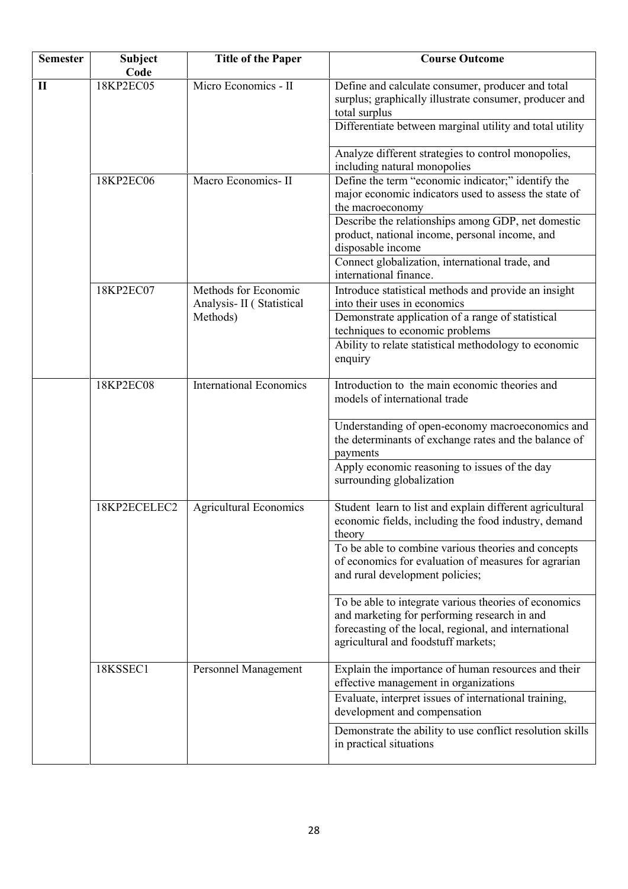| Semester | Subject Code | Title of the Paper | Course Outcome |
|---|---|---|---|
| II | 18KP2EC05 | Micro Economics - II | Define and calculate consumer, producer and total surplus; graphically illustrate consumer, producer and total surplus |
| | | | Differentiate between marginal utility and total utility |
| | | | Analyze different strategies to control monopolies, including natural monopolies |
| | 18KP2EC06 | Macro Economics- II | Define the term "economic indicator;" identify the major economic indicators used to assess the state of the macroeconomy |
| | | | Describe the relationships among GDP, net domestic product, national income, personal income, and disposable income |
| | | | Connect globalization, international trade, and international finance. |
| | 18KP2EC07 | Methods for Economic Analysis- II ( Statistical Methods) | Introduce statistical methods and provide an insight into their uses in economics |
| | | | Demonstrate application of a range of statistical techniques to economic problems |
| | | | Ability to relate statistical methodology to economic enquiry |
| | 18KP2EC08 | International Economics | Introduction to the main economic theories and models of international trade |
| | | | Understanding of open-economy macroeconomics and the determinants of exchange rates and the balance of payments |
| | | | Apply economic reasoning to issues of the day surrounding globalization |
| | 18KP2ECELEC2 | Agricultural Economics | Student learn to list and explain different agricultural economic fields, including the food industry, demand theory |
| | | | To be able to combine various theories and concepts of economics for evaluation of measures for agrarian and rural development policies; |
| | | | To be able to integrate various theories of economics and marketing for performing research in and forecasting of the local, regional, and international agricultural and foodstuff markets; |
| | 18KSSEC1 | Personnel Management | Explain the importance of human resources and their effective management in organizations |
| | | | Evaluate, interpret issues of international training, development and compensation |
| | | | Demonstrate the ability to use conflict resolution skills in practical situations |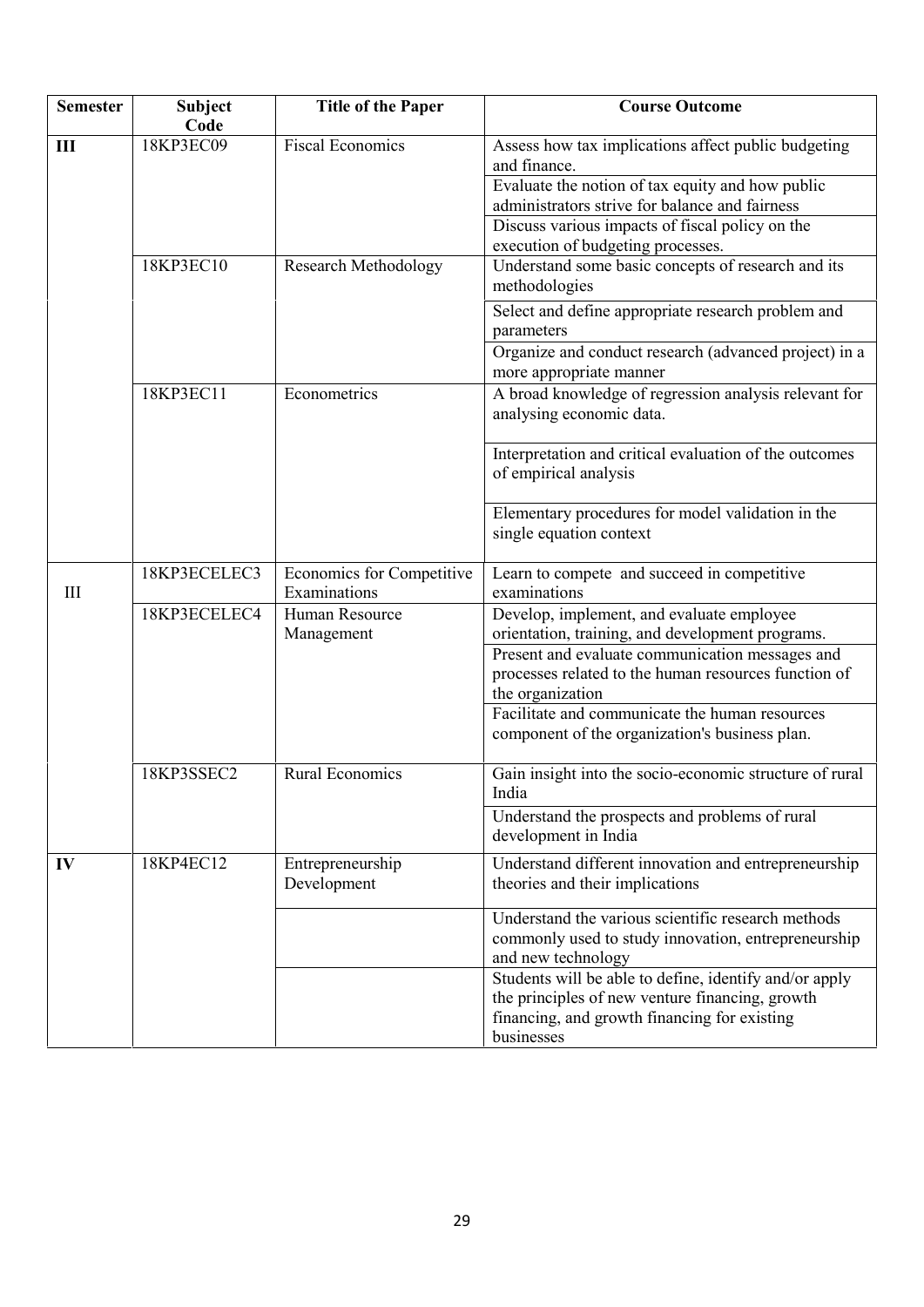| Semester | Subject Code | Title of the Paper | Course Outcome |
|---|---|---|---|
| **III** | 18KP3EC09 | Fiscal Economics | Assess how tax implications affect public budgeting and finance. |
| | | | Evaluate the notion of tax equity and how public administrators strive for balance and fairness |
| | | | Discuss various impacts of fiscal policy on the execution of budgeting processes. |
| | 18KP3EC10 | Research Methodology | Understand some basic concepts of research and its methodologies |
| | | | Select and define appropriate research problem and parameters |
| | | | Organize and conduct research (advanced project) in a more appropriate manner |
| | 18KP3EC11 | Econometrics | A broad knowledge of regression analysis relevant for analysing economic data. |
| | | | Interpretation and critical evaluation of the outcomes of empirical analysis |
| | | | Elementary procedures for model validation in the single equation context |
| III | 18KP3ECELEC3 | Economics for Competitive Examinations | Learn to compete and succeed in competitive examinations |
| | 18KP3ECELEC4 | Human Resource Management | Develop, implement, and evaluate employee orientation, training, and development programs. |
| | | | Present and evaluate communication messages and processes related to the human resources function of the organization |
| | | | Facilitate and communicate the human resources component of the organization's business plan. |
| | 18KP3SSEC2 | Rural Economics | Gain insight into the socio-economic structure of rural India |
| | | | Understand the prospects and problems of rural development in India |
| **IV** | 18KP4EC12 | Entrepreneurship Development | Understand different innovation and entrepreneurship theories and their implications |
| | | | Understand the various scientific research methods commonly used to study innovation, entrepreneurship and new technology |
| | | | Students will be able to define, identify and/or apply the principles of new venture financing, growth financing, and growth financing for existing businesses |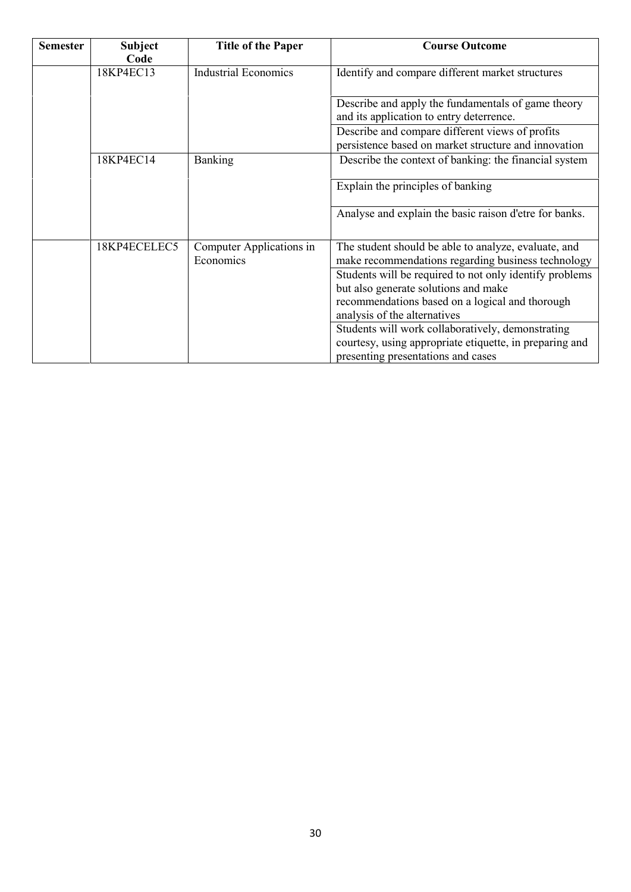| Semester | Subject Code | Title of the Paper | Course Outcome |
| --- | --- | --- | --- |
| | 18KP4EC13 | Industrial Economics | Identify and compare different market structures |
| | | | Describe and apply the fundamentals of game theory and its application to entry deterrence. |
| | | | Describe and compare different views of profits persistence based on market structure and innovation |
| | 18KP4EC14 | Banking | Describe the context of banking: the financial system |
| | | | Explain the principles of banking |
| | | | Analyse and explain the basic raison d'etre for banks. |
| | 18KP4ECELEC5 | Computer Applications in Economics | The student should be able to analyze, evaluate, and make recommendations regarding business technology |
| | | | Students will be required to not only identify problems but also generate solutions and make recommendations based on a logical and thorough analysis of the alternatives |
| | | | Students will work collaboratively, demonstrating courtesy, using appropriate etiquette, in preparing and presenting presentations and cases |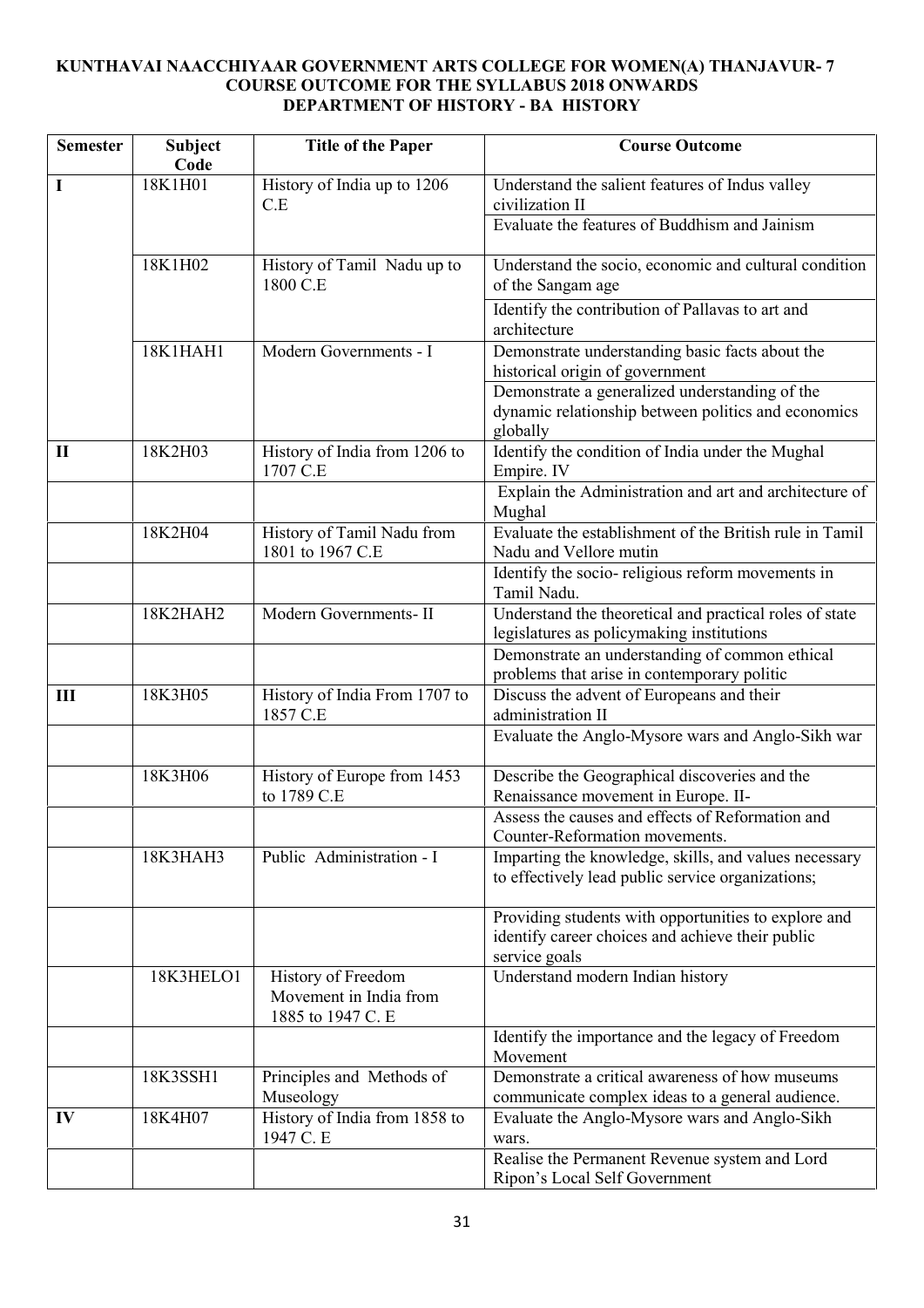**KUNTHAVAI NAACCHIYAAR GOVERNMENT ARTS COLLEGE FOR WOMEN(A) THANJAVUR- 7**
**COURSE OUTCOME FOR THE SYLLABUS 2018 ONWARDS**
**DEPARTMENT OF HISTORY - BA HISTORY**

| Semester | Subject Code | Title of the Paper | Course Outcome |
|---|---|---|---|
| I | 18K1H01 | History of India up to 1206 C.E | Understand the salient features of Indus valley civilization II |
| | | | Evaluate the features of Buddhism and Jainism |
| | 18K1H02 | History of Tamil Nadu up to 1800 C.E | Understand the socio, economic and cultural condition of the Sangam age |
| | | | Identify the contribution of Pallavas to art and architecture |
| | 18K1HAH1 | Modern Governments - I | Demonstrate understanding basic facts about the historical origin of government |
| | | | Demonstrate a generalized understanding of the dynamic relationship between politics and economics globally |
| II | 18K2H03 | History of India from 1206 to 1707 C.E | Identify the condition of India under the Mughal Empire. IV |
| | | | Explain the Administration and art and architecture of Mughal |
| | 18K2H04 | History of Tamil Nadu from 1801 to 1967 C.E | Evaluate the establishment of the British rule in Tamil Nadu and Vellore mutin |
| | | | Identify the socio- religious reform movements in Tamil Nadu. |
| | 18K2HAH2 | Modern Governments- II | Understand the theoretical and practical roles of state legislatures as policymaking institutions |
| | | | Demonstrate an understanding of common ethical problems that arise in contemporary politic |
| III | 18K3H05 | History of India From 1707 to 1857 C.E | Discuss the advent of Europeans and their administration II |
| | | | Evaluate the Anglo-Mysore wars and Anglo-Sikh war |
| | 18K3H06 | History of Europe from 1453 to 1789 C.E | Describe the Geographical discoveries and the Renaissance movement in Europe. II- |
| | | | Assess the causes and effects of Reformation and Counter-Reformation movements. |
| | 18K3HAH3 | Public Administration - I | Imparting the knowledge, skills, and values necessary to effectively lead public service organizations; |
| | | | Providing students with opportunities to explore and identify career choices and achieve their public service goals |
| | 18K3HELO1 | History of Freedom Movement in India from 1885 to 1947 C. E | Understand modern Indian history |
| | | | Identify the importance and the legacy of Freedom Movement |
| | 18K3SSH1 | Principles and Methods of Museology | Demonstrate a critical awareness of how museums communicate complex ideas to a general audience. |
| IV | 18K4H07 | History of India from 1858 to 1947 C. E | Evaluate the Anglo-Mysore wars and Anglo-Sikh wars. |
| | | | Realise the Permanent Revenue system and Lord Ripon's Local Self Government |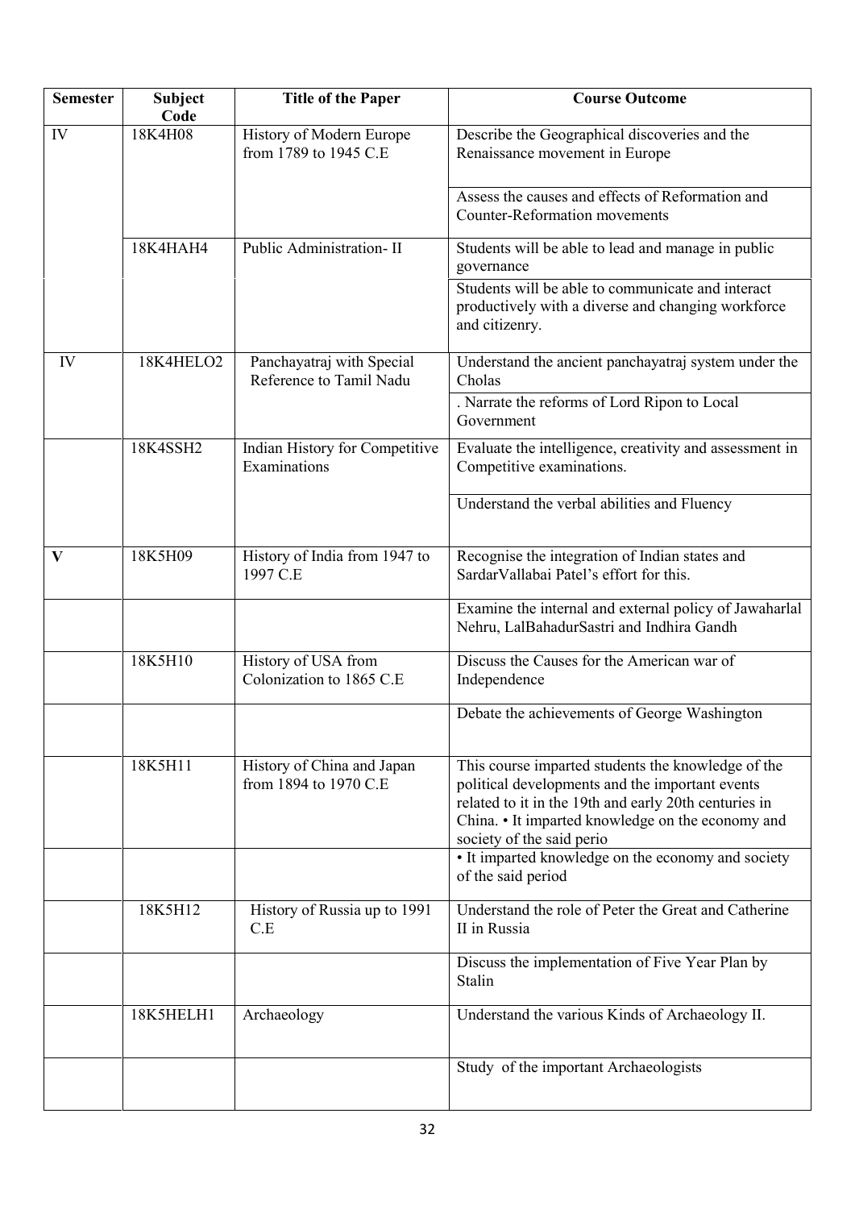| Semester | Subject Code | Title of the Paper | Course Outcome |
|---|---|---|---|
| IV | 18K4H08 | History of Modern Europe from 1789 to 1945 C.E | Describe the Geographical discoveries and the Renaissance movement in Europe |
| | | | Assess the causes and effects of Reformation and Counter-Reformation movements |
| | 18K4HAH4 | Public Administration- II | Students will be able to lead and manage in public governance |
| | | | Students will be able to communicate and interact productively with a diverse and changing workforce and citizenry. |
| IV | 18K4HELO2 | Panchayatraj with Special Reference to Tamil Nadu | Understand the ancient panchayatraj system under the Cholas |
| | | | . Narrate the reforms of Lord Ripon to Local Government |
| | 18K4SSH2 | Indian History for Competitive Examinations | Evaluate the intelligence, creativity and assessment in Competitive examinations. |
| | | | Understand the verbal abilities and Fluency |
| **V** | 18K5H09 | History of India from 1947 to 1997 C.E | Recognise the integration of Indian states and SardarVallabai Patel's effort for this. |
| | | | Examine the internal and external policy of Jawaharlal Nehru, LalBahadurSastri and Indhira Gandh |
| | 18K5H10 | History of USA from Colonization to 1865 C.E | Discuss the Causes for the American war of Independence |
| | | | Debate the achievements of George Washington |
| | 18K5H11 | History of China and Japan from 1894 to 1970 C.E | This course imparted students the knowledge of the political developments and the important events related to it in the 19th and early 20th centuries in China. • It imparted knowledge on the economy and society of the said perio |
| | | | • It imparted knowledge on the economy and society of the said period |
| | 18K5H12 | History of Russia up to 1991 C.E | Understand the role of Peter the Great and Catherine II in Russia |
| | | | Discuss the implementation of Five Year Plan by Stalin |
| | 18K5HELH1 | Archaeology | Understand the various Kinds of Archaeology II. |
| | | | Study of the important Archaeologists |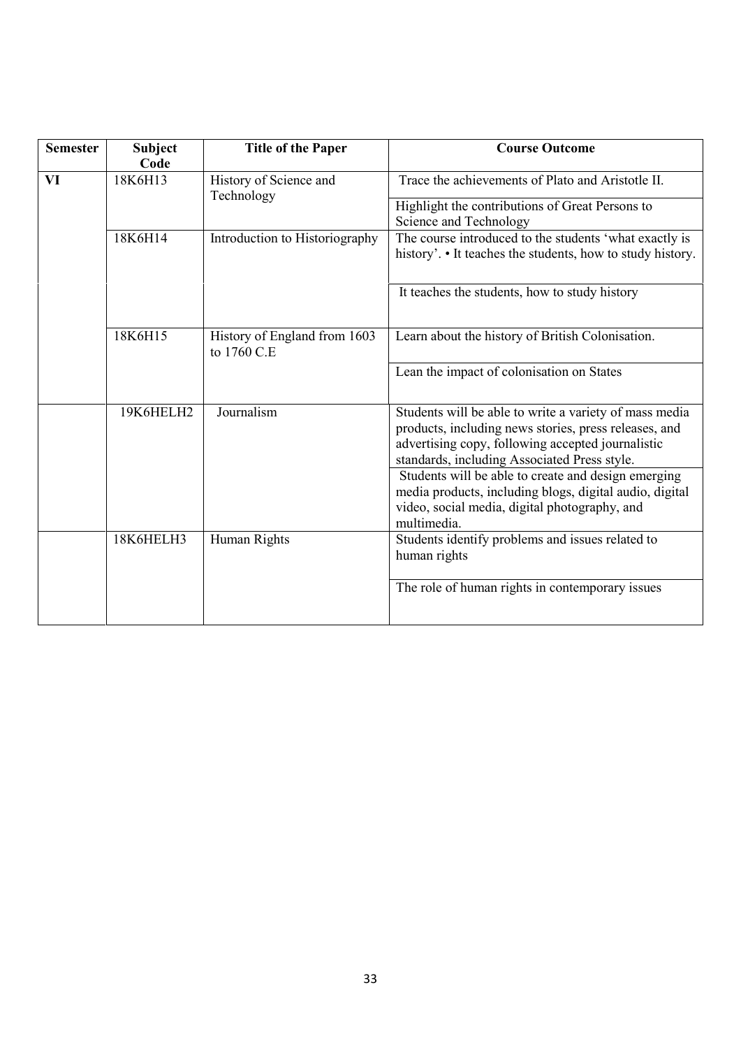| Semester | Subject Code | Title of the Paper | Course Outcome |
|---|---|---|---|
| VI | 18K6H13 | History of Science and Technology | Trace the achievements of Plato and Aristotle II. |
| | | | Highlight the contributions of Great Persons to Science and Technology |
| | 18K6H14 | Introduction to Historiography | The course introduced to the students 'what exactly is history'. • It teaches the students, how to study history. |
| | | | It teaches the students, how to study history |
| | 18K6H15 | History of England from 1603 to 1760 C.E | Learn about the history of British Colonisation. |
| | | | Lean the impact of colonisation on States |
| | 19K6HELH2 | Journalism | Students will be able to write a variety of mass media products, including news stories, press releases, and advertising copy, following accepted journalistic standards, including Associated Press style. |
| | | | Students will be able to create and design emerging media products, including blogs, digital audio, digital video, social media, digital photography, and multimedia. |
| | 18K6HELH3 | Human Rights | Students identify problems and issues related to human rights |
| | | | The role of human rights in contemporary issues |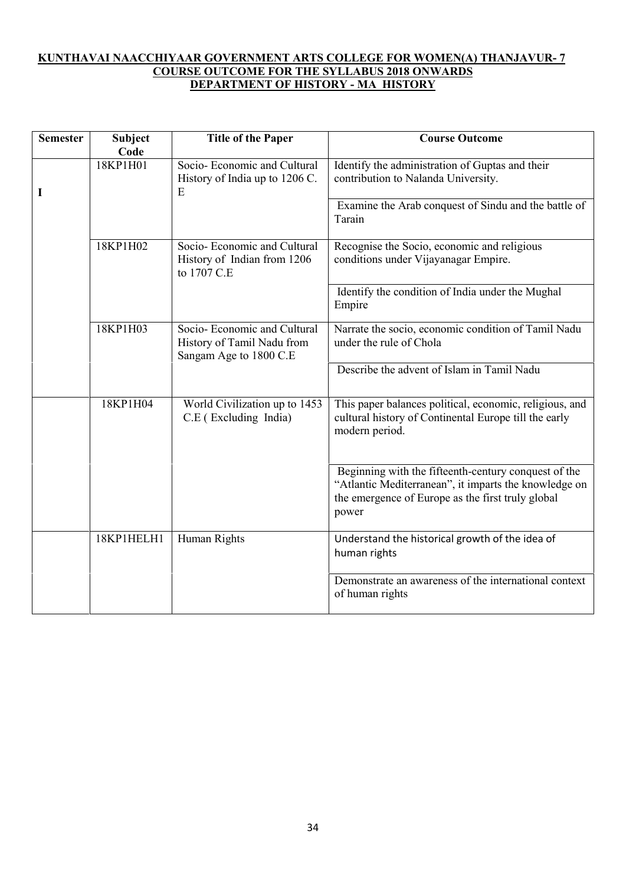**KUNTHAVAI NAACCHIYAAR GOVERNMENT ARTS COLLEGE FOR WOMEN(A) THANJAVUR- 7**
**COURSE OUTCOME FOR THE SYLLABUS 2018 ONWARDS**
**DEPARTMENT OF HISTORY - MA HISTORY**

| Semester | Subject Code | Title of the Paper | Course Outcome |
|---|---|---|---|
| I | 18KP1H01 | Socio- Economic and Cultural History of India up to 1206 C. E | Identify the administration of Guptas and their contribution to Nalanda University. |
| | | | Examine the Arab conquest of Sindu and the battle of Tarain |
| | 18KP1H02 | Socio- Economic and Cultural History of Indian from 1206 to 1707 C.E | Recognise the Socio, economic and religious conditions under Vijayanagar Empire. |
| | | | Identify the condition of India under the Mughal Empire |
| | 18KP1H03 | Socio- Economic and Cultural History of Tamil Nadu from Sangam Age to 1800 C.E | Narrate the socio, economic condition of Tamil Nadu under the rule of Chola |
| | | | Describe the advent of Islam in Tamil Nadu |
| | 18KP1H04 | World Civilization up to 1453 C.E ( Excluding India) | This paper balances political, economic, religious, and cultural history of Continental Europe till the early modern period. |
| | | | Beginning with the fifteenth-century conquest of the "Atlantic Mediterranean", it imparts the knowledge on the emergence of Europe as the first truly global power |
| | 18KP1HELH1 | Human Rights | Understand the historical growth of the idea of human rights |
| | | | Demonstrate an awareness of the international context of human rights |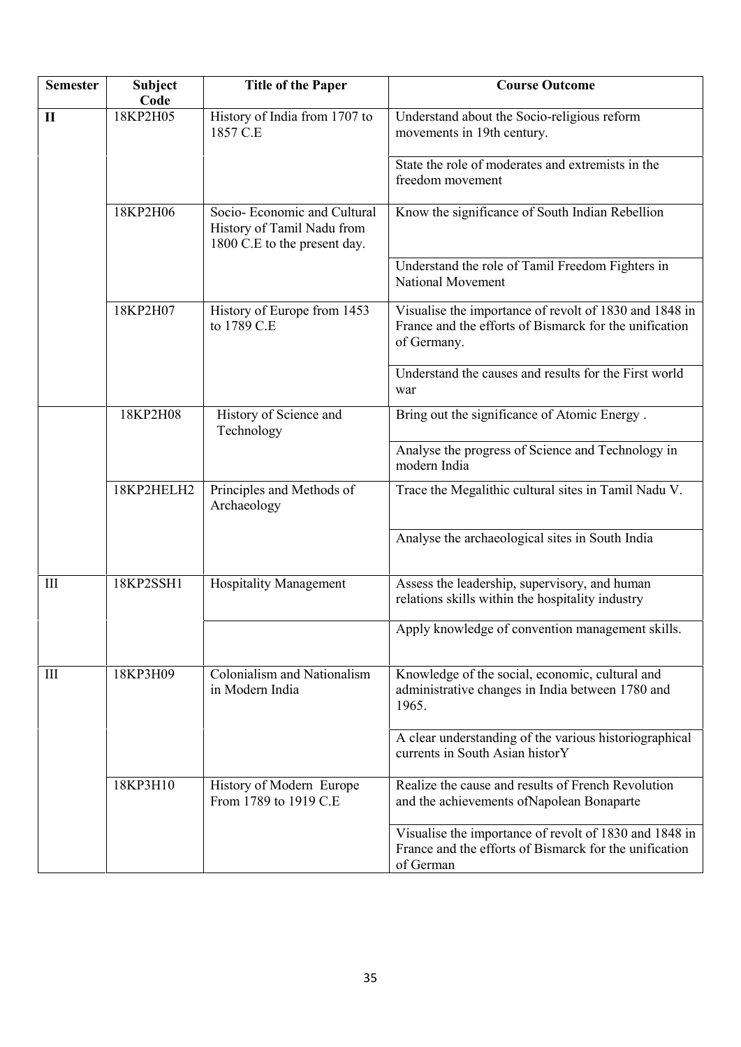| Semester | Subject Code | Title of the Paper | Course Outcome |
|---|---|---|---|
| **II** | 18KP2H05 | History of India from 1707 to 1857 C.E | Understand about the Socio-religious reform movements in 19th century. |
| | | | State the role of moderates and extremists in the freedom movement |
| | 18KP2H06 | Socio- Economic and Cultural History of Tamil Nadu from 1800 C.E to the present day. | Know the significance of South Indian Rebellion |
| | | | Understand the role of Tamil Freedom Fighters in National Movement |
| | 18KP2H07 | History of Europe from 1453 to 1789 C.E | Visualise the importance of revolt of 1830 and 1848 in France and the efforts of Bismarck for the unification of Germany. |
| | | | Understand the causes and results for the First world war |
| | 18KP2H08 | History of Science and Technology | Bring out the significance of Atomic Energy . |
| | | | Analyse the progress of Science and Technology in modern India |
| | 18KP2HELH2 | Principles and Methods of Archaeology | Trace the Megalithic cultural sites in Tamil Nadu V. |
| | | | Analyse the archaeological sites in South India |
| III | 18KP2SSH1 | Hospitality Management | Assess the leadership, supervisory, and human relations skills within the hospitality industry |
| | | | Apply knowledge of convention management skills. |
| III | 18KP3H09 | Colonialism and Nationalism in Modern India | Knowledge of the social, economic, cultural and administrative changes in India between 1780 and 1965. |
| | | | A clear understanding of the various historiographical currents in South Asian historY |
| | 18KP3H10 | History of Modern Europe From 1789 to 1919 C.E | Realize the cause and results of French Revolution and the achievements ofNapolean Bonaparte |
| | | | Visualise the importance of revolt of 1830 and 1848 in France and the efforts of Bismarck for the unification of German |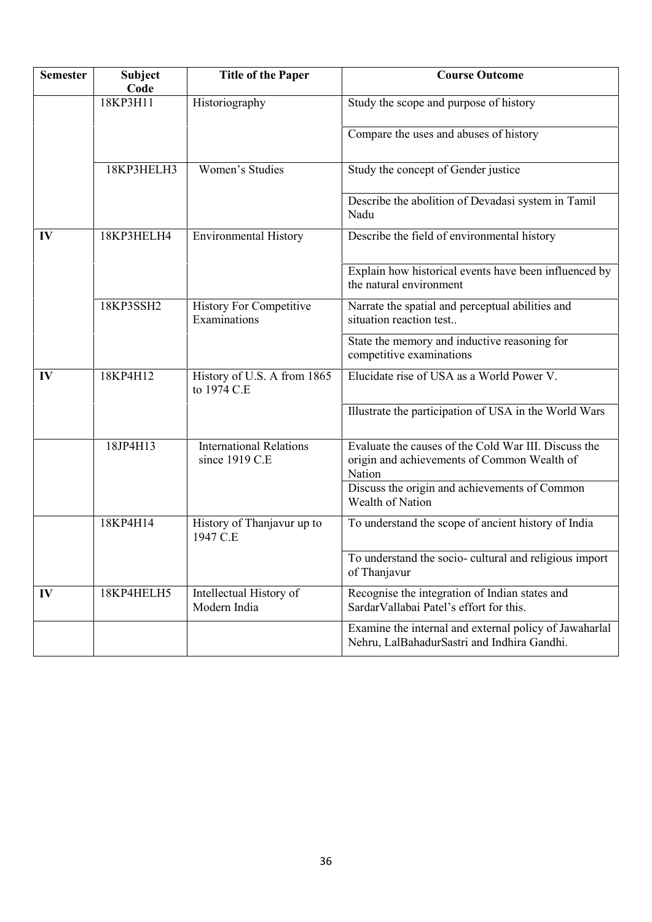| Semester | Subject Code | Title of the Paper | Course Outcome |
|---|---|---|---|
| | 18KP3H11 | Historiography | Study the scope and purpose of history |
| | | | Compare the uses and abuses of history |
| | 18KP3HELH3 | Women's Studies | Study the concept of Gender justice |
| | | | Describe the abolition of Devadasi system in Tamil Nadu |
| **IV** | 18KP3HELH4 | Environmental History | Describe the field of environmental history |
| | | | Explain how historical events have been influenced by the natural environment |
| | 18KP3SSH2 | History For Competitive Examinations | Narrate the spatial and perceptual abilities and situation reaction test.. |
| | | | State the memory and inductive reasoning for competitive examinations |
| **IV** | 18KP4H12 | History of U.S. A from 1865 to 1974 C.E | Elucidate rise of USA as a World Power V. |
| | | | Illustrate the participation of USA in the World Wars |
| | 18JP4H13 | International Relations since 1919 C.E | Evaluate the causes of the Cold War III. Discuss the origin and achievements of Common Wealth of Nation |
| | | | Discuss the origin and achievements of Common Wealth of Nation |
| | 18KP4H14 | History of Thanjavur up to 1947 C.E | To understand the scope of ancient history of India |
| | | | To understand the socio- cultural and religious import of Thanjavur |
| **IV** | 18KP4HELH5 | Intellectual History of Modern India | Recognise the integration of Indian states and SardarVallabai Patel's effort for this. |
| | | | Examine the internal and external policy of Jawaharlal Nehru, LalBahadurSastri and Indhira Gandhi. |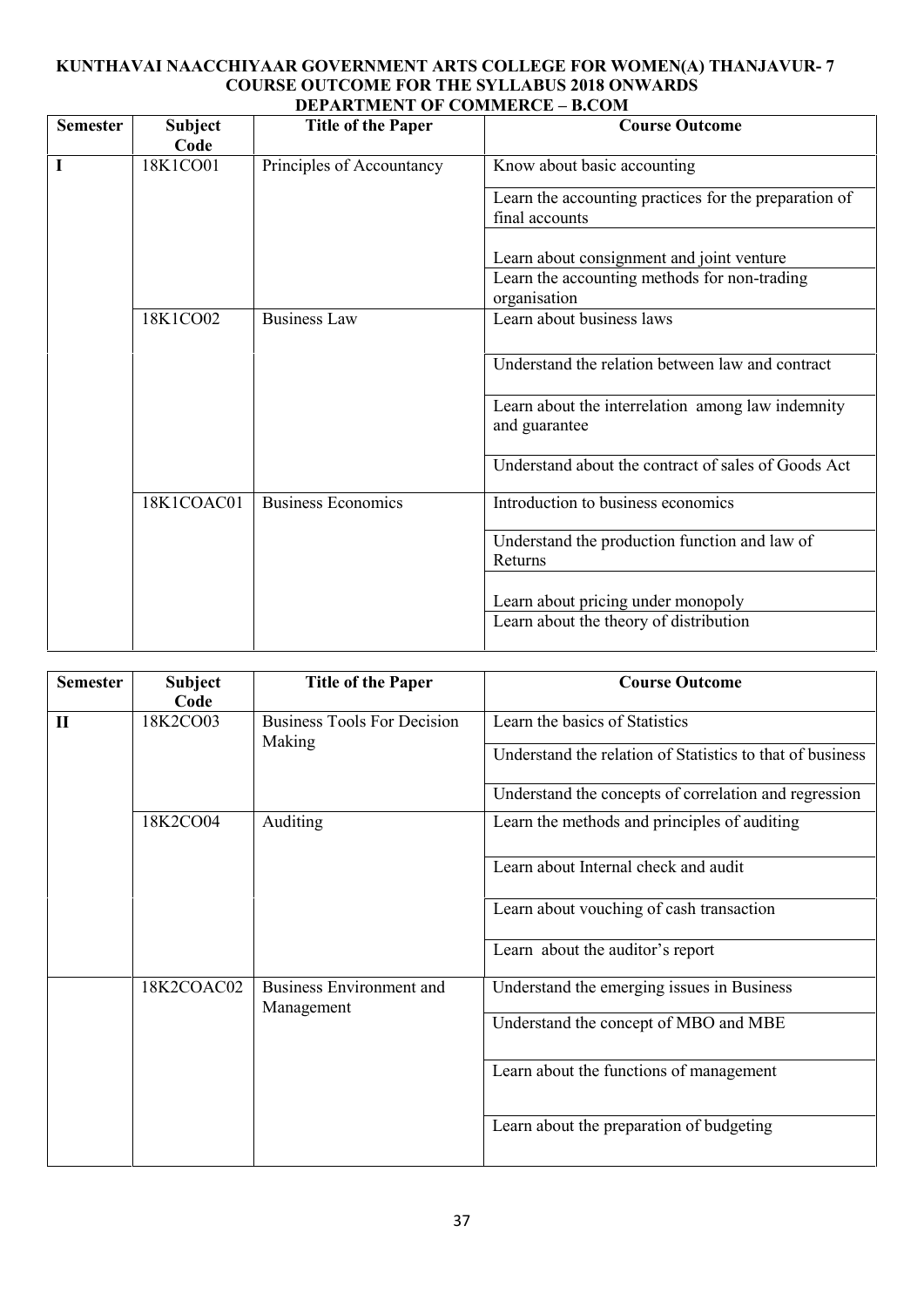**KUNTHAVAI NAACCHIYAAR GOVERNMENT ARTS COLLEGE FOR WOMEN(A) THANJAVUR- 7**
**COURSE OUTCOME FOR THE SYLLABUS 2018 ONWARDS**
**DEPARTMENT OF COMMERCE – B.COM**

| Semester | Subject Code | Title of the Paper | Course Outcome |
|---|---|---|---|
| I | 18K1CO01 | Principles of Accountancy | Know about basic accounting |
| | | | Learn the accounting practices for the preparation of final accounts |
| | | | Learn about consignment and joint venture |
| | | | Learn the accounting methods for non-trading organisation |
| | 18K1CO02 | Business Law | Learn about business laws |
| | | | Understand the relation between law and contract |
| | | | Learn about the interrelation among law indemnity and guarantee |
| | | | Understand about the contract of sales of Goods Act |
| | 18K1COAC01 | Business Economics | Introduction to business economics |
| | | | Understand the production function and law of Returns |
| | | | Learn about pricing under monopoly |
| | | | Learn about the theory of distribution |

| Semester | Subject Code | Title of the Paper | Course Outcome |
|---|---|---|---|
| II | 18K2CO03 | Business Tools For Decision Making | Learn the basics of Statistics |
| | | | Understand the relation of Statistics to that of business |
| | | | Understand the concepts of correlation and regression |
| | 18K2CO04 | Auditing | Learn the methods and principles of auditing |
| | | | Learn about Internal check and audit |
| | | | Learn about vouching of cash transaction |
| | | | Learn about the auditor's report |
| | 18K2COAC02 | Business Environment and Management | Understand the emerging issues in Business |
| | | | Understand the concept of MBO and MBE |
| | | | Learn about the functions of management |
| | | | Learn about the preparation of budgeting |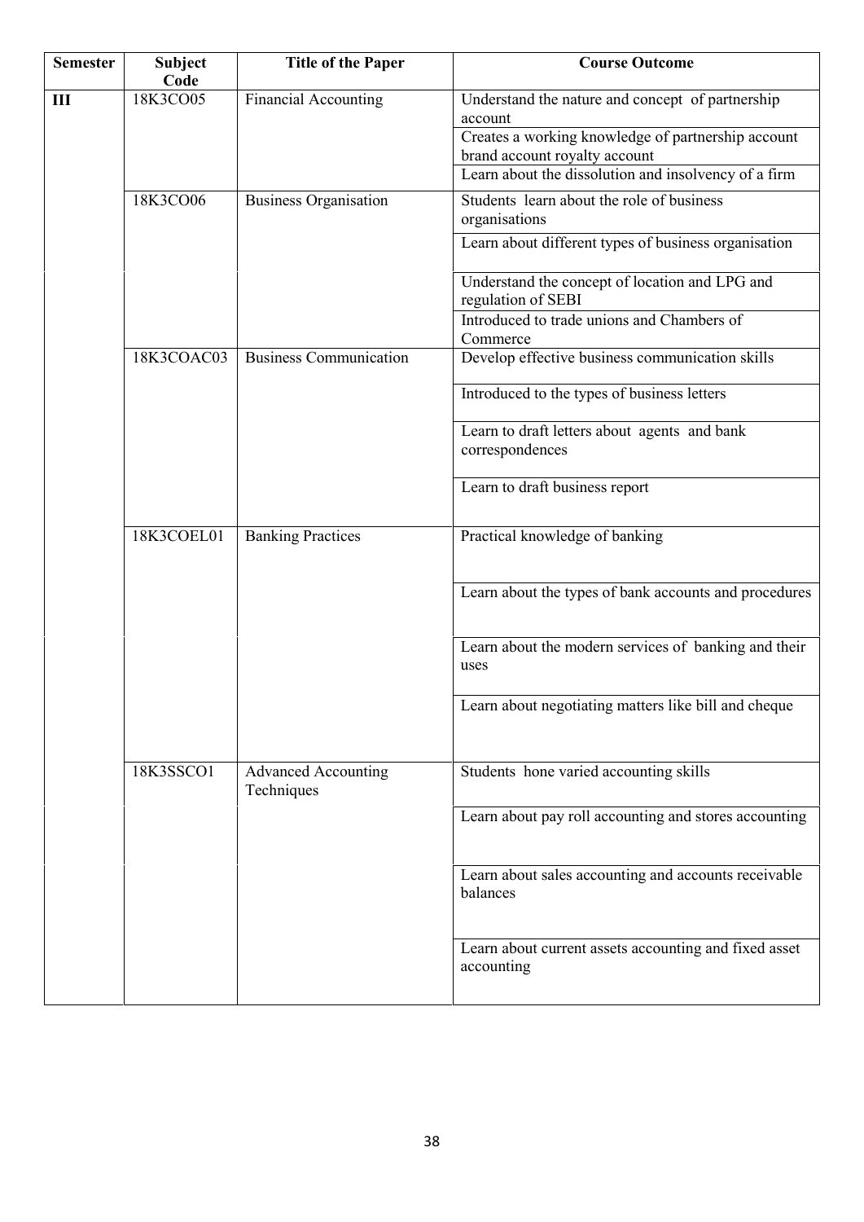| Semester | Subject Code | Title of the Paper | Course Outcome |
|---|---|---|---|
| **III** | 18K3CO05 | Financial Accounting | Understand the nature and concept of partnership account |
| | | | Creates a working knowledge of partnership account brand account royalty account |
| | | | Learn about the dissolution and insolvency of a firm |
| | 18K3CO06 | Business Organisation | Students learn about the role of business organisations |
| | | | Learn about different types of business organisation |
| | | | Understand the concept of location and LPG and regulation of SEBI |
| | | | Introduced to trade unions and Chambers of Commerce |
| | 18K3COAC03 | Business Communication | Develop effective business communication skills |
| | | | Introduced to the types of business letters |
| | | | Learn to draft letters about agents and bank correspondences |
| | | | Learn to draft business report |
| | 18K3COEL01 | Banking Practices | Practical knowledge of banking |
| | | | Learn about the types of bank accounts and procedures |
| | | | Learn about the modern services of banking and their uses |
| | | | Learn about negotiating matters like bill and cheque |
| | 18K3SSCO1 | Advanced Accounting Techniques | Students hone varied accounting skills |
| | | | Learn about pay roll accounting and stores accounting |
| | | | Learn about sales accounting and accounts receivable balances |
| | | | Learn about current assets accounting and fixed asset accounting |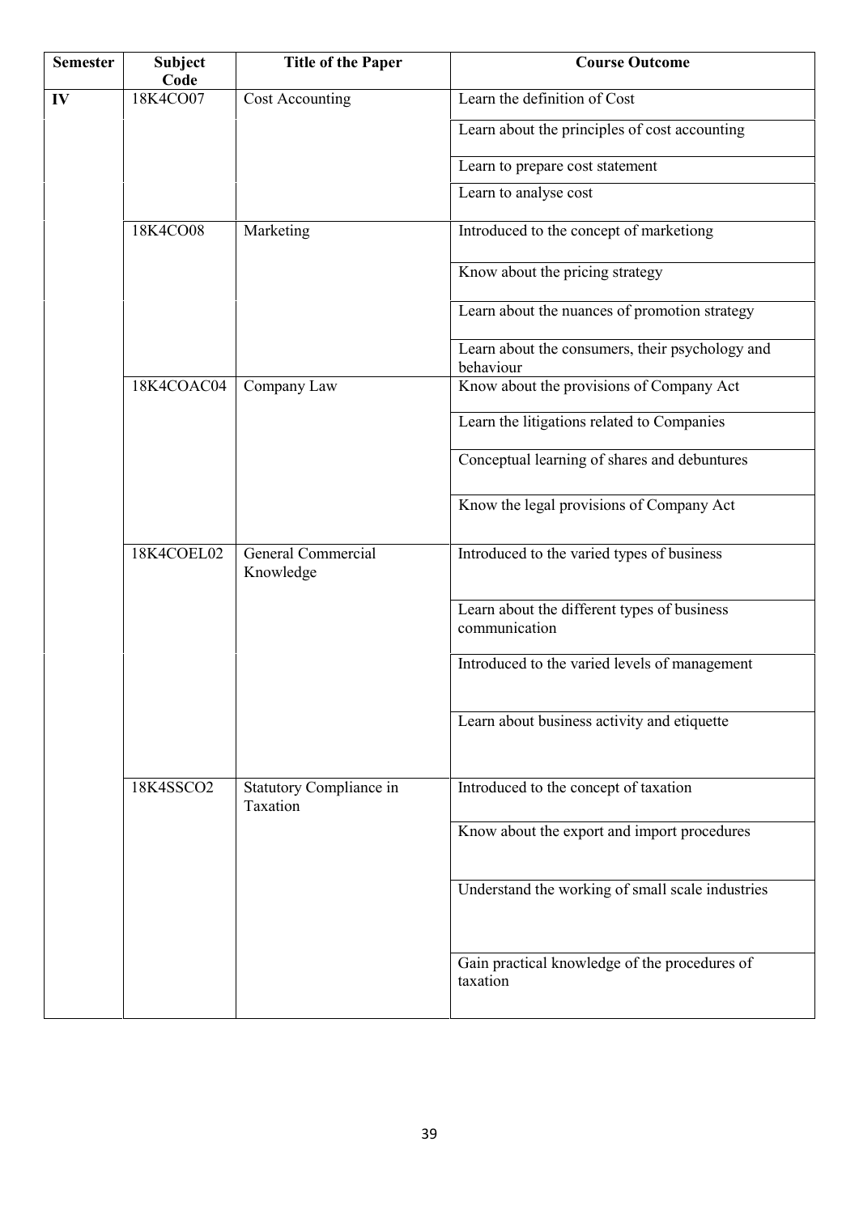| Semester | Subject Code | Title of the Paper | Course Outcome |
|---|---|---|---|
| IV | 18K4CO07 | Cost Accounting | Learn the definition of Cost |
| | | | Learn about the principles of cost accounting |
| | | | Learn to prepare cost statement |
| | | | Learn to analyse cost |
| | 18K4CO08 | Marketing | Introduced to the concept of marketiong |
| | | | Know about the pricing strategy |
| | | | Learn about the nuances of promotion strategy |
| | | | Learn about the consumers, their psychology and behaviour |
| | 18K4COAC04 | Company Law | Know about the provisions of Company Act |
| | | | Learn the litigations related to Companies |
| | | | Conceptual learning of shares and debuntures |
| | | | Know the legal provisions of Company Act |
| | 18K4COEL02 | General Commercial Knowledge | Introduced to the varied types of business |
| | | | Learn about the different types of business communication |
| | | | Introduced to the varied levels of management |
| | | | Learn about business activity and etiquette |
| | 18K4SSCO2 | Statutory Compliance in Taxation | Introduced to the concept of taxation |
| | | | Know about the export and import procedures |
| | | | Understand the working of small scale industries |
| | | | Gain practical knowledge of the procedures of taxation |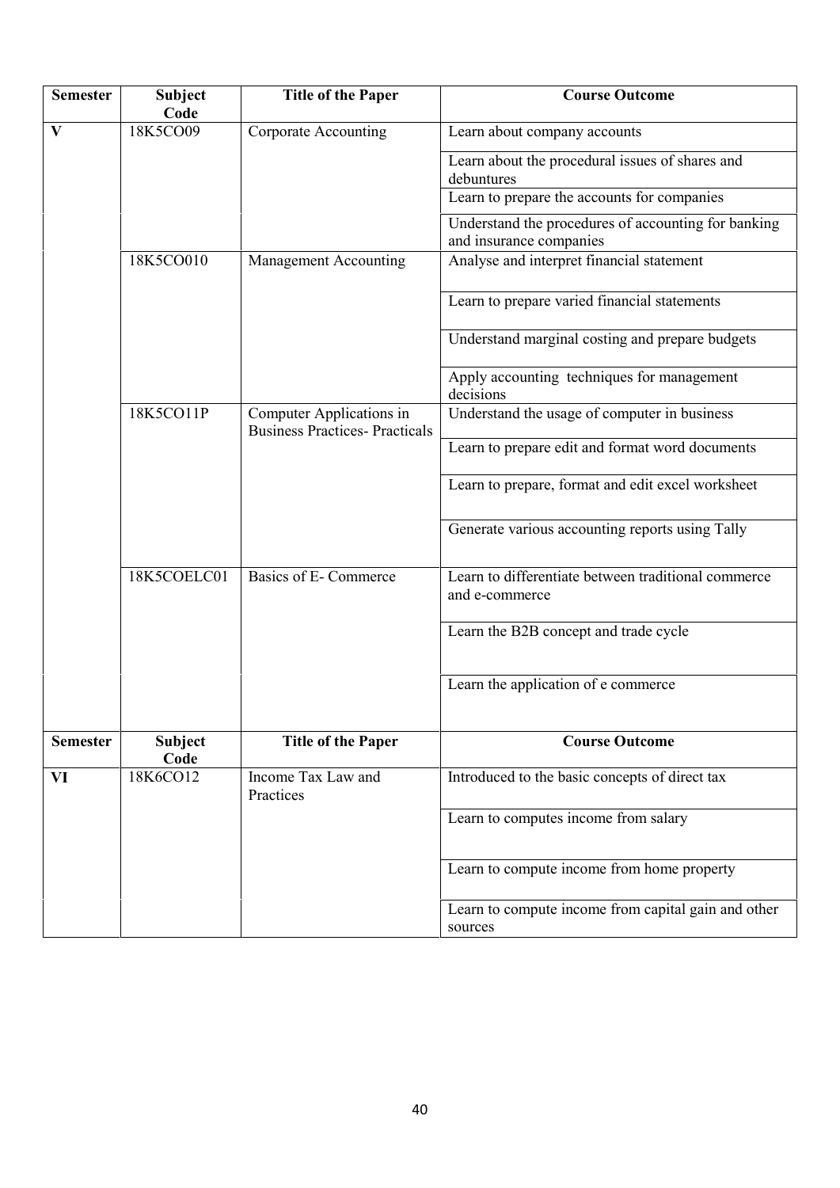| Semester | Subject Code | Title of the Paper | Course Outcome |
| --- | --- | --- | --- |
| V | 18K5CO09 | Corporate Accounting | Learn about company accounts |
| | | | Learn about the procedural issues of shares and debuntures |
| | | | Learn to prepare the accounts for companies |
| | | | Understand the procedures of accounting for banking and insurance companies |
| | 18K5CO010 | Management Accounting | Analyse and interpret financial statement |
| | | | Learn to prepare varied financial statements |
| | | | Understand marginal costing and prepare budgets |
| | | | Apply accounting techniques for management decisions |
| | 18K5CO11P | Computer Applications in Business Practices- Practicals | Understand the usage of computer in business |
| | | | Learn to prepare edit and format word documents |
| | | | Learn to prepare, format and edit excel worksheet |
| | | | Generate various accounting reports using Tally |
| | 18K5COELC01 | Basics of E- Commerce | Learn to differentiate between traditional commerce and e-commerce |
| | | | Learn the B2B concept and trade cycle |
| | | | Learn the application of e commerce |

| Semester | Subject Code | Title of the Paper | Course Outcome |
| --- | --- | --- | --- |
| VI | 18K6CO12 | Income Tax Law and Practices | Introduced to the basic concepts of direct tax |
| | | | Learn to computes income from salary |
| | | | Learn to compute income from home property |
| | | | Learn to compute income from capital gain and other sources |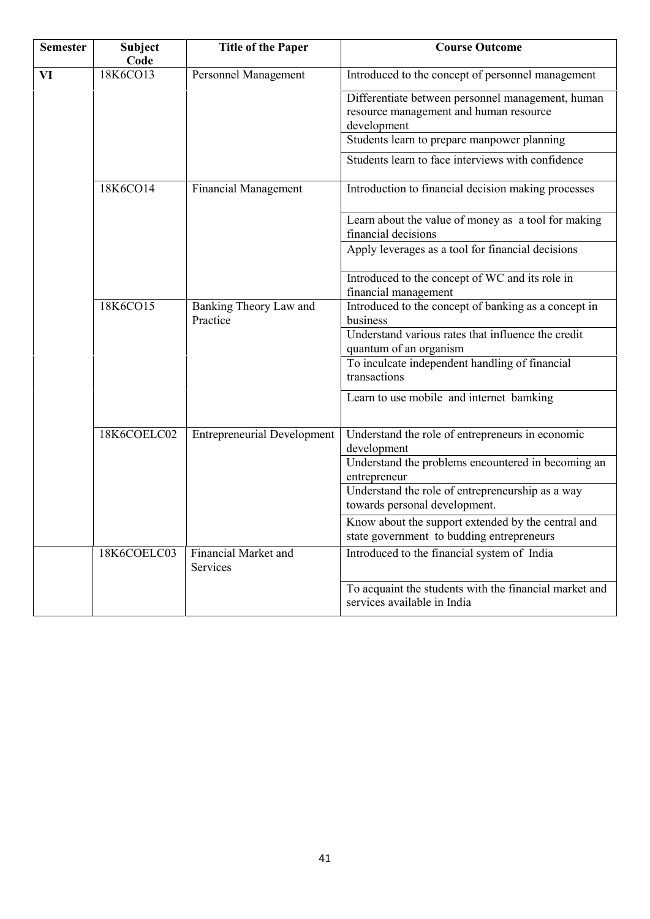| Semester | Subject Code | Title of the Paper | Course Outcome |
|---|---|---|---|
| VI | 18K6CO13 | Personnel Management | Introduced to the concept of personnel management |
| | | | Differentiate between personnel management, human resource management and human resource development |
| | | | Students learn to prepare manpower planning |
| | | | Students learn to face interviews with confidence |
| | 18K6CO14 | Financial Management | Introduction to financial decision making processes |
| | | | Learn about the value of money as a tool for making financial decisions |
| | | | Apply leverages as a tool for financial decisions |
| | | | Introduced to the concept of WC and its role in financial management |
| | 18K6CO15 | Banking Theory Law and Practice | Introduced to the concept of banking as a concept in business |
| | | | Understand various rates that influence the credit quantum of an organism |
| | | | To inculcate independent handling of financial transactions |
| | | | Learn to use mobile and internet bamking |
| | 18K6COELC02 | Entrepreneurial Development | Understand the role of entrepreneurs in economic development |
| | | | Understand the problems encountered in becoming an entrepreneur |
| | | | Understand the role of entrepreneurship as a way towards personal development. |
| | | | Know about the support extended by the central and state government to budding entrepreneurs |
| | 18K6COELC03 | Financial Market and Services | Introduced to the financial system of India |
| | | | To acquaint the students with the financial market and services available in India |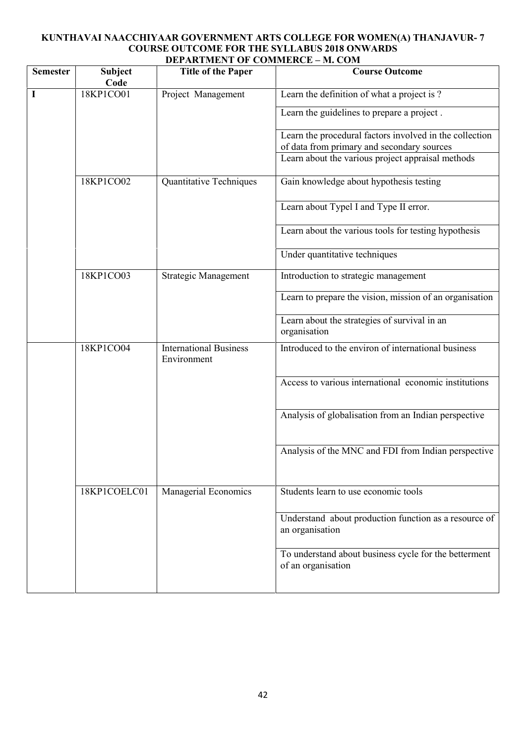**KUNTHAVAI NAACCHIYAAR GOVERNMENT ARTS COLLEGE FOR WOMEN(A) THANJAVUR- 7**
**COURSE OUTCOME FOR THE SYLLABUS 2018 ONWARDS**
**DEPARTMENT OF COMMERCE – M. COM**

| Semester | Subject Code | Title of the Paper | Course Outcome |
|---|---|---|---|
| I | 18KP1CO01 | Project Management | Learn the definition of what a project is ? |
| | | | Learn the guidelines to prepare a project . |
| | | | Learn the procedural factors involved in the collection of data from primary and secondary sources |
| | | | Learn about the various project appraisal methods |
| | 18KP1CO02 | Quantitative Techniques | Gain knowledge about hypothesis testing |
| | | | Learn about TypeI I and Type II error. |
| | | | Learn about the various tools for testing hypothesis |
| | | | Under quantitative techniques |
| | 18KP1CO03 | Strategic Management | Introduction to strategic management |
| | | | Learn to prepare the vision, mission of an organisation |
| | | | Learn about the strategies of survival in an organisation |
| | 18KP1CO04 | International Business Environment | Introduced to the environ of international business |
| | | | Access to various international economic institutions |
| | | | Analysis of globalisation from an Indian perspective |
| | | | Analysis of the MNC and FDI from Indian perspective |
| | 18KP1COELC01 | Managerial Economics | Students learn to use economic tools |
| | | | Understand about production function as a resource of an organisation |
| | | | To understand about business cycle for the betterment of an organisation |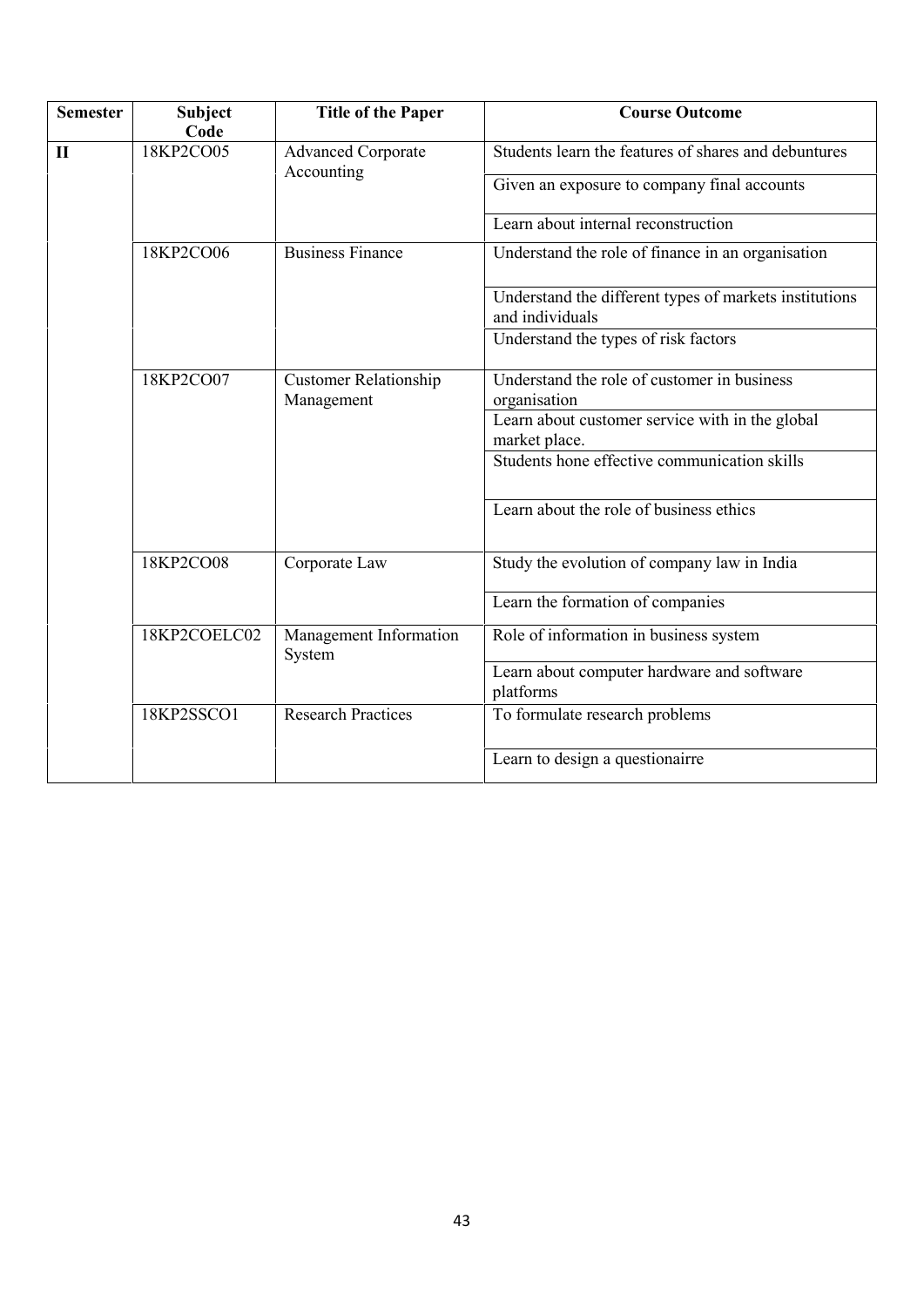| Semester | Subject Code | Title of the Paper | Course Outcome |
|---|---|---|---|
| II | 18KP2CO05 | Advanced Corporate Accounting | Students learn the features of shares and debuntures |
| | | | Given an exposure to company final accounts |
| | | | Learn about internal reconstruction |
| | 18KP2CO06 | Business Finance | Understand the role of finance in an organisation |
| | | | Understand the different types of markets institutions and individuals |
| | | | Understand the types of risk factors |
| | 18KP2CO07 | Customer Relationship Management | Understand the role of customer in business organisation |
| | | | Learn about customer service with in the global market place. |
| | | | Students hone effective communication skills |
| | | | Learn about the role of business ethics |
| | 18KP2CO08 | Corporate Law | Study the evolution of company law in India |
| | | | Learn the formation of companies |
| | 18KP2COELC02 | Management Information System | Role of information in business system |
| | | | Learn about computer hardware and software platforms |
| | 18KP2SSCO1 | Research Practices | To formulate research problems |
| | | | Learn to design a questionairre |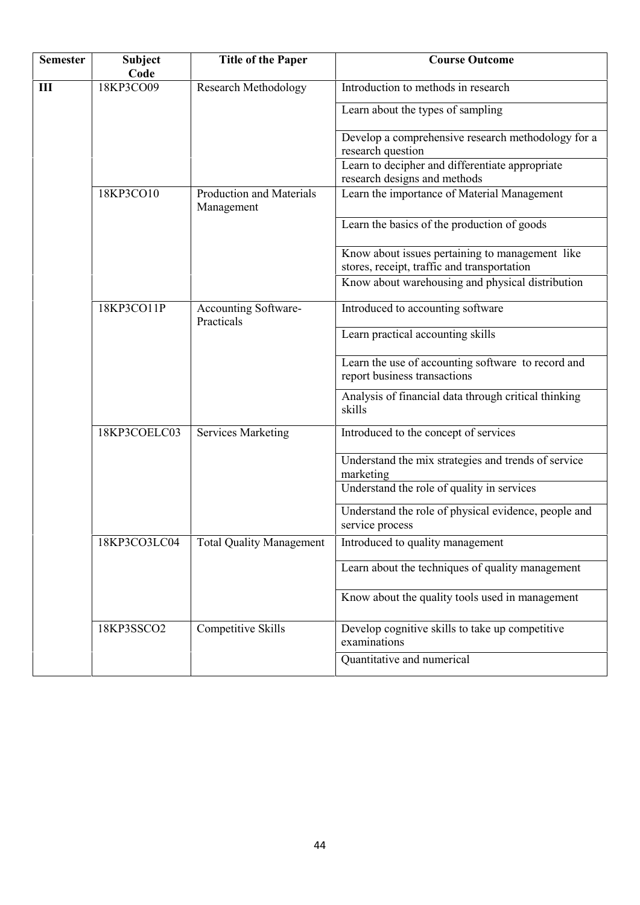| Semester | Subject Code | Title of the Paper | Course Outcome |
|---|---|---|---|
| III | 18KP3CO09 | Research Methodology | Introduction to methods in research |
| | | | Learn about the types of sampling |
| | | | Develop a comprehensive research methodology for a research question |
| | | | Learn to decipher and differentiate appropriate research designs and methods |
| | 18KP3CO10 | Production and Materials Management | Learn the importance of Material Management |
| | | | Learn the basics of the production of goods |
| | | | Know about issues pertaining to management like stores, receipt, traffic and transportation |
| | | | Know about warehousing and physical distribution |
| | 18KP3CO11P | Accounting Software-Practicals | Introduced to accounting software |
| | | | Learn practical accounting skills |
| | | | Learn the use of accounting software to record and report business transactions |
| | | | Analysis of financial data through critical thinking skills |
| | 18KP3COELC03 | Services Marketing | Introduced to the concept of services |
| | | | Understand the mix strategies and trends of service marketing |
| | | | Understand the role of quality in services |
| | | | Understand the role of physical evidence, people and service process |
| | 18KP3CO3LC04 | Total Quality Management | Introduced to quality management |
| | | | Learn about the techniques of quality management |
| | | | Know about the quality tools used in management |
| | 18KP3SSCO2 | Competitive Skills | Develop cognitive skills to take up competitive examinations |
| | | | Quantitative and numerical |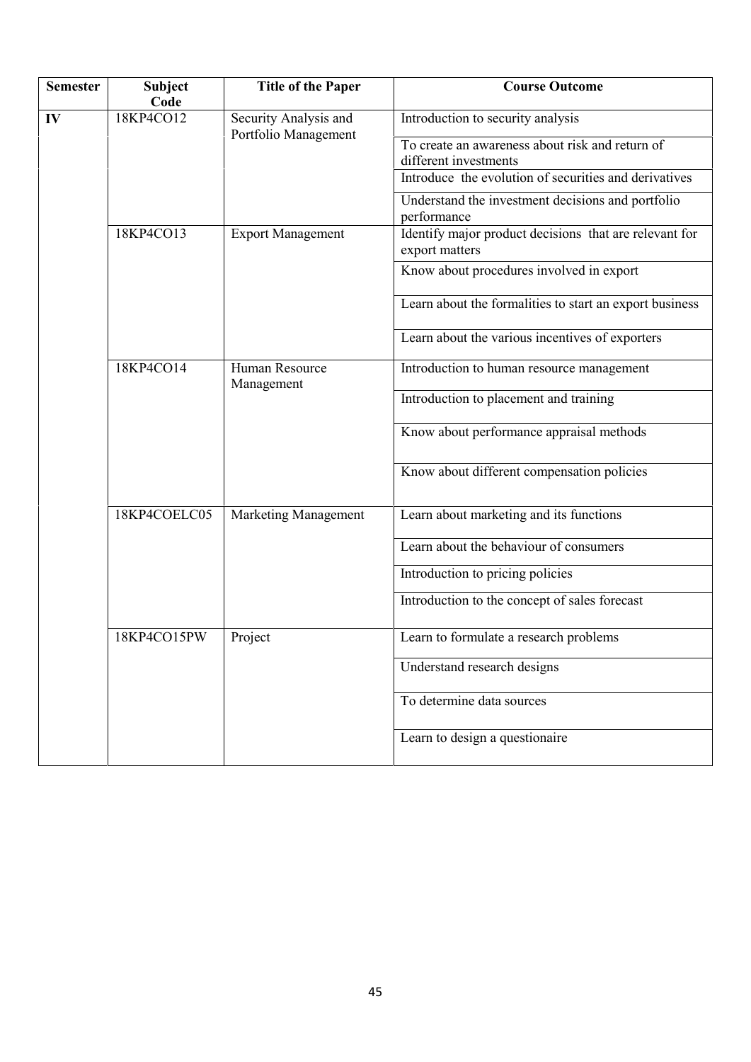| Semester | Subject Code | Title of the Paper | Course Outcome |
|---|---|---|---|
| IV | 18KP4CO12 | Security Analysis and Portfolio Management | Introduction to security analysis |
| | | | To create an awareness about risk and return of different investments |
| | | | Introduce the evolution of securities and derivatives |
| | | | Understand the investment decisions and portfolio performance |
| | 18KP4CO13 | Export Management | Identify major product decisions that are relevant for export matters |
| | | | Know about procedures involved in export |
| | | | Learn about the formalities to start an export business |
| | | | Learn about the various incentives of exporters |
| | 18KP4CO14 | Human Resource Management | Introduction to human resource management |
| | | | Introduction to placement and training |
| | | | Know about performance appraisal methods |
| | | | Know about different compensation policies |
| | 18KP4COELC05 | Marketing Management | Learn about marketing and its functions |
| | | | Learn about the behaviour of consumers |
| | | | Introduction to pricing policies |
| | | | Introduction to the concept of sales forecast |
| | 18KP4CO15PW | Project | Learn to formulate a research problems |
| | | | Understand research designs |
| | | | To determine data sources |
| | | | Learn to design a questionaire |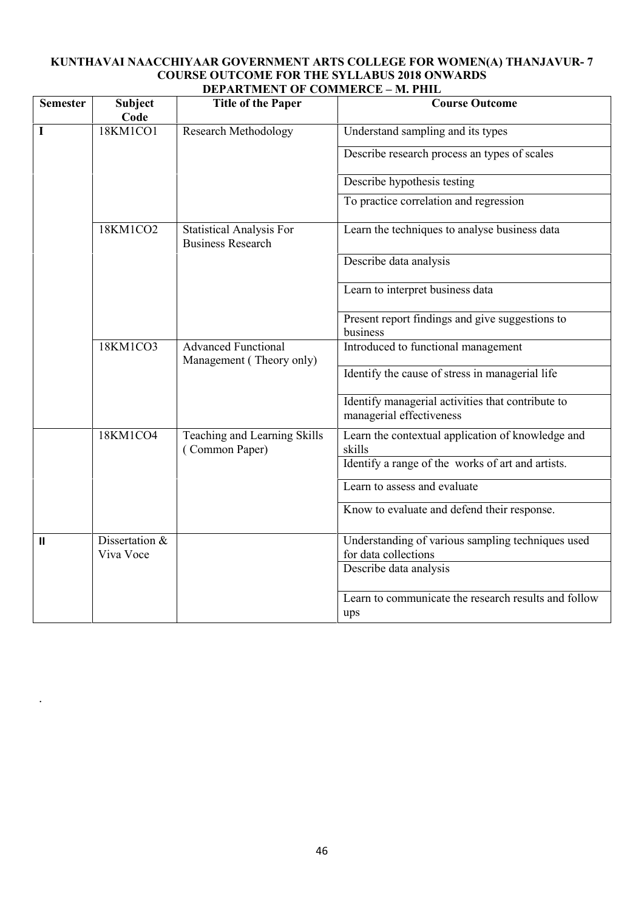**KUNTHAVAI NAACCHIYAAR GOVERNMENT ARTS COLLEGE FOR WOMEN(A) THANJAVUR- 7**
**COURSE OUTCOME FOR THE SYLLABUS 2018 ONWARDS**
**DEPARTMENT OF COMMERCE – M. PHIL**

| Semester | Subject Code | Title of the Paper | Course Outcome |
|---|---|---|---|
| I | 18KM1CO1 | Research Methodology | Understand sampling and its types |
| | | | Describe research process an types of scales |
| | | | Describe hypothesis testing |
| | | | To practice correlation and regression |
| | 18KM1CO2 | Statistical Analysis For Business Research | Learn the techniques to analyse business data |
| | | | Describe data analysis |
| | | | Learn to interpret business data |
| | | | Present report findings and give suggestions to business |
| | 18KM1CO3 | Advanced Functional Management ( Theory only) | Introduced to functional management |
| | | | Identify the cause of stress in managerial life |
| | | | Identify managerial activities that contribute to managerial effectiveness |
| | 18KM1CO4 | Teaching and Learning Skills ( Common Paper) | Learn the contextual application of knowledge and skills |
| | | | Identify a range of the works of art and artists. |
| | | | Learn to assess and evaluate |
| | | | Know to evaluate and defend their response. |
| II | Dissertation & Viva Voce | | Understanding of various sampling techniques used for data collections |
| | | | Describe data analysis |
| | | | Learn to communicate the research results and follow ups |

.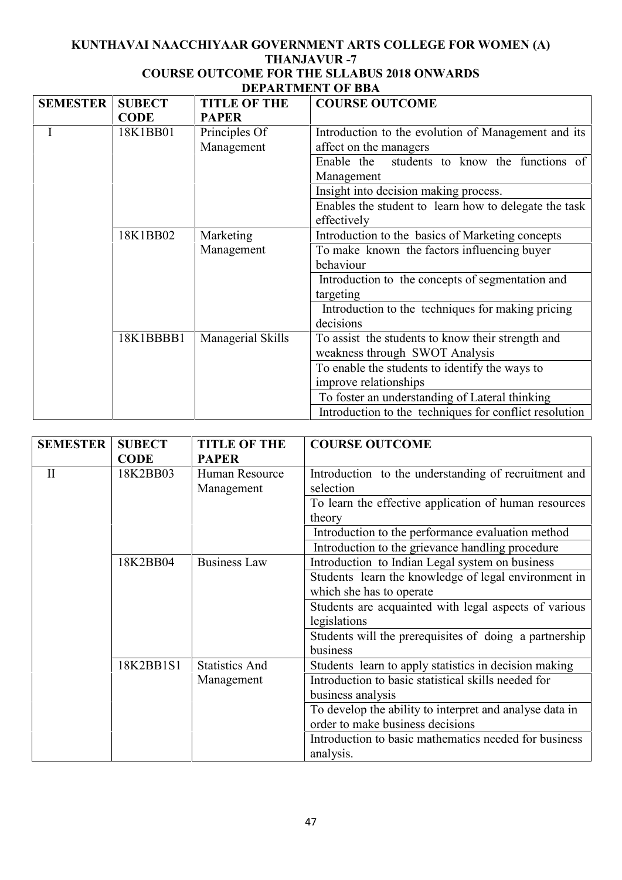**KUNTHAVAI NAACCHIYAAR GOVERNMENT ARTS COLLEGE FOR WOMEN (A)**
**THANJAVUR -7**
**COURSE OUTCOME FOR THE SLLABUS 2018 ONWARDS**
**DEPARTMENT OF BBA**

| SEMESTER | SUBECT CODE | TITLE OF THE PAPER | COURSE OUTCOME |
|---|---|---|---|
| I | 18K1BB01 | Principles Of Management | Introduction to the evolution of Management and its affect on the managers |
| | | | Enable the students to know the functions of Management |
| | | | Insight into decision making process. |
| | | | Enables the student to learn how to delegate the task effectively |
| | 18K1BB02 | Marketing Management | Introduction to the basics of Marketing concepts |
| | | | To make known the factors influencing buyer behaviour |
| | | | Introduction to the concepts of segmentation and targeting |
| | | | Introduction to the techniques for making pricing decisions |
| | 18K1BBBB1 | Managerial Skills | To assist the students to know their strength and weakness through SWOT Analysis |
| | | | To enable the students to identify the ways to improve relationships |
| | | | To foster an understanding of Lateral thinking |
| | | | Introduction to the techniques for conflict resolution |

| SEMESTER | SUBECT CODE | TITLE OF THE PAPER | COURSE OUTCOME |
|---|---|---|---|
| II | 18K2BB03 | Human Resource Management | Introduction to the understanding of recruitment and selection |
| | | | To learn the effective application of human resources theory |
| | | | Introduction to the performance evaluation method |
| | | | Introduction to the grievance handling procedure |
| | 18K2BB04 | Business Law | Introduction to Indian Legal system on business |
| | | | Students learn the knowledge of legal environment in which she has to operate |
| | | | Students are acquainted with legal aspects of various legislations |
| | | | Students will the prerequisites of doing a partnership business |
| | 18K2BB1S1 | Statistics And Management | Students learn to apply statistics in decision making |
| | | | Introduction to basic statistical skills needed for business analysis |
| | | | To develop the ability to interpret and analyse data in order to make business decisions |
| | | | Introduction to basic mathematics needed for business analysis. |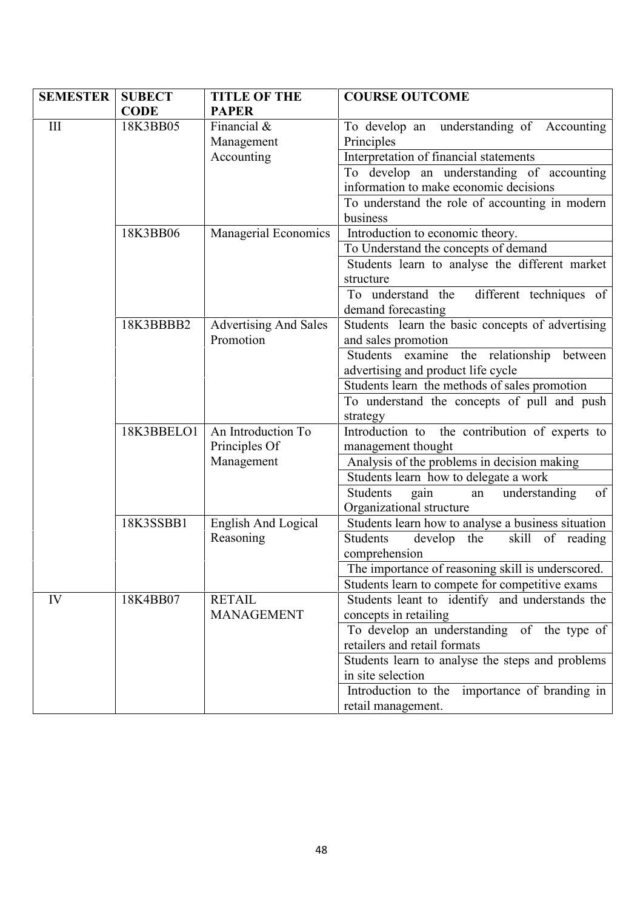| SEMESTER | SUBECT CODE | TITLE OF THE PAPER | COURSE OUTCOME |
|---|---|---|---|
| III | 18K3BB05 | Financial & Management Accounting | To develop an understanding of Accounting Principles |
| | | | Interpretation of financial statements |
| | | | To develop an understanding of accounting information to make economic decisions |
| | | | To understand the role of accounting in modern business |
| | 18K3BB06 | Managerial Economics | Introduction to economic theory. |
| | | | To Understand the concepts of demand |
| | | | Students learn to analyse the different market structure |
| | | | To understand the different techniques of demand forecasting |
| | 18K3BBBB2 | Advertising And Sales Promotion | Students learn the basic concepts of advertising and sales promotion |
| | | | Students examine the relationship between advertising and product life cycle |
| | | | Students learn the methods of sales promotion |
| | | | To understand the concepts of pull and push strategy |
| | 18K3BBELO1 | An Introduction To Principles Of Management | Introduction to the contribution of experts to management thought |
| | | | Analysis of the problems in decision making |
| | | | Students learn how to delegate a work |
| | | | Students gain an understanding of Organizational structure |
| | 18K3SSBB1 | English And Logical Reasoning | Students learn how to analyse a business situation |
| | | | Students develop the skill of reading comprehension |
| | | | The importance of reasoning skill is underscored. |
| | | | Students learn to compete for competitive exams |
| IV | 18K4BB07 | RETAIL MANAGEMENT | Students leant to identify and understands the concepts in retailing |
| | | | To develop an understanding of the type of retailers and retail formats |
| | | | Students learn to analyse the steps and problems in site selection |
| | | | Introduction to the importance of branding in retail management. |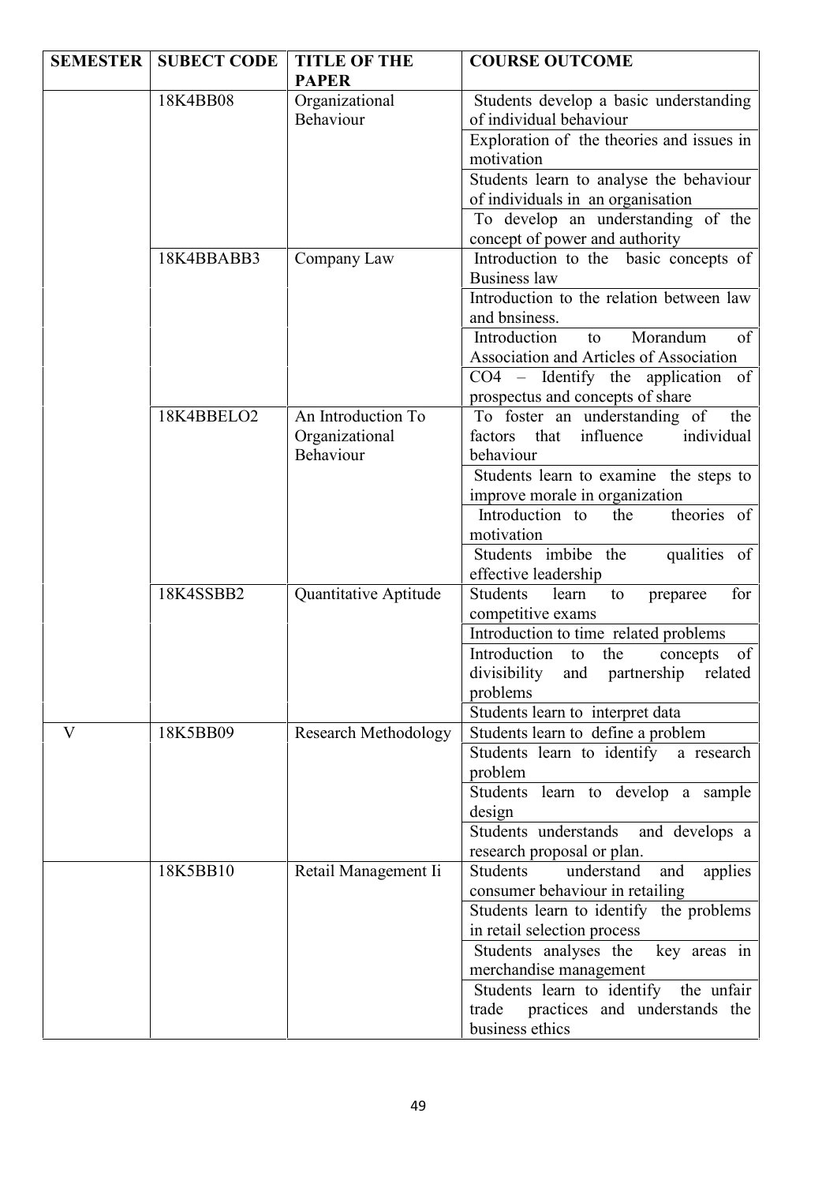| SEMESTER | SUBECT CODE | TITLE OF THE PAPER | COURSE OUTCOME |
|---|---|---|---|
| | 18K4BB08 | Organizational Behaviour | Students develop a basic understanding of individual behaviour |
| | | | Exploration of the theories and issues in motivation |
| | | | Students learn to analyse the behaviour of individuals in an organisation |
| | | | To develop an understanding of the concept of power and authority |
| | 18K4BBABB3 | Company Law | Introduction to the basic concepts of Business law |
| | | | Introduction to the relation between law and bnsiness. |
| | | | Introduction to Morandum of Association and Articles of Association |
| | | | CO4 – Identify the application of prospectus and concepts of share |
| | 18K4BBELO2 | An Introduction To Organizational Behaviour | To foster an understanding of the factors that influence individual behaviour |
| | | | Students learn to examine the steps to improve morale in organization |
| | | | Introduction to the theories of motivation |
| | | | Students imbibe the qualities of effective leadership |
| | 18K4SSBB2 | Quantitative Aptitude | Students learn to preparee for competitive exams |
| | | | Introduction to time related problems |
| | | | Introduction to the concepts of divisibility and partnership related problems |
| | | | Students learn to interpret data |
| V | 18K5BB09 | Research Methodology | Students learn to define a problem |
| | | | Students learn to identify a research problem |
| | | | Students learn to develop a sample design |
| | | | Students understands and develops a research proposal or plan. |
| | 18K5BB10 | Retail Management Ii | Students understand and applies consumer behaviour in retailing |
| | | | Students learn to identify the problems in retail selection process |
| | | | Students analyses the key areas in merchandise management |
| | | | Students learn to identify the unfair trade practices and understands the business ethics |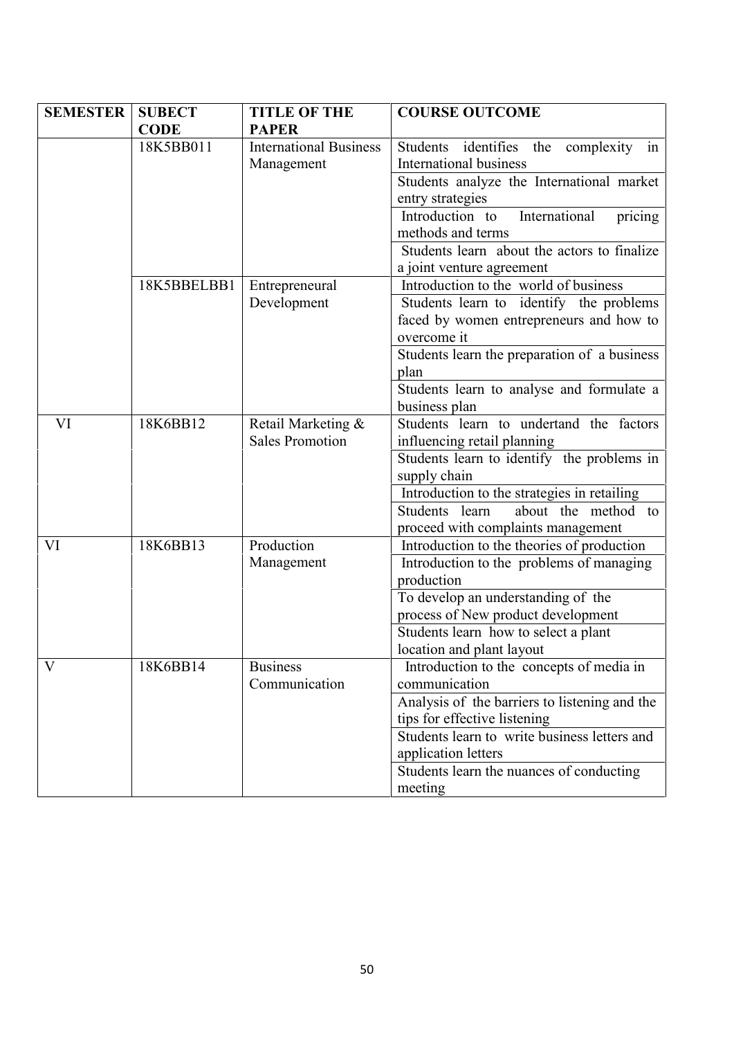| SEMESTER | SUBECT CODE | TITLE OF THE PAPER | COURSE OUTCOME |
|---|---|---|---|
| | 18K5BB011 | International Business Management | Students identifies the complexity in International business |
| | | | Students analyze the International market entry strategies |
| | | | Introduction to International pricing methods and terms |
| | | | Students learn about the actors to finalize a joint venture agreement |
| | 18K5BBELBB1 | Entrepreneural Development | Introduction to the world of business |
| | | | Students learn to identify the problems faced by women entrepreneurs and how to overcome it |
| | | | Students learn the preparation of a business plan |
| | | | Students learn to analyse and formulate a business plan |
| VI | 18K6BB12 | Retail Marketing & Sales Promotion | Students learn to undertand the factors influencing retail planning |
| | | | Students learn to identify the problems in supply chain |
| | | | Introduction to the strategies in retailing |
| | | | Students learn about the method to proceed with complaints management |
| VI | 18K6BB13 | Production Management | Introduction to the theories of production |
| | | | Introduction to the problems of managing production |
| | | | To develop an understanding of the process of New product development |
| | | | Students learn how to select a plant location and plant layout |
| V | 18K6BB14 | Business Communication | Introduction to the concepts of media in communication |
| | | | Analysis of the barriers to listening and the tips for effective listening |
| | | | Students learn to write business letters and application letters |
| | | | Students learn the nuances of conducting meeting |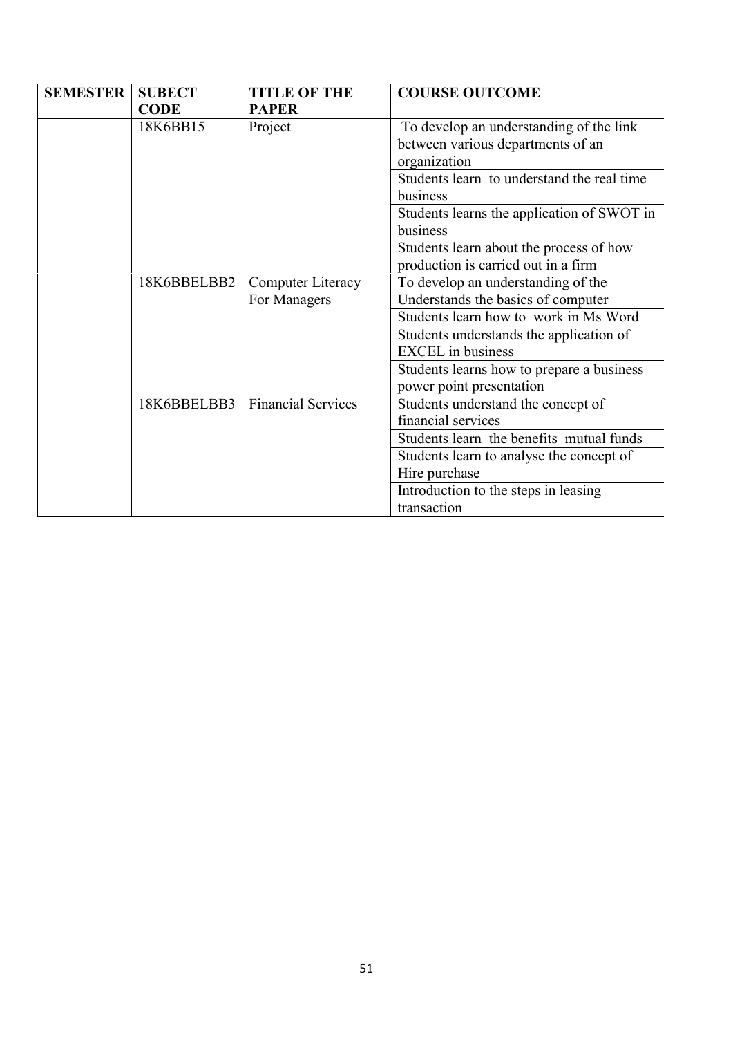| SEMESTER | SUBECT CODE | TITLE OF THE PAPER | COURSE OUTCOME |
| --- | --- | --- | --- |
| | 18K6BB15 | Project | To develop an understanding of the link between various departments of an organization |
| | | | Students learn to understand the real time business |
| | | | Students learns the application of SWOT in business |
| | | | Students learn about the process of how production is carried out in a firm |
| | 18K6BBELBB2 | Computer Literacy For Managers | To develop an understanding of the Understands the basics of computer |
| | | | Students learn how to work in Ms Word |
| | | | Students understands the application of EXCEL in business |
| | | | Students learns how to prepare a business power point presentation |
| | 18K6BBELBB3 | Financial Services | Students understand the concept of financial services |
| | | | Students learn the benefits mutual funds |
| | | | Students learn to analyse the concept of Hire purchase |
| | | | Introduction to the steps in leasing transaction |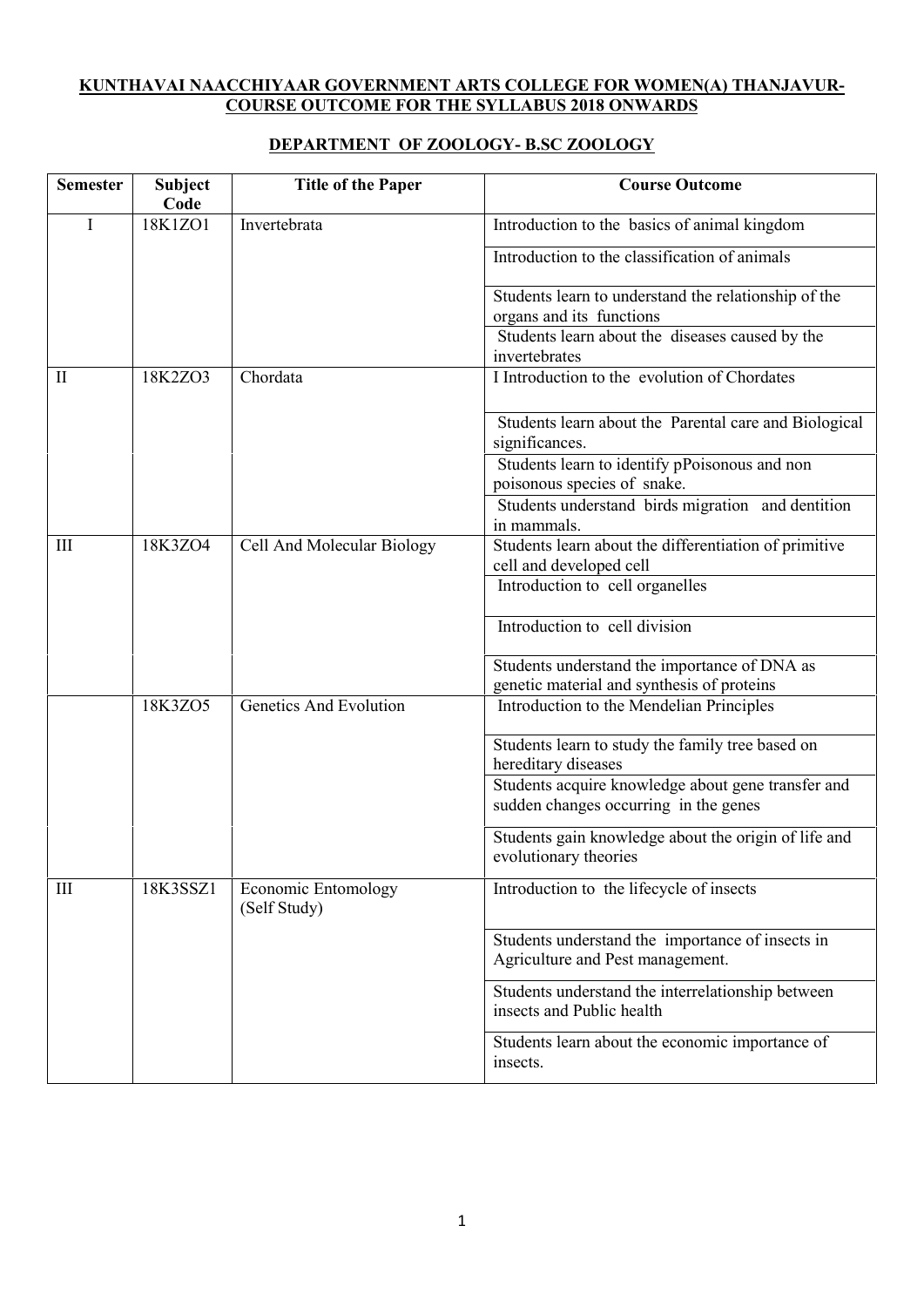**KUNTHAVAI NAACCHIYAAR GOVERNMENT ARTS COLLEGE FOR WOMEN(A) THANJAVUR-COURSE OUTCOME FOR THE SYLLABUS 2018 ONWARDS**

**DEPARTMENT OF ZOOLOGY- B.SC ZOOLOGY**

| Semester | Subject Code | Title of the Paper | Course Outcome |
|---|---|---|---|
| I | 18K1ZO1 | Invertebrata | Introduction to the basics of animal kingdom |
| | | | Introduction to the classification of animals |
| | | | Students learn to understand the relationship of the organs and its functions |
| | | | Students learn about the diseases caused by the invertebrates |
| II | 18K2ZO3 | Chordata | I Introduction to the evolution of Chordates |
| | | | Students learn about the Parental care and Biological significances. |
| | | | Students learn to identify pPoisonous and non poisonous species of snake. |
| | | | Students understand birds migration and dentition in mammals. |
| III | 18K3ZO4 | Cell And Molecular Biology | Students learn about the differentiation of primitive cell and developed cell |
| | | | Introduction to cell organelles |
| | | | Introduction to cell division |
| | | | Students understand the importance of DNA as genetic material and synthesis of proteins |
| | 18K3ZO5 | Genetics And Evolution | Introduction to the Mendelian Principles |
| | | | Students learn to study the family tree based on hereditary diseases |
| | | | Students acquire knowledge about gene transfer and sudden changes occurring in the genes |
| | | | Students gain knowledge about the origin of life and evolutionary theories |
| III | 18K3SSZ1 | Economic Entomology (Self Study) | Introduction to the lifecycle of insects |
| | | | Students understand the importance of insects in Agriculture and Pest management. |
| | | | Students understand the interrelationship between insects and Public health |
| | | | Students learn about the economic importance of insects. |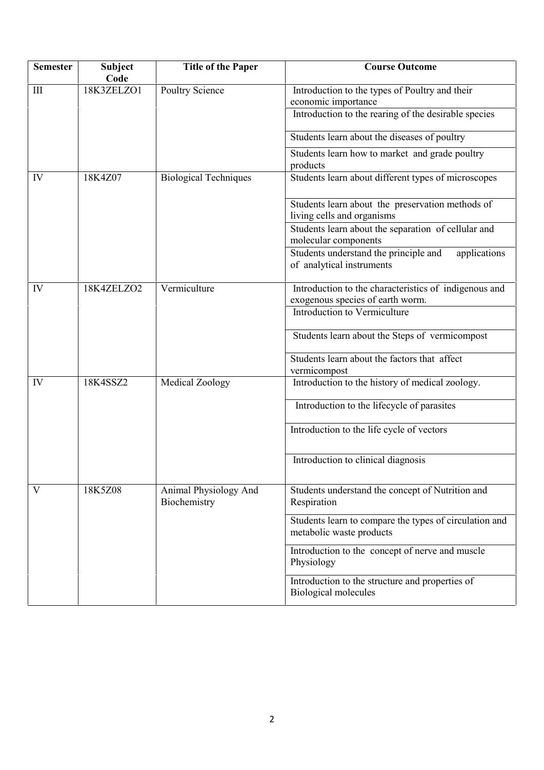| Semester | Subject Code | Title of the Paper | Course Outcome |
|---|---|---|---|
| III | 18K3ZELZO1 | Poultry Science | Introduction to the types of Poultry and their economic importance |
| | | | Introduction to the rearing of the desirable species |
| | | | Students learn about the diseases of poultry |
| | | | Students learn how to market and grade poultry products |
| IV | 18K4Z07 | Biological Techniques | Students learn about different types of microscopes |
| | | | Students learn about the preservation methods of living cells and organisms |
| | | | Students learn about the separation of cellular and molecular components |
| | | | Students understand the principle and applications of analytical instruments |
| IV | 18K4ZELZO2 | Vermiculture | Introduction to the characteristics of indigenous and exogenous species of earth worm. |
| | | | Introduction to Vermiculture |
| | | | Students learn about the Steps of vermicompost |
| | | | Students learn about the factors that affect vermicompost |
| IV | 18K4SSZ2 | Medical Zoology | Introduction to the history of medical zoology. |
| | | | Introduction to the lifecycle of parasites |
| | | | Introduction to the life cycle of vectors |
| | | | Introduction to clinical diagnosis |
| V | 18K5Z08 | Animal Physiology And Biochemistry | Students understand the concept of Nutrition and Respiration |
| | | | Students learn to compare the types of circulation and metabolic waste products |
| | | | Introduction to the concept of nerve and muscle Physiology |
| | | | Introduction to the structure and properties of Biological molecules |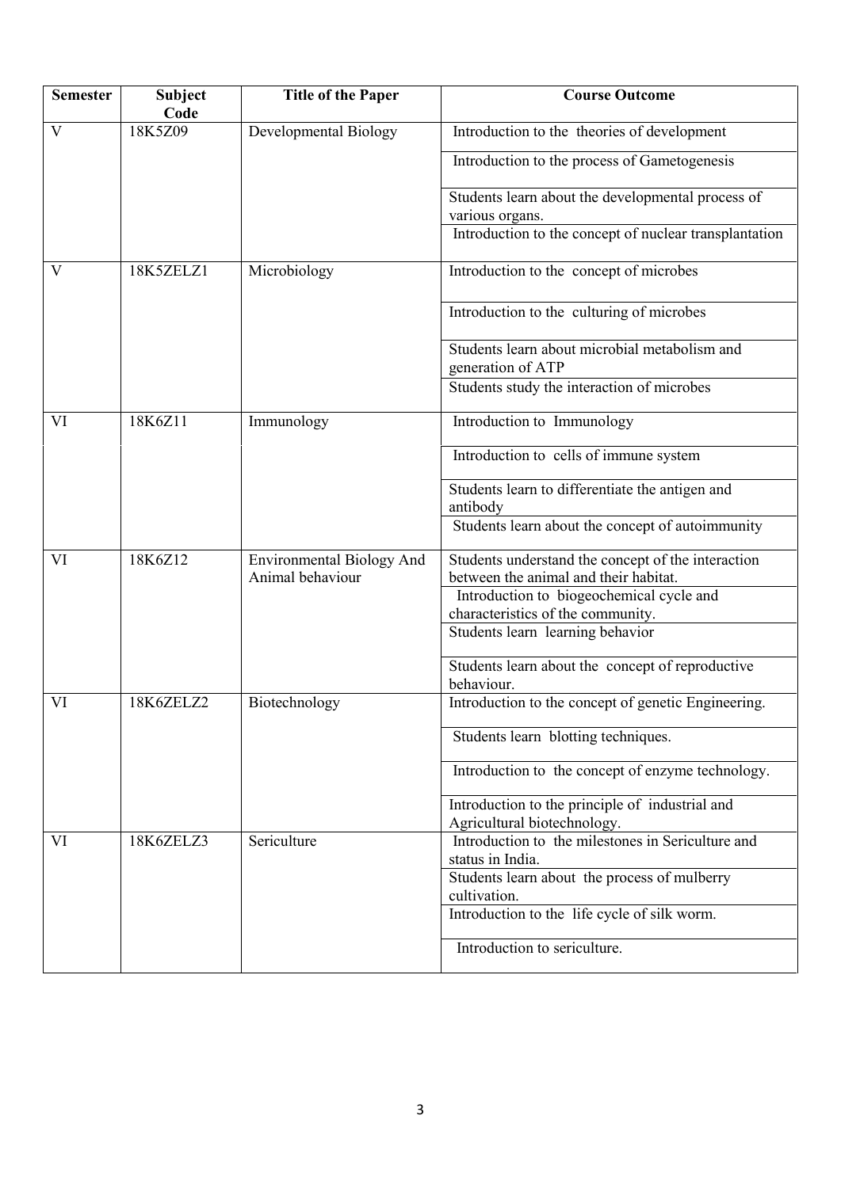| Semester | Subject Code | Title of the Paper | Course Outcome |
|---|---|---|---|
| V | 18K5Z09 | Developmental Biology | Introduction to the theories of development |
| | | | Introduction to the process of Gametogenesis |
| | | | Students learn about the developmental process of various organs. |
| | | | Introduction to the concept of nuclear transplantation |
| V | 18K5ZELZ1 | Microbiology | Introduction to the concept of microbes |
| | | | Introduction to the culturing of microbes |
| | | | Students learn about microbial metabolism and generation of ATP |
| | | | Students study the interaction of microbes |
| VI | 18K6Z11 | Immunology | Introduction to Immunology |
| | | | Introduction to cells of immune system |
| | | | Students learn to differentiate the antigen and antibody |
| | | | Students learn about the concept of autoimmunity |
| VI | 18K6Z12 | Environmental Biology And Animal behaviour | Students understand the concept of the interaction between the animal and their habitat. |
| | | | Introduction to biogeochemical cycle and characteristics of the community. |
| | | | Students learn learning behavior |
| | | | Students learn about the concept of reproductive behaviour. |
| VI | 18K6ZELZ2 | Biotechnology | Introduction to the concept of genetic Engineering. |
| | | | Students learn blotting techniques. |
| | | | Introduction to the concept of enzyme technology. |
| | | | Introduction to the principle of industrial and Agricultural biotechnology. |
| VI | 18K6ZELZ3 | Sericulture | Introduction to the milestones in Sericulture and status in India. |
| | | | Students learn about the process of mulberry cultivation. |
| | | | Introduction to the life cycle of silk worm. |
| | | | Introduction to sericulture. |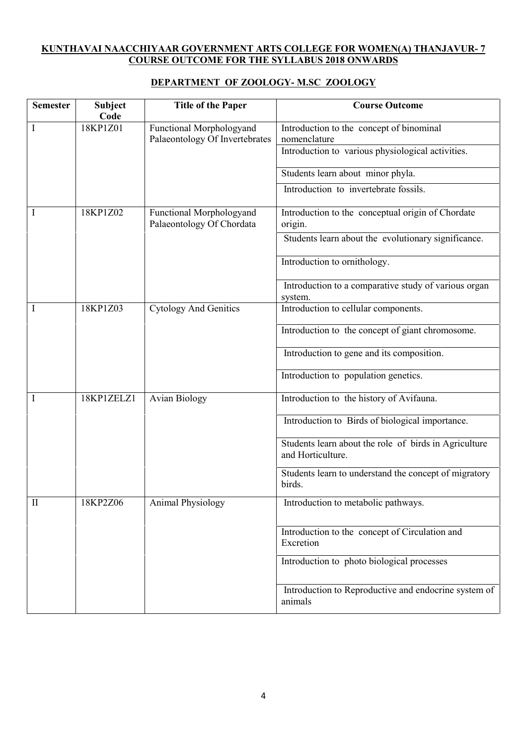**KUNTHAVAI NAACCHIYAAR GOVERNMENT ARTS COLLEGE FOR WOMEN(A) THANJAVUR- 7**
**COURSE OUTCOME FOR THE SYLLABUS 2018 ONWARDS**

**DEPARTMENT OF ZOOLOGY- M.SC ZOOLOGY**

| Semester | Subject Code | Title of the Paper | Course Outcome |
|---|---|---|---|
| I | 18KP1Z01 | Functional Morphologyand Palaeontology Of Invertebrates | Introduction to the concept of binominal nomenclature |
| | | | Introduction to various physiological activities. |
| | | | Students learn about minor phyla. |
| | | | Introduction to invertebrate fossils. |
| I | 18KP1Z02 | Functional Morphologyand Palaeontology Of Chordata | Introduction to the conceptual origin of Chordate origin. |
| | | | Students learn about the evolutionary significance. |
| | | | Introduction to ornithology. |
| | | | Introduction to a comparative study of various organ system. |
| I | 18KP1Z03 | Cytology And Genitics | Introduction to cellular components. |
| | | | Introduction to the concept of giant chromosome. |
| | | | Introduction to gene and its composition. |
| | | | Introduction to population genetics. |
| I | 18KP1ZELZ1 | Avian Biology | Introduction to the history of Avifauna. |
| | | | Introduction to Birds of biological importance. |
| | | | Students learn about the role of birds in Agriculture and Horticulture. |
| | | | Students learn to understand the concept of migratory birds. |
| II | 18KP2Z06 | Animal Physiology | Introduction to metabolic pathways. |
| | | | Introduction to the concept of Circulation and Excretion |
| | | | Introduction to photo biological processes |
| | | | Introduction to Reproductive and endocrine system of animals |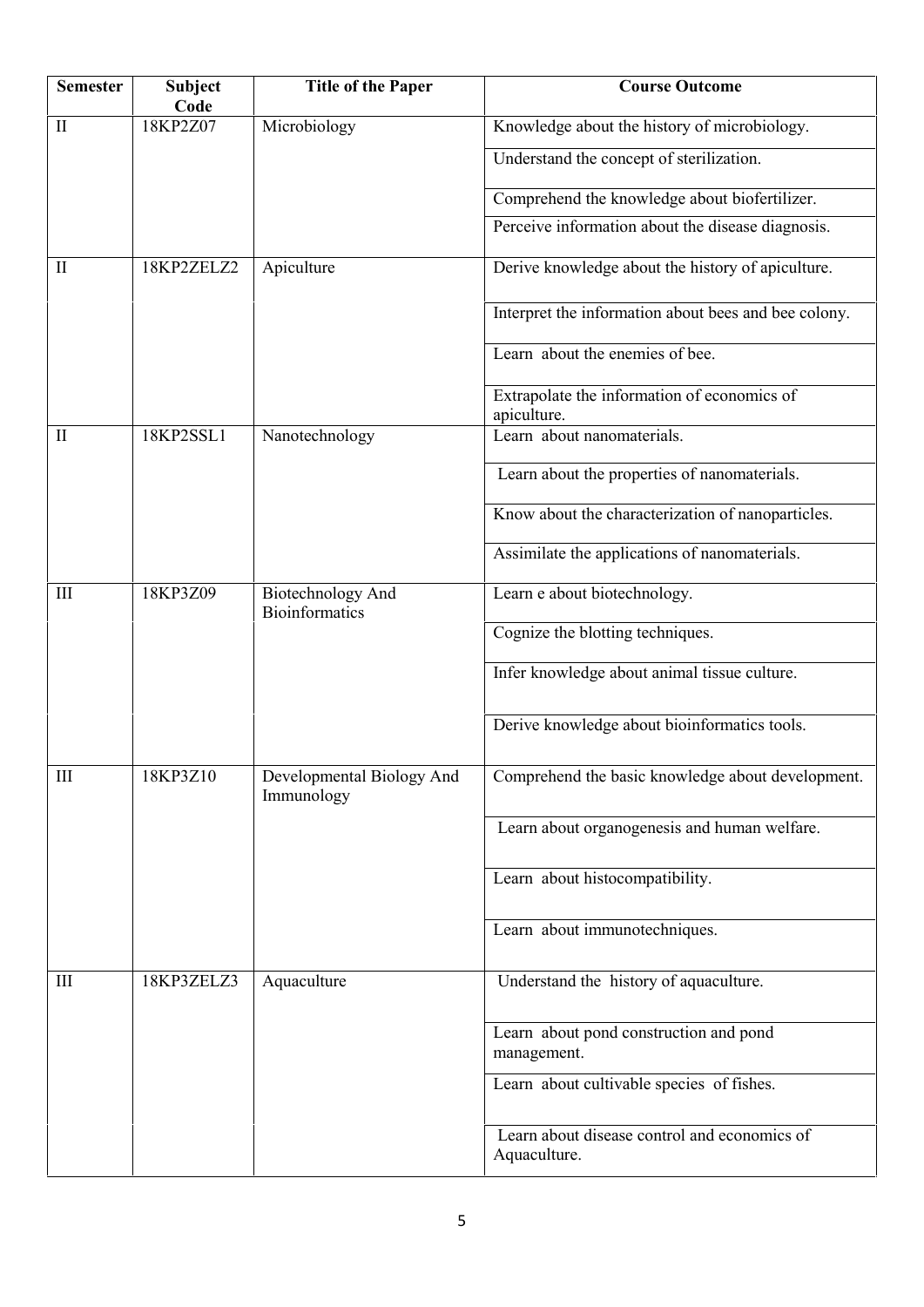| Semester | Subject Code | Title of the Paper | Course Outcome |
|---|---|---|---|
| II | 18KP2Z07 | Microbiology | Knowledge about the history of microbiology. |
| | | | Understand the concept of sterilization. |
| | | | Comprehend the knowledge about biofertilizer. |
| | | | Perceive information about the disease diagnosis. |
| II | 18KP2ZELZ2 | Apiculture | Derive knowledge about the history of apiculture. |
| | | | Interpret the information about bees and bee colony. |
| | | | Learn about the enemies of bee. |
| | | | Extrapolate the information of economics of apiculture. |
| II | 18KP2SSL1 | Nanotechnology | Learn about nanomaterials. |
| | | | Learn about the properties of nanomaterials. |
| | | | Know about the characterization of nanoparticles. |
| | | | Assimilate the applications of nanomaterials. |
| III | 18KP3Z09 | Biotechnology And Bioinformatics | Learn e about biotechnology. |
| | | | Cognize the blotting techniques. |
| | | | Infer knowledge about animal tissue culture. |
| | | | Derive knowledge about bioinformatics tools. |
| III | 18KP3Z10 | Developmental Biology And Immunology | Comprehend the basic knowledge about development. |
| | | | Learn about organogenesis and human welfare. |
| | | | Learn about histocompatibility. |
| | | | Learn about immunotechniques. |
| III | 18KP3ZELZ3 | Aquaculture | Understand the history of aquaculture. |
| | | | Learn about pond construction and pond management. |
| | | | Learn about cultivable species of fishes. |
| | | | Learn about disease control and economics of Aquaculture. |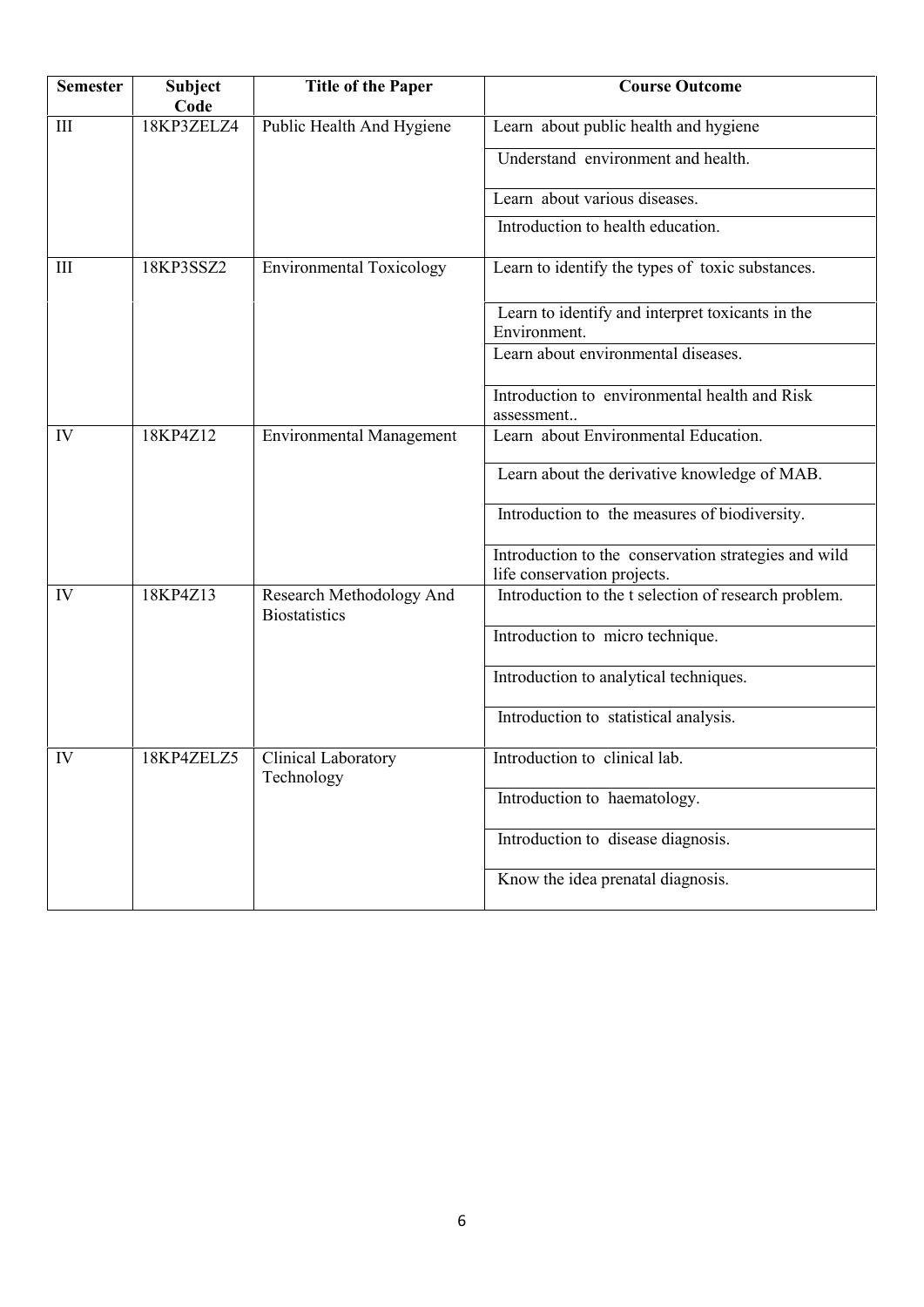| Semester | Subject Code | Title of the Paper | Course Outcome |
|---|---|---|---|
| III | 18KP3ZELZ4 | Public Health And Hygiene | Learn about public health and hygiene |
| | | | Understand environment and health. |
| | | | Learn about various diseases. |
| | | | Introduction to health education. |
| III | 18KP3SSZ2 | Environmental Toxicology | Learn to identify the types of toxic substances. |
| | | | Learn to identify and interpret toxicants in the Environment. |
| | | | Learn about environmental diseases. |
| | | | Introduction to environmental health and Risk assessment.. |
| IV | 18KP4Z12 | Environmental Management | Learn about Environmental Education. |
| | | | Learn about the derivative knowledge of MAB. |
| | | | Introduction to the measures of biodiversity. |
| | | | Introduction to the conservation strategies and wild life conservation projects. |
| IV | 18KP4Z13 | Research Methodology And Biostatistics | Introduction to the t selection of research problem. |
| | | | Introduction to micro technique. |
| | | | Introduction to analytical techniques. |
| | | | Introduction to statistical analysis. |
| IV | 18KP4ZELZ5 | Clinical Laboratory Technology | Introduction to clinical lab. |
| | | | Introduction to haematology. |
| | | | Introduction to disease diagnosis. |
| | | | Know the idea prenatal diagnosis. |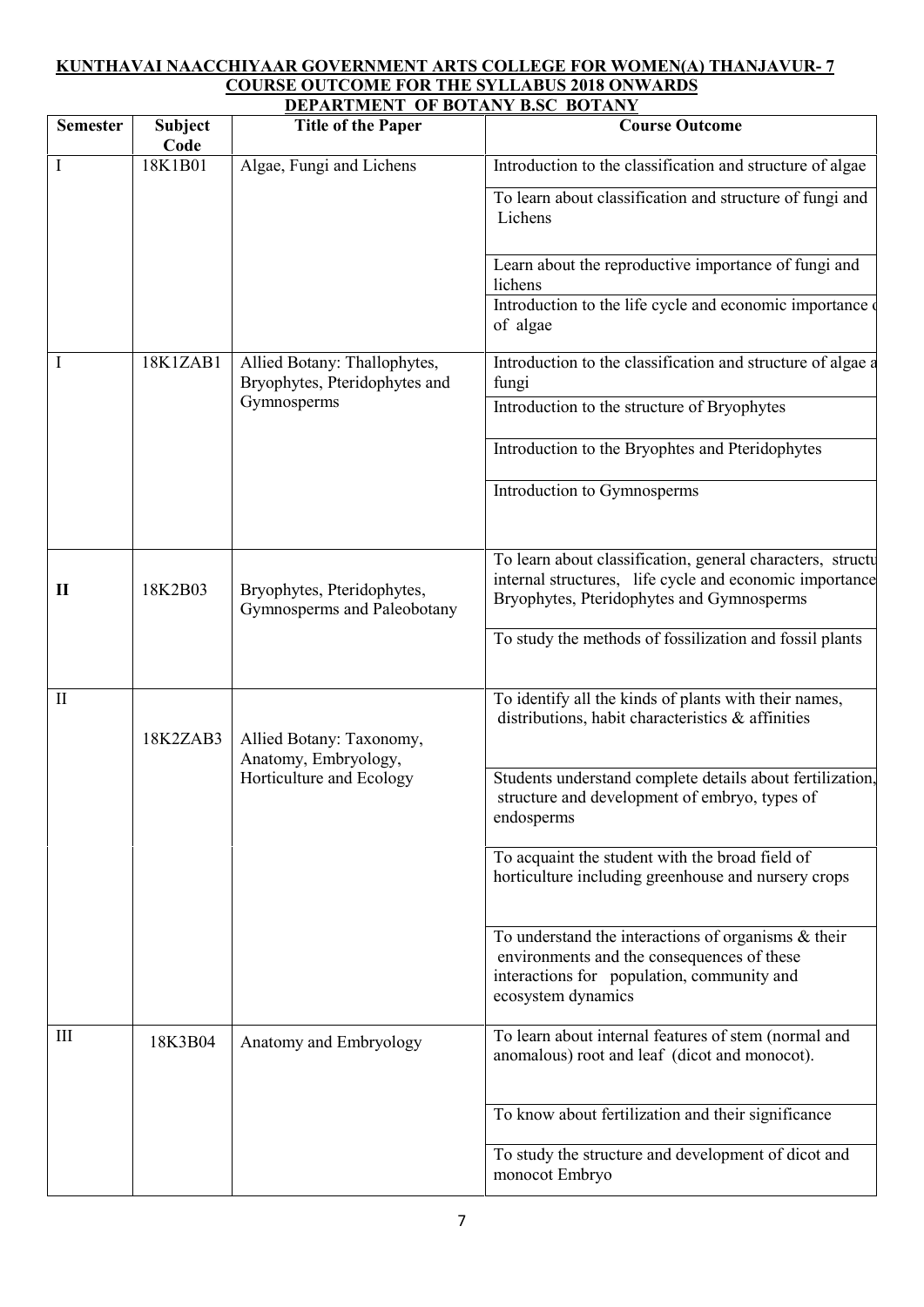**KUNTHAVAI NAACCHIYAAR GOVERNMENT ARTS COLLEGE FOR WOMEN(A) THANJAVUR- 7**

**COURSE OUTCOME FOR THE SYLLABUS 2018 ONWARDS**

**DEPARTMENT OF BOTANY B.SC BOTANY**

| Semester | Subject Code | Title of the Paper | Course Outcome |
|---|---|---|---|
| I | 18K1B01 | Algae, Fungi and Lichens | Introduction to the classification and structure of algae |
| | | | To learn about classification and structure of fungi and Lichens |
| | | | Learn about the reproductive importance of fungi and lichens |
| | | | Introduction to the life cycle and economic importance of algae |
| I | 18K1ZAB1 | Allied Botany: Thallophytes, Bryophytes, Pteridophytes and Gymnosperms | Introduction to the classification and structure of algae a fungi |
| | | | Introduction to the structure of Bryophytes |
| | | | Introduction to the Bryophtes and Pteridophytes |
| | | | Introduction to Gymnosperms |
| **II** | 18K2B03 | Bryophytes, Pteridophytes, Gymnosperms and Paleobotany | To learn about classification, general characters, structu internal structures, life cycle and economic importance Bryophytes, Pteridophytes and Gymnosperms |
| | | | To study the methods of fossilization and fossil plants |
| II | 18K2ZAB3 | Allied Botany: Taxonomy, Anatomy, Embryology, Horticulture and Ecology | To identify all the kinds of plants with their names, distributions, habit characteristics & affinities |
| | | | Students understand complete details about fertilization, structure and development of embryo, types of endosperms |
| | | | To acquaint the student with the broad field of horticulture including greenhouse and nursery crops |
| | | | To understand the interactions of organisms & their environments and the consequences of these interactions for population, community and ecosystem dynamics |
| III | 18K3B04 | Anatomy and Embryology | To learn about internal features of stem (normal and anomalous) root and leaf (dicot and monocot). |
| | | | To know about fertilization and their significance |
| | | | To study the structure and development of dicot and monocot Embryo |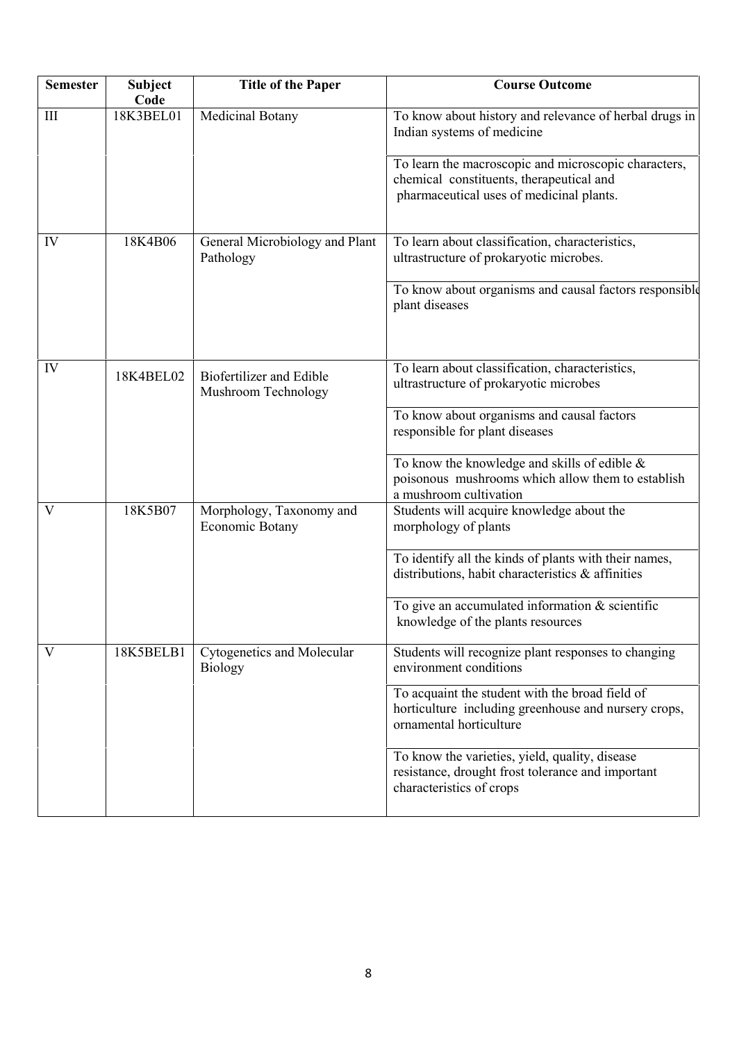| Semester | Subject Code | Title of the Paper | Course Outcome |
|---|---|---|---|
| III | 18K3BEL01 | Medicinal Botany | To know about history and relevance of herbal drugs in Indian systems of medicine |
| | | | To learn the macroscopic and microscopic characters, chemical constituents, therapeutical and pharmaceutical uses of medicinal plants. |
| IV | 18K4B06 | General Microbiology and Plant Pathology | To learn about classification, characteristics, ultrastructure of prokaryotic microbes. |
| | | | To know about organisms and causal factors responsible plant diseases |
| IV | 18K4BEL02 | Biofertilizer and Edible Mushroom Technology | To learn about classification, characteristics, ultrastructure of prokaryotic microbes |
| | | | To know about organisms and causal factors responsible for plant diseases |
| | | | To know the knowledge and skills of edible & poisonous mushrooms which allow them to establish a mushroom cultivation |
| V | 18K5B07 | Morphology, Taxonomy and Economic Botany | Students will acquire knowledge about the morphology of plants |
| | | | To identify all the kinds of plants with their names, distributions, habit characteristics & affinities |
| | | | To give an accumulated information & scientific knowledge of the plants resources |
| V | 18K5BELB1 | Cytogenetics and Molecular Biology | Students will recognize plant responses to changing environment conditions |
| | | | To acquaint the student with the broad field of horticulture including greenhouse and nursery crops, ornamental horticulture |
| | | | To know the varieties, yield, quality, disease resistance, drought frost tolerance and important characteristics of crops |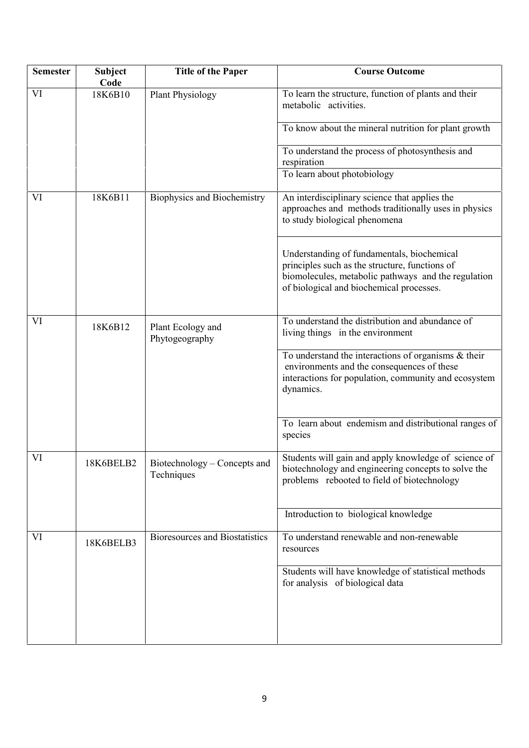| Semester | Subject Code | Title of the Paper | Course Outcome |
|---|---|---|---|
| VI | 18K6B10 | Plant Physiology | To learn the structure, function of plants and their metabolic activities. |
| | | | To know about the mineral nutrition for plant growth |
| | | | To understand the process of photosynthesis and respiration |
| | | | To learn about photobiology |
| VI | 18K6B11 | Biophysics and Biochemistry | An interdisciplinary science that applies the approaches and methods traditionally uses in physics to study biological phenomena |
| | | | Understanding of fundamentals, biochemical principles such as the structure, functions of biomolecules, metabolic pathways and the regulation of biological and biochemical processes. |
| VI | 18K6B12 | Plant Ecology and Phytogeography | To understand the distribution and abundance of living things in the environment |
| | | | To understand the interactions of organisms & their environments and the consequences of these interactions for population, community and ecosystem dynamics. |
| | | | To learn about endemism and distributional ranges of species |
| VI | 18K6BELB2 | Biotechnology – Concepts and Techniques | Students will gain and apply knowledge of science of biotechnology and engineering concepts to solve the problems rebooted to field of biotechnology |
| | | | Introduction to biological knowledge |
| VI | 18K6BELB3 | Bioresources and Biostatistics | To understand renewable and non-renewable resources |
| | | | Students will have knowledge of statistical methods for analysis of biological data |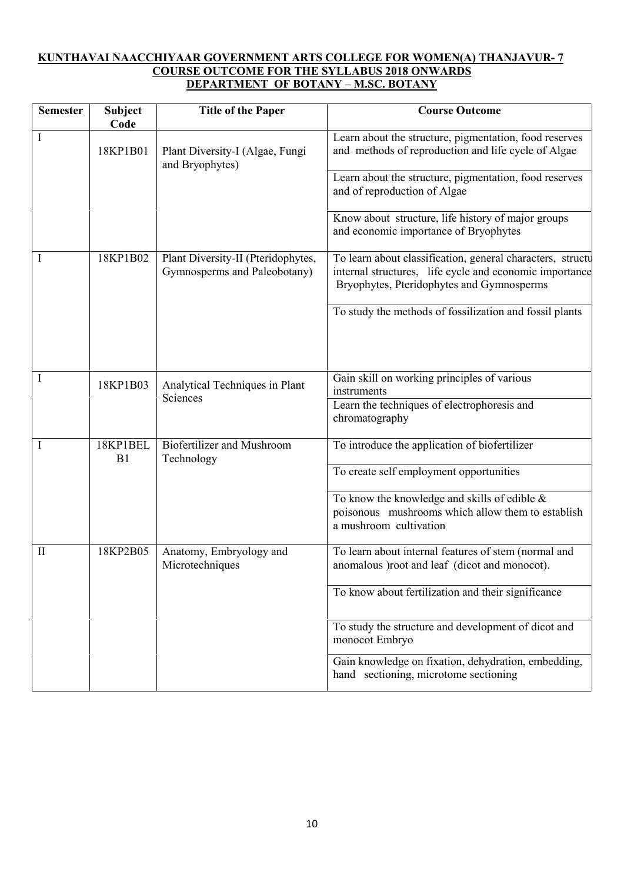**KUNTHAVAI NAACCHIYAAR GOVERNMENT ARTS COLLEGE FOR WOMEN(A) THANJAVUR- 7**
**COURSE OUTCOME FOR THE SYLLABUS 2018 ONWARDS**
**DEPARTMENT OF BOTANY – M.SC. BOTANY**

| Semester | Subject Code | Title of the Paper | Course Outcome |
|---|---|---|---|
| I | 18KP1B01 | Plant Diversity-I (Algae, Fungi and Bryophytes) | Learn about the structure, pigmentation, food reserves and methods of reproduction and life cycle of Algae |
| | | | Learn about the structure, pigmentation, food reserves and of reproduction of Algae |
| | | | Know about structure, life history of major groups and economic importance of Bryophytes |
| I | 18KP1B02 | Plant Diversity-II (Pteridophytes, Gymnosperms and Paleobotany) | To learn about classification, general characters, structu internal structures, life cycle and economic importance Bryophytes, Pteridophytes and Gymnosperms |
| | | | To study the methods of fossilization and fossil plants |
| I | 18KP1B03 | Analytical Techniques in Plant Sciences | Gain skill on working principles of various instruments |
| | | | Learn the techniques of electrophoresis and chromatography |
| I | 18KP1BELB1 | Biofertilizer and Mushroom Technology | To introduce the application of biofertilizer |
| | | | To create self employment opportunities |
| | | | To know the knowledge and skills of edible & poisonous mushrooms which allow them to establish a mushroom cultivation |
| II | 18KP2B05 | Anatomy, Embryology and Microtechniques | To learn about internal features of stem (normal and anomalous )root and leaf (dicot and monocot). |
| | | | To know about fertilization and their significance |
| | | | To study the structure and development of dicot and monocot Embryo |
| | | | Gain knowledge on fixation, dehydration, embedding, hand sectioning, microtome sectioning |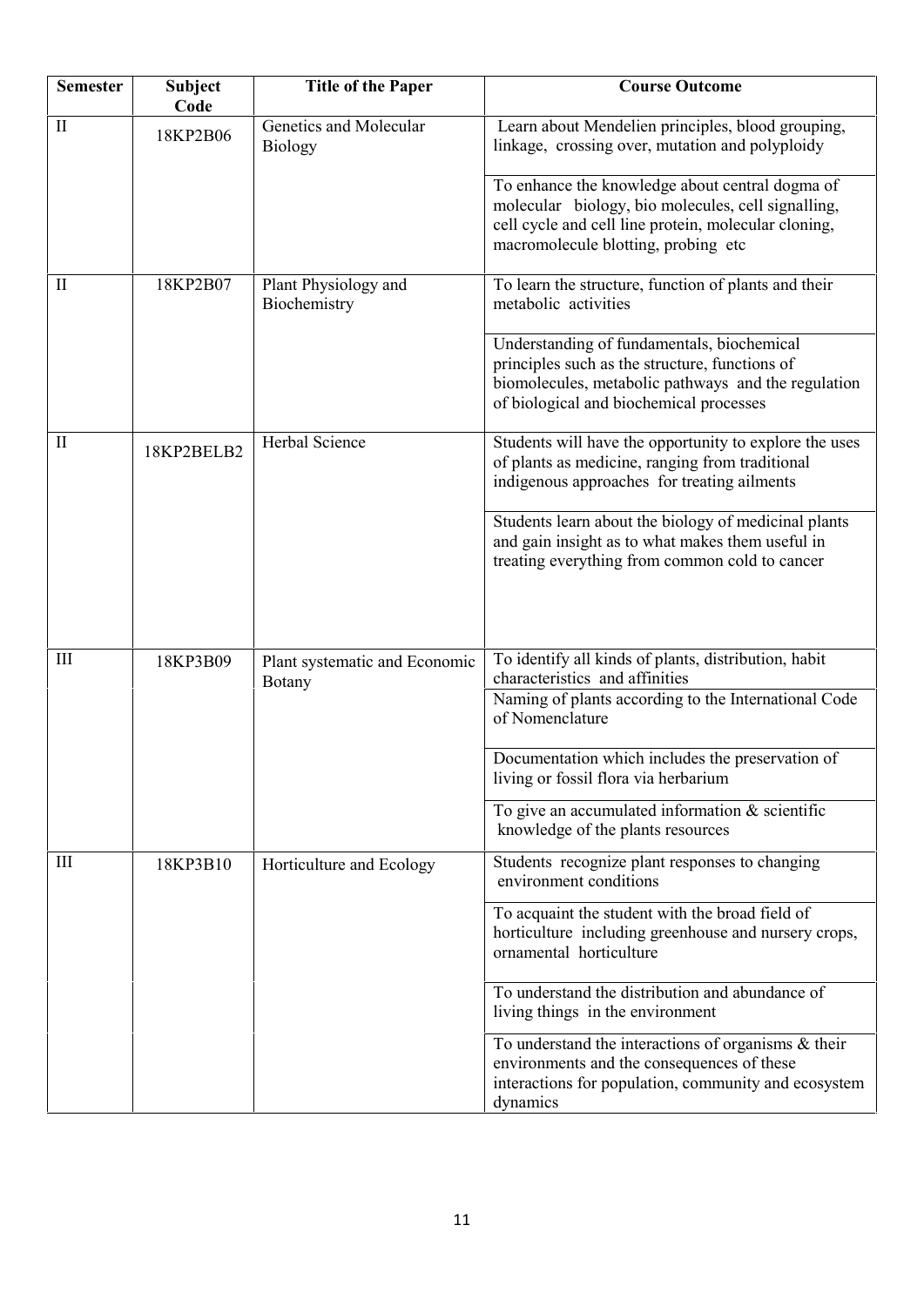| Semester | Subject Code | Title of the Paper | Course Outcome |
|---|---|---|---|
| II | 18KP2B06 | Genetics and Molecular Biology | Learn about Mendelien principles, blood grouping, linkage, crossing over, mutation and polyploidy |
| | | | To enhance the knowledge about central dogma of molecular biology, bio molecules, cell signalling, cell cycle and cell line protein, molecular cloning, macromolecule blotting, probing etc |
| II | 18KP2B07 | Plant Physiology and Biochemistry | To learn the structure, function of plants and their metabolic activities |
| | | | Understanding of fundamentals, biochemical principles such as the structure, functions of biomolecules, metabolic pathways and the regulation of biological and biochemical processes |
| II | 18KP2BELB2 | Herbal Science | Students will have the opportunity to explore the uses of plants as medicine, ranging from traditional indigenous approaches for treating ailments |
| | | | Students learn about the biology of medicinal plants and gain insight as to what makes them useful in treating everything from common cold to cancer |
| III | 18KP3B09 | Plant systematic and Economic Botany | To identify all kinds of plants, distribution, habit characteristics and affinities |
| | | | Naming of plants according to the International Code of Nomenclature |
| | | | Documentation which includes the preservation of living or fossil flora via herbarium |
| | | | To give an accumulated information & scientific knowledge of the plants resources |
| III | 18KP3B10 | Horticulture and Ecology | Students recognize plant responses to changing environment conditions |
| | | | To acquaint the student with the broad field of horticulture including greenhouse and nursery crops, ornamental horticulture |
| | | | To understand the distribution and abundance of living things in the environment |
| | | | To understand the interactions of organisms & their environments and the consequences of these interactions for population, community and ecosystem dynamics |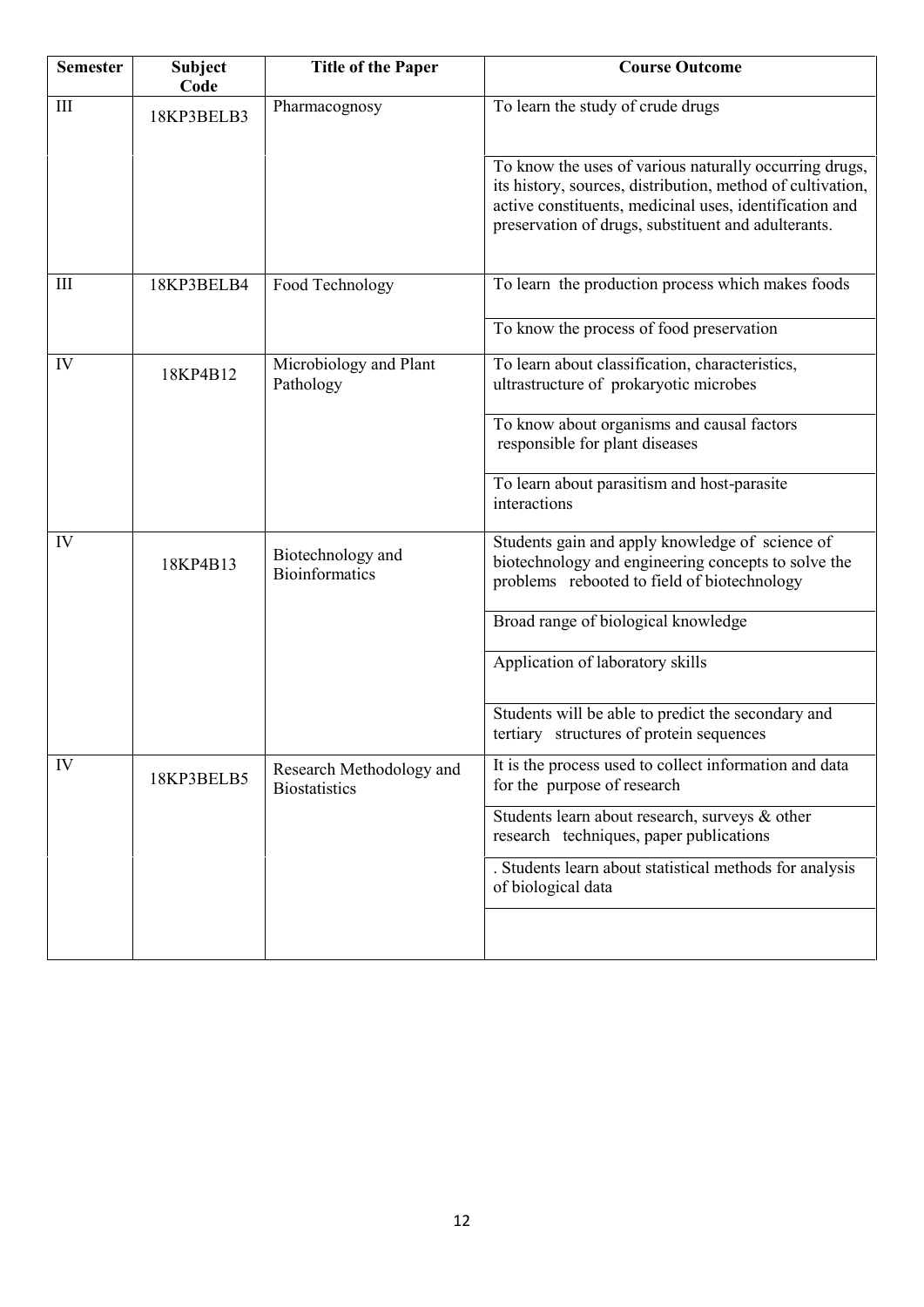| Semester | Subject Code | Title of the Paper | Course Outcome |
|---|---|---|---|
| III | 18KP3BELB3 | Pharmacognosy | To learn the study of crude drugs |
| | | | To know the uses of various naturally occurring drugs, its history, sources, distribution, method of cultivation, active constituents, medicinal uses, identification and preservation of drugs, substituent and adulterants. |
| III | 18KP3BELB4 | Food Technology | To learn the production process which makes foods |
| | | | To know the process of food preservation |
| IV | 18KP4B12 | Microbiology and Plant Pathology | To learn about classification, characteristics, ultrastructure of prokaryotic microbes |
| | | | To know about organisms and causal factors responsible for plant diseases |
| | | | To learn about parasitism and host-parasite interactions |
| IV | 18KP4B13 | Biotechnology and Bioinformatics | Students gain and apply knowledge of science of biotechnology and engineering concepts to solve the problems rebooted to field of biotechnology |
| | | | Broad range of biological knowledge |
| | | | Application of laboratory skills |
| | | | Students will be able to predict the secondary and tertiary structures of protein sequences |
| IV | 18KP3BELB5 | Research Methodology and Biostatistics | It is the process used to collect information and data for the purpose of research |
| | | | Students learn about research, surveys & other research techniques, paper publications |
| | | | . Students learn about statistical methods for analysis of biological data |
| | | | |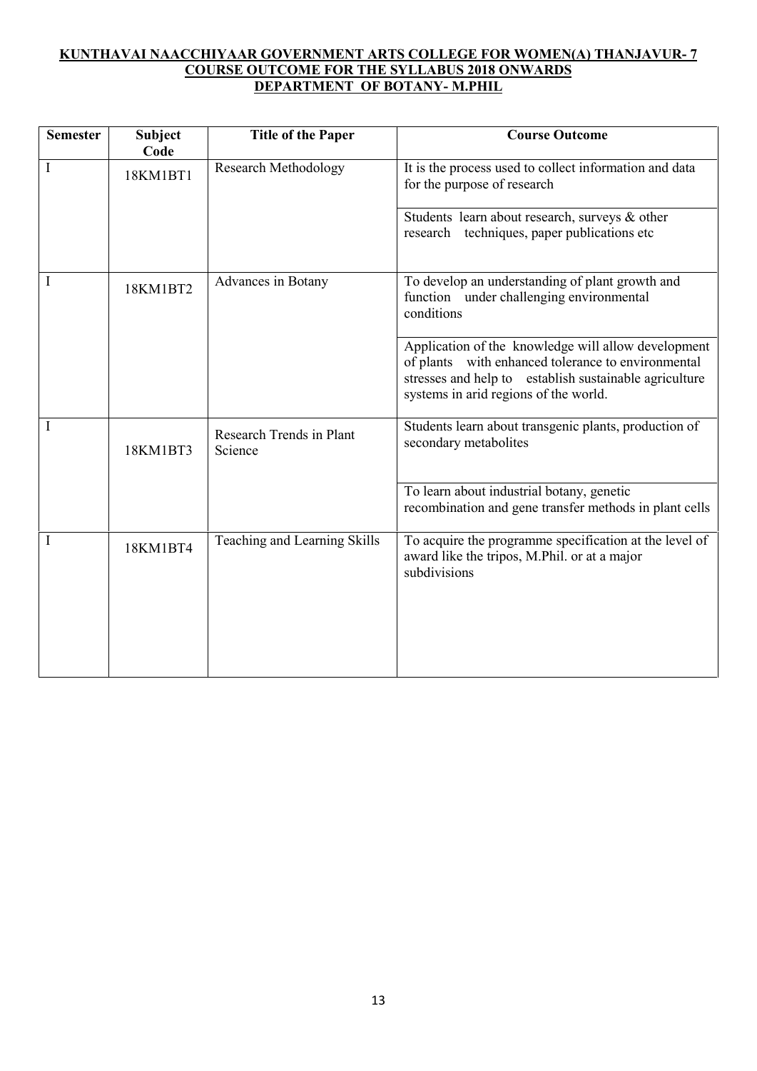**KUNTHAVAI NAACCHIYAAR GOVERNMENT ARTS COLLEGE FOR WOMEN(A) THANJAVUR- 7**
**COURSE OUTCOME FOR THE SYLLABUS 2018 ONWARDS**
**DEPARTMENT OF BOTANY- M.PHIL**

| Semester | Subject Code | Title of the Paper | Course Outcome |
|---|---|---|---|
| I | 18KM1BT1 | Research Methodology | It is the process used to collect information and data for the purpose of research |
| | | | Students learn about research, surveys & other research techniques, paper publications etc |
| I | 18KM1BT2 | Advances in Botany | To develop an understanding of plant growth and function under challenging environmental conditions |
| | | | Application of the knowledge will allow development of plants with enhanced tolerance to environmental stresses and help to establish sustainable agriculture systems in arid regions of the world. |
| I | 18KM1BT3 | Research Trends in Plant Science | Students learn about transgenic plants, production of secondary metabolites |
| | | | To learn about industrial botany, genetic recombination and gene transfer methods in plant cells |
| I | 18KM1BT4 | Teaching and Learning Skills | To acquire the programme specification at the level of award like the tripos, M.Phil. or at a major subdivisions |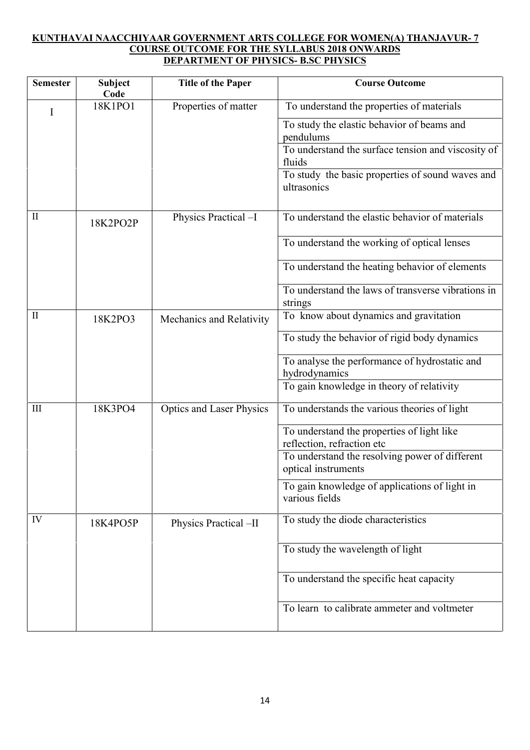**KUNTHAVAI NAACCHIYAAR GOVERNMENT ARTS COLLEGE FOR WOMEN(A) THANJAVUR- 7**
**COURSE OUTCOME FOR THE SYLLABUS 2018 ONWARDS**
**DEPARTMENT OF PHYSICS- B.SC PHYSICS**

| Semester | Subject Code | Title of the Paper | Course Outcome |
|---|---|---|---|
| I | 18K1PO1 | Properties of matter | To understand the properties of materials |
| | | | To study the elastic behavior of beams and pendulums |
| | | | To understand the surface tension and viscosity of fluids |
| | | | To study the basic properties of sound waves and ultrasonics |
| II | 18K2PO2P | Physics Practical –I | To understand the elastic behavior of materials |
| | | | To understand the working of optical lenses |
| | | | To understand the heating behavior of elements |
| | | | To understand the laws of transverse vibrations in strings |
| II | 18K2PO3 | Mechanics and Relativity | To know about dynamics and gravitation |
| | | | To study the behavior of rigid body dynamics |
| | | | To analyse the performance of hydrostatic and hydrodynamics |
| | | | To gain knowledge in theory of relativity |
| III | 18K3PO4 | Optics and Laser Physics | To understands the various theories of light |
| | | | To understand the properties of light like reflection, refraction etc |
| | | | To understand the resolving power of different optical instruments |
| | | | To gain knowledge of applications of light in various fields |
| IV | 18K4PO5P | Physics Practical –II | To study the diode characteristics |
| | | | To study the wavelength of light |
| | | | To understand the specific heat capacity |
| | | | To learn to calibrate ammeter and voltmeter |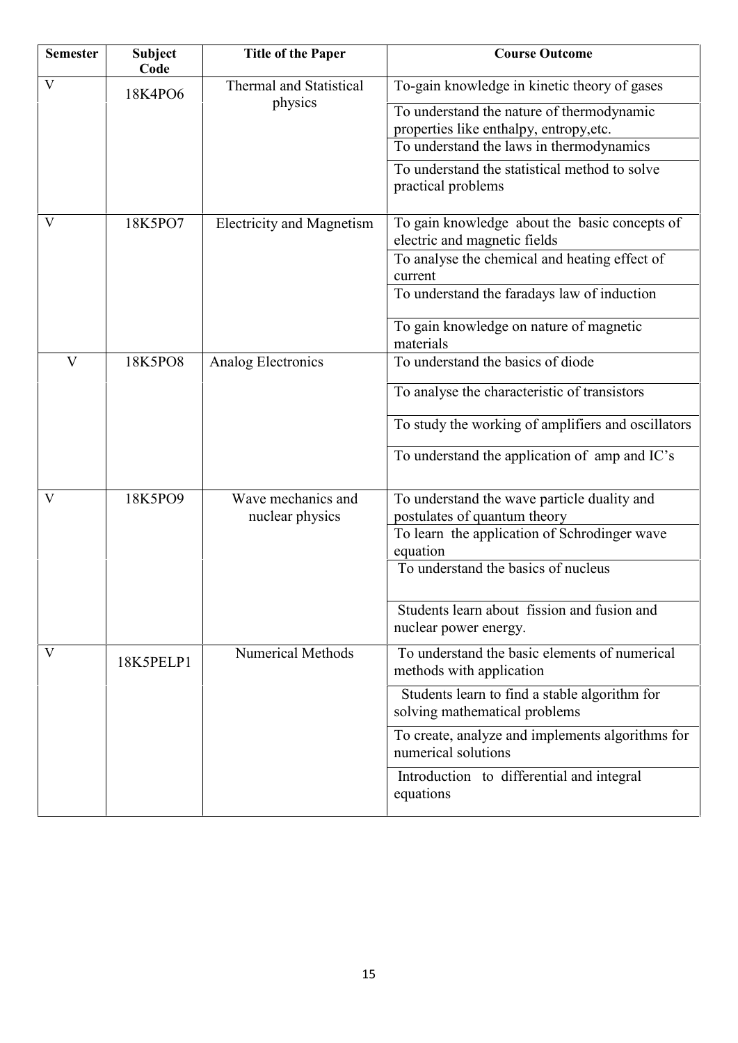| Semester | Subject Code | Title of the Paper | Course Outcome |
|---|---|---|---|
| V | 18K4PO6 | Thermal and Statistical physics | To-gain knowledge in kinetic theory of gases |
| | | | To understand the nature of thermodynamic properties like enthalpy, entropy,etc. |
| | | | To understand the laws in thermodynamics |
| | | | To understand the statistical method to solve practical problems |
| V | 18K5PO7 | Electricity and Magnetism | To gain knowledge about the basic concepts of electric and magnetic fields |
| | | | To analyse the chemical and heating effect of current |
| | | | To understand the faradays law of induction |
| | | | To gain knowledge on nature of magnetic materials |
| V | 18K5PO8 | Analog Electronics | To understand the basics of diode |
| | | | To analyse the characteristic of transistors |
| | | | To study the working of amplifiers and oscillators |
| | | | To understand the application of amp and IC's |
| V | 18K5PO9 | Wave mechanics and nuclear physics | To understand the wave particle duality and postulates of quantum theory |
| | | | To learn the application of Schrodinger wave equation |
| | | | To understand the basics of nucleus |
| | | | Students learn about fission and fusion and nuclear power energy. |
| V | 18K5PELP1 | Numerical Methods | To understand the basic elements of numerical methods with application |
| | | | Students learn to find a stable algorithm for solving mathematical problems |
| | | | To create, analyze and implements algorithms for numerical solutions |
| | | | Introduction to differential and integral equations |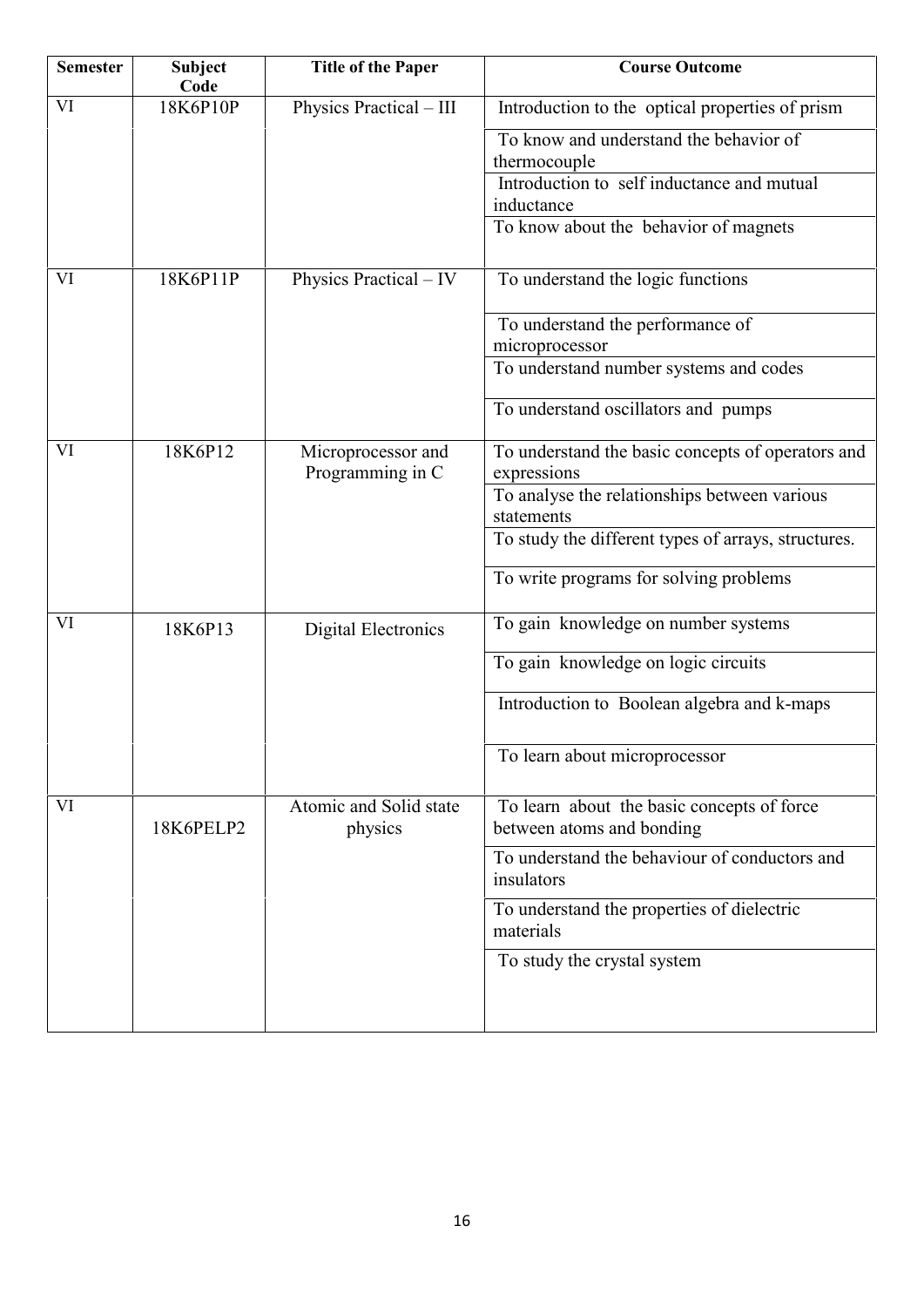| Semester | Subject Code | Title of the Paper | Course Outcome |
|---|---|---|---|
| VI | 18K6P10P | Physics Practical – III | Introduction to the optical properties of prism |
| | | | To know and understand the behavior of thermocouple |
| | | | Introduction to self inductance and mutual inductance |
| | | | To know about the behavior of magnets |
| VI | 18K6P11P | Physics Practical – IV | To understand the logic functions |
| | | | To understand the performance of microprocessor |
| | | | To understand number systems and codes |
| | | | To understand oscillators and pumps |
| VI | 18K6P12 | Microprocessor and Programming in C | To understand the basic concepts of operators and expressions |
| | | | To analyse the relationships between various statements |
| | | | To study the different types of arrays, structures. |
| | | | To write programs for solving problems |
| VI | 18K6P13 | Digital Electronics | To gain knowledge on number systems |
| | | | To gain knowledge on logic circuits |
| | | | Introduction to Boolean algebra and k-maps |
| | | | To learn about microprocessor |
| VI | 18K6PELP2 | Atomic and Solid state physics | To learn about the basic concepts of force between atoms and bonding |
| | | | To understand the behaviour of conductors and insulators |
| | | | To understand the properties of dielectric materials |
| | | | To study the crystal system |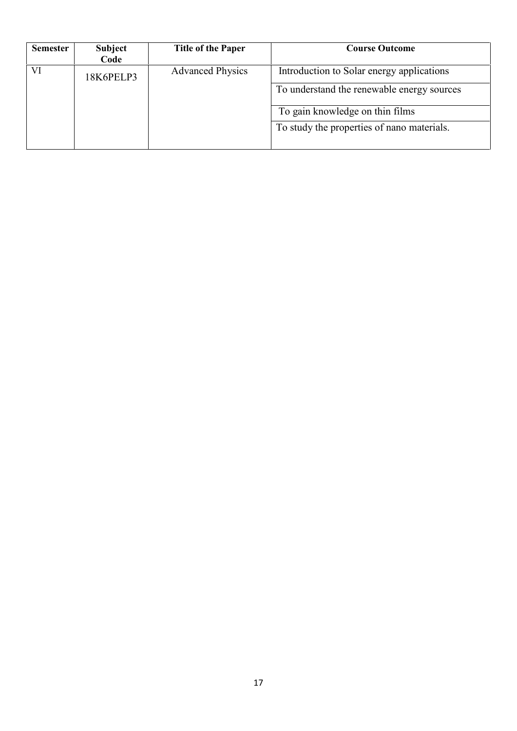| Semester | Subject Code | Title of the Paper | Course Outcome |
|---|---|---|---|
| VI | 18K6PELP3 | Advanced Physics | Introduction to Solar energy applications |
| | | | To understand the renewable energy sources |
| | | | To gain knowledge on thin films |
| | | | To study the properties of nano materials. |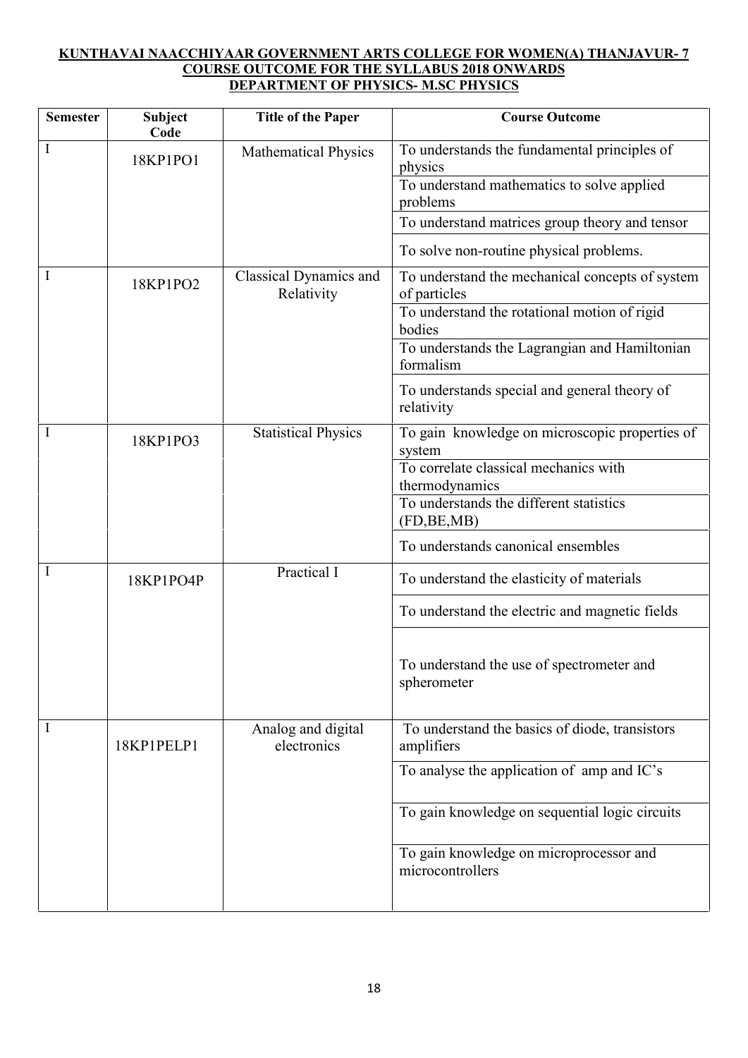**KUNTHAVAI NAACCHIYAAR GOVERNMENT ARTS COLLEGE FOR WOMEN(A) THANJAVUR- 7**
**COURSE OUTCOME FOR THE SYLLABUS 2018 ONWARDS**
**DEPARTMENT OF PHYSICS- M.SC PHYSICS**

| Semester | Subject Code | Title of the Paper | Course Outcome |
|---|---|---|---|
| I | 18KP1PO1 | Mathematical Physics | To understands the fundamental principles of physics |
| | | | To understand mathematics to solve applied problems |
| | | | To understand matrices group theory and tensor |
| | | | To solve non-routine physical problems. |
| I | 18KP1PO2 | Classical Dynamics and Relativity | To understand the mechanical concepts of system of particles |
| | | | To understand the rotational motion of rigid bodies |
| | | | To understands the Lagrangian and Hamiltonian formalism |
| | | | To understands special and general theory of relativity |
| I | 18KP1PO3 | Statistical Physics | To gain knowledge on microscopic properties of system |
| | | | To correlate classical mechanics with thermodynamics |
| | | | To understands the different statistics (FD,BE,MB) |
| | | | To understands canonical ensembles |
| I | 18KP1PO4P | Practical I | To understand the elasticity of materials |
| | | | To understand the electric and magnetic fields |
| | | | To understand the use of spectrometer and spherometer |
| I | 18KP1PELP1 | Analog and digital electronics | To understand the basics of diode, transistors amplifiers |
| | | | To analyse the application of amp and IC's |
| | | | To gain knowledge on sequential logic circuits |
| | | | To gain knowledge on microprocessor and microcontrollers |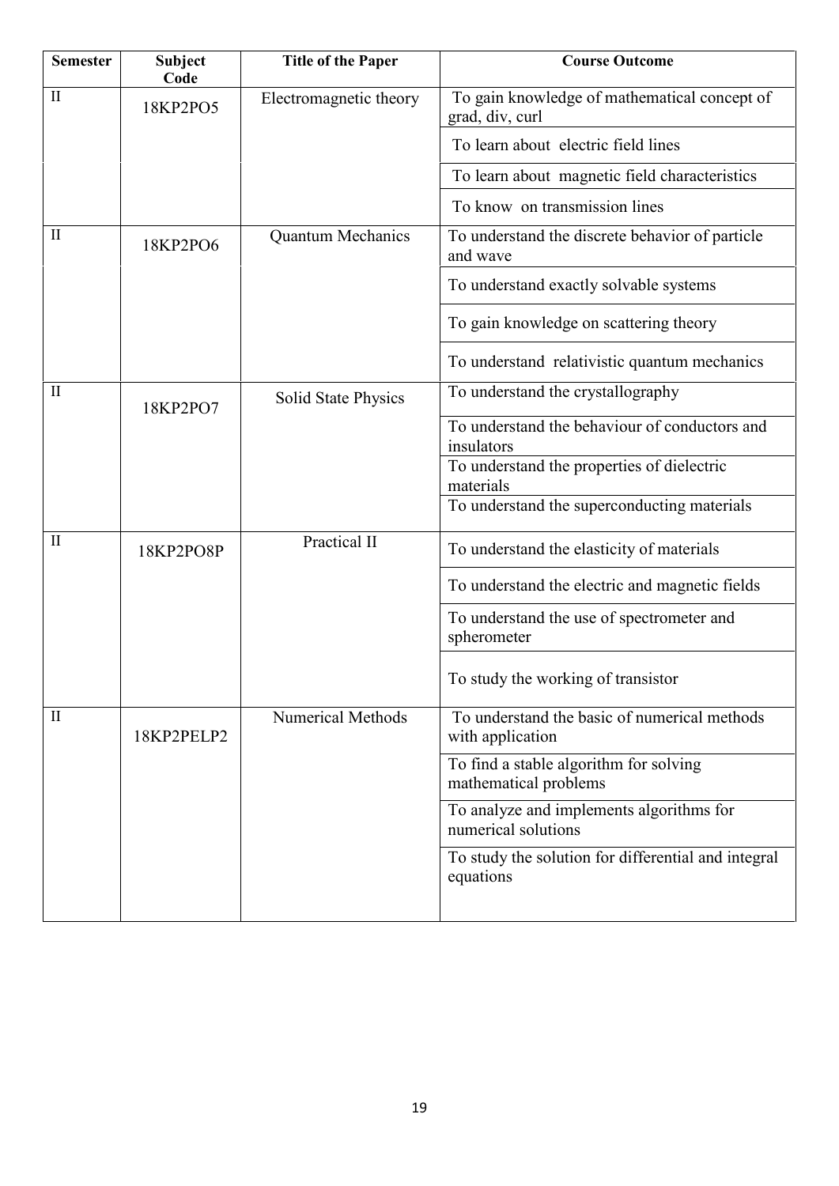| Semester | Subject Code | Title of the Paper | Course Outcome |
|---|---|---|---|
| II | 18KP2PO5 | Electromagnetic theory | To gain knowledge of mathematical concept of grad, div, curl |
| | | | To learn about electric field lines |
| | | | To learn about magnetic field characteristics |
| | | | To know on transmission lines |
| II | 18KP2PO6 | Quantum Mechanics | To understand the discrete behavior of particle and wave |
| | | | To understand exactly solvable systems |
| | | | To gain knowledge on scattering theory |
| | | | To understand relativistic quantum mechanics |
| II | 18KP2PO7 | Solid State Physics | To understand the crystallography |
| | | | To understand the behaviour of conductors and insulators |
| | | | To understand the properties of dielectric materials |
| | | | To understand the superconducting materials |
| II | 18KP2PO8P | Practical II | To understand the elasticity of materials |
| | | | To understand the electric and magnetic fields |
| | | | To understand the use of spectrometer and spherometer |
| | | | To study the working of transistor |
| II | 18KP2PELP2 | Numerical Methods | To understand the basic of numerical methods with application |
| | | | To find a stable algorithm for solving mathematical problems |
| | | | To analyze and implements algorithms for numerical solutions |
| | | | To study the solution for differential and integral equations |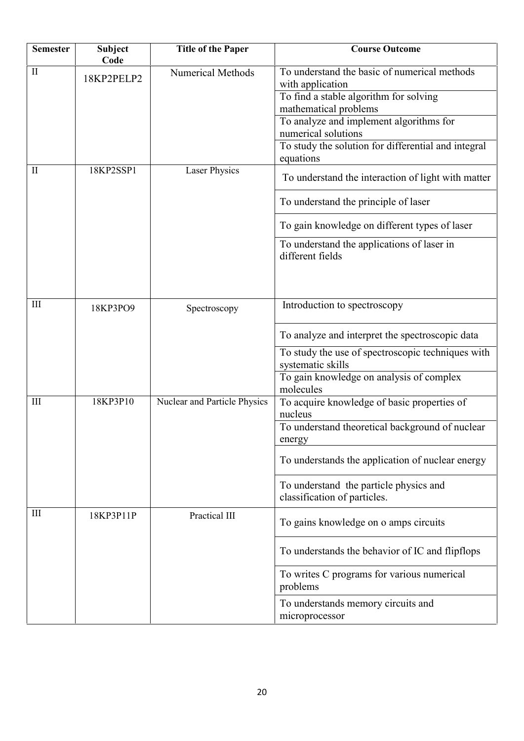| Semester | Subject Code | Title of the Paper | Course Outcome |
|---|---|---|---|
| II | 18KP2PELP2 | Numerical Methods | To understand the basic of numerical methods with application |
| | | | To find a stable algorithm for solving mathematical problems |
| | | | To analyze and implement algorithms for numerical solutions |
| | | | To study the solution for differential and integral equations |
| II | 18KP2SSP1 | Laser Physics | To understand the interaction of light with matter |
| | | | To understand the principle of laser |
| | | | To gain knowledge on different types of laser |
| | | | To understand the applications of laser in different fields |
| III | 18KP3PO9 | Spectroscopy | Introduction to spectroscopy |
| | | | To analyze and interpret the spectroscopic data |
| | | | To study the use of spectroscopic techniques with systematic skills |
| | | | To gain knowledge on analysis of complex molecules |
| III | 18KP3P10 | Nuclear and Particle Physics | To acquire knowledge of basic properties of nucleus |
| | | | To understand theoretical background of nuclear energy |
| | | | To understands the application of nuclear energy |
| | | | To understand the particle physics and classification of particles. |
| III | 18KP3P11P | Practical III | To gains knowledge on o amps circuits |
| | | | To understands the behavior of IC and flipflops |
| | | | To writes C programs for various numerical problems |
| | | | To understands memory circuits and microprocessor |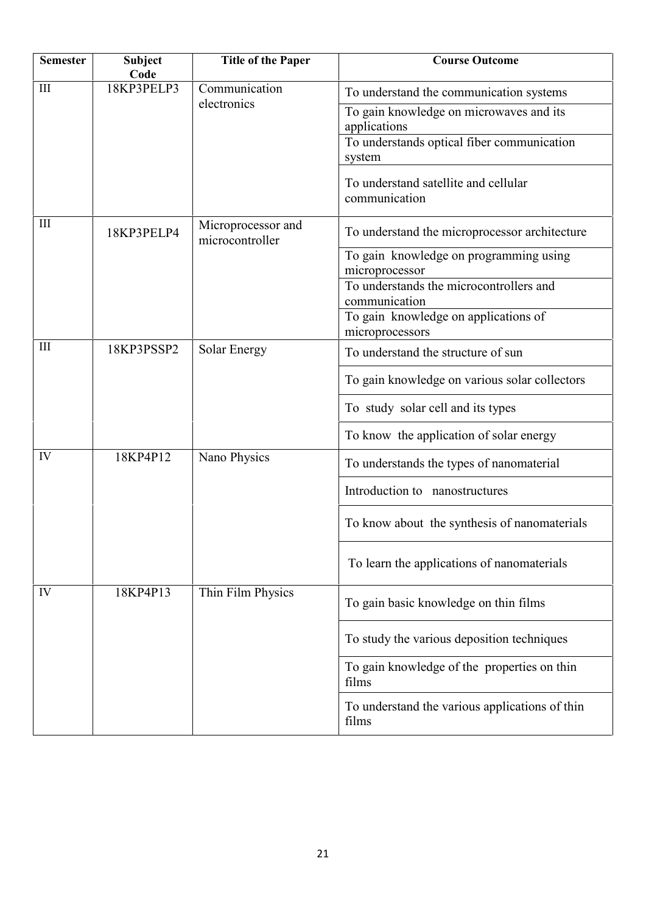| Semester | Subject Code | Title of the Paper | Course Outcome |
|---|---|---|---|
| III | 18KP3PELP3 | Communication electronics | To understand the communication systems |
| | | | To gain knowledge on microwaves and its applications |
| | | | To understands optical fiber communication system |
| | | | To understand satellite and cellular communication |
| III | 18KP3PELP4 | Microprocessor and microcontroller | To understand the microprocessor architecture |
| | | | To gain knowledge on programming using microprocessor |
| | | | To understands the microcontrollers and communication |
| | | | To gain knowledge on applications of microprocessors |
| III | 18KP3PSSP2 | Solar Energy | To understand the structure of sun |
| | | | To gain knowledge on various solar collectors |
| | | | To study solar cell and its types |
| | | | To know the application of solar energy |
| IV | 18KP4P12 | Nano Physics | To understands the types of nanomaterial |
| | | | Introduction to nanostructures |
| | | | To know about the synthesis of nanomaterials |
| | | | To learn the applications of nanomaterials |
| IV | 18KP4P13 | Thin Film Physics | To gain basic knowledge on thin films |
| | | | To study the various deposition techniques |
| | | | To gain knowledge of the properties on thin films |
| | | | To understand the various applications of thin films |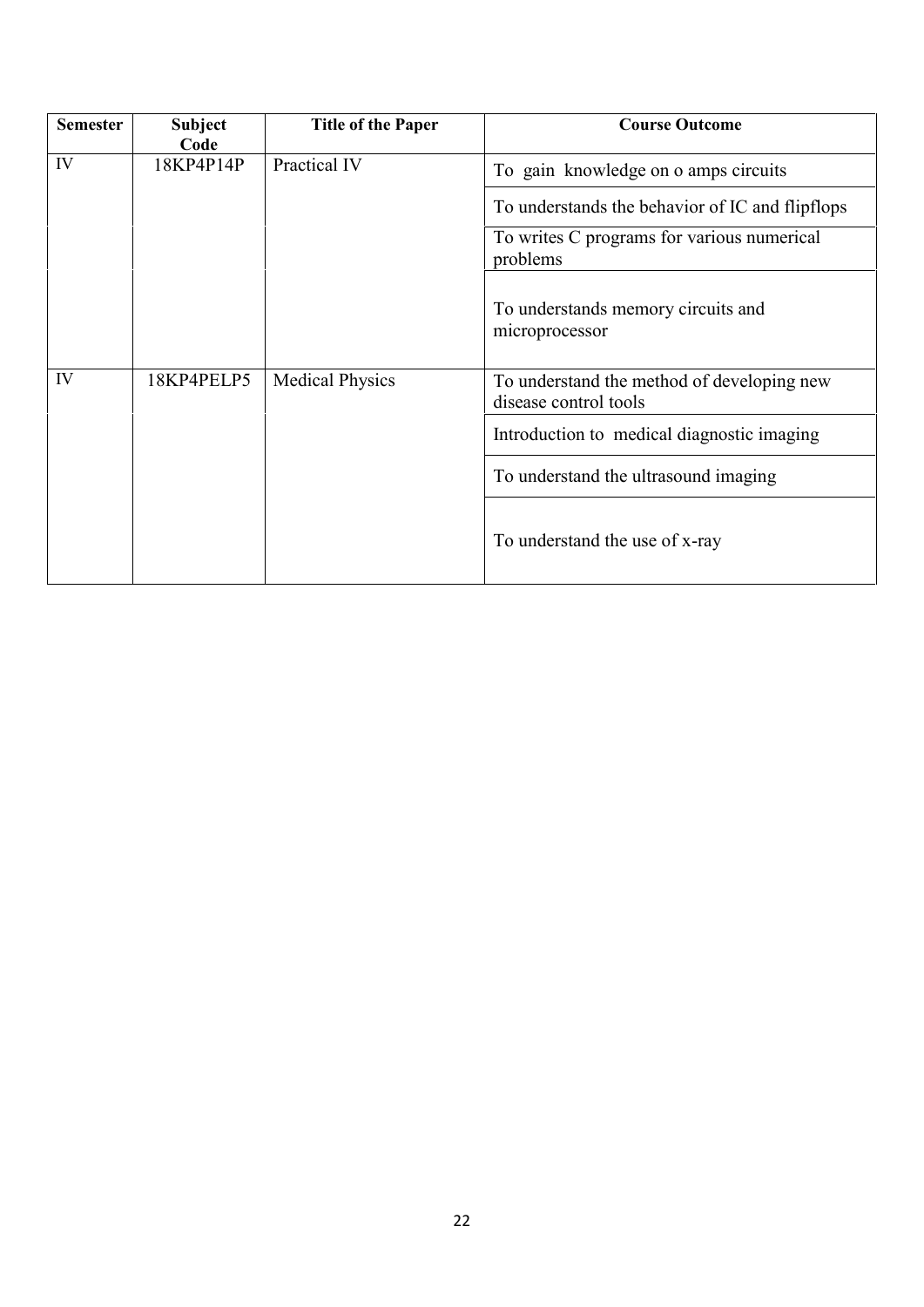| Semester | Subject Code | Title of the Paper | Course Outcome |
|---|---|---|---|
| IV | 18KP4P14P | Practical IV | To gain knowledge on o amps circuits |
| | | | To understands the behavior of IC and flipflops |
| | | | To writes C programs for various numerical problems |
| | | | To understands memory circuits and microprocessor |
| IV | 18KP4PELP5 | Medical Physics | To understand the method of developing new disease control tools |
| | | | Introduction to medical diagnostic imaging |
| | | | To understand the ultrasound imaging |
| | | | To understand the use of x-ray |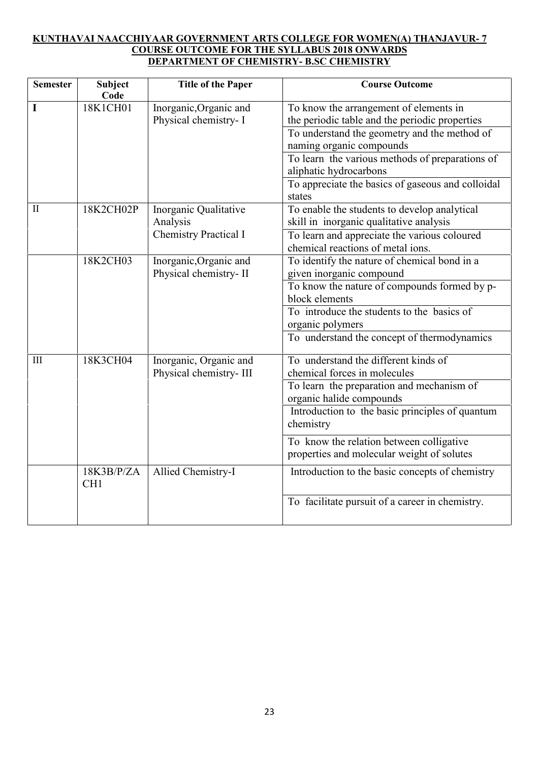**KUNTHAVAI NAACCHIYAAR GOVERNMENT ARTS COLLEGE FOR WOMEN(A) THANJAVUR- 7**
**COURSE OUTCOME FOR THE SYLLABUS 2018 ONWARDS**
**DEPARTMENT OF CHEMISTRY- B.SC CHEMISTRY**

| Semester | Subject Code | Title of the Paper | Course Outcome |
|---|---|---|---|
| I | 18K1CH01 | Inorganic,Organic and Physical chemistry- I | To know the arrangement of elements in the periodic table and the periodic properties |
| | | | To understand the geometry and the method of naming organic compounds |
| | | | To learn the various methods of preparations of aliphatic hydrocarbons |
| | | | To appreciate the basics of gaseous and colloidal states |
| II | 18K2CH02P | Inorganic Qualitative Analysis Chemistry Practical I | To enable the students to develop analytical skill in inorganic qualitative analysis |
| | | | To learn and appreciate the various coloured chemical reactions of metal ions. |
| | 18K2CH03 | Inorganic,Organic and Physical chemistry- II | To identify the nature of chemical bond in a given inorganic compound |
| | | | To know the nature of compounds formed by p-block elements |
| | | | To introduce the students to the basics of organic polymers |
| | | | To understand the concept of thermodynamics |
| III | 18K3CH04 | Inorganic, Organic and Physical chemistry- III | To understand the different kinds of chemical forces in molecules |
| | | | To learn the preparation and mechanism of organic halide compounds |
| | | | Introduction to the basic principles of quantum chemistry |
| | | | To know the relation between colligative properties and molecular weight of solutes |
| | 18K3B/P/ZACH1 | Allied Chemistry-I | Introduction to the basic concepts of chemistry |
| | | | To facilitate pursuit of a career in chemistry. |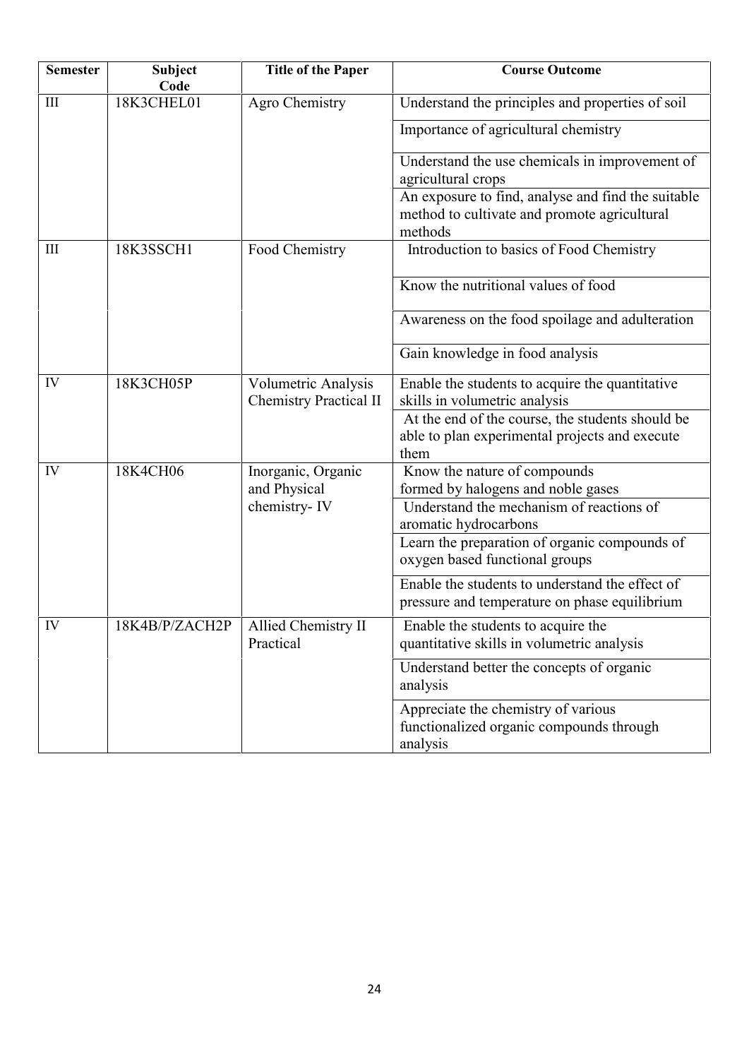| Semester | Subject Code | Title of the Paper | Course Outcome |
|---|---|---|---|
| III | 18K3CHEL01 | Agro Chemistry | Understand the principles and properties of soil |
| | | | Importance of agricultural chemistry |
| | | | Understand the use chemicals in improvement of agricultural crops |
| | | | An exposure to find, analyse and find the suitable method to cultivate and promote agricultural methods |
| III | 18K3SSCH1 | Food Chemistry | Introduction to basics of Food Chemistry |
| | | | Know the nutritional values of food |
| | | | Awareness on the food spoilage and adulteration |
| | | | Gain knowledge in food analysis |
| IV | 18K3CH05P | Volumetric Analysis Chemistry Practical II | Enable the students to acquire the quantitative skills in volumetric analysis |
| | | | At the end of the course, the students should be able to plan experimental projects and execute them |
| IV | 18K4CH06 | Inorganic, Organic and Physical chemistry- IV | Know the nature of compounds formed by halogens and noble gases |
| | | | Understand the mechanism of reactions of aromatic hydrocarbons |
| | | | Learn the preparation of organic compounds of oxygen based functional groups |
| | | | Enable the students to understand the effect of pressure and temperature on phase equilibrium |
| IV | 18K4B/P/ZACH2P | Allied Chemistry II Practical | Enable the students to acquire the quantitative skills in volumetric analysis |
| | | | Understand better the concepts of organic analysis |
| | | | Appreciate the chemistry of various functionalized organic compounds through analysis |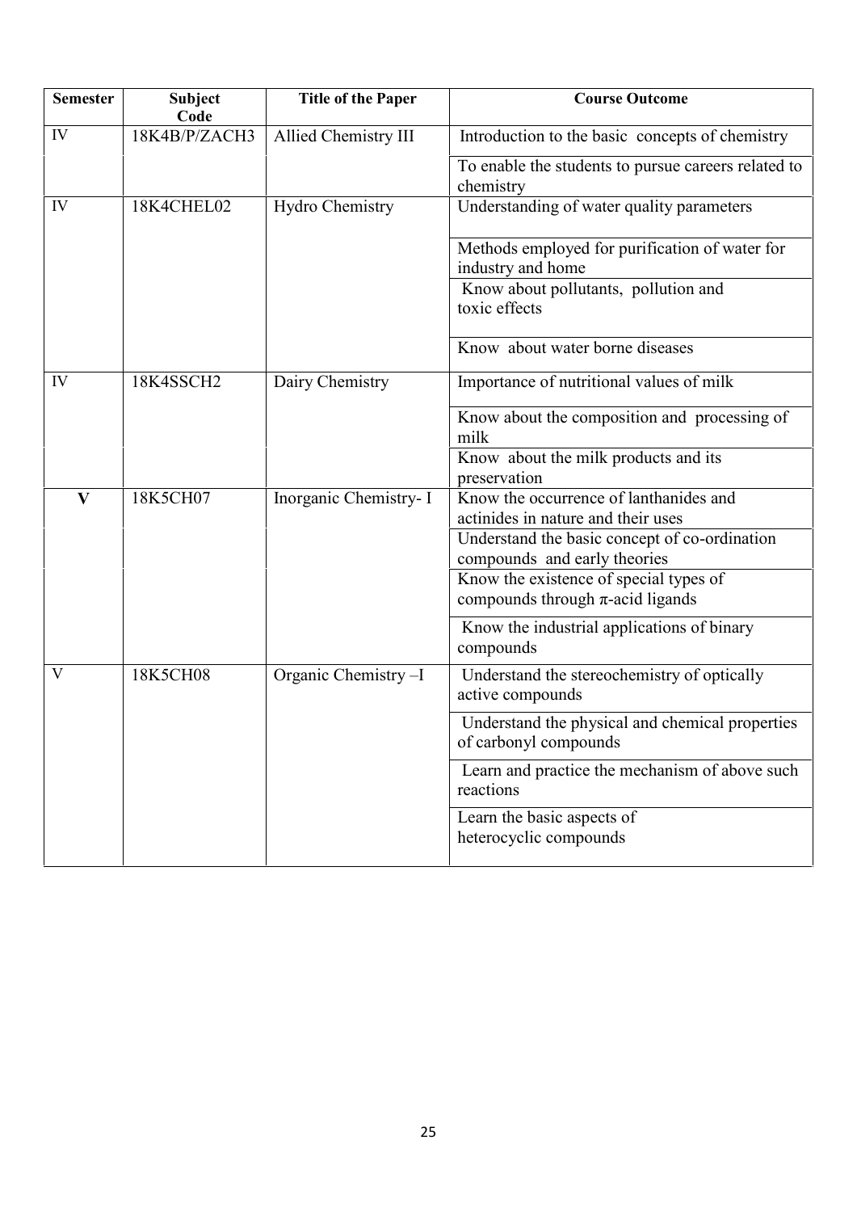| Semester | Subject Code | Title of the Paper | Course Outcome |
|---|---|---|---|
| IV | 18K4B/P/ZACH3 | Allied Chemistry III | Introduction to the basic concepts of chemistry |
| | | | To enable the students to pursue careers related to chemistry |
| IV | 18K4CHEL02 | Hydro Chemistry | Understanding of water quality parameters |
| | | | Methods employed for purification of water for industry and home |
| | | | Know about pollutants, pollution and toxic effects |
| | | | Know about water borne diseases |
| IV | 18K4SSCH2 | Dairy Chemistry | Importance of nutritional values of milk |
| | | | Know about the composition and processing of milk |
| | | | Know about the milk products and its preservation |
| **V** | 18K5CH07 | Inorganic Chemistry- I | Know the occurrence of lanthanides and actinides in nature and their uses |
| | | | Understand the basic concept of co-ordination compounds and early theories |
| | | | Know the existence of special types of compounds through π-acid ligands |
| | | | Know the industrial applications of binary compounds |
| V | 18K5CH08 | Organic Chemistry –I | Understand the stereochemistry of optically active compounds |
| | | | Understand the physical and chemical properties of carbonyl compounds |
| | | | Learn and practice the mechanism of above such reactions |
| | | | Learn the basic aspects of heterocyclic compounds |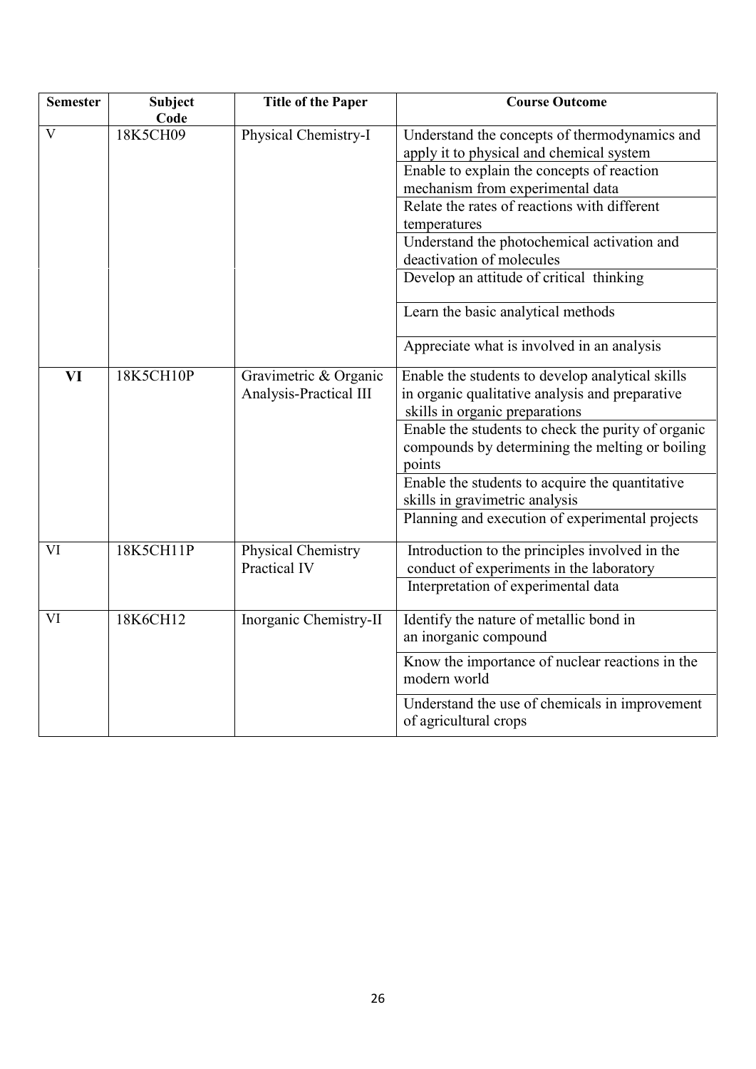| Semester | Subject Code | Title of the Paper | Course Outcome |
|---|---|---|---|
| V | 18K5CH09 | Physical Chemistry-I | Understand the concepts of thermodynamics and apply it to physical and chemical system |
| | | | Enable to explain the concepts of reaction mechanism from experimental data |
| | | | Relate the rates of reactions with different temperatures |
| | | | Understand the photochemical activation and deactivation of molecules |
| | | | Develop an attitude of critical thinking |
| | | | Learn the basic analytical methods |
| | | | Appreciate what is involved in an analysis |
| **VI** | 18K5CH10P | Gravimetric & Organic Analysis-Practical III | Enable the students to develop analytical skills in organic qualitative analysis and preparative skills in organic preparations |
| | | | Enable the students to check the purity of organic compounds by determining the melting or boiling points |
| | | | Enable the students to acquire the quantitative skills in gravimetric analysis |
| | | | Planning and execution of experimental projects |
| VI | 18K5CH11P | Physical Chemistry Practical IV | Introduction to the principles involved in the conduct of experiments in the laboratory |
| | | | Interpretation of experimental data |
| VI | 18K6CH12 | Inorganic Chemistry-II | Identify the nature of metallic bond in an inorganic compound |
| | | | Know the importance of nuclear reactions in the modern world |
| | | | Understand the use of chemicals in improvement of agricultural crops |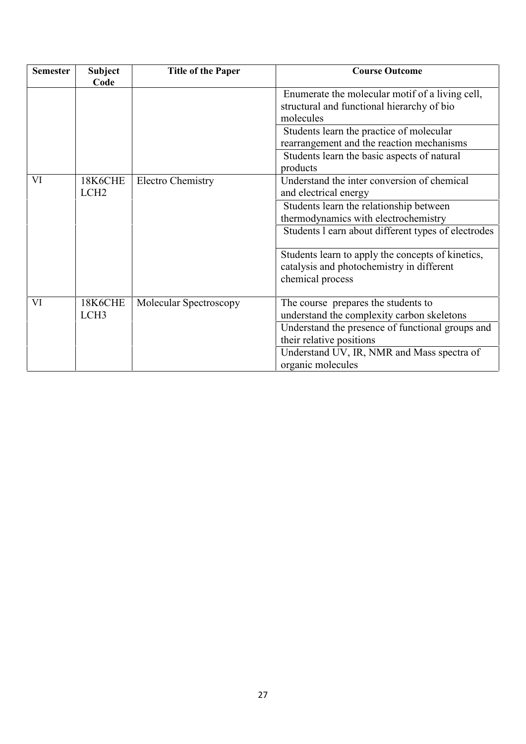| Semester | Subject Code | Title of the Paper | Course Outcome |
|---|---|---|---|
| | | | Enumerate the molecular motif of a living cell, structural and functional hierarchy of bio molecules |
| | | | Students learn the practice of molecular rearrangement and the reaction mechanisms |
| | | | Students learn the basic aspects of natural products |
| VI | 18K6CHE LCH2 | Electro Chemistry | Understand the inter conversion of chemical and electrical energy |
| | | | Students learn the relationship between thermodynamics with electrochemistry |
| | | | Students l earn about different types of electrodes |
| | | | Students learn to apply the concepts of kinetics, catalysis and photochemistry in different chemical process |
| VI | 18K6CHE LCH3 | Molecular Spectroscopy | The course prepares the students to understand the complexity carbon skeletons |
| | | | Understand the presence of functional groups and their relative positions |
| | | | Understand UV, IR, NMR and Mass spectra of organic molecules |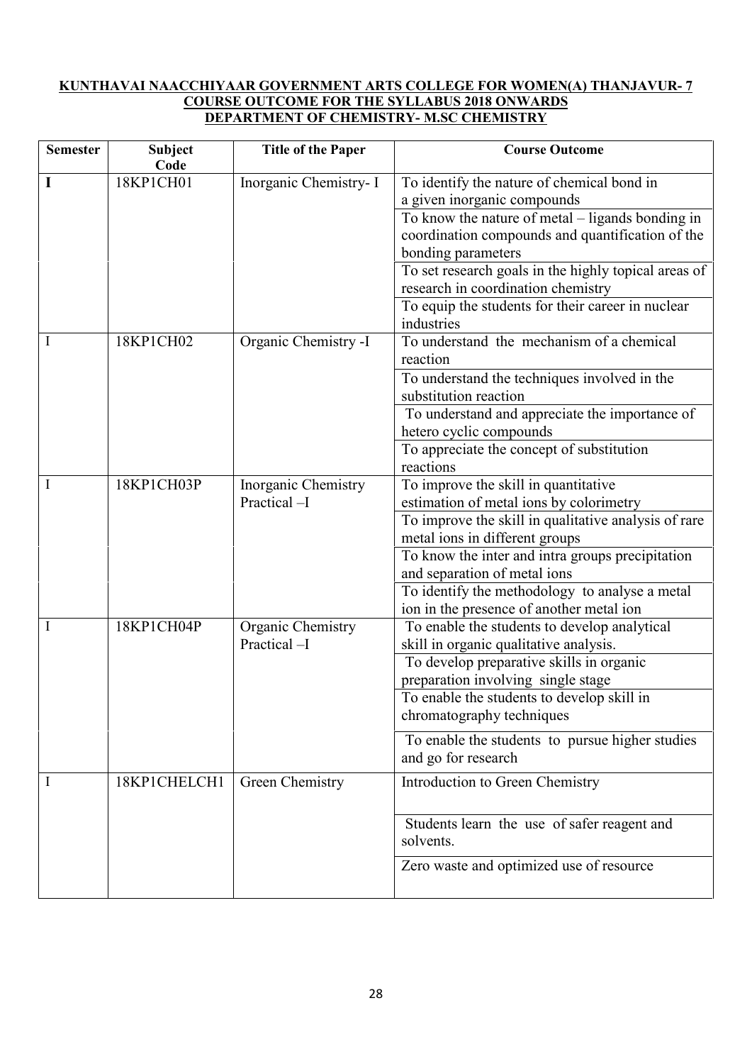**KUNTHAVAI NAACCHIYAAR GOVERNMENT ARTS COLLEGE FOR WOMEN(A) THANJAVUR- 7**
**COURSE OUTCOME FOR THE SYLLABUS 2018 ONWARDS**
**DEPARTMENT OF CHEMISTRY- M.SC CHEMISTRY**

| Semester | Subject Code | Title of the Paper | Course Outcome |
|---|---|---|---|
| **I** | 18KP1CH01 | Inorganic Chemistry- I | To identify the nature of chemical bond in a given inorganic compounds |
| | | | To know the nature of metal – ligands bonding in coordination compounds and quantification of the bonding parameters |
| | | | To set research goals in the highly topical areas of research in coordination chemistry |
| | | | To equip the students for their career in nuclear industries |
| I | 18KP1CH02 | Organic Chemistry -I | To understand the mechanism of a chemical reaction |
| | | | To understand the techniques involved in the substitution reaction |
| | | | To understand and appreciate the importance of hetero cyclic compounds |
| | | | To appreciate the concept of substitution reactions |
| I | 18KP1CH03P | Inorganic Chemistry Practical –I | To improve the skill in quantitative estimation of metal ions by colorimetry |
| | | | To improve the skill in qualitative analysis of rare metal ions in different groups |
| | | | To know the inter and intra groups precipitation and separation of metal ions |
| | | | To identify the methodology to analyse a metal ion in the presence of another metal ion |
| I | 18KP1CH04P | Organic Chemistry Practical –I | To enable the students to develop analytical skill in organic qualitative analysis. |
| | | | To develop preparative skills in organic preparation involving single stage |
| | | | To enable the students to develop skill in chromatography techniques |
| | | | To enable the students to pursue higher studies and go for research |
| I | 18KP1CHELCH1 | Green Chemistry | Introduction to Green Chemistry |
| | | | Students learn the use of safer reagent and solvents. |
| | | | Zero waste and optimized use of resource |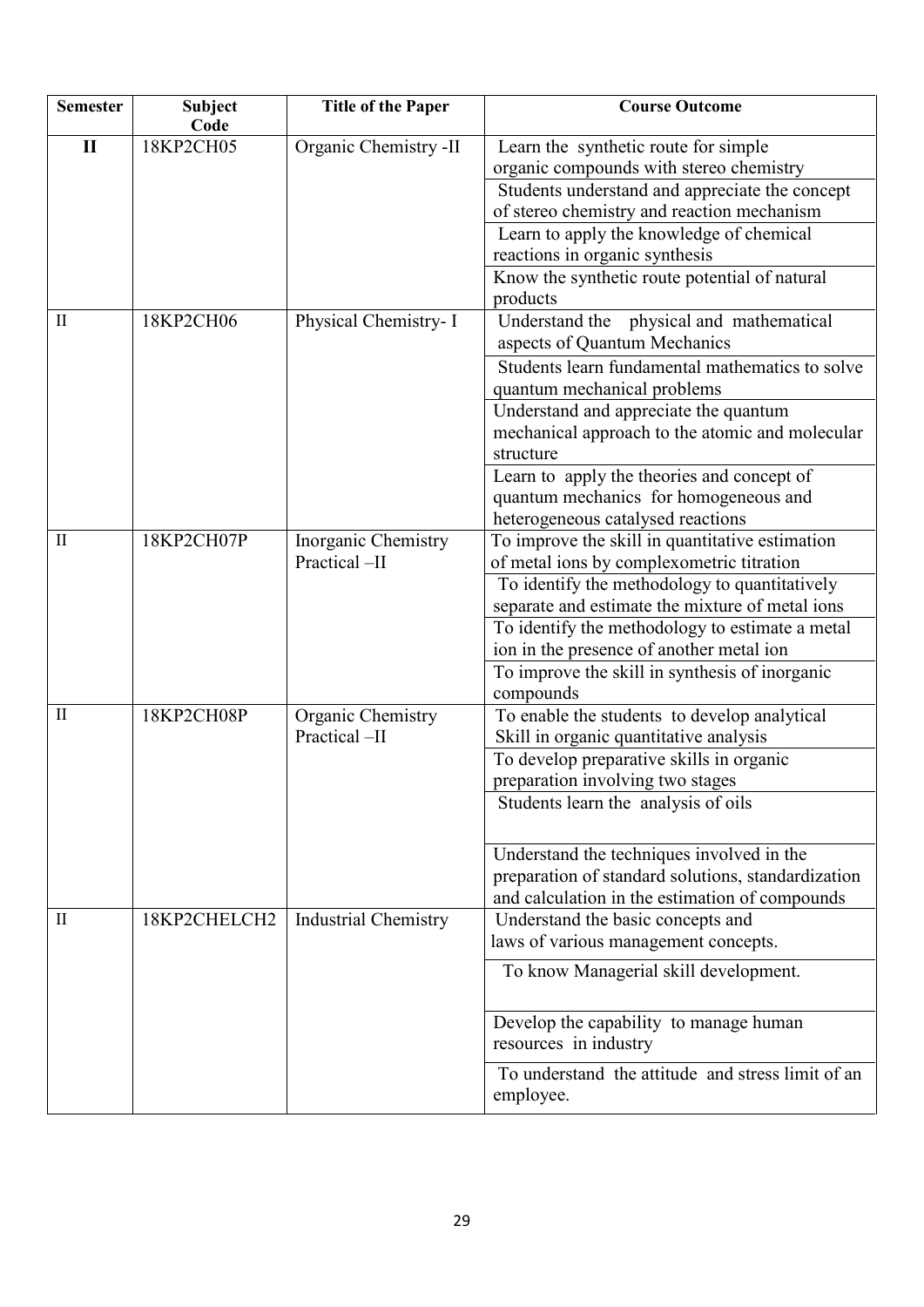| Semester | Subject Code | Title of the Paper | Course Outcome |
|---|---|---|---|
| **II** | 18KP2CH05 | Organic Chemistry -II | Learn the synthetic route for simple organic compounds with stereo chemistry |
| | | | Students understand and appreciate the concept of stereo chemistry and reaction mechanism |
| | | | Learn to apply the knowledge of chemical reactions in organic synthesis |
| | | | Know the synthetic route potential of natural products |
| II | 18KP2CH06 | Physical Chemistry- I | Understand the physical and mathematical aspects of Quantum Mechanics |
| | | | Students learn fundamental mathematics to solve quantum mechanical problems |
| | | | Understand and appreciate the quantum mechanical approach to the atomic and molecular structure |
| | | | Learn to apply the theories and concept of quantum mechanics for homogeneous and heterogeneous catalysed reactions |
| II | 18KP2CH07P | Inorganic Chemistry Practical –II | To improve the skill in quantitative estimation of metal ions by complexometric titration |
| | | | To identify the methodology to quantitatively separate and estimate the mixture of metal ions |
| | | | To identify the methodology to estimate a metal ion in the presence of another metal ion |
| | | | To improve the skill in synthesis of inorganic compounds |
| II | 18KP2CH08P | Organic Chemistry Practical –II | To enable the students to develop analytical Skill in organic quantitative analysis |
| | | | To develop preparative skills in organic preparation involving two stages |
| | | | Students learn the analysis of oils |
| | | | Understand the techniques involved in the preparation of standard solutions, standardization and calculation in the estimation of compounds |
| II | 18KP2CHELCH2 | Industrial Chemistry | Understand the basic concepts and laws of various management concepts. |
| | | | To know Managerial skill development. |
| | | | Develop the capability to manage human resources in industry |
| | | | To understand the attitude and stress limit of an employee. |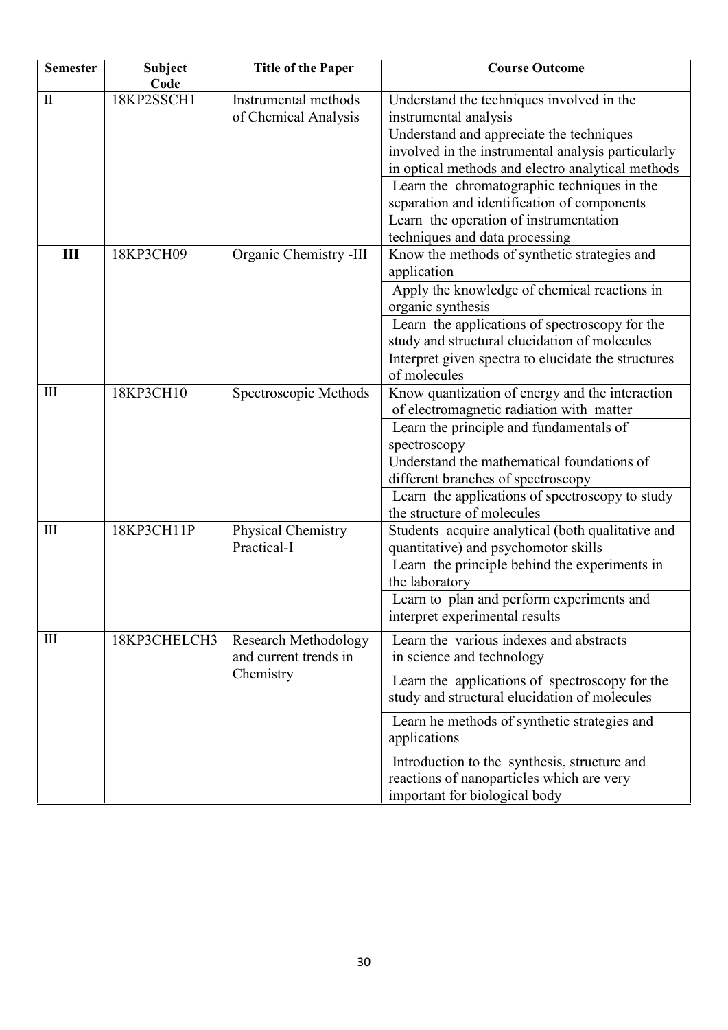| Semester | Subject Code | Title of the Paper | Course Outcome |
|---|---|---|---|
| II | 18KP2SSCH1 | Instrumental methods of Chemical Analysis | Understand the techniques involved in the instrumental analysis |
| | | | Understand and appreciate the techniques involved in the instrumental analysis particularly in optical methods and electro analytical methods |
| | | | Learn the chromatographic techniques in the separation and identification of components |
| | | | Learn the operation of instrumentation techniques and data processing |
| **III** | 18KP3CH09 | Organic Chemistry -III | Know the methods of synthetic strategies and application |
| | | | Apply the knowledge of chemical reactions in organic synthesis |
| | | | Learn the applications of spectroscopy for the study and structural elucidation of molecules |
| | | | Interpret given spectra to elucidate the structures of molecules |
| III | 18KP3CH10 | Spectroscopic Methods | Know quantization of energy and the interaction of electromagnetic radiation with matter |
| | | | Learn the principle and fundamentals of spectroscopy |
| | | | Understand the mathematical foundations of different branches of spectroscopy |
| | | | Learn the applications of spectroscopy to study the structure of molecules |
| III | 18KP3CH11P | Physical Chemistry Practical-I | Students acquire analytical (both qualitative and quantitative) and psychomotor skills |
| | | | Learn the principle behind the experiments in the laboratory |
| | | | Learn to plan and perform experiments and interpret experimental results |
| III | 18KP3CHELCH3 | Research Methodology and current trends in Chemistry | Learn the various indexes and abstracts in science and technology |
| | | | Learn the applications of spectroscopy for the study and structural elucidation of molecules |
| | | | Learn he methods of synthetic strategies and applications |
| | | | Introduction to the synthesis, structure and reactions of nanoparticles which are very important for biological body |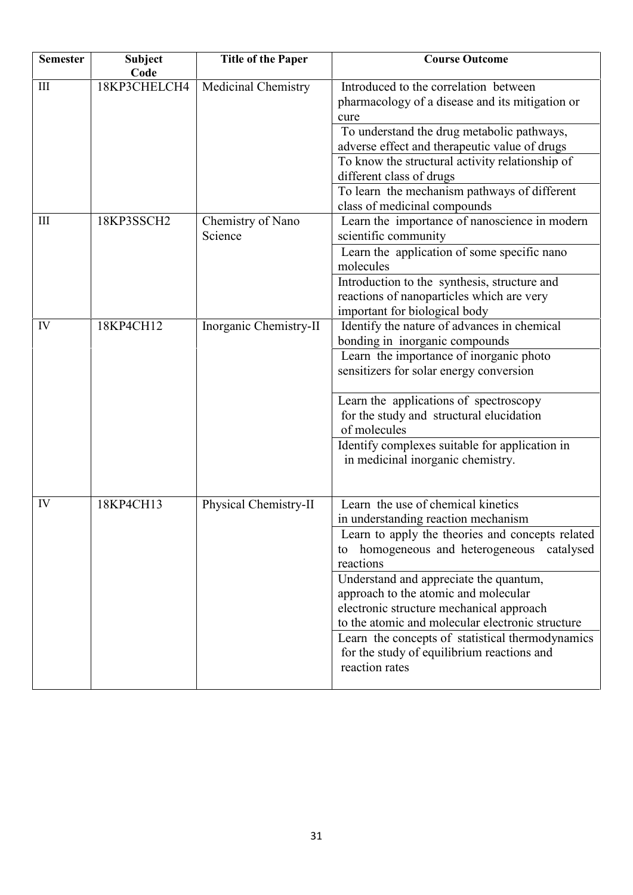| Semester | Subject Code | Title of the Paper | Course Outcome |
|---|---|---|---|
| III | 18KP3CHELCH4 | Medicinal Chemistry | Introduced to the correlation between pharmacology of a disease and its mitigation or cure |
| | | | To understand the drug metabolic pathways, adverse effect and therapeutic value of drugs |
| | | | To know the structural activity relationship of different class of drugs |
| | | | To learn the mechanism pathways of different class of medicinal compounds |
| III | 18KP3SSCH2 | Chemistry of Nano Science | Learn the importance of nanoscience in modern scientific community |
| | | | Learn the application of some specific nano molecules |
| | | | Introduction to the synthesis, structure and reactions of nanoparticles which are very important for biological body |
| IV | 18KP4CH12 | Inorganic Chemistry-II | Identify the nature of advances in chemical bonding in inorganic compounds |
| | | | Learn the importance of inorganic photo sensitizers for solar energy conversion |
| | | | Learn the applications of spectroscopy for the study and structural elucidation of molecules |
| | | | Identify complexes suitable for application in in medicinal inorganic chemistry. |
| IV | 18KP4CH13 | Physical Chemistry-II | Learn the use of chemical kinetics in understanding reaction mechanism |
| | | | Learn to apply the theories and concepts related to homogeneous and heterogeneous catalysed reactions |
| | | | Understand and appreciate the quantum, approach to the atomic and molecular electronic structure mechanical approach to the atomic and molecular electronic structure |
| | | | Learn the concepts of statistical thermodynamics for the study of equilibrium reactions and reaction rates |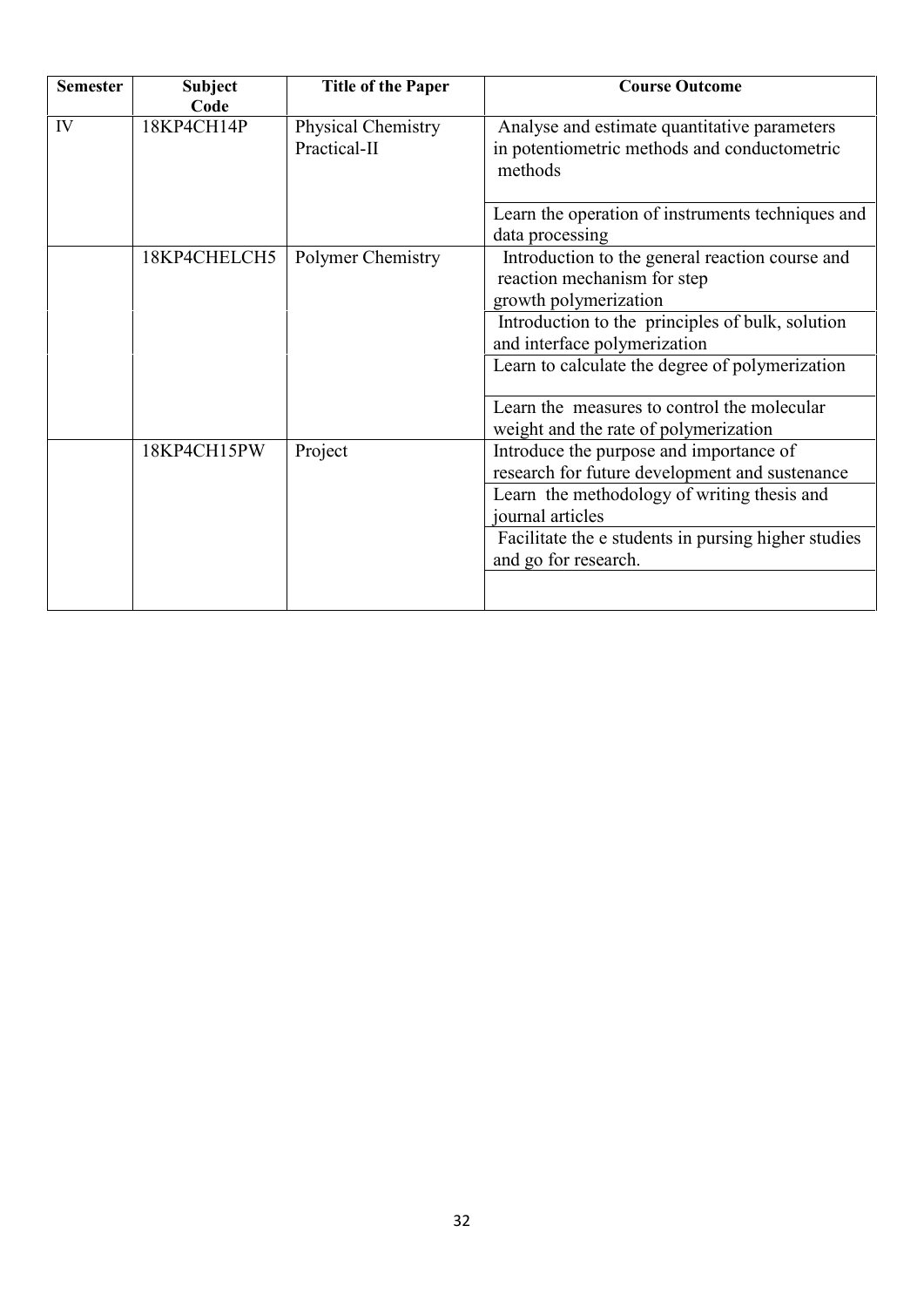| Semester | Subject Code | Title of the Paper | Course Outcome |
|---|---|---|---|
| IV | 18KP4CH14P | Physical Chemistry Practical-II | Analyse and estimate quantitative parameters in potentiometric methods and conductometric methods |
| | | | Learn the operation of instruments techniques and data processing |
| | 18KP4CHELCH5 | Polymer Chemistry | Introduction to the general reaction course and reaction mechanism for step growth polymerization |
| | | | Introduction to the principles of bulk, solution and interface polymerization |
| | | | Learn to calculate the degree of polymerization |
| | | | Learn the measures to control the molecular weight and the rate of polymerization |
| | 18KP4CH15PW | Project | Introduce the purpose and importance of research for future development and sustenance |
| | | | Learn the methodology of writing thesis and journal articles |
| | | | Facilitate the e students in pursing higher studies and go for research. |
| | | | |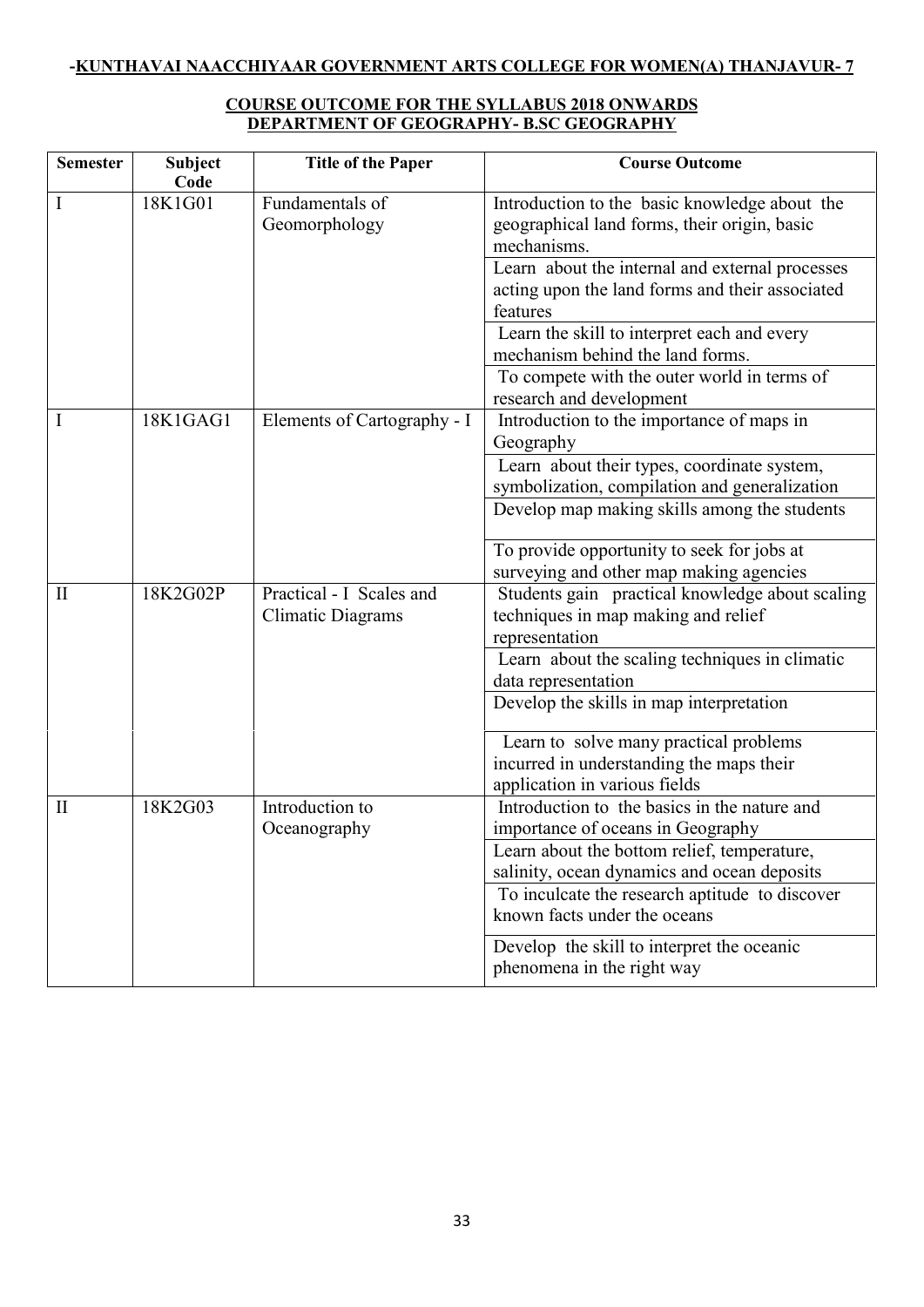**-KUNTHAVAI NAACCHIYAAR GOVERNMENT ARTS COLLEGE FOR WOMEN(A) THANJAVUR- 7**

**COURSE OUTCOME FOR THE SYLLABUS 2018 ONWARDS**
**DEPARTMENT OF GEOGRAPHY- B.SC GEOGRAPHY**

| Semester | Subject Code | Title of the Paper | Course Outcome |
|---|---|---|---|
| I | 18K1G01 | Fundamentals of Geomorphology | Introduction to the basic knowledge about the geographical land forms, their origin, basic mechanisms. |
| | | | Learn about the internal and external processes acting upon the land forms and their associated features |
| | | | Learn the skill to interpret each and every mechanism behind the land forms. |
| | | | To compete with the outer world in terms of research and development |
| I | 18K1GAG1 | Elements of Cartography - I | Introduction to the importance of maps in Geography |
| | | | Learn about their types, coordinate system, symbolization, compilation and generalization |
| | | | Develop map making skills among the students |
| | | | To provide opportunity to seek for jobs at surveying and other map making agencies |
| II | 18K2G02P | Practical - I Scales and Climatic Diagrams | Students gain practical knowledge about scaling techniques in map making and relief representation |
| | | | Learn about the scaling techniques in climatic data representation |
| | | | Develop the skills in map interpretation |
| | | | Learn to solve many practical problems incurred in understanding the maps their application in various fields |
| II | 18K2G03 | Introduction to Oceanography | Introduction to the basics in the nature and importance of oceans in Geography |
| | | | Learn about the bottom relief, temperature, salinity, ocean dynamics and ocean deposits |
| | | | To inculcate the research aptitude to discover known facts under the oceans |
| | | | Develop the skill to interpret the oceanic phenomena in the right way |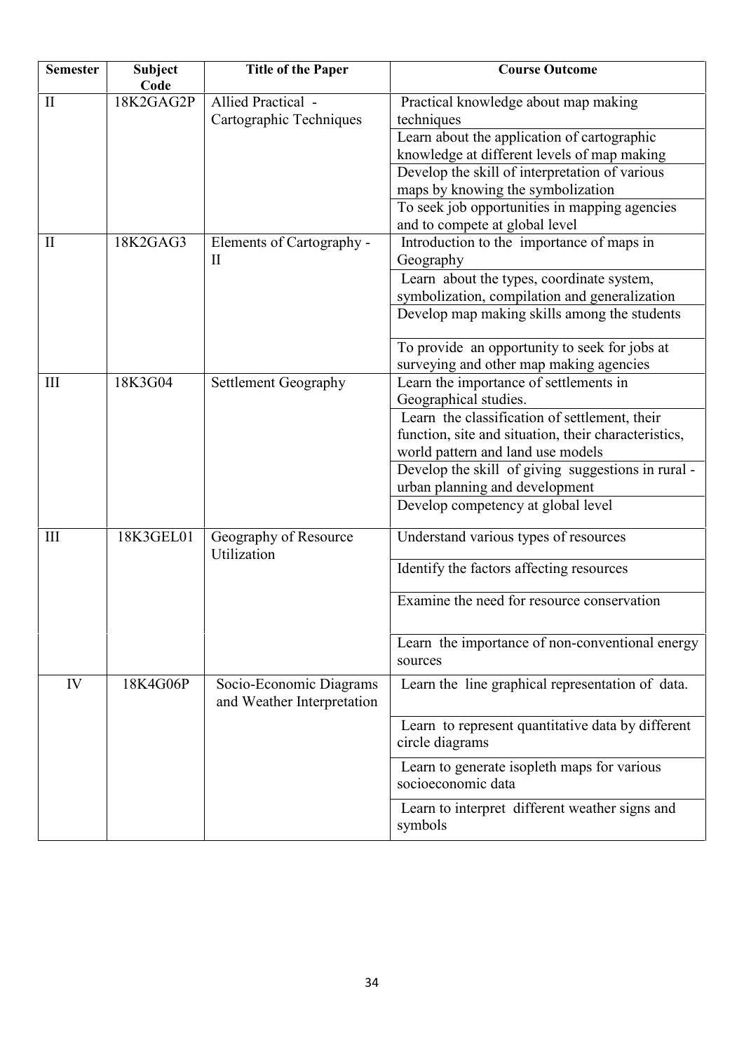| Semester | Subject Code | Title of the Paper | Course Outcome |
|---|---|---|---|
| II | 18K2GAG2P | Allied Practical - Cartographic Techniques | Practical knowledge about map making techniques |
| | | | Learn about the application of cartographic knowledge at different levels of map making |
| | | | Develop the skill of interpretation of various maps by knowing the symbolization |
| | | | To seek job opportunities in mapping agencies and to compete at global level |
| II | 18K2GAG3 | Elements of Cartography - II | Introduction to the importance of maps in Geography |
| | | | Learn about the types, coordinate system, symbolization, compilation and generalization |
| | | | Develop map making skills among the students |
| | | | To provide an opportunity to seek for jobs at surveying and other map making agencies |
| III | 18K3G04 | Settlement Geography | Learn the importance of settlements in Geographical studies. |
| | | | Learn the classification of settlement, their function, site and situation, their characteristics, world pattern and land use models |
| | | | Develop the skill of giving suggestions in rural - urban planning and development |
| | | | Develop competency at global level |
| III | 18K3GEL01 | Geography of Resource Utilization | Understand various types of resources |
| | | | Identify the factors affecting resources |
| | | | Examine the need for resource conservation |
| | | | Learn the importance of non-conventional energy sources |
| IV | 18K4G06P | Socio-Economic Diagrams and Weather Interpretation | Learn the line graphical representation of data. |
| | | | Learn to represent quantitative data by different circle diagrams |
| | | | Learn to generate isopleth maps for various socioeconomic data |
| | | | Learn to interpret different weather signs and symbols |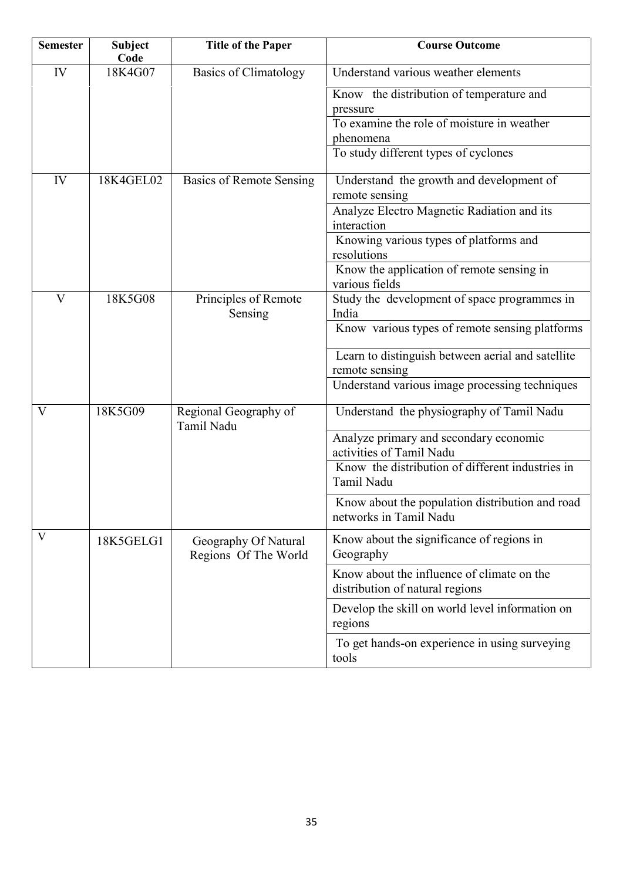| Semester | Subject Code | Title of the Paper | Course Outcome |
|---|---|---|---|
| IV | 18K4G07 | Basics of Climatology | Understand various weather elements |
| | | | Know the distribution of temperature and pressure |
| | | | To examine the role of moisture in weather phenomena |
| | | | To study different types of cyclones |
| IV | 18K4GEL02 | Basics of Remote Sensing | Understand the growth and development of remote sensing |
| | | | Analyze Electro Magnetic Radiation and its interaction |
| | | | Knowing various types of platforms and resolutions |
| | | | Know the application of remote sensing in various fields |
| V | 18K5G08 | Principles of Remote Sensing | Study the development of space programmes in India |
| | | | Know various types of remote sensing platforms |
| | | | Learn to distinguish between aerial and satellite remote sensing |
| | | | Understand various image processing techniques |
| V | 18K5G09 | Regional Geography of Tamil Nadu | Understand the physiography of Tamil Nadu |
| | | | Analyze primary and secondary economic activities of Tamil Nadu |
| | | | Know the distribution of different industries in Tamil Nadu |
| | | | Know about the population distribution and road networks in Tamil Nadu |
| V | 18K5GELG1 | Geography Of Natural Regions Of The World | Know about the significance of regions in Geography |
| | | | Know about the influence of climate on the distribution of natural regions |
| | | | Develop the skill on world level information on regions |
| | | | To get hands-on experience in using surveying tools |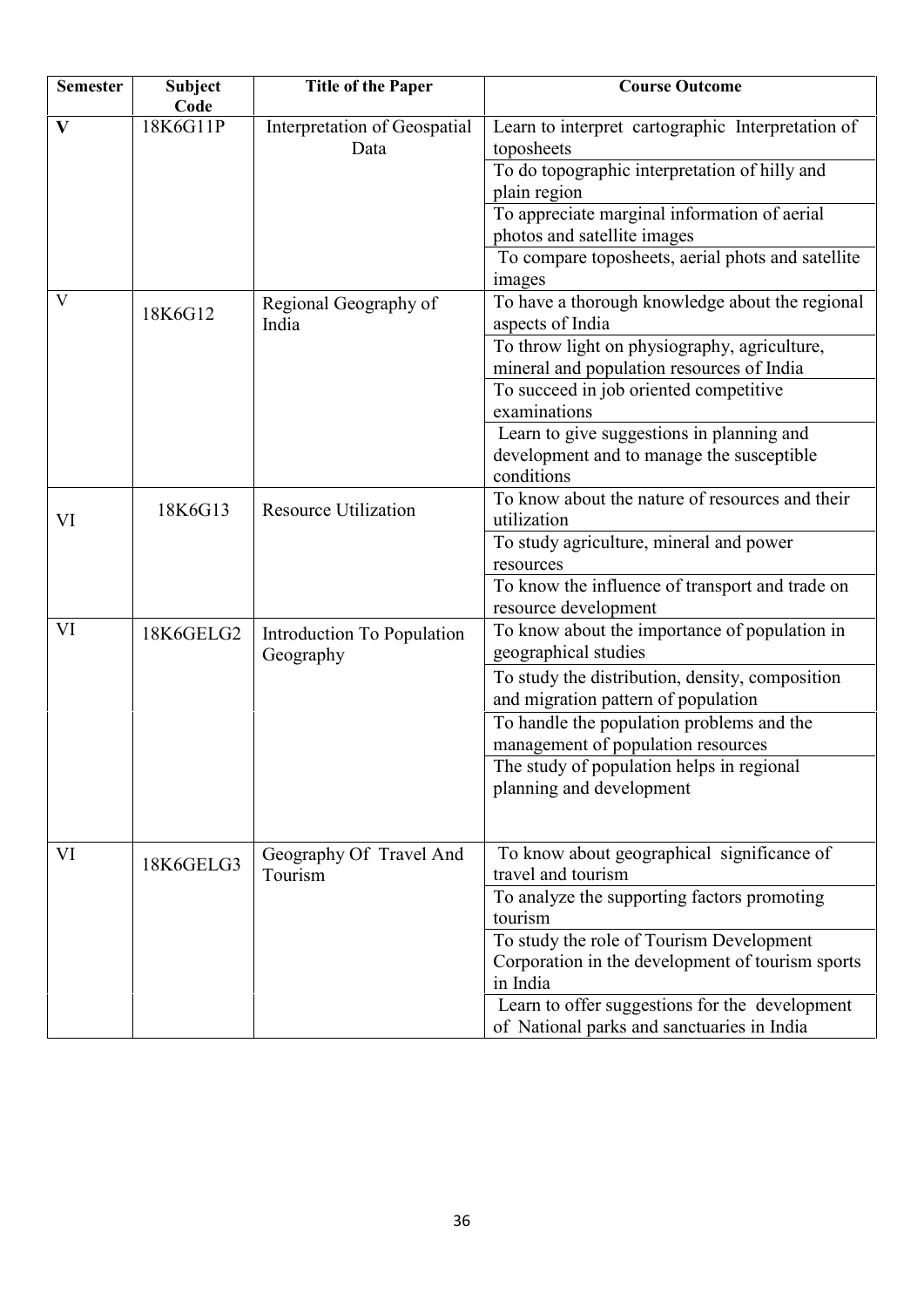| Semester | Subject Code | Title of the Paper | Course Outcome |
|---|---|---|---|
| **V** | 18K6G11P | Interpretation of Geospatial Data | Learn to interpret cartographic Interpretation of toposheets |
| | | | To do topographic interpretation of hilly and plain region |
| | | | To appreciate marginal information of aerial photos and satellite images |
| | | | To compare toposheets, aerial phots and satellite images |
| V | 18K6G12 | Regional Geography of India | To have a thorough knowledge about the regional aspects of India |
| | | | To throw light on physiography, agriculture, mineral and population resources of India |
| | | | To succeed in job oriented competitive examinations |
| | | | Learn to give suggestions in planning and development and to manage the susceptible conditions |
| VI | 18K6G13 | Resource Utilization | To know about the nature of resources and their utilization |
| | | | To study agriculture, mineral and power resources |
| | | | To know the influence of transport and trade on resource development |
| VI | 18K6GELG2 | Introduction To Population Geography | To know about the importance of population in geographical studies |
| | | | To study the distribution, density, composition and migration pattern of population |
| | | | To handle the population problems and the management of population resources |
| | | | The study of population helps in regional planning and development |
| VI | 18K6GELG3 | Geography Of Travel And Tourism | To know about geographical significance of travel and tourism |
| | | | To analyze the supporting factors promoting tourism |
| | | | To study the role of Tourism Development Corporation in the development of tourism sports in India |
| | | | Learn to offer suggestions for the development of National parks and sanctuaries in India |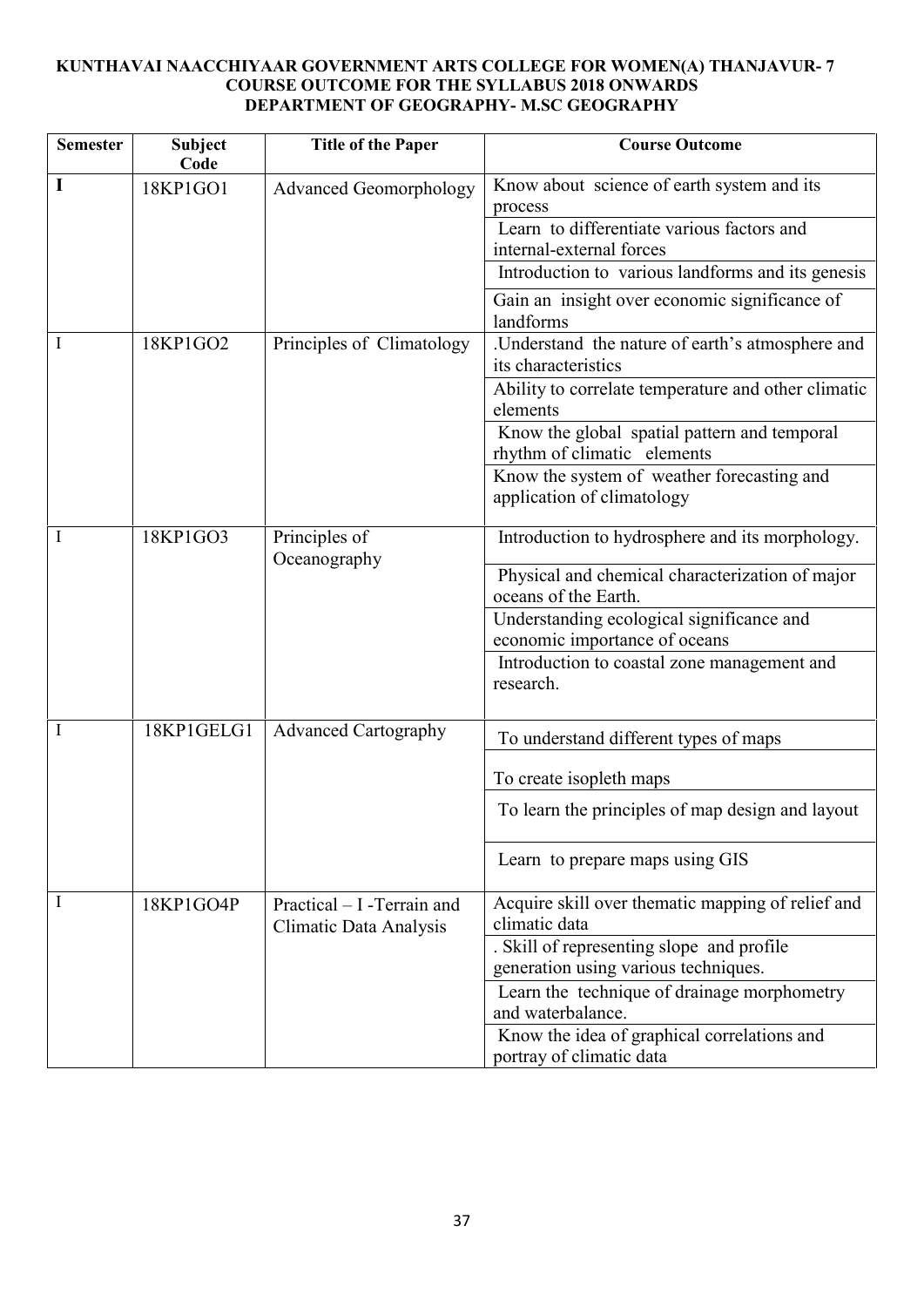**KUNTHAVAI NAACCHIYAAR GOVERNMENT ARTS COLLEGE FOR WOMEN(A) THANJAVUR- 7**
**COURSE OUTCOME FOR THE SYLLABUS 2018 ONWARDS**
**DEPARTMENT OF GEOGRAPHY- M.SC GEOGRAPHY**

| Semester | Subject Code | Title of the Paper | Course Outcome |
|---|---|---|---|
| **I** | 18KP1GO1 | Advanced Geomorphology | Know about science of earth system and its process |
| | | | Learn to differentiate various factors and internal-external forces |
| | | | Introduction to various landforms and its genesis |
| | | | Gain an insight over economic significance of landforms |
| I | 18KP1GO2 | Principles of Climatology | .Understand the nature of earth's atmosphere and its characteristics |
| | | | Ability to correlate temperature and other climatic elements |
| | | | Know the global spatial pattern and temporal rhythm of climatic elements |
| | | | Know the system of weather forecasting and application of climatology |
| I | 18KP1GO3 | Principles of Oceanography | Introduction to hydrosphere and its morphology. |
| | | | Physical and chemical characterization of major oceans of the Earth. |
| | | | Understanding ecological significance and economic importance of oceans |
| | | | Introduction to coastal zone management and research. |
| I | 18KP1GELG1 | Advanced Cartography | To understand different types of maps |
| | | | To create isopleth maps |
| | | | To learn the principles of map design and layout |
| | | | Learn to prepare maps using GIS |
| I | 18KP1GO4P | Practical – I -Terrain and Climatic Data Analysis | Acquire skill over thematic mapping of relief and climatic data |
| | | | . Skill of representing slope and profile generation using various techniques. |
| | | | Learn the technique of drainage morphometry and waterbalance. |
| | | | Know the idea of graphical correlations and portray of climatic data |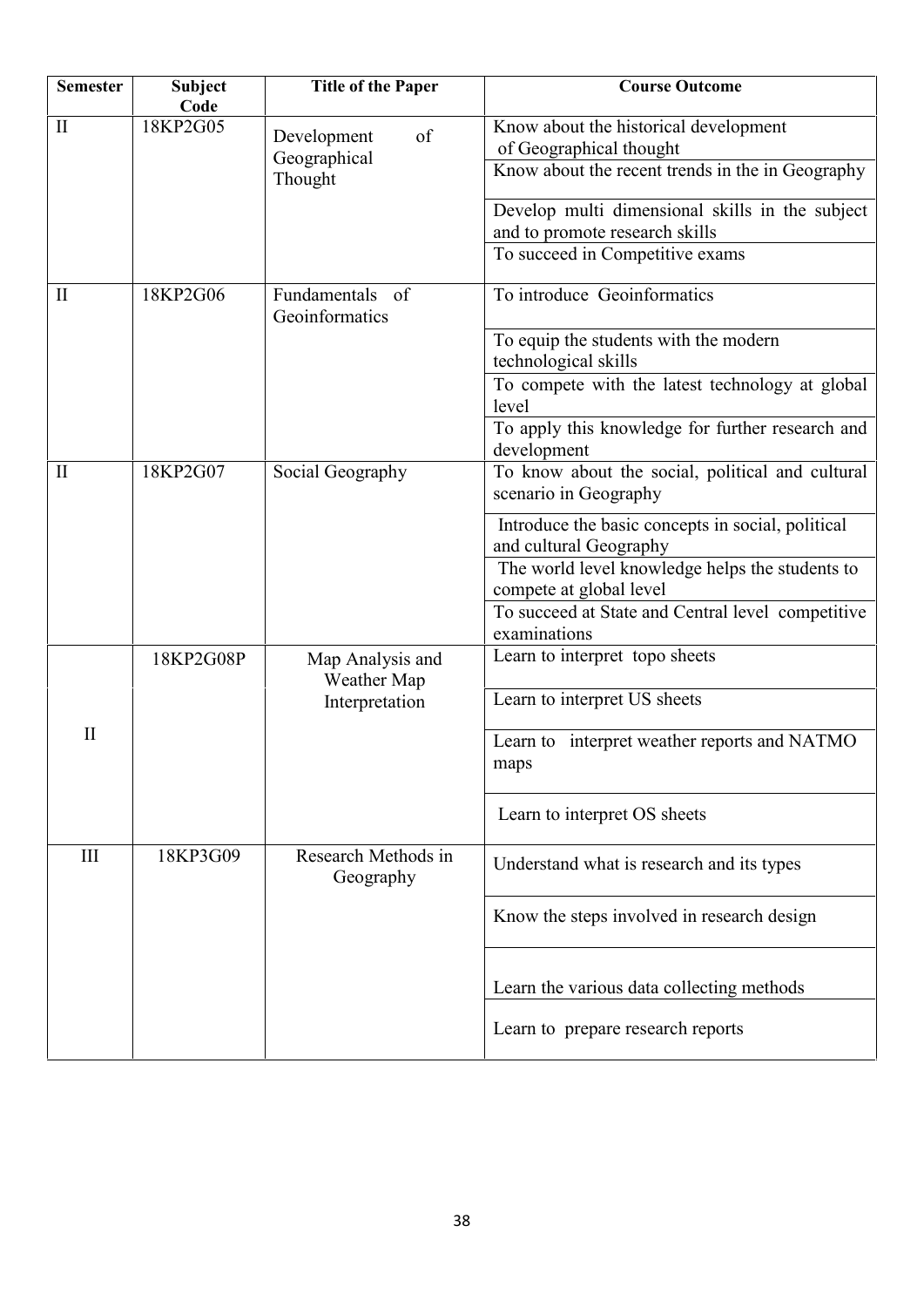| Semester | Subject Code | Title of the Paper | Course Outcome |
|---|---|---|---|
| II | 18KP2G05 | Development of Geographical Thought | Know about the historical development of Geographical thought |
| | | | Know about the recent trends in the in Geography |
| | | | Develop multi dimensional skills in the subject and to promote research skills |
| | | | To succeed in Competitive exams |
| II | 18KP2G06 | Fundamentals of Geoinformatics | To introduce Geoinformatics |
| | | | To equip the students with the modern technological skills |
| | | | To compete with the latest technology at global level |
| | | | To apply this knowledge for further research and development |
| II | 18KP2G07 | Social Geography | To know about the social, political and cultural scenario in Geography |
| | | | Introduce the basic concepts in social, political and cultural Geography |
| | | | The world level knowledge helps the students to compete at global level |
| | | | To succeed at State and Central level competitive examinations |
| II | 18KP2G08P | Map Analysis and Weather Map Interpretation | Learn to interpret topo sheets |
| | | | Learn to interpret US sheets |
| | | | Learn to interpret weather reports and NATMO maps |
| | | | Learn to interpret OS sheets |
| III | 18KP3G09 | Research Methods in Geography | Understand what is research and its types |
| | | | Know the steps involved in research design |
| | | | Learn the various data collecting methods |
| | | | Learn to prepare research reports |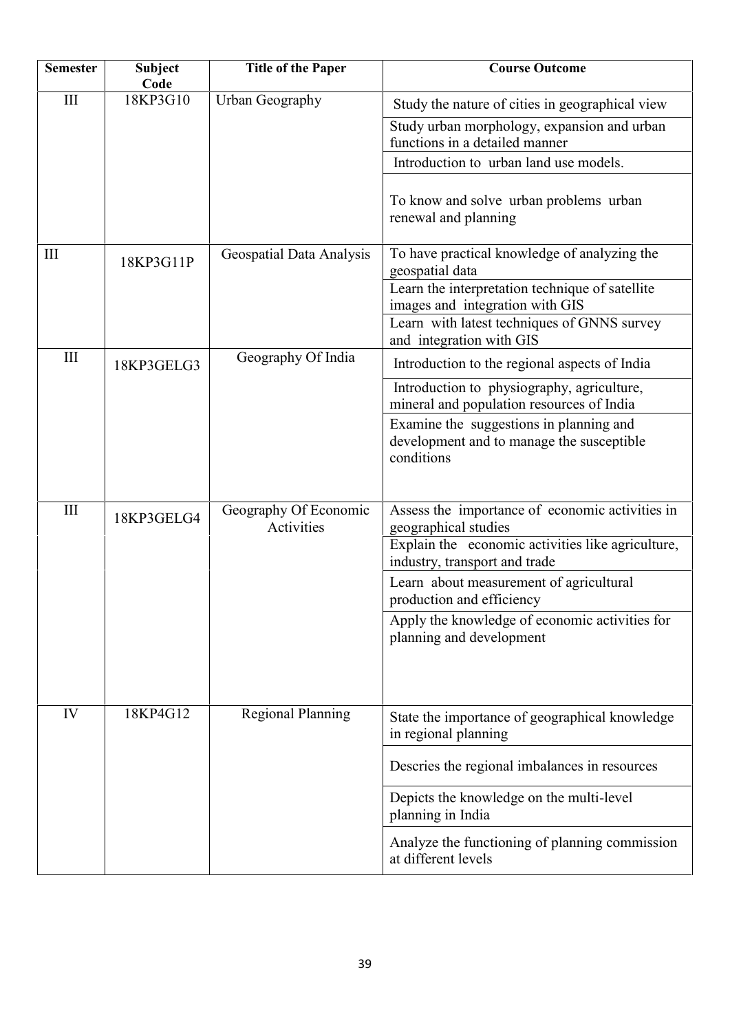| Semester | Subject Code | Title of the Paper | Course Outcome |
|---|---|---|---|
| III | 18KP3G10 | Urban Geography | Study the nature of cities in geographical view |
| | | | Study urban morphology, expansion and urban functions in a detailed manner |
| | | | Introduction to urban land use models. |
| | | | To know and solve urban problems urban renewal and planning |
| III | 18KP3G11P | Geospatial Data Analysis | To have practical knowledge of analyzing the geospatial data |
| | | | Learn the interpretation technique of satellite images and integration with GIS |
| | | | Learn with latest techniques of GNNS survey and integration with GIS |
| III | 18KP3GELG3 | Geography Of India | Introduction to the regional aspects of India |
| | | | Introduction to physiography, agriculture, mineral and population resources of India |
| | | | Examine the suggestions in planning and development and to manage the susceptible conditions |
| III | 18KP3GELG4 | Geography Of Economic Activities | Assess the importance of economic activities in geographical studies |
| | | | Explain the economic activities like agriculture, industry, transport and trade |
| | | | Learn about measurement of agricultural production and efficiency |
| | | | Apply the knowledge of economic activities for planning and development |
| IV | 18KP4G12 | Regional Planning | State the importance of geographical knowledge in regional planning |
| | | | Descries the regional imbalances in resources |
| | | | Depicts the knowledge on the multi-level planning in India |
| | | | Analyze the functioning of planning commission at different levels |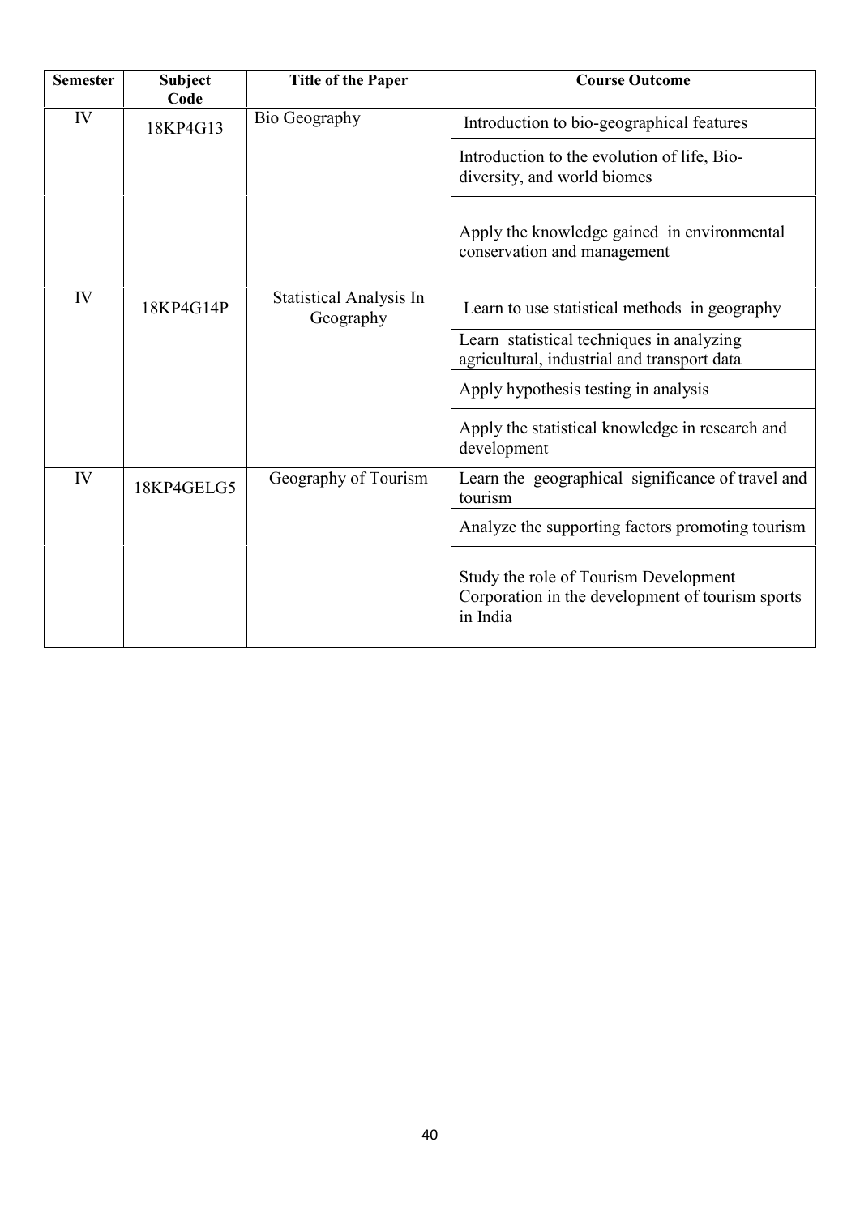| Semester | Subject Code | Title of the Paper | Course Outcome |
|---|---|---|---|
| IV | 18KP4G13 | Bio Geography | Introduction to bio-geographical features |
| | | | Introduction to the evolution of life, Bio-diversity, and world biomes |
| | | | Apply the knowledge gained in environmental conservation and management |
| IV | 18KP4G14P | Statistical Analysis In Geography | Learn to use statistical methods in geography |
| | | | Learn statistical techniques in analyzing agricultural, industrial and transport data |
| | | | Apply hypothesis testing in analysis |
| | | | Apply the statistical knowledge in research and development |
| IV | 18KP4GELG5 | Geography of Tourism | Learn the geographical significance of travel and tourism |
| | | | Analyze the supporting factors promoting tourism |
| | | | Study the role of Tourism Development Corporation in the development of tourism sports in India |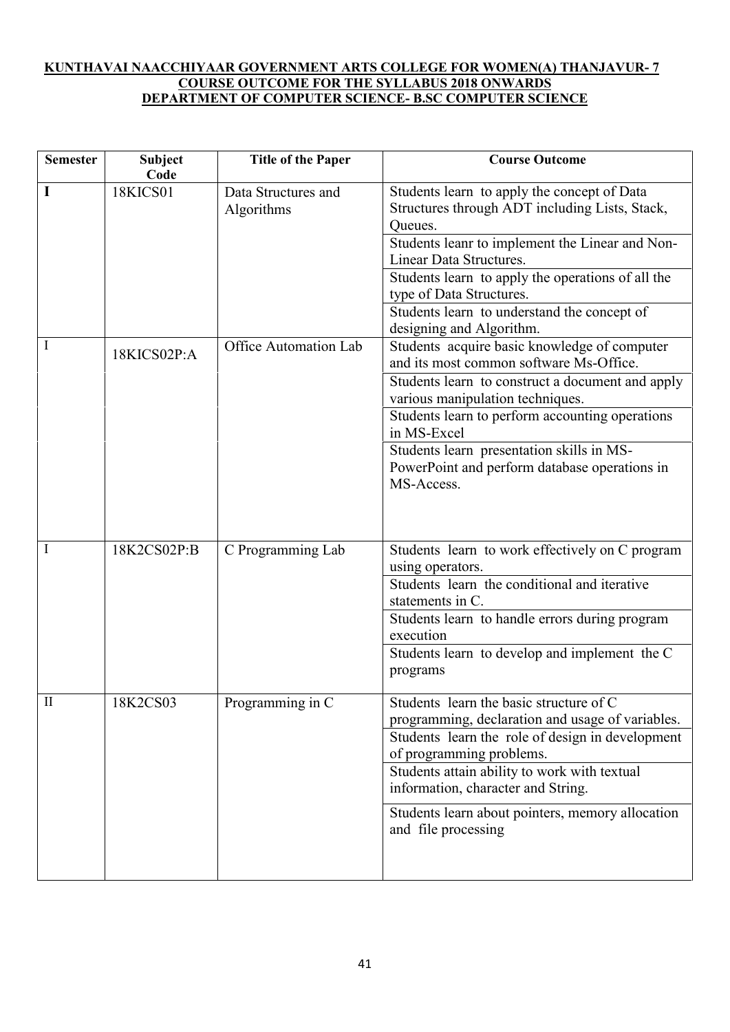**KUNTHAVAI NAACCHIYAAR GOVERNMENT ARTS COLLEGE FOR WOMEN(A) THANJAVUR- 7**
**COURSE OUTCOME FOR THE SYLLABUS 2018 ONWARDS**
**DEPARTMENT OF COMPUTER SCIENCE- B.SC COMPUTER SCIENCE**

| Semester | Subject Code | Title of the Paper | Course Outcome |
|---|---|---|---|
| I | 18KICS01 | Data Structures and Algorithms | Students learn to apply the concept of Data Structures through ADT including Lists, Stack, Queues. |
| | | | Students leanr to implement the Linear and Non-Linear Data Structures. |
| | | | Students learn to apply the operations of all the type of Data Structures. |
| | | | Students learn to understand the concept of designing and Algorithm. |
| I | 18KICS02P:A | Office Automation Lab | Students acquire basic knowledge of computer and its most common software Ms-Office. |
| | | | Students learn to construct a document and apply various manipulation techniques. |
| | | | Students learn to perform accounting operations in MS-Excel |
| | | | Students learn presentation skills in MS-PowerPoint and perform database operations in MS-Access. |
| I | 18K2CS02P:B | C Programming Lab | Students learn to work effectively on C program using operators. |
| | | | Students learn the conditional and iterative statements in C. |
| | | | Students learn to handle errors during program execution |
| | | | Students learn to develop and implement the C programs |
| II | 18K2CS03 | Programming in C | Students learn the basic structure of C programming, declaration and usage of variables. |
| | | | Students learn the role of design in development of programming problems. |
| | | | Students attain ability to work with textual information, character and String. |
| | | | Students learn about pointers, memory allocation and file processing |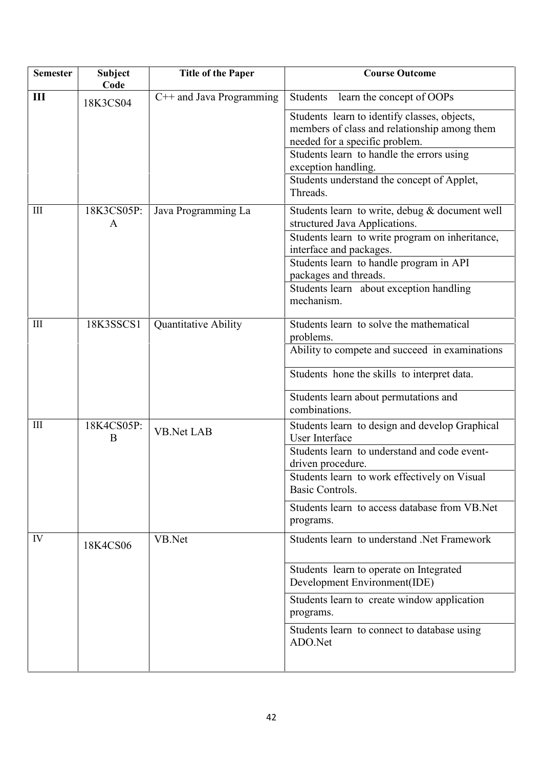| Semester | Subject Code | Title of the Paper | Course Outcome |
|---|---|---|---|
| **III** | 18K3CS04 | C++ and Java Programming | Students learn the concept of OOPs |
| | | | Students learn to identify classes, objects, members of class and relationship among them needed for a specific problem. |
| | | | Students learn to handle the errors using exception handling. |
| | | | Students understand the concept of Applet, Threads. |
| III | 18K3CS05P:A | Java Programming La | Students learn to write, debug & document well structured Java Applications. |
| | | | Students learn to write program on inheritance, interface and packages. |
| | | | Students learn to handle program in API packages and threads. |
| | | | Students learn about exception handling mechanism. |
| III | 18K3SSCS1 | Quantitative Ability | Students learn to solve the mathematical problems. |
| | | | Ability to compete and succeed in examinations |
| | | | Students hone the skills to interpret data. |
| | | | Students learn about permutations and combinations. |
| III | 18K4CS05P:B | VB.Net LAB | Students learn to design and develop Graphical User Interface |
| | | | Students learn to understand and code event-driven procedure. |
| | | | Students learn to work effectively on Visual Basic Controls. |
| | | | Students learn to access database from VB.Net programs. |
| IV | 18K4CS06 | VB.Net | Students learn to understand .Net Framework |
| | | | Students learn to operate on Integrated Development Environment(IDE) |
| | | | Students learn to create window application programs. |
| | | | Students learn to connect to database using ADO.Net |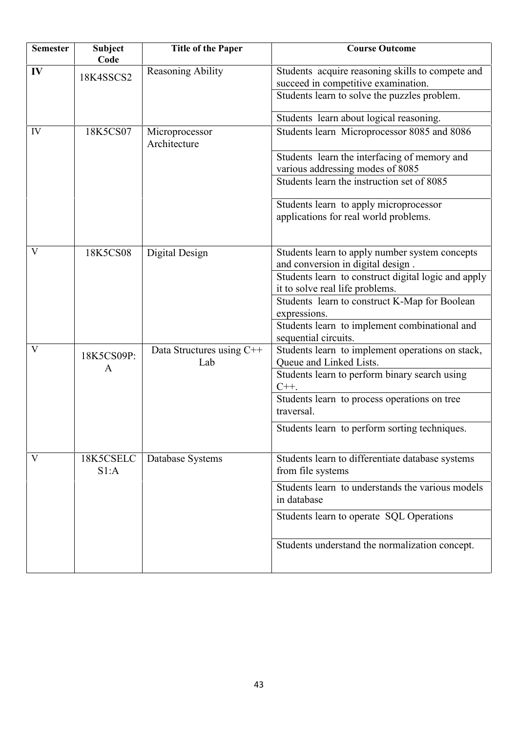| Semester | Subject Code | Title of the Paper | Course Outcome |
|---|---|---|---|
| **IV** | 18K4SSCS2 | Reasoning Ability | Students acquire reasoning skills to compete and succeed in competitive examination. |
| | | | Students learn to solve the puzzles problem. |
| | | | Students learn about logical reasoning. |
| IV | 18K5CS07 | Microprocessor Architecture | Students learn Microprocessor 8085 and 8086 |
| | | | Students learn the interfacing of memory and various addressing modes of 8085 |
| | | | Students learn the instruction set of 8085 |
| | | | Students learn to apply microprocessor applications for real world problems. |
| V | 18K5CS08 | Digital Design | Students learn to apply number system concepts and conversion in digital design . |
| | | | Students learn to construct digital logic and apply it to solve real life problems. |
| | | | Students learn to construct K-Map for Boolean expressions. |
| | | | Students learn to implement combinational and sequential circuits. |
| V | 18K5CS09P: A | Data Structures using C++ Lab | Students learn to implement operations on stack, Queue and Linked Lists. |
| | | | Students learn to perform binary search using C++. |
| | | | Students learn to process operations on tree traversal. |
| | | | Students learn to perform sorting techniques. |
| V | 18K5CSELC S1:A | Database Systems | Students learn to differentiate database systems from file systems |
| | | | Students learn to understands the various models in database |
| | | | Students learn to operate SQL Operations |
| | | | Students understand the normalization concept. |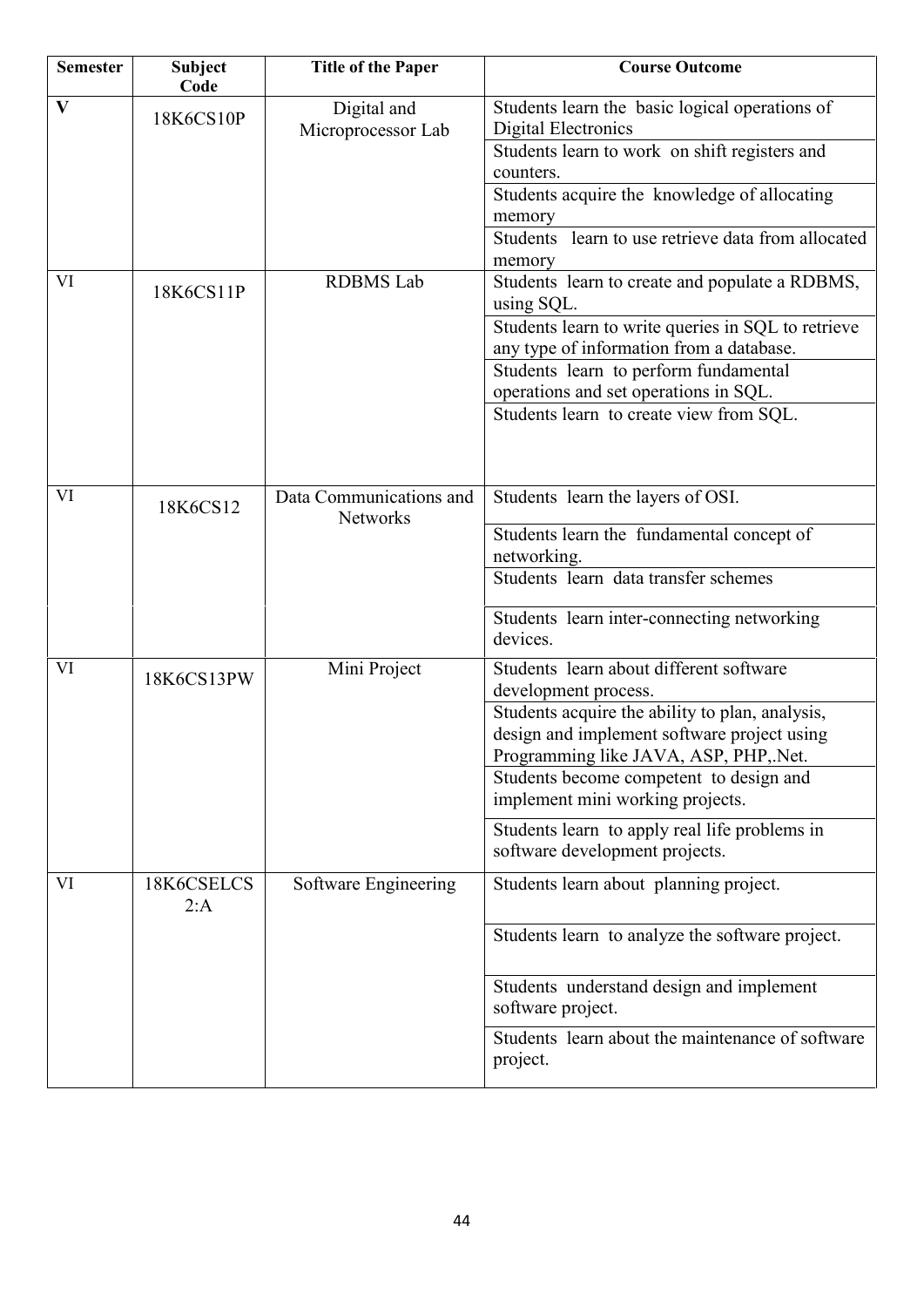| Semester | Subject Code | Title of the Paper | Course Outcome |
|---|---|---|---|
| V | 18K6CS10P | Digital and Microprocessor Lab | Students learn the basic logical operations of Digital Electronics |
| | | | Students learn to work on shift registers and counters. |
| | | | Students acquire the knowledge of allocating memory |
| | | | Students learn to use retrieve data from allocated memory |
| VI | 18K6CS11P | RDBMS Lab | Students learn to create and populate a RDBMS, using SQL. |
| | | | Students learn to write queries in SQL to retrieve any type of information from a database. |
| | | | Students learn to perform fundamental operations and set operations in SQL. |
| | | | Students learn to create view from SQL. |
| VI | 18K6CS12 | Data Communications and Networks | Students learn the layers of OSI. |
| | | | Students learn the fundamental concept of networking. |
| | | | Students learn data transfer schemes |
| | | | Students learn inter-connecting networking devices. |
| VI | 18K6CS13PW | Mini Project | Students learn about different software development process. |
| | | | Students acquire the ability to plan, analysis, design and implement software project using Programming like JAVA, ASP, PHP,.Net. |
| | | | Students become competent to design and implement mini working projects. |
| | | | Students learn to apply real life problems in software development projects. |
| VI | 18K6CSELCS 2:A | Software Engineering | Students learn about planning project. |
| | | | Students learn to analyze the software project. |
| | | | Students understand design and implement software project. |
| | | | Students learn about the maintenance of software project. |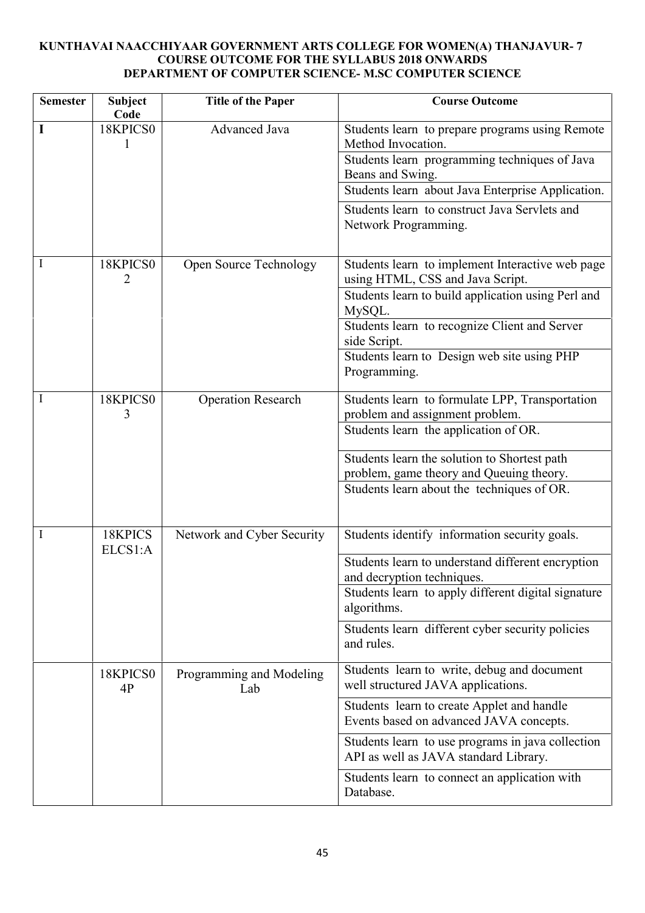**KUNTHAVAI NAACCHIYAAR GOVERNMENT ARTS COLLEGE FOR WOMEN(A) THANJAVUR- 7**
**COURSE OUTCOME FOR THE SYLLABUS 2018 ONWARDS**
**DEPARTMENT OF COMPUTER SCIENCE- M.SC COMPUTER SCIENCE**

| Semester | Subject Code | Title of the Paper | Course Outcome |
|---|---|---|---|
| I | 18KPICS01 | Advanced Java | Students learn to prepare programs using Remote Method Invocation. |
| | | | Students learn programming techniques of Java Beans and Swing. |
| | | | Students learn about Java Enterprise Application. |
| | | | Students learn to construct Java Servlets and Network Programming. |
| I | 18KPICS02 | Open Source Technology | Students learn to implement Interactive web page using HTML, CSS and Java Script. |
| | | | Students learn to build application using Perl and MySQL. |
| | | | Students learn to recognize Client and Server side Script. |
| | | | Students learn to Design web site using PHP Programming. |
| I | 18KPICS03 | Operation Research | Students learn to formulate LPP, Transportation problem and assignment problem. |
| | | | Students learn the application of OR. |
| | | | Students learn the solution to Shortest path problem, game theory and Queuing theory. |
| | | | Students learn about the techniques of OR. |
| I | 18KPICS ELCS1:A | Network and Cyber Security | Students identify information security goals. |
| | | | Students learn to understand different encryption and decryption techniques. |
| | | | Students learn to apply different digital signature algorithms. |
| | | | Students learn different cyber security policies and rules. |
| | 18KPICS04P | Programming and Modeling Lab | Students learn to write, debug and document well structured JAVA applications. |
| | | | Students learn to create Applet and handle Events based on advanced JAVA concepts. |
| | | | Students learn to use programs in java collection API as well as JAVA standard Library. |
| | | | Students learn to connect an application with Database. |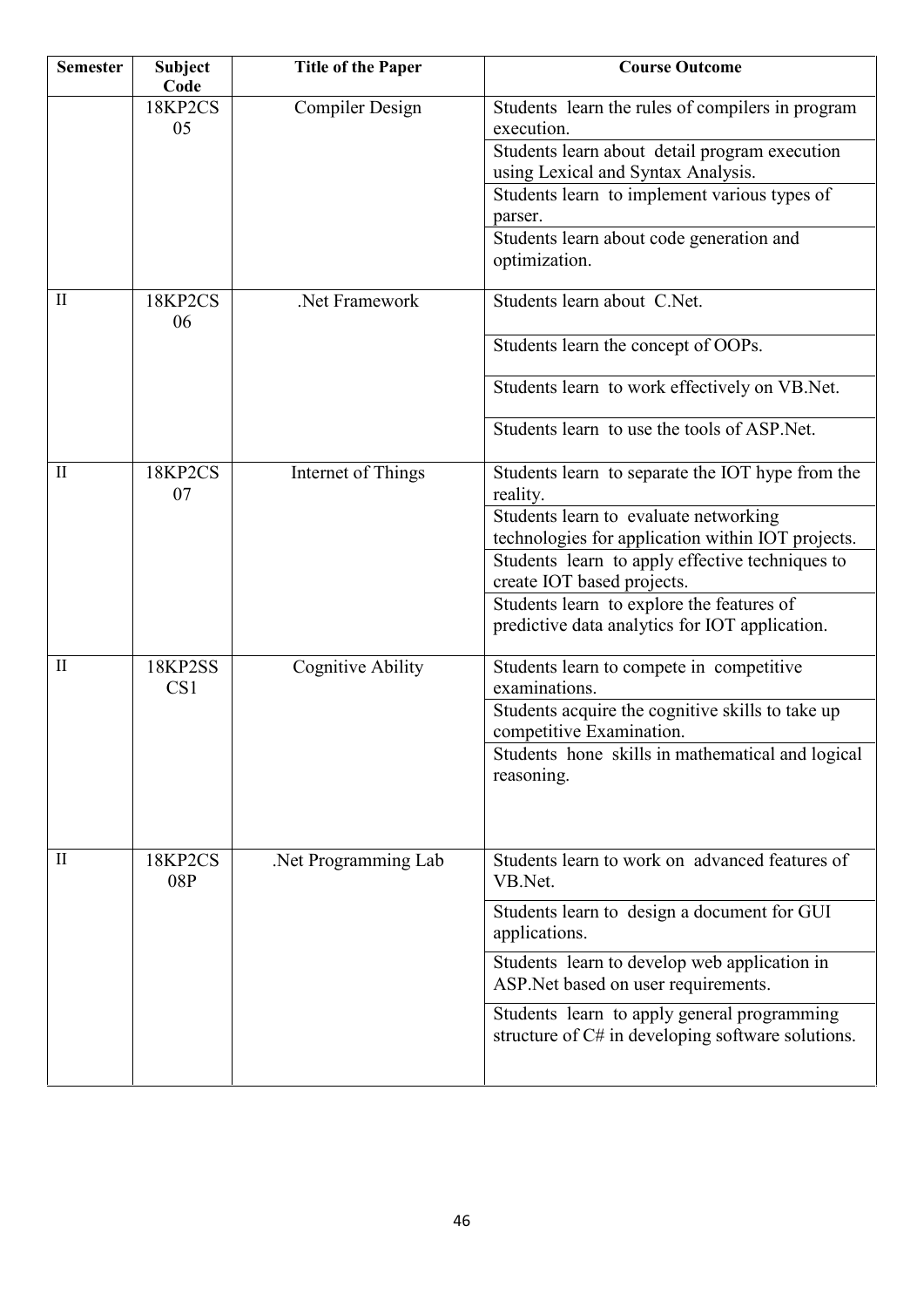| Semester | Subject Code | Title of the Paper | Course Outcome |
|---|---|---|---|
| | 18KP2CS05 | Compiler Design | Students learn the rules of compilers in program execution. |
| | | | Students learn about detail program execution using Lexical and Syntax Analysis. |
| | | | Students learn to implement various types of parser. |
| | | | Students learn about code generation and optimization. |
| II | 18KP2CS06 | .Net Framework | Students learn about C.Net. |
| | | | Students learn the concept of OOPs. |
| | | | Students learn to work effectively on VB.Net. |
| | | | Students learn to use the tools of ASP.Net. |
| II | 18KP2CS07 | Internet of Things | Students learn to separate the IOT hype from the reality. |
| | | | Students learn to evaluate networking technologies for application within IOT projects. |
| | | | Students learn to apply effective techniques to create IOT based projects. |
| | | | Students learn to explore the features of predictive data analytics for IOT application. |
| II | 18KP2SSCS1 | Cognitive Ability | Students learn to compete in competitive examinations. |
| | | | Students acquire the cognitive skills to take up competitive Examination. |
| | | | Students hone skills in mathematical and logical reasoning. |
| II | 18KP2CS08P | .Net Programming Lab | Students learn to work on advanced features of VB.Net. |
| | | | Students learn to design a document for GUI applications. |
| | | | Students learn to develop web application in ASP.Net based on user requirements. |
| | | | Students learn to apply general programming structure of C# in developing software solutions. |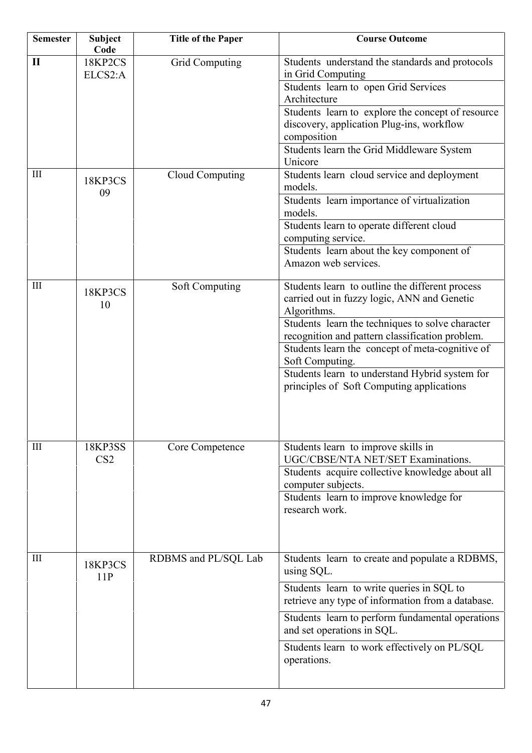| Semester | Subject Code | Title of the Paper | Course Outcome |
|---|---|---|---|
| **II** | 18KP2CS ELCS2:A | Grid Computing | Students understand the standards and protocols in Grid Computing |
| | | | Students learn to open Grid Services Architecture |
| | | | Students learn to explore the concept of resource discovery, application Plug-ins, workflow composition |
| | | | Students learn the Grid Middleware System Unicore |
| III | 18KP3CS 09 | Cloud Computing | Students learn cloud service and deployment models. |
| | | | Students learn importance of virtualization models. |
| | | | Students learn to operate different cloud computing service. |
| | | | Students learn about the key component of Amazon web services. |
| III | 18KP3CS 10 | Soft Computing | Students learn to outline the different process carried out in fuzzy logic, ANN and Genetic Algorithms. |
| | | | Students learn the techniques to solve character recognition and pattern classification problem. |
| | | | Students learn the concept of meta-cognitive of Soft Computing. |
| | | | Students learn to understand Hybrid system for principles of Soft Computing applications |
| III | 18KP3SS CS2 | Core Competence | Students learn to improve skills in UGC/CBSE/NTA NET/SET Examinations. |
| | | | Students acquire collective knowledge about all computer subjects. |
| | | | Students learn to improve knowledge for research work. |
| III | 18KP3CS 11P | RDBMS and PL/SQL Lab | Students learn to create and populate a RDBMS, using SQL. |
| | | | Students learn to write queries in SQL to retrieve any type of information from a database. |
| | | | Students learn to perform fundamental operations and set operations in SQL. |
| | | | Students learn to work effectively on PL/SQL operations. |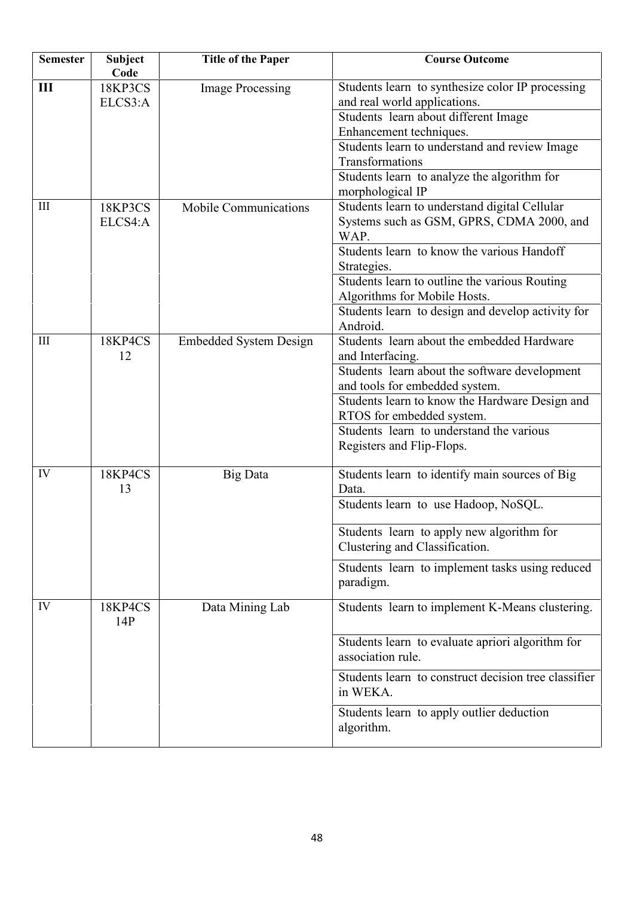| Semester | Subject Code | Title of the Paper | Course Outcome |
|---|---|---|---|
| **III** | 18KP3CS ELCS3:A | Image Processing | Students learn to synthesize color IP processing and real world applications. |
| | | | Students learn about different Image Enhancement techniques. |
| | | | Students learn to understand and review Image Transformations |
| | | | Students learn to analyze the algorithm for morphological IP |
| III | 18KP3CS ELCS4:A | Mobile Communications | Students learn to understand digital Cellular Systems such as GSM, GPRS, CDMA 2000, and WAP. |
| | | | Students learn to know the various Handoff Strategies. |
| | | | Students learn to outline the various Routing Algorithms for Mobile Hosts. |
| | | | Students learn to design and develop activity for Android. |
| III | 18KP4CS 12 | Embedded System Design | Students learn about the embedded Hardware and Interfacing. |
| | | | Students learn about the software development and tools for embedded system. |
| | | | Students learn to know the Hardware Design and RTOS for embedded system. |
| | | | Students learn to understand the various Registers and Flip-Flops. |
| IV | 18KP4CS 13 | Big Data | Students learn to identify main sources of Big Data. |
| | | | Students learn to use Hadoop, NoSQL. |
| | | | Students learn to apply new algorithm for Clustering and Classification. |
| | | | Students learn to implement tasks using reduced paradigm. |
| IV | 18KP4CS 14P | Data Mining Lab | Students learn to implement K-Means clustering. |
| | | | Students learn to evaluate apriori algorithm for association rule. |
| | | | Students learn to construct decision tree classifier in WEKA. |
| | | | Students learn to apply outlier deduction algorithm. |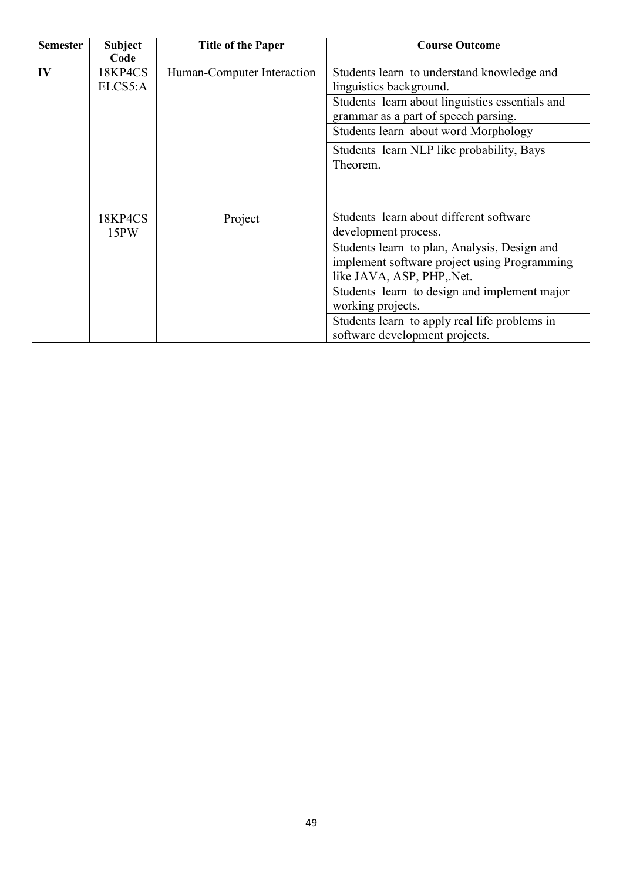| Semester | Subject Code | Title of the Paper | Course Outcome |
|---|---|---|---|
| IV | 18KP4CS ELCS5:A | Human-Computer Interaction | Students learn to understand knowledge and linguistics background. |
| | | | Students learn about linguistics essentials and grammar as a part of speech parsing. |
| | | | Students learn about word Morphology |
| | | | Students learn NLP like probability, Bays Theorem. |
| | 18KP4CS 15PW | Project | Students learn about different software development process. |
| | | | Students learn to plan, Analysis, Design and implement software project using Programming like JAVA, ASP, PHP,.Net. |
| | | | Students learn to design and implement major working projects. |
| | | | Students learn to apply real life problems in software development projects. |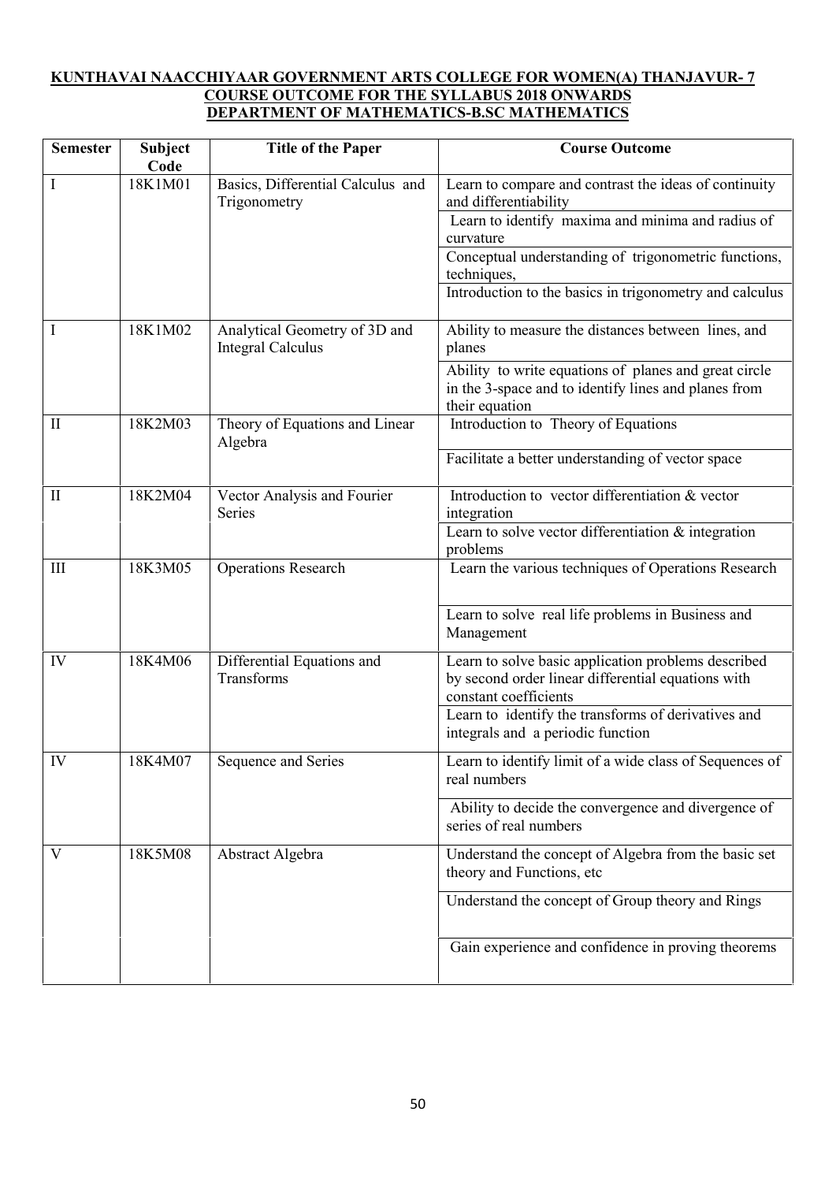**KUNTHAVAI NAACCHIYAAR GOVERNMENT ARTS COLLEGE FOR WOMEN(A) THANJAVUR- 7**
**COURSE OUTCOME FOR THE SYLLABUS 2018 ONWARDS**
**DEPARTMENT OF MATHEMATICS-B.SC MATHEMATICS**

| Semester | Subject Code | Title of the Paper | Course Outcome |
|---|---|---|---|
| I | 18K1M01 | Basics, Differential Calculus and Trigonometry | Learn to compare and contrast the ideas of continuity and differentiability |
| | | | Learn to identify maxima and minima and radius of curvature |
| | | | Conceptual understanding of trigonometric functions, techniques, |
| | | | Introduction to the basics in trigonometry and calculus |
| I | 18K1M02 | Analytical Geometry of 3D and Integral Calculus | Ability to measure the distances between lines, and planes |
| | | | Ability to write equations of planes and great circle in the 3-space and to identify lines and planes from their equation |
| II | 18K2M03 | Theory of Equations and Linear Algebra | Introduction to Theory of Equations |
| | | | Facilitate a better understanding of vector space |
| II | 18K2M04 | Vector Analysis and Fourier Series | Introduction to vector differentiation & vector integration |
| | | | Learn to solve vector differentiation & integration problems |
| III | 18K3M05 | Operations Research | Learn the various techniques of Operations Research |
| | | | Learn to solve real life problems in Business and Management |
| IV | 18K4M06 | Differential Equations and Transforms | Learn to solve basic application problems described by second order linear differential equations with constant coefficients |
| | | | Learn to identify the transforms of derivatives and integrals and a periodic function |
| IV | 18K4M07 | Sequence and Series | Learn to identify limit of a wide class of Sequences of real numbers |
| | | | Ability to decide the convergence and divergence of series of real numbers |
| V | 18K5M08 | Abstract Algebra | Understand the concept of Algebra from the basic set theory and Functions, etc |
| | | | Understand the concept of Group theory and Rings |
| | | | Gain experience and confidence in proving theorems |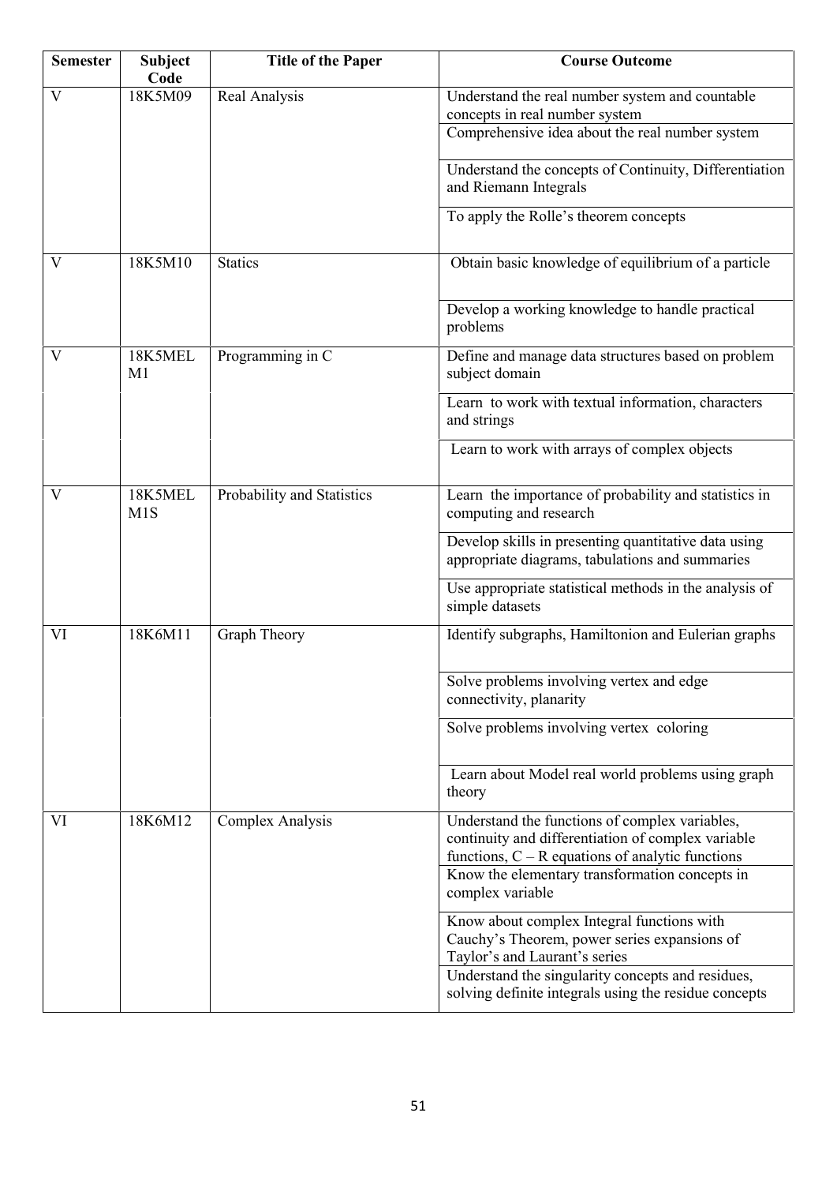| Semester | Subject Code | Title of the Paper | Course Outcome |
|---|---|---|---|
| V | 18K5M09 | Real Analysis | Understand the real number system and countable concepts in real number system |
| | | | Comprehensive idea about the real number system |
| | | | Understand the concepts of Continuity, Differentiation and Riemann Integrals |
| | | | To apply the Rolle's theorem concepts |
| V | 18K5M10 | Statics | Obtain basic knowledge of equilibrium of a particle |
| | | | Develop a working knowledge to handle practical problems |
| V | 18K5MELM1 | Programming in C | Define and manage data structures based on problem subject domain |
| | | | Learn to work with textual information, characters and strings |
| | | | Learn to work with arrays of complex objects |
| V | 18K5MELM1S | Probability and Statistics | Learn the importance of probability and statistics in computing and research |
| | | | Develop skills in presenting quantitative data using appropriate diagrams, tabulations and summaries |
| | | | Use appropriate statistical methods in the analysis of simple datasets |
| VI | 18K6M11 | Graph Theory | Identify subgraphs, Hamiltonion and Eulerian graphs |
| | | | Solve problems involving vertex and edge connectivity, planarity |
| | | | Solve problems involving vertex coloring |
| | | | Learn about Model real world problems using graph theory |
| VI | 18K6M12 | Complex Analysis | Understand the functions of complex variables, continuity and differentiation of complex variable functions, C – R equations of analytic functions |
| | | | Know the elementary transformation concepts in complex variable |
| | | | Know about complex Integral functions with Cauchy's Theorem, power series expansions of Taylor's and Laurant's series |
| | | | Understand the singularity concepts and residues, solving definite integrals using the residue concepts |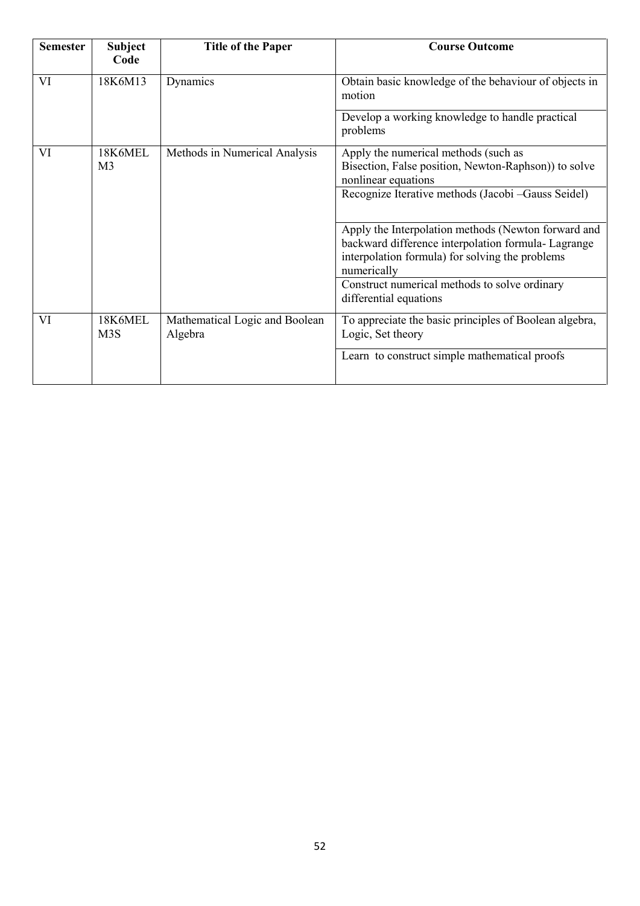| Semester | Subject Code | Title of the Paper | Course Outcome |
|---|---|---|---|
| VI | 18K6M13 | Dynamics | Obtain basic knowledge of the behaviour of objects in motion |
| | | | Develop a working knowledge to handle practical problems |
| VI | 18K6MEL M3 | Methods in Numerical Analysis | Apply the numerical methods (such as Bisection, False position, Newton-Raphson)) to solve nonlinear equations |
| | | | Recognize Iterative methods (Jacobi –Gauss Seidel) |
| | | | Apply the Interpolation methods (Newton forward and backward difference interpolation formula- Lagrange interpolation formula) for solving the problems numerically |
| | | | Construct numerical methods to solve ordinary differential equations |
| VI | 18K6MEL M3S | Mathematical Logic and Boolean Algebra | To appreciate the basic principles of Boolean algebra, Logic, Set theory |
| | | | Learn to construct simple mathematical proofs |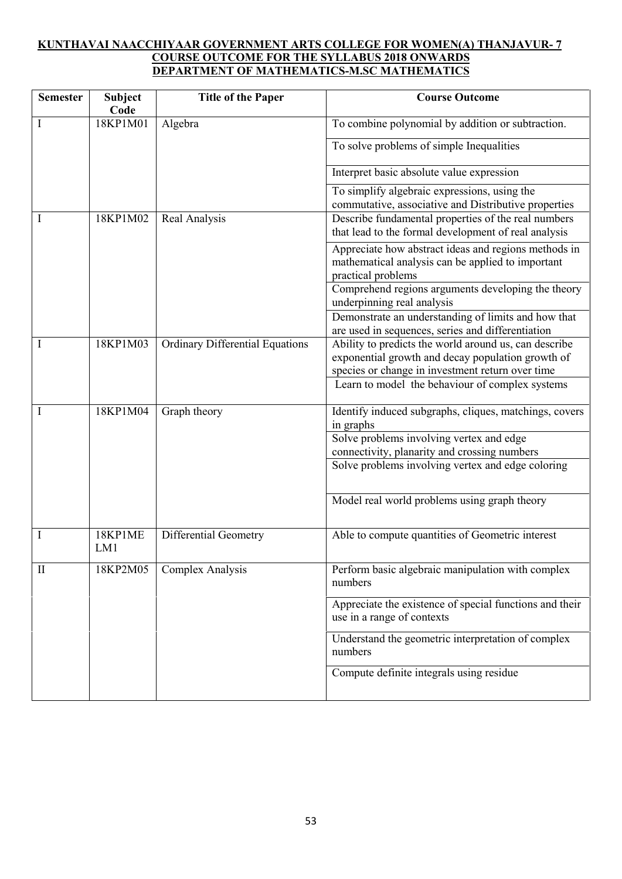**KUNTHAVAI NAACCHIYAAR GOVERNMENT ARTS COLLEGE FOR WOMEN(A) THANJAVUR- 7**
**COURSE OUTCOME FOR THE SYLLABUS 2018 ONWARDS**
**DEPARTMENT OF MATHEMATICS-M.SC MATHEMATICS**

| Semester | Subject Code | Title of the Paper | Course Outcome |
|---|---|---|---|
| I | 18KP1M01 | Algebra | To combine polynomial by addition or subtraction. |
| | | | To solve problems of simple Inequalities |
| | | | Interpret basic absolute value expression |
| | | | To simplify algebraic expressions, using the commutative, associative and Distributive properties |
| I | 18KP1M02 | Real Analysis | Describe fundamental properties of the real numbers that lead to the formal development of real analysis |
| | | | Appreciate how abstract ideas and regions methods in mathematical analysis can be applied to important practical problems |
| | | | Comprehend regions arguments developing the theory underpinning real analysis |
| | | | Demonstrate an understanding of limits and how that are used in sequences, series and differentiation |
| I | 18KP1M03 | Ordinary Differential Equations | Ability to predicts the world around us, can describe exponential growth and decay population growth of species or change in investment return over time |
| | | | Learn to model the behaviour of complex systems |
| I | 18KP1M04 | Graph theory | Identify induced subgraphs, cliques, matchings, covers in graphs |
| | | | Solve problems involving vertex and edge connectivity, planarity and crossing numbers |
| | | | Solve problems involving vertex and edge coloring |
| | | | Model real world problems using graph theory |
| I | 18KP1MELM1 | Differential Geometry | Able to compute quantities of Geometric interest |
| II | 18KP2M05 | Complex Analysis | Perform basic algebraic manipulation with complex numbers |
| | | | Appreciate the existence of special functions and their use in a range of contexts |
| | | | Understand the geometric interpretation of complex numbers |
| | | | Compute definite integrals using residue |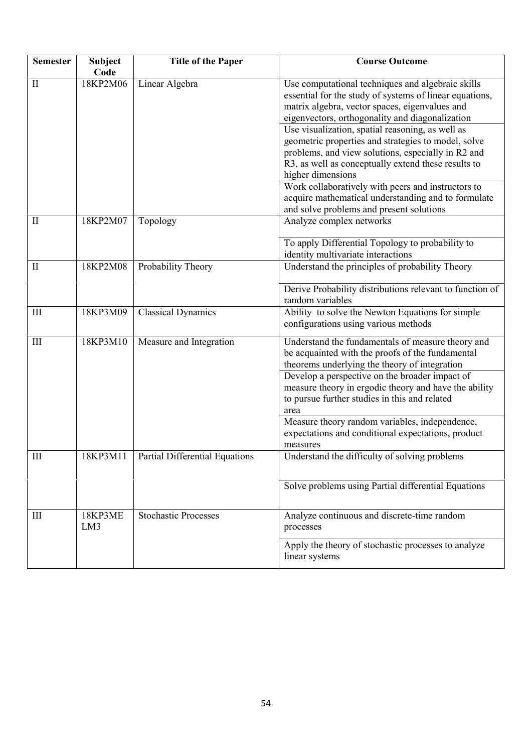| Semester | Subject Code | Title of the Paper | Course Outcome |
|---|---|---|---|
| II | 18KP2M06 | Linear Algebra | Use computational techniques and algebraic skills essential for the study of systems of linear equations, matrix algebra, vector spaces, eigenvalues and eigenvectors, orthogonality and diagonalization |
| | | | Use visualization, spatial reasoning, as well as geometric properties and strategies to model, solve problems, and view solutions, especially in R2 and R3, as well as conceptually extend these results to higher dimensions |
| | | | Work collaboratively with peers and instructors to acquire mathematical understanding and to formulate and solve problems and present solutions |
| II | 18KP2M07 | Topology | Analyze complex networks |
| | | | To apply Differential Topology to probability to identity multivariate interactions |
| II | 18KP2M08 | Probability Theory | Understand the principles of probability Theory |
| | | | Derive Probability distributions relevant to function of random variables |
| III | 18KP3M09 | Classical Dynamics | Ability to solve the Newton Equations for simple configurations using various methods |
| III | 18KP3M10 | Measure and Integration | Understand the fundamentals of measure theory and be acquainted with the proofs of the fundamental theorems underlying the theory of integration |
| | | | Develop a perspective on the broader impact of measure theory in ergodic theory and have the ability to pursue further studies in this and related area |
| | | | Measure theory random variables, independence, expectations and conditional expectations, product measures |
| III | 18KP3M11 | Partial Differential Equations | Understand the difficulty of solving problems |
| | | | Solve problems using Partial differential Equations |
| III | 18KP3MELM3 | Stochastic Processes | Analyze continuous and discrete-time random processes |
| | | | Apply the theory of stochastic processes to analyze linear systems |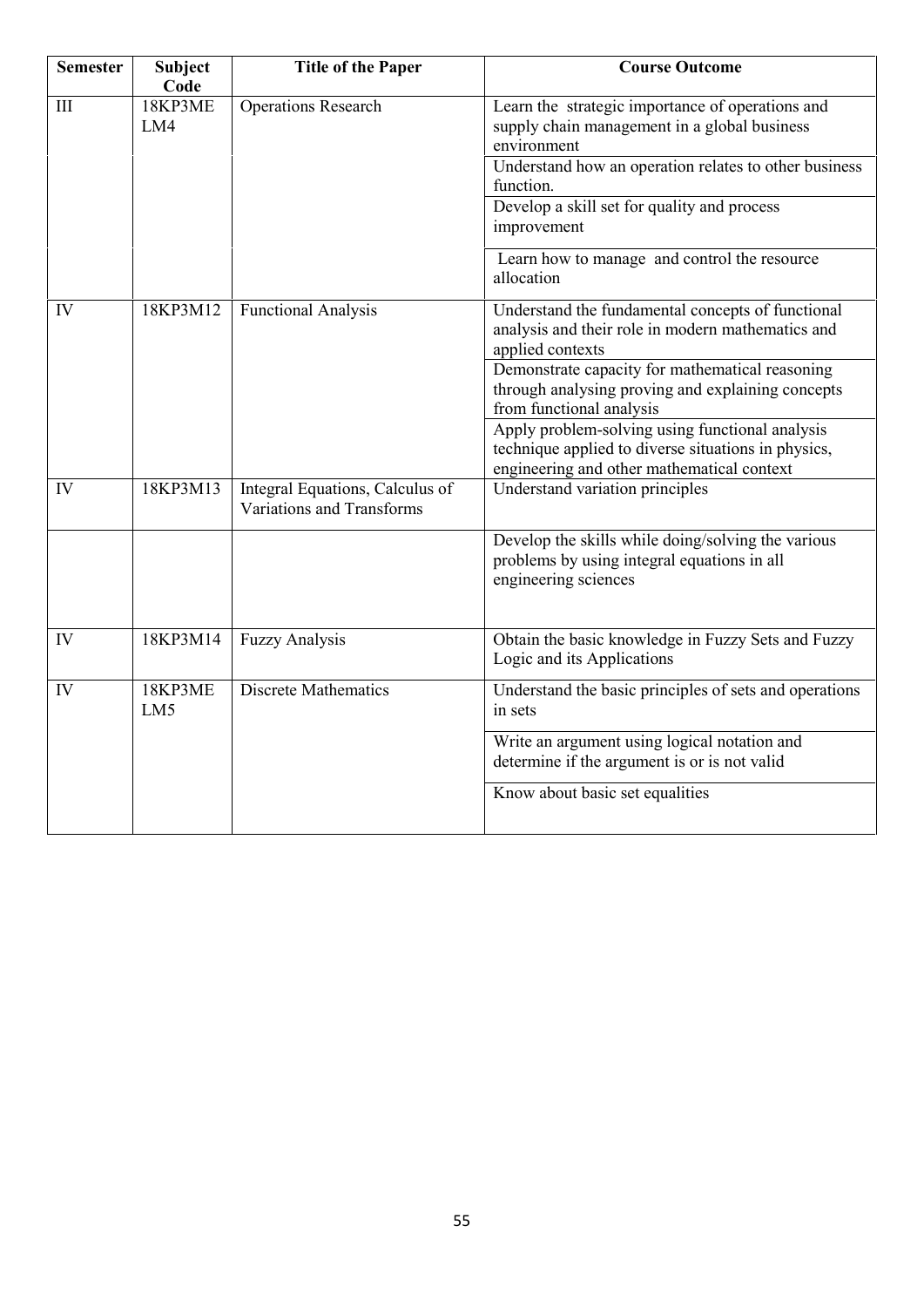| Semester | Subject Code | Title of the Paper | Course Outcome |
|---|---|---|---|
| III | 18KP3MELM4 | Operations Research | Learn the strategic importance of operations and supply chain management in a global business environment |
| | | | Understand how an operation relates to other business function. |
| | | | Develop a skill set for quality and process improvement |
| | | | Learn how to manage and control the resource allocation |
| IV | 18KP3M12 | Functional Analysis | Understand the fundamental concepts of functional analysis and their role in modern mathematics and applied contexts |
| | | | Demonstrate capacity for mathematical reasoning through analysing proving and explaining concepts from functional analysis |
| | | | Apply problem-solving using functional analysis technique applied to diverse situations in physics, engineering and other mathematical context |
| IV | 18KP3M13 | Integral Equations, Calculus of Variations and Transforms | Understand variation principles |
| | | | Develop the skills while doing/solving the various problems by using integral equations in all engineering sciences |
| IV | 18KP3M14 | Fuzzy Analysis | Obtain the basic knowledge in Fuzzy Sets and Fuzzy Logic and its Applications |
| IV | 18KP3MELM5 | Discrete Mathematics | Understand the basic principles of sets and operations in sets |
| | | | Write an argument using logical notation and determine if the argument is or is not valid |
| | | | Know about basic set equalities |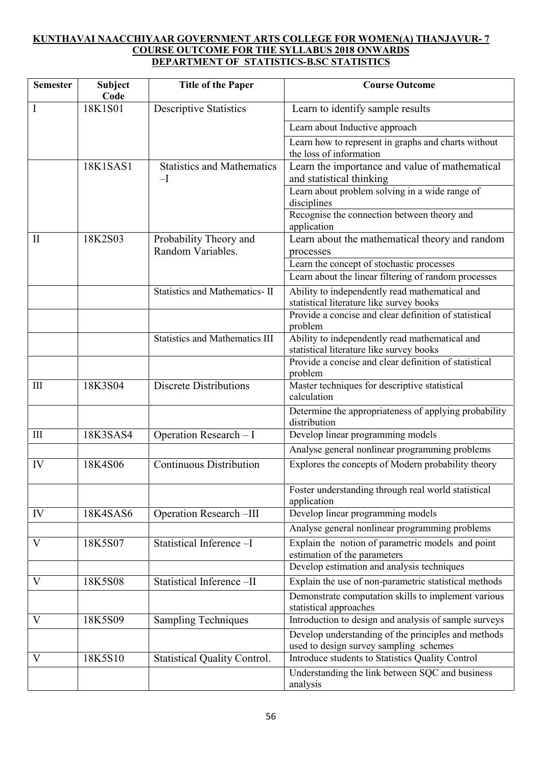**KUNTHAVAI NAACCHIYAAR GOVERNMENT ARTS COLLEGE FOR WOMEN(A) THANJAVUR- 7**
**COURSE OUTCOME FOR THE SYLLABUS 2018 ONWARDS**
**DEPARTMENT OF STATISTICS-B.SC STATISTICS**

| Semester | Subject Code | Title of the Paper | Course Outcome |
|---|---|---|---|
| I | 18K1S01 | Descriptive Statistics | Learn to identify sample results |
| | | | Learn about Inductive approach |
| | | | Learn how to represent in graphs and charts without the loss of information |
| | 18K1SAS1 | Statistics and Mathematics –I | Learn the importance and value of mathematical and statistical thinking |
| | | | Learn about problem solving in a wide range of disciplines |
| | | | Recognise the connection between theory and application |
| II | 18K2S03 | Probability Theory and Random Variables. | Learn about the mathematical theory and random processes |
| | | | Learn the concept of stochastic processes |
| | | | Learn about the linear filtering of random processes |
| | | Statistics and Mathematics- II | Ability to independently read mathematical and statistical literature like survey books |
| | | | Provide a concise and clear definition of statistical problem |
| | | Statistics and Mathematics III | Ability to independently read mathematical and statistical literature like survey books |
| | | | Provide a concise and clear definition of statistical problem |
| III | 18K3S04 | Discrete Distributions | Master techniques for descriptive statistical calculation |
| | | | Determine the appropriateness of applying probability distribution |
| III | 18K3SAS4 | Operation Research – I | Develop linear programming models |
| | | | Analyse general nonlinear programming problems |
| IV | 18K4S06 | Continuous Distribution | Explores the concepts of Modern probability theory |
| | | | Foster understanding through real world statistical application |
| IV | 18K4SAS6 | Operation Research –III | Develop linear programming models |
| | | | Analyse general nonlinear programming problems |
| V | 18K5S07 | Statistical Inference –I | Explain the notion of parametric models and point estimation of the parameters |
| | | | Develop estimation and analysis techniques |
| V | 18K5S08 | Statistical Inference –II | Explain the use of non-parametric statistical methods |
| | | | Demonstrate computation skills to implement various statistical approaches |
| V | 18K5S09 | Sampling Techniques | Introduction to design and analysis of sample surveys |
| | | | Develop understanding of the principles and methods used to design survey sampling schemes |
| V | 18K5S10 | Statistical Quality Control. | Introduce students to Statistics Quality Control |
| | | | Understanding the link between SQC and business analysis |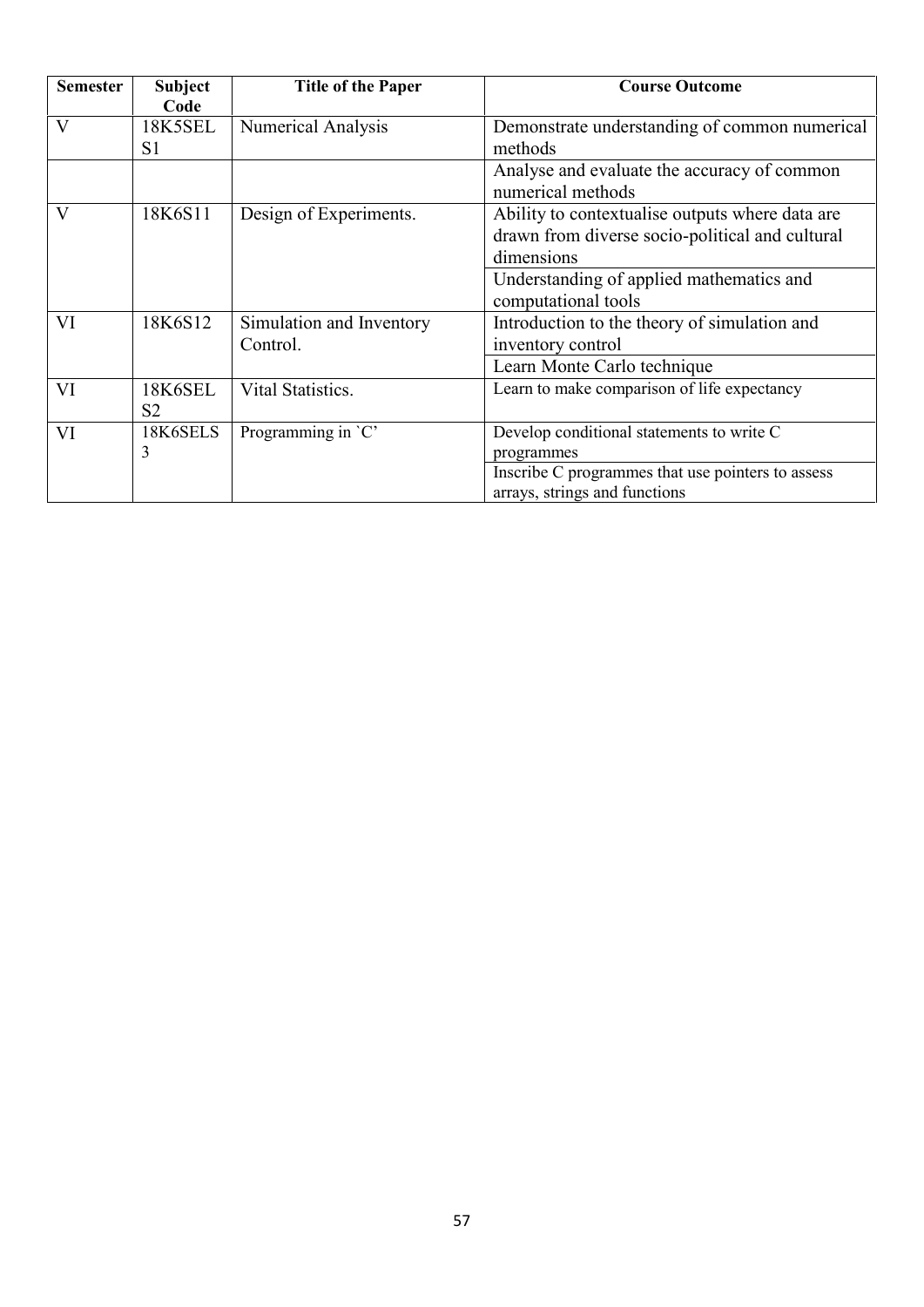| Semester | Subject Code | Title of the Paper | Course Outcome |
| --- | --- | --- | --- |
| V | 18K5SELS1 | Numerical Analysis | Demonstrate understanding of common numerical methods |
| | | | Analyse and evaluate the accuracy of common numerical methods |
| V | 18K6S11 | Design of Experiments. | Ability to contextualise outputs where data are drawn from diverse socio-political and cultural dimensions |
| | | | Understanding of applied mathematics and computational tools |
| VI | 18K6S12 | Simulation and Inventory Control. | Introduction to the theory of simulation and inventory control |
| | | | Learn Monte Carlo technique |
| VI | 18K6SELS2 | Vital Statistics. | Learn to make comparison of life expectancy |
| VI | 18K6SELS3 | Programming in `C' | Develop conditional statements to write C programmes |
| | | | Inscribe C programmes that use pointers to assess arrays, strings and functions |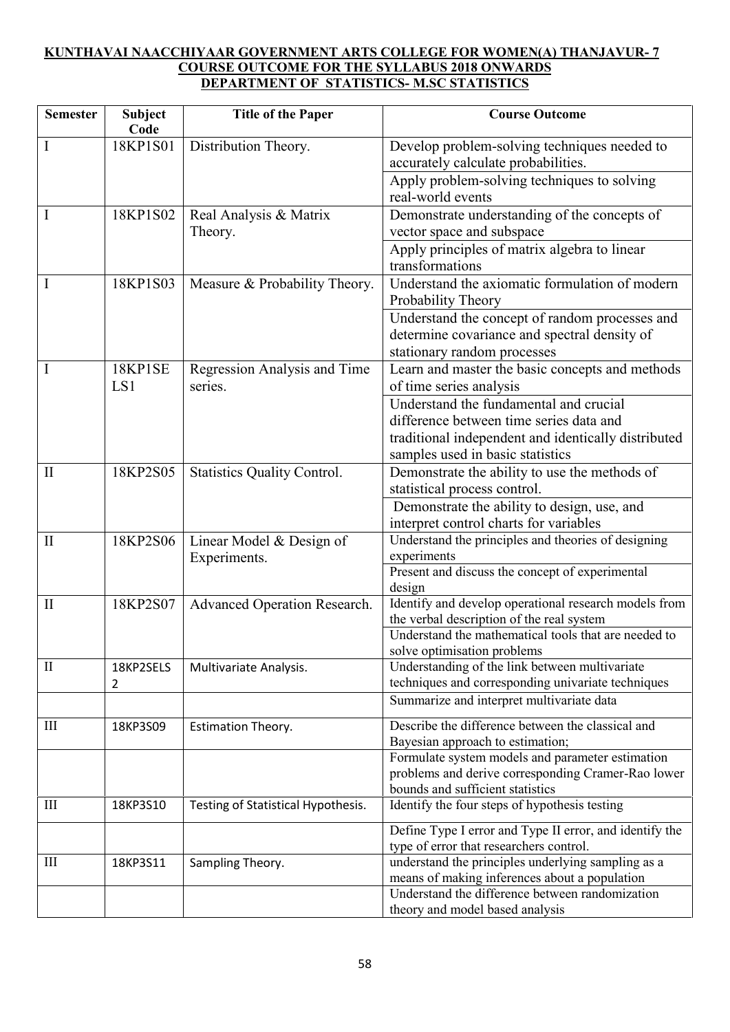**KUNTHAVAI NAACCHIYAAR GOVERNMENT ARTS COLLEGE FOR WOMEN(A) THANJAVUR- 7**
**COURSE OUTCOME FOR THE SYLLABUS 2018 ONWARDS**
**DEPARTMENT OF STATISTICS- M.SC STATISTICS**

| Semester | Subject Code | Title of the Paper | Course Outcome |
|---|---|---|---|
| I | 18KP1S01 | Distribution Theory. | Develop problem-solving techniques needed to accurately calculate probabilities. |
| | | | Apply problem-solving techniques to solving real-world events |
| I | 18KP1S02 | Real Analysis & Matrix Theory. | Demonstrate understanding of the concepts of vector space and subspace |
| | | | Apply principles of matrix algebra to linear transformations |
| I | 18KP1S03 | Measure & Probability Theory. | Understand the axiomatic formulation of modern Probability Theory |
| | | | Understand the concept of random processes and determine covariance and spectral density of stationary random processes |
| I | 18KP1SELS1 | Regression Analysis and Time series. | Learn and master the basic concepts and methods of time series analysis |
| | | | Understand the fundamental and crucial difference between time series data and traditional independent and identically distributed samples used in basic statistics |
| II | 18KP2S05 | Statistics Quality Control. | Demonstrate the ability to use the methods of statistical process control. |
| | | | Demonstrate the ability to design, use, and interpret control charts for variables |
| II | 18KP2S06 | Linear Model & Design of Experiments. | Understand the principles and theories of designing experiments |
| | | | Present and discuss the concept of experimental design |
| II | 18KP2S07 | Advanced Operation Research. | Identify and develop operational research models from the verbal description of the real system |
| | | | Understand the mathematical tools that are needed to solve optimisation problems |
| II | 18KP2SELS2 | Multivariate Analysis. | Understanding of the link between multivariate techniques and corresponding univariate techniques |
| | | | Summarize and interpret multivariate data |
| III | 18KP3S09 | Estimation Theory. | Describe the difference between the classical and Bayesian approach to estimation; |
| | | | Formulate system models and parameter estimation problems and derive corresponding Cramer-Rao lower bounds and sufficient statistics |
| III | 18KP3S10 | Testing of Statistical Hypothesis. | Identify the four steps of hypothesis testing |
| | | | Define Type I error and Type II error, and identify the type of error that researchers control. |
| III | 18KP3S11 | Sampling Theory. | understand the principles underlying sampling as a means of making inferences about a population |
| | | | Understand the difference between randomization theory and model based analysis |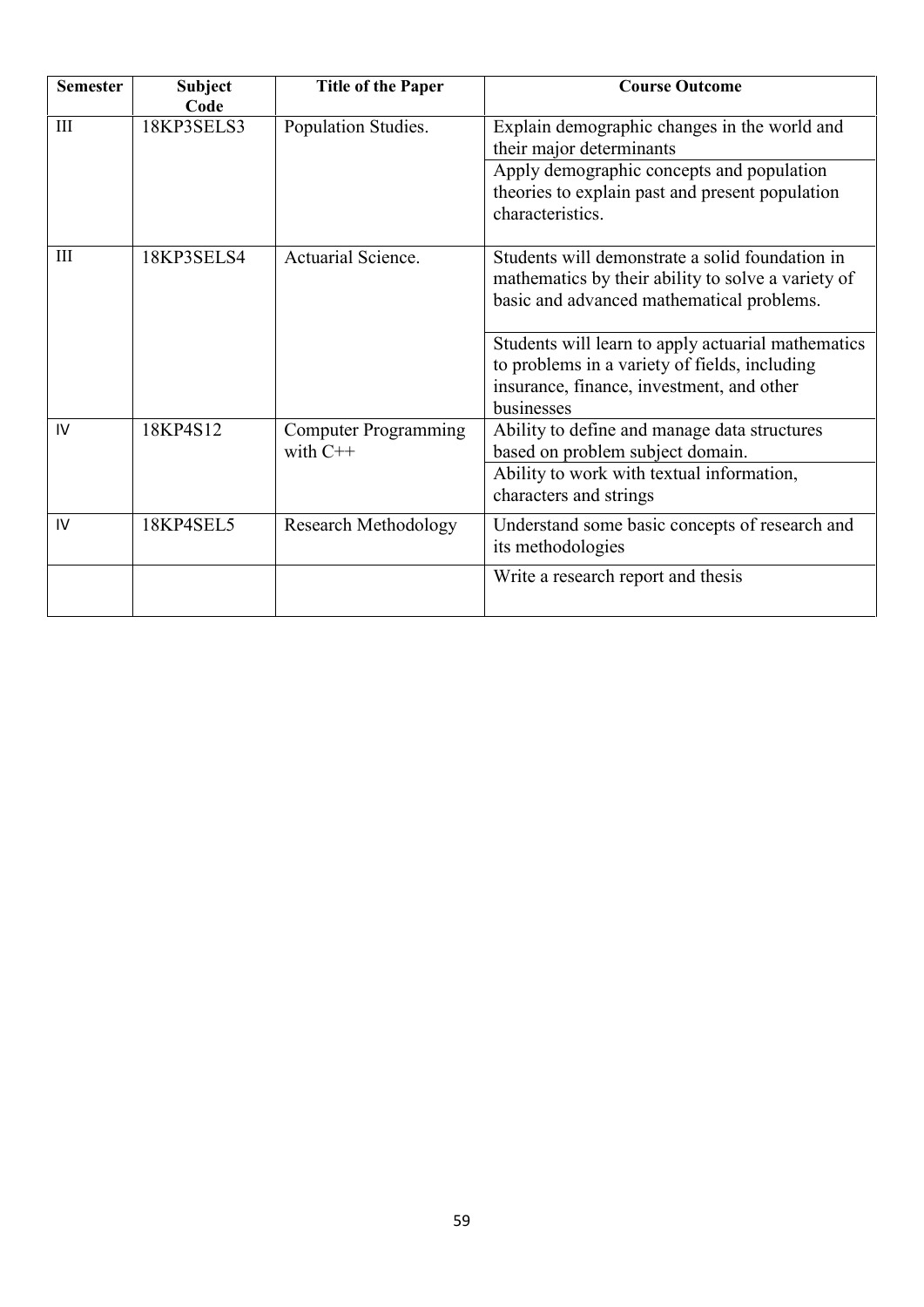| Semester | Subject Code | Title of the Paper | Course Outcome |
|---|---|---|---|
| III | 18KP3SELS3 | Population Studies. | Explain demographic changes in the world and their major determinants |
| | | | Apply demographic concepts and population theories to explain past and present population characteristics. |
| III | 18KP3SELS4 | Actuarial Science. | Students will demonstrate a solid foundation in mathematics by their ability to solve a variety of basic and advanced mathematical problems. |
| | | | Students will learn to apply actuarial mathematics to problems in a variety of fields, including insurance, finance, investment, and other businesses |
| IV | 18KP4S12 | Computer Programming with C++ | Ability to define and manage data structures based on problem subject domain. |
| | | | Ability to work with textual information, characters and strings |
| IV | 18KP4SEL5 | Research Methodology | Understand some basic concepts of research and its methodologies |
| | | | Write a research report and thesis |